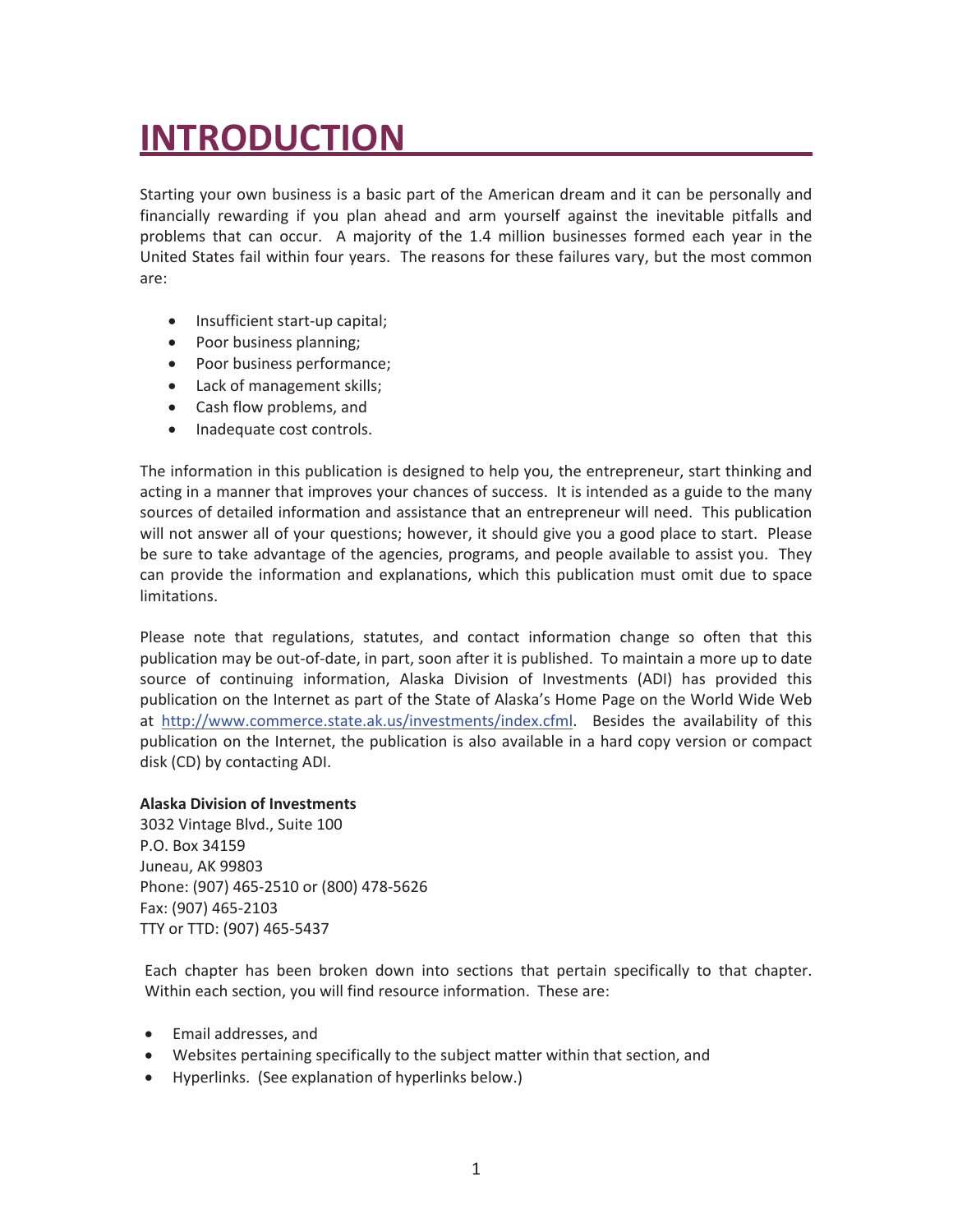# INTRODUCTION

Starting your own business is a basic part of the American dream and it can be personally and financially rewarding if you plan ahead and arm yourself against the inevitable pitfalls and problems that can occur. A majority of the 1.4 million businesses formed each year in the United States fail within four years. The reasons for these failures vary, but the most common are:

- Insufficient start-up capital;
- Poor business planning;
- Poor business performance;
- Lack of management skills;
- Cash flow problems, and
- Inadequate cost controls.

The information in this publication is designed to help you, the entrepreneur, start thinking and acting in a manner that improves your chances of success. It is intended as a guide to the many sources of detailed information and assistance that an entrepreneur will need. This publication will not answer all of your questions; however, it should give you a good place to start. Please be sure to take advantage of the agencies, programs, and people available to assist you. They can provide the information and explanations, which this publication must omit due to space limitations.

Please note that regulations, statutes, and contact information change so often that this publication may be out-of-date, in part, soon after it is published. To maintain a more up to date source of continuing information, Alaska Division of Investments (ADI) has provided this publication on the Internet as part of the State of Alaska's Home Page on the World Wide Web at http://www.commerce.state.ak.us/investments/index.cfml. Besides the availability of this publication on the Internet, the publication is also available in a hard copy version or compact disk (CD) by contacting ADI.

**Alaska Division of Investments**
3032 Vintage Blvd., Suite 100
P.O. Box 34159
Juneau, AK 99803
Phone: (907) 465-2510 or (800) 478-5626
Fax: (907) 465-2103
TTY or TTD: (907) 465-5437

Each chapter has been broken down into sections that pertain specifically to that chapter. Within each section, you will find resource information. These are:

- Email addresses, and
- Websites pertaining specifically to the subject matter within that section, and
- Hyperlinks. (See explanation of hyperlinks below.)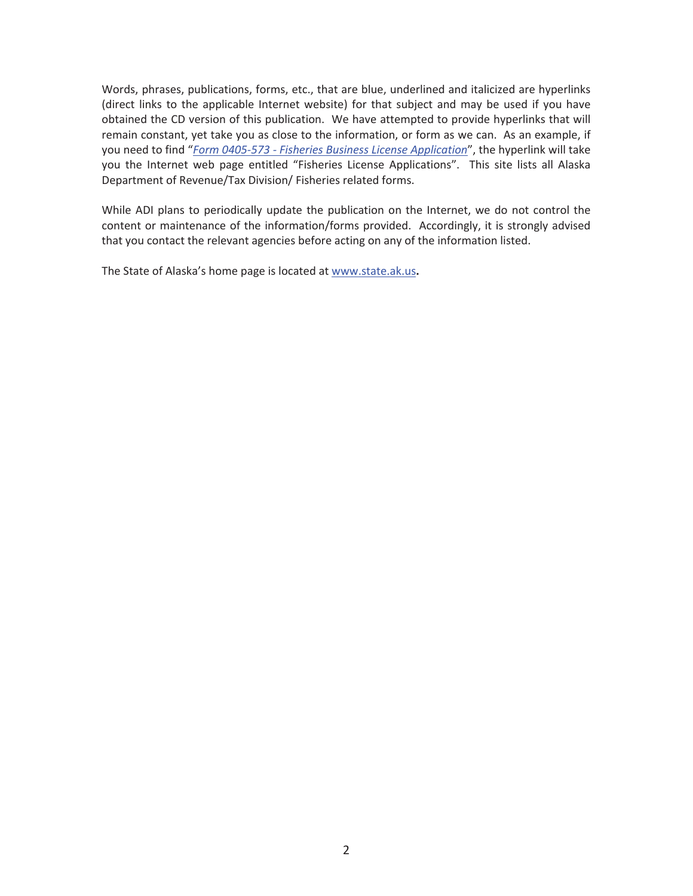Words, phrases, publications, forms, etc., that are blue, underlined and italicized are hyperlinks (direct links to the applicable Internet website) for that subject and may be used if you have obtained the CD version of this publication. We have attempted to provide hyperlinks that will remain constant, yet take you as close to the information, or form as we can. As an example, if you need to find "*Form 0405-573 - Fisheries Business License Application*", the hyperlink will take you the Internet web page entitled "Fisheries License Applications". This site lists all Alaska Department of Revenue/Tax Division/ Fisheries related forms.

While ADI plans to periodically update the publication on the Internet, we do not control the content or maintenance of the information/forms provided. Accordingly, it is strongly advised that you contact the relevant agencies before acting on any of the information listed.

The State of Alaska's home page is located at www.state.ak.us.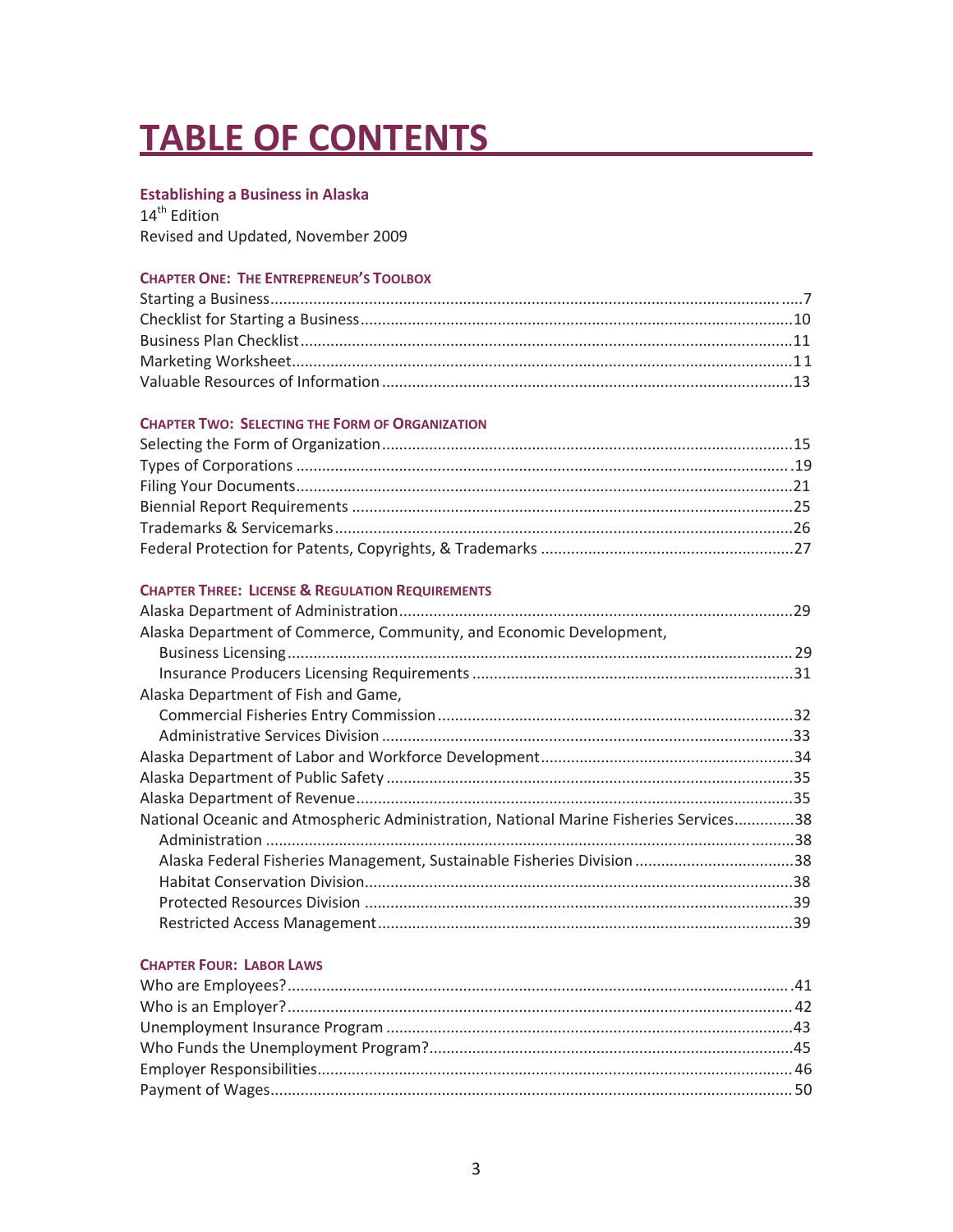# TABLE OF CONTENTS

**Establishing a Business in Alaska**
14th Edition
Revised and Updated, November 2009

### CHAPTER ONE: THE ENTREPRENEUR'S TOOLBOX

Starting a Business.....7
Checklist for Starting a Business.....10
Business Plan Checklist.....11
Marketing Worksheet.....11
Valuable Resources of Information.....13

### CHAPTER TWO: SELECTING THE FORM OF ORGANIZATION

Selecting the Form of Organization.....15
Types of Corporations.....19
Filing Your Documents.....21
Biennial Report Requirements.....25
Trademarks & Servicemarks.....26
Federal Protection for Patents, Copyrights, & Trademarks.....27

### CHAPTER THREE: LICENSE & REGULATION REQUIREMENTS

Alaska Department of Administration.....29
Alaska Department of Commerce, Community, and Economic Development,
- Business Licensing.....29
- Insurance Producers Licensing Requirements.....31

Alaska Department of Fish and Game,
- Commercial Fisheries Entry Commission.....32
- Administrative Services Division.....33

Alaska Department of Labor and Workforce Development.....34
Alaska Department of Public Safety.....35
Alaska Department of Revenue.....35
National Oceanic and Atmospheric Administration, National Marine Fisheries Services.....38
- Administration.....38
- Alaska Federal Fisheries Management, Sustainable Fisheries Division.....38
- Habitat Conservation Division.....38
- Protected Resources Division.....39
- Restricted Access Management.....39

### CHAPTER FOUR: LABOR LAWS

Who are Employees?.....41
Who is an Employer?.....42
Unemployment Insurance Program.....43
Who Funds the Unemployment Program?.....45
Employer Responsibilities.....46
Payment of Wages.....50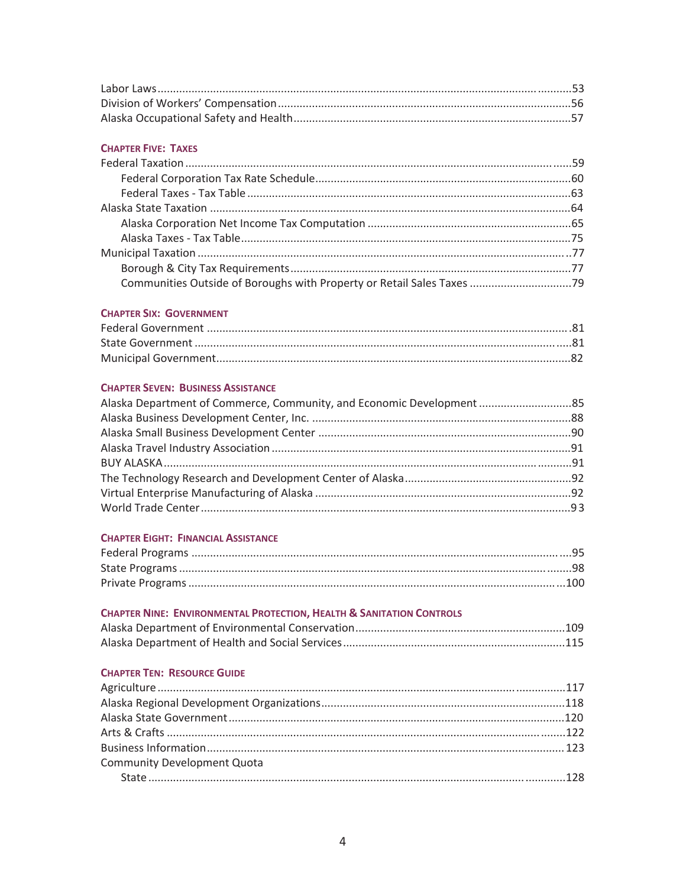Labor Laws ....................................................................................................................53
Division of Workers' Compensation .............................................................................56
Alaska Occupational Safety and Health .........................................................................57

### CHAPTER FIVE: TAXES

Federal Taxation ............................................................................................................59
- Federal Corporation Tax Rate Schedule ...................................................................60
- Federal Taxes - Tax Table ........................................................................................63

Alaska State Taxation ....................................................................................................64
- Alaska Corporation Net Income Tax Computation ...................................................65
- Alaska Taxes - Tax Table ..........................................................................................75

Municipal Taxation ........................................................................................................77
- Borough & City Tax Requirements ...........................................................................77
- Communities Outside of Boroughs with Property or Retail Sales Taxes ...................79

### CHAPTER SIX: GOVERNMENT

Federal Government ......................................................................................................81
State Government ..........................................................................................................81
Municipal Government ...................................................................................................82

### CHAPTER SEVEN: BUSINESS ASSISTANCE

Alaska Department of Commerce, Community, and Economic Development ..............85
Alaska Business Development Center, Inc. ..................................................................88
Alaska Small Business Development Center .................................................................90
Alaska Travel Industry Association ...............................................................................91
BUY ALASKA ...............................................................................................................91
The Technology Research and Development Center of Alaska .....................................92
Virtual Enterprise Manufacturing of Alaska .................................................................92
World Trade Center .......................................................................................................93

### CHAPTER EIGHT: FINANCIAL ASSISTANCE

Federal Programs ..........................................................................................................95
State Programs ..............................................................................................................98
Private Programs ...........................................................................................................100

### CHAPTER NINE: ENVIRONMENTAL PROTECTION, HEALTH & SANITATION CONTROLS

Alaska Department of Environmental Conservation ....................................................109
Alaska Department of Health and Social Services ........................................................115

### CHAPTER TEN: RESOURCE GUIDE

Agriculture ....................................................................................................................117
Alaska Regional Development Organizations ..............................................................118
Alaska State Government ..............................................................................................120
Arts & Crafts .................................................................................................................122
Business Information ....................................................................................................123
Community Development Quota
- State .........................................................................................................................128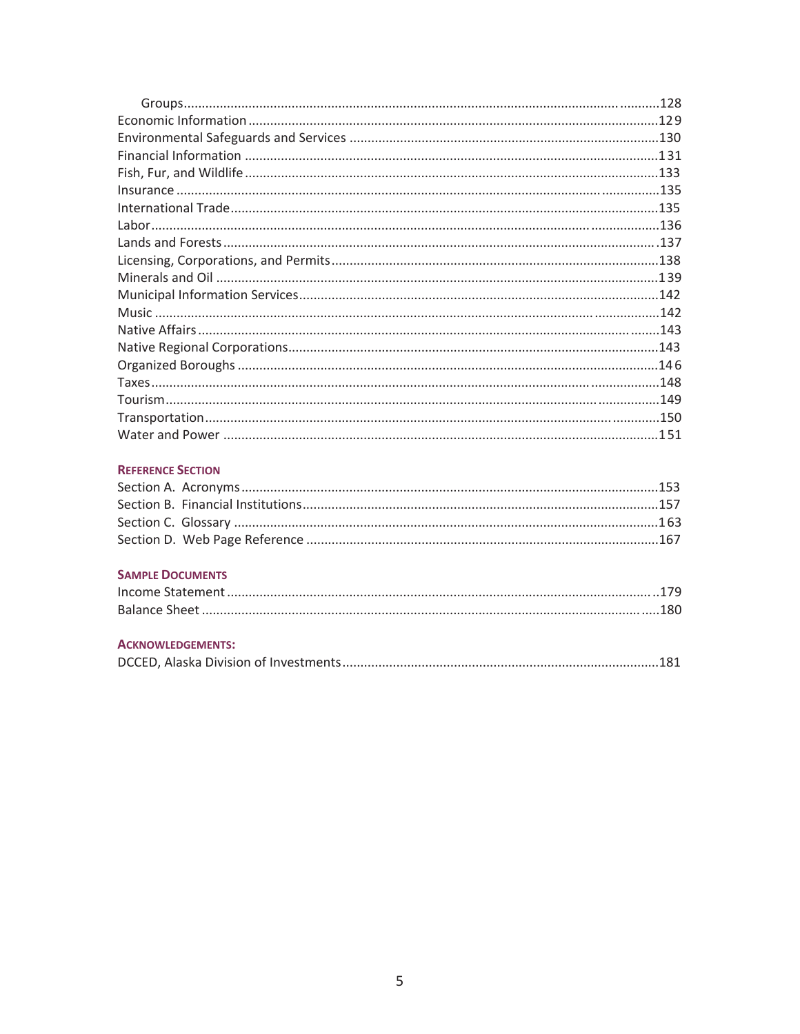Groups.....................................................................................................................128
Economic Information ........................................................................................................129
Environmental Safeguards and Services .............................................................................130
Financial Information .........................................................................................................131
Fish, Fur, and Wildlife .........................................................................................................133
Insurance .............................................................................................................................135
International Trade .............................................................................................................135
Labor ....................................................................................................................................136
Lands and Forests ................................................................................................................137
Licensing, Corporations, and Permits .................................................................................138
Minerals and Oil ..................................................................................................................139
Municipal Information Services ...........................................................................................142
Music ....................................................................................................................................142
Native Affairs .......................................................................................................................143
Native Regional Corporations .............................................................................................143
Organized Boroughs ............................................................................................................146
Taxes ....................................................................................................................................148
Tourism ................................................................................................................................149
Transportation .....................................................................................................................150
Water and Power .................................................................................................................151

## Reference Section

Section A. Acronyms ............................................................................................................153
Section B. Financial Institutions ...........................................................................................157
Section C. Glossary ..............................................................................................................163
Section D. Web Page Reference ..........................................................................................167

## Sample Documents

Income Statement ................................................................................................................179
Balance Sheet ......................................................................................................................180

## Acknowledgements:

DCCED, Alaska Division of Investments ................................................................................181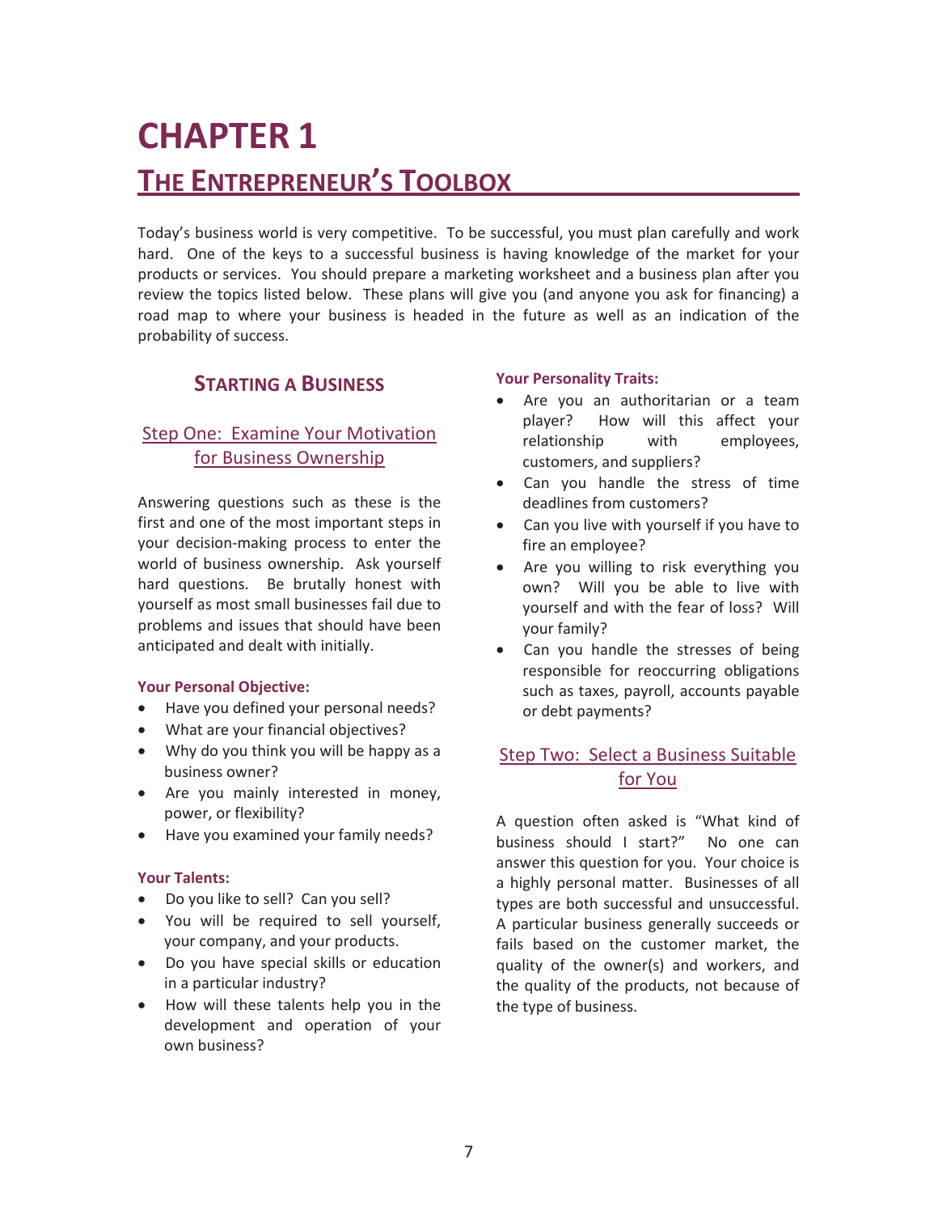# CHAPTER 1

# THE ENTREPRENEUR'S TOOLBOX

Today's business world is very competitive. To be successful, you must plan carefully and work hard. One of the keys to a successful business is having knowledge of the market for your products or services. You should prepare a marketing worksheet and a business plan after you review the topics listed below. These plans will give you (and anyone you ask for financing) a road map to where your business is headed in the future as well as an indication of the probability of success.

## STARTING A BUSINESS

### Step One: Examine Your Motivation for Business Ownership

Answering questions such as these is the first and one of the most important steps in your decision-making process to enter the world of business ownership. Ask yourself hard questions. Be brutally honest with yourself as most small businesses fail due to problems and issues that should have been anticipated and dealt with initially.

**Your Personal Objective:**

- Have you defined your personal needs?
- What are your financial objectives?
- Why do you think you will be happy as a business owner?
- Are you mainly interested in money, power, or flexibility?
- Have you examined your family needs?

**Your Talents:**

- Do you like to sell? Can you sell?
- You will be required to sell yourself, your company, and your products.
- Do you have special skills or education in a particular industry?
- How will these talents help you in the development and operation of your own business?

**Your Personality Traits:**

- Are you an authoritarian or a team player? How will this affect your relationship with employees, customers, and suppliers?
- Can you handle the stress of time deadlines from customers?
- Can you live with yourself if you have to fire an employee?
- Are you willing to risk everything you own? Will you be able to live with yourself and with the fear of loss? Will your family?
- Can you handle the stresses of being responsible for reoccurring obligations such as taxes, payroll, accounts payable or debt payments?

### Step Two: Select a Business Suitable for You

A question often asked is "What kind of business should I start?" No one can answer this question for you. Your choice is a highly personal matter. Businesses of all types are both successful and unsuccessful. A particular business generally succeeds or fails based on the customer market, the quality of the owner(s) and workers, and the quality of the products, not because of the type of business.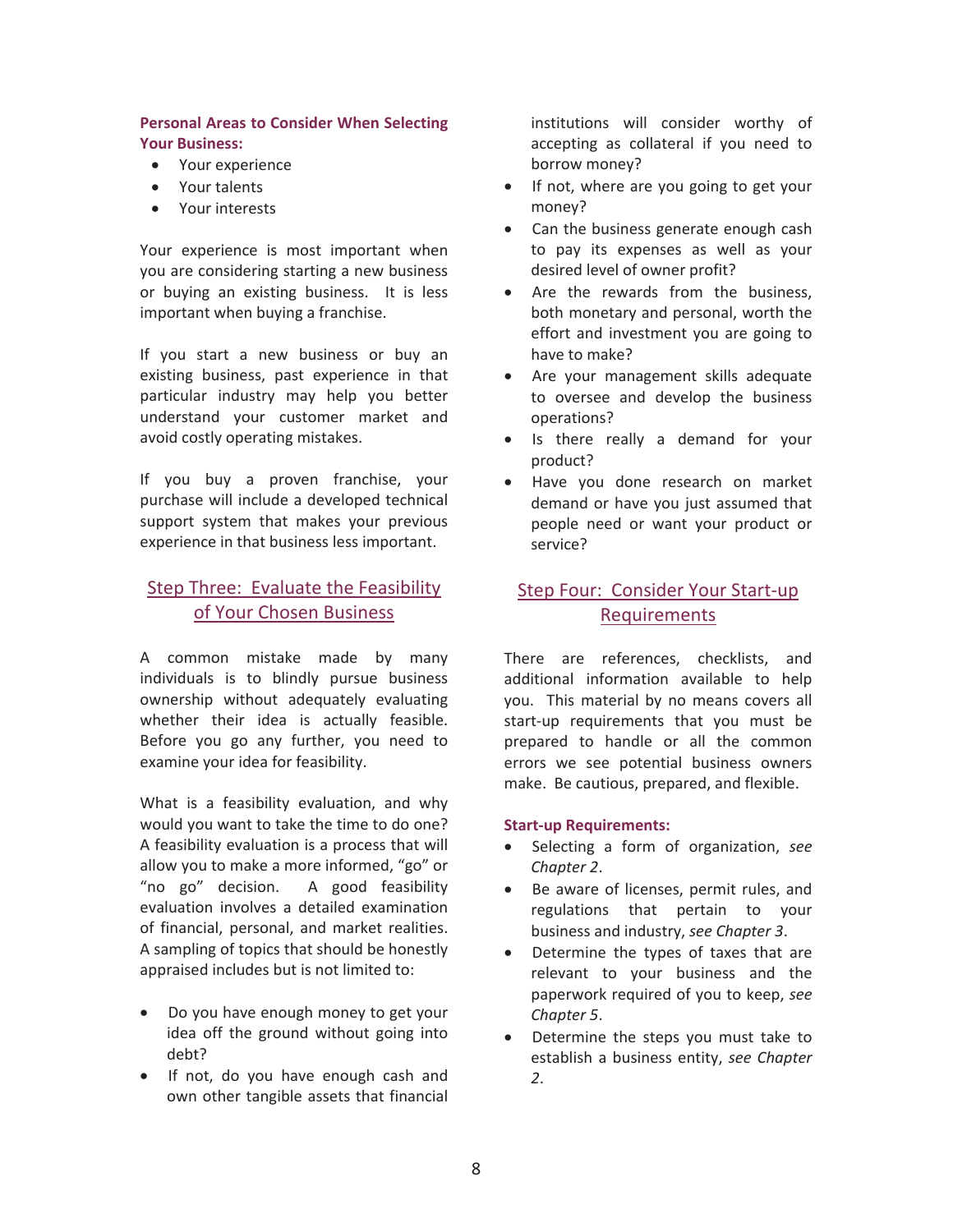**Personal Areas to Consider When Selecting Your Business:**

- Your experience
- Your talents
- Your interests

Your experience is most important when you are considering starting a new business or buying an existing business. It is less important when buying a franchise.

If you start a new business or buy an existing business, past experience in that particular industry may help you better understand your customer market and avoid costly operating mistakes.

If you buy a proven franchise, your purchase will include a developed technical support system that makes your previous experience in that business less important.

## Step Three: Evaluate the Feasibility of Your Chosen Business

A common mistake made by many individuals is to blindly pursue business ownership without adequately evaluating whether their idea is actually feasible. Before you go any further, you need to examine your idea for feasibility.

What is a feasibility evaluation, and why would you want to take the time to do one? A feasibility evaluation is a process that will allow you to make a more informed, "go" or "no go" decision. A good feasibility evaluation involves a detailed examination of financial, personal, and market realities. A sampling of topics that should be honestly appraised includes but is not limited to:

- Do you have enough money to get your idea off the ground without going into debt?
- If not, do you have enough cash and own other tangible assets that financial institutions will consider worthy of accepting as collateral if you need to borrow money?
- If not, where are you going to get your money?
- Can the business generate enough cash to pay its expenses as well as your desired level of owner profit?
- Are the rewards from the business, both monetary and personal, worth the effort and investment you are going to have to make?
- Are your management skills adequate to oversee and develop the business operations?
- Is there really a demand for your product?
- Have you done research on market demand or have you just assumed that people need or want your product or service?

## Step Four: Consider Your Start-up Requirements

There are references, checklists, and additional information available to help you. This material by no means covers all start-up requirements that you must be prepared to handle or all the common errors we see potential business owners make. Be cautious, prepared, and flexible.

**Start-up Requirements:**

- Selecting a form of organization, *see Chapter 2*.
- Be aware of licenses, permit rules, and regulations that pertain to your business and industry, *see Chapter 3*.
- Determine the types of taxes that are relevant to your business and the paperwork required of you to keep, *see Chapter 5*.
- Determine the steps you must take to establish a business entity, *see Chapter 2*.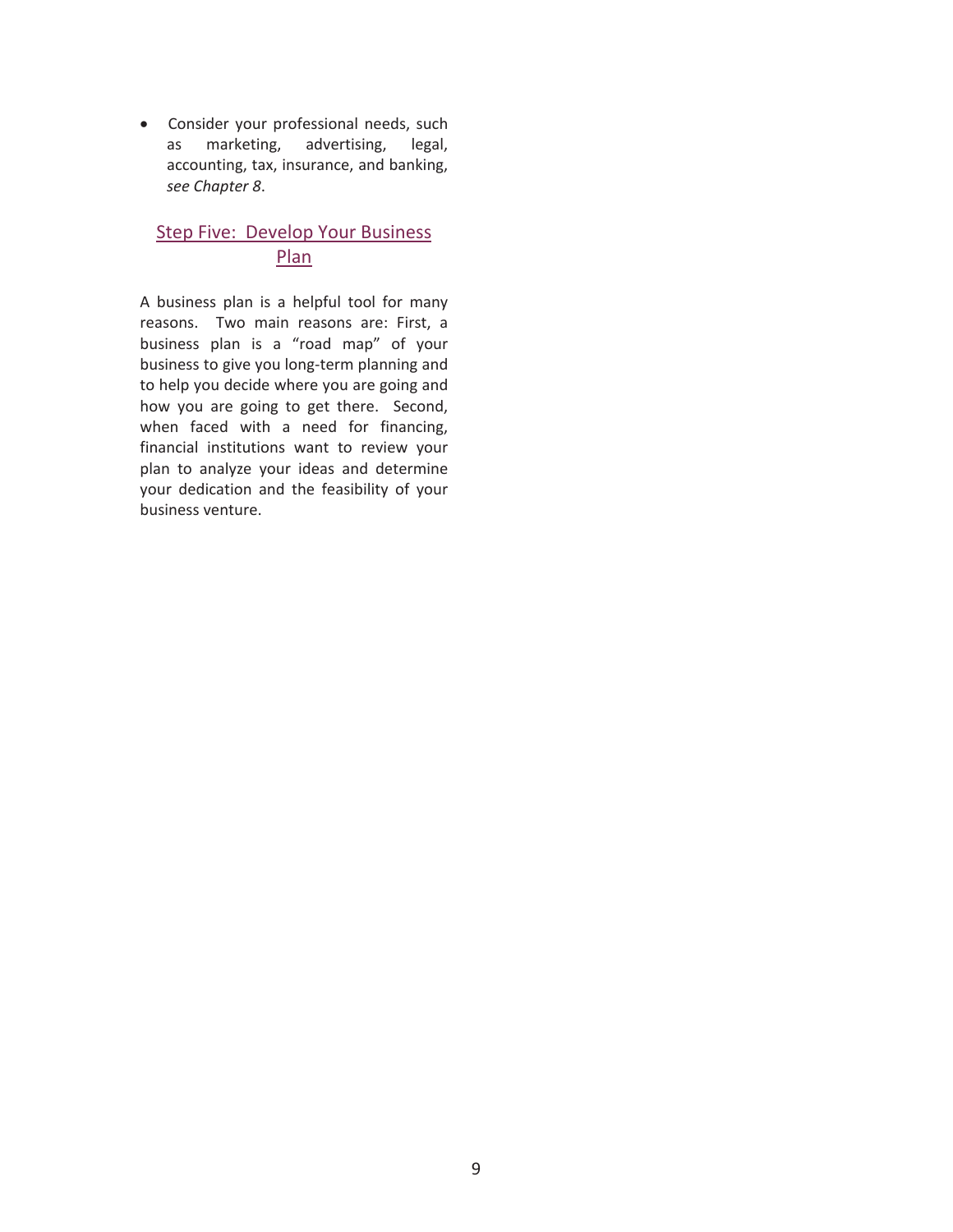- Consider your professional needs, such as marketing, advertising, legal, accounting, tax, insurance, and banking, *see Chapter 8*.

## Step Five: Develop Your Business Plan

A business plan is a helpful tool for many reasons. Two main reasons are: First, a business plan is a "road map" of your business to give you long-term planning and to help you decide where you are going and how you are going to get there. Second, when faced with a need for financing, financial institutions want to review your plan to analyze your ideas and determine your dedication and the feasibility of your business venture.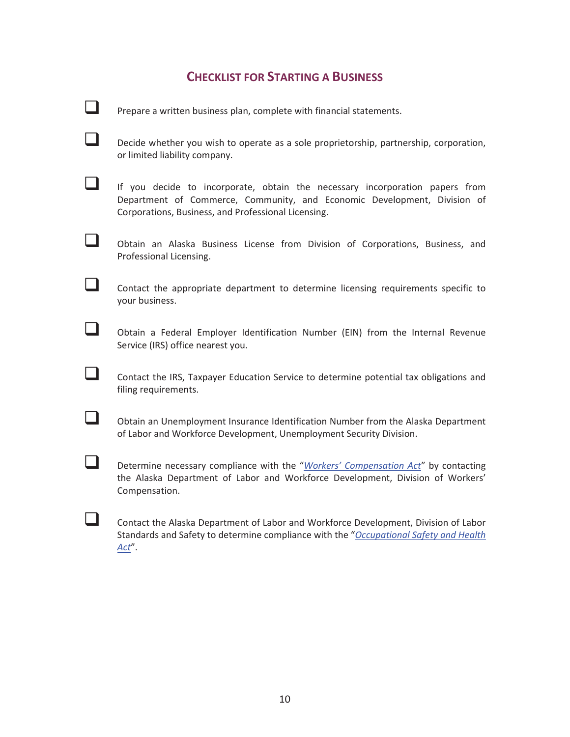## Checklist for Starting a Business

- [ ] Prepare a written business plan, complete with financial statements.
- [ ] Decide whether you wish to operate as a sole proprietorship, partnership, corporation, or limited liability company.
- [ ] If you decide to incorporate, obtain the necessary incorporation papers from Department of Commerce, Community, and Economic Development, Division of Corporations, Business, and Professional Licensing.
- [ ] Obtain an Alaska Business License from Division of Corporations, Business, and Professional Licensing.
- [ ] Contact the appropriate department to determine licensing requirements specific to your business.
- [ ] Obtain a Federal Employer Identification Number (EIN) from the Internal Revenue Service (IRS) office nearest you.
- [ ] Contact the IRS, Taxpayer Education Service to determine potential tax obligations and filing requirements.
- [ ] Obtain an Unemployment Insurance Identification Number from the Alaska Department of Labor and Workforce Development, Unemployment Security Division.
- [ ] Determine necessary compliance with the "*Workers' Compensation Act*" by contacting the Alaska Department of Labor and Workforce Development, Division of Workers' Compensation.
- [ ] Contact the Alaska Department of Labor and Workforce Development, Division of Labor Standards and Safety to determine compliance with the "*Occupational Safety and Health Act*".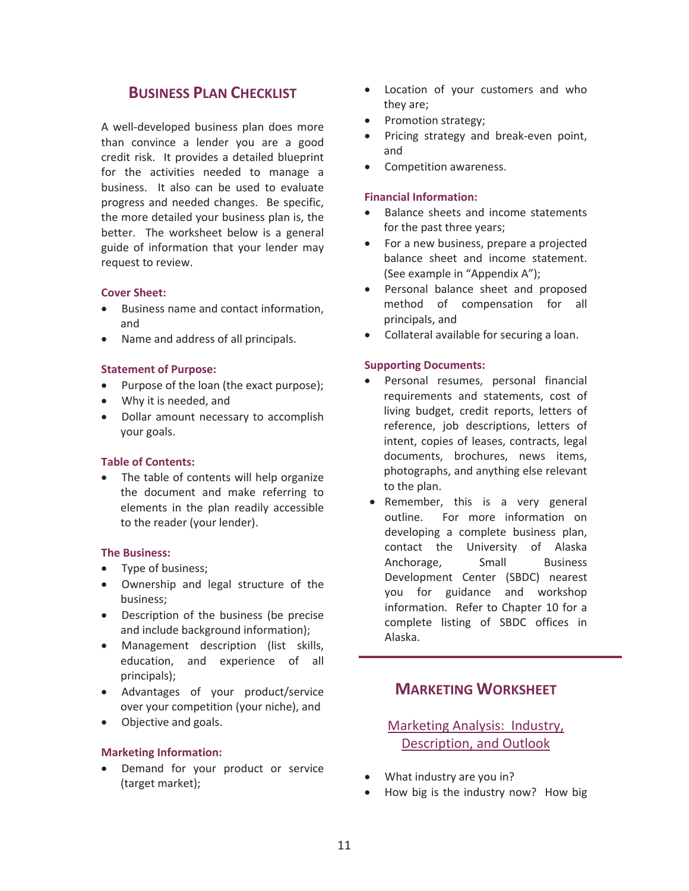## Business Plan Checklist

A well-developed business plan does more than convince a lender you are a good credit risk. It provides a detailed blueprint for the activities needed to manage a business. It also can be used to evaluate progress and needed changes. Be specific, the more detailed your business plan is, the better. The worksheet below is a general guide of information that your lender may request to review.

**Cover Sheet:**

- Business name and contact information, and
- Name and address of all principals.

**Statement of Purpose:**

- Purpose of the loan (the exact purpose);
- Why it is needed, and
- Dollar amount necessary to accomplish your goals.

**Table of Contents:**

- The table of contents will help organize the document and make referring to elements in the plan readily accessible to the reader (your lender).

**The Business:**

- Type of business;
- Ownership and legal structure of the business;
- Description of the business (be precise and include background information);
- Management description (list skills, education, and experience of all principals);
- Advantages of your product/service over your competition (your niche), and
- Objective and goals.

**Marketing Information:**

- Demand for your product or service (target market);
- Location of your customers and who they are;
- Promotion strategy;
- Pricing strategy and break-even point, and
- Competition awareness.

**Financial Information:**

- Balance sheets and income statements for the past three years;
- For a new business, prepare a projected balance sheet and income statement. (See example in "Appendix A");
- Personal balance sheet and proposed method of compensation for all principals, and
- Collateral available for securing a loan.

**Supporting Documents:**

- Personal resumes, personal financial requirements and statements, cost of living budget, credit reports, letters of reference, job descriptions, letters of intent, copies of leases, contracts, legal documents, brochures, news items, photographs, and anything else relevant to the plan.
- Remember, this is a very general outline. For more information on developing a complete business plan, contact the University of Alaska Anchorage, Small Business Development Center (SBDC) nearest you for guidance and workshop information. Refer to Chapter 10 for a complete listing of SBDC offices in Alaska.

## Marketing Worksheet

### Marketing Analysis: Industry, Description, and Outlook

- What industry are you in?
- How big is the industry now? How big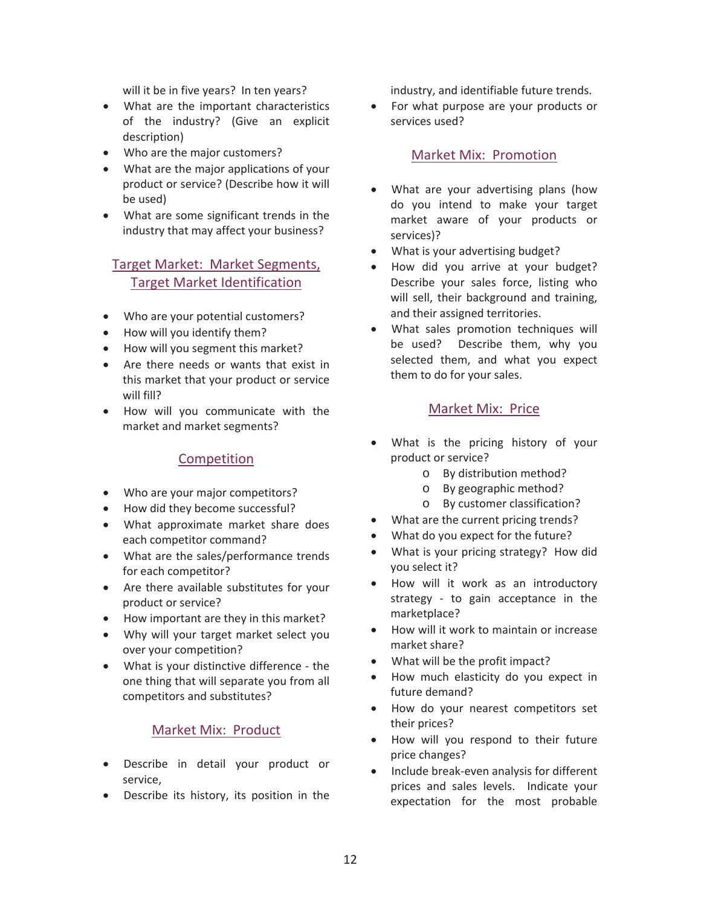will it be in five years? In ten years?

- What are the important characteristics of the industry? (Give an explicit description)
- Who are the major customers?
- What are the major applications of your product or service? (Describe how it will be used)
- What are some significant trends in the industry that may affect your business?

## Target Market: Market Segments, Target Market Identification

- Who are your potential customers?
- How will you identify them?
- How will you segment this market?
- Are there needs or wants that exist in this market that your product or service will fill?
- How will you communicate with the market and market segments?

## Competition

- Who are your major competitors?
- How did they become successful?
- What approximate market share does each competitor command?
- What are the sales/performance trends for each competitor?
- Are there available substitutes for your product or service?
- How important are they in this market?
- Why will your target market select you over your competition?
- What is your distinctive difference - the one thing that will separate you from all competitors and substitutes?

## Market Mix: Product

- Describe in detail your product or service,
- Describe its history, its position in the industry, and identifiable future trends.
- For what purpose are your products or services used?

## Market Mix: Promotion

- What are your advertising plans (how do you intend to make your target market aware of your products or services)?
- What is your advertising budget?
- How did you arrive at your budget? Describe your sales force, listing who will sell, their background and training, and their assigned territories.
- What sales promotion techniques will be used? Describe them, why you selected them, and what you expect them to do for your sales.

## Market Mix: Price

- What is the pricing history of your product or service?
  - By distribution method?
  - By geographic method?
  - By customer classification?
- What are the current pricing trends?
- What do you expect for the future?
- What is your pricing strategy? How did you select it?
- How will it work as an introductory strategy - to gain acceptance in the marketplace?
- How will it work to maintain or increase market share?
- What will be the profit impact?
- How much elasticity do you expect in future demand?
- How do your nearest competitors set their prices?
- How will you respond to their future price changes?
- Include break-even analysis for different prices and sales levels. Indicate your expectation for the most probable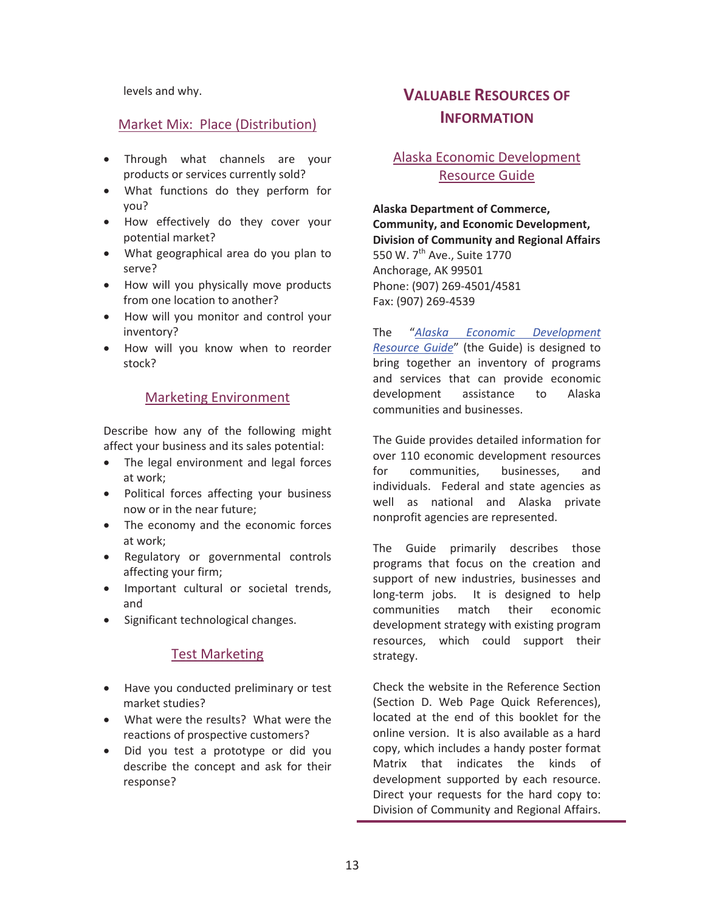levels and why.

### Market Mix: Place (Distribution)

- Through what channels are your products or services currently sold?
- What functions do they perform for you?
- How effectively do they cover your potential market?
- What geographical area do you plan to serve?
- How will you physically move products from one location to another?
- How will you monitor and control your inventory?
- How will you know when to reorder stock?

### Marketing Environment

Describe how any of the following might affect your business and its sales potential:

- The legal environment and legal forces at work;
- Political forces affecting your business now or in the near future;
- The economy and the economic forces at work;
- Regulatory or governmental controls affecting your firm;
- Important cultural or societal trends, and
- Significant technological changes.

### Test Marketing

- Have you conducted preliminary or test market studies?
- What were the results? What were the reactions of prospective customers?
- Did you test a prototype or did you describe the concept and ask for their response?

## VALUABLE RESOURCES OF INFORMATION

### Alaska Economic Development Resource Guide

**Alaska Department of Commerce, Community, and Economic Development, Division of Community and Regional Affairs**
550 W. 7th Ave., Suite 1770
Anchorage, AK 99501
Phone: (907) 269-4501/4581
Fax: (907) 269-4539

The "*Alaska Economic Development Resource Guide*" (the Guide) is designed to bring together an inventory of programs and services that can provide economic development assistance to Alaska communities and businesses.

The Guide provides detailed information for over 110 economic development resources for communities, businesses, and individuals. Federal and state agencies as well as national and Alaska private nonprofit agencies are represented.

The Guide primarily describes those programs that focus on the creation and support of new industries, businesses and long-term jobs. It is designed to help communities match their economic development strategy with existing program resources, which could support their strategy.

Check the website in the Reference Section (Section D. Web Page Quick References), located at the end of this booklet for the online version. It is also available as a hard copy, which includes a handy poster format Matrix that indicates the kinds of development supported by each resource. Direct your requests for the hard copy to: Division of Community and Regional Affairs.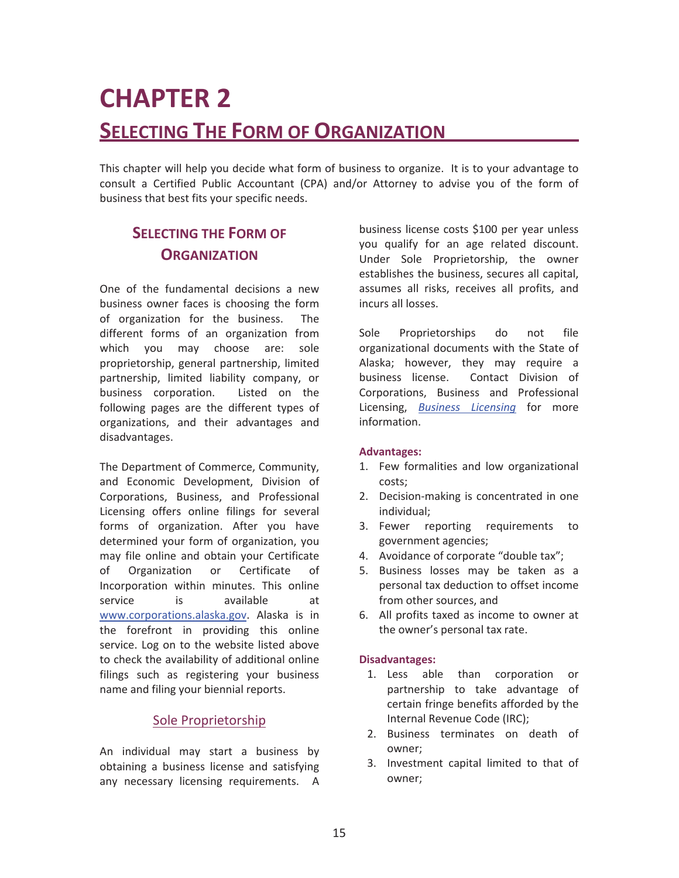# CHAPTER 2

## SELECTING THE FORM OF ORGANIZATION

This chapter will help you decide what form of business to organize. It is to your advantage to consult a Certified Public Accountant (CPA) and/or Attorney to advise you of the form of business that best fits your specific needs.

### SELECTING THE FORM OF ORGANIZATION

One of the fundamental decisions a new business owner faces is choosing the form of organization for the business. The different forms of an organization from which you may choose are: sole proprietorship, general partnership, limited partnership, limited liability company, or business corporation. Listed on the following pages are the different types of organizations, and their advantages and disadvantages.

The Department of Commerce, Community, and Economic Development, Division of Corporations, Business, and Professional Licensing offers online filings for several forms of organization. After you have determined your form of organization, you may file online and obtain your Certificate of Organization or Certificate of Incorporation within minutes. This online service is available at www.corporations.alaska.gov. Alaska is in the forefront in providing this online service. Log on to the website listed above to check the availability of additional online filings such as registering your business name and filing your biennial reports.

#### Sole Proprietorship

An individual may start a business by obtaining a business license and satisfying any necessary licensing requirements. A business license costs $100 per year unless you qualify for an age related discount. Under Sole Proprietorship, the owner establishes the business, secures all capital, assumes all risks, receives all profits, and incurs all losses.

Sole Proprietorships do not file organizational documents with the State of Alaska; however, they may require a business license. Contact Division of Corporations, Business and Professional Licensing, *Business Licensing* for more information.

**Advantages:**

1. Few formalities and low organizational costs;
2. Decision-making is concentrated in one individual;
3. Fewer reporting requirements to government agencies;
4. Avoidance of corporate "double tax";
5. Business losses may be taken as a personal tax deduction to offset income from other sources, and
6. All profits taxed as income to owner at the owner's personal tax rate.

**Disadvantages:**

1. Less able than corporation or partnership to take advantage of certain fringe benefits afforded by the Internal Revenue Code (IRC);
2. Business terminates on death of owner;
3. Investment capital limited to that of owner;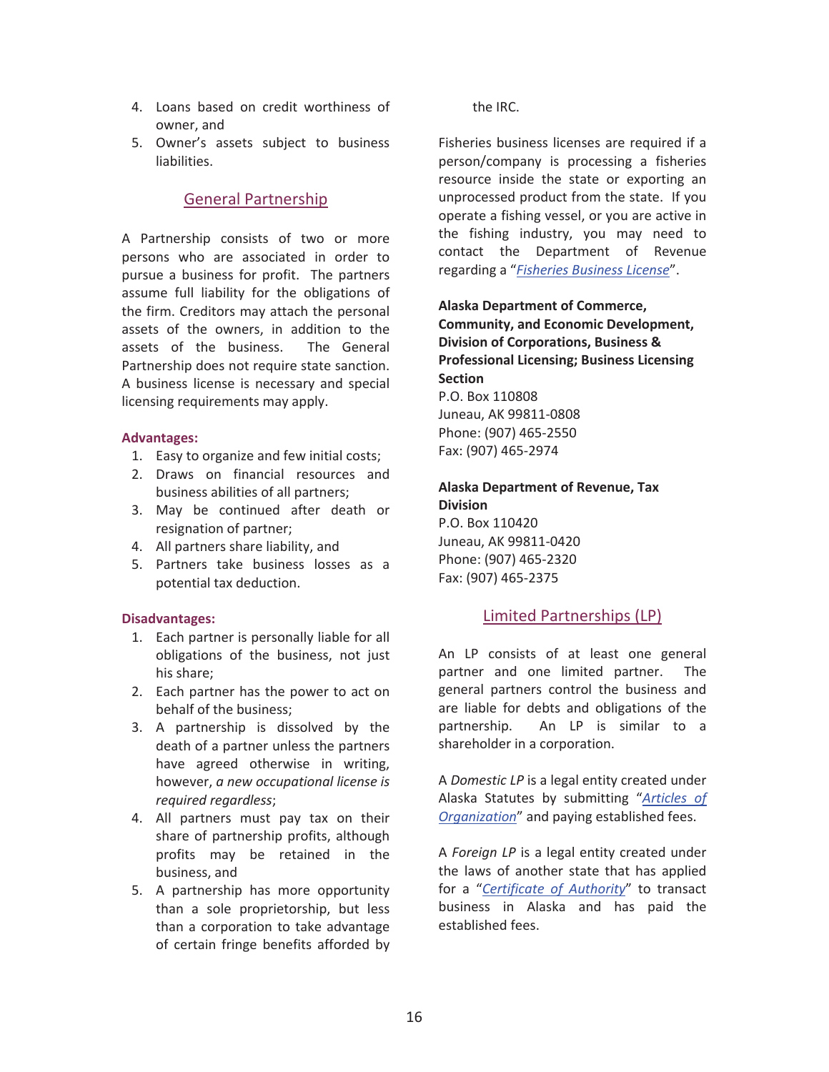4. Loans based on credit worthiness of owner, and
5. Owner's assets subject to business liabilities.

## General Partnership

A Partnership consists of two or more persons who are associated in order to pursue a business for profit. The partners assume full liability for the obligations of the firm. Creditors may attach the personal assets of the owners, in addition to the assets of the business. The General Partnership does not require state sanction. A business license is necessary and special licensing requirements may apply.

**Advantages:**

1. Easy to organize and few initial costs;
2. Draws on financial resources and business abilities of all partners;
3. May be continued after death or resignation of partner;
4. All partners share liability, and
5. Partners take business losses as a potential tax deduction.

**Disadvantages:**

1. Each partner is personally liable for all obligations of the business, not just his share;
2. Each partner has the power to act on behalf of the business;
3. A partnership is dissolved by the death of a partner unless the partners have agreed otherwise in writing, however, *a new occupational license is required regardless*;
4. All partners must pay tax on their share of partnership profits, although profits may be retained in the business, and
5. A partnership has more opportunity than a sole proprietorship, but less than a corporation to take advantage of certain fringe benefits afforded by the IRC.

Fisheries business licenses are required if a person/company is processing a fisheries resource inside the state or exporting an unprocessed product from the state. If you operate a fishing vessel, or you are active in the fishing industry, you may need to contact the Department of Revenue regarding a "*Fisheries Business License*".

**Alaska Department of Commerce, Community, and Economic Development, Division of Corporations, Business & Professional Licensing; Business Licensing Section**
P.O. Box 110808
Juneau, AK 99811-0808
Phone: (907) 465-2550
Fax: (907) 465-2974

**Alaska Department of Revenue, Tax Division**
P.O. Box 110420
Juneau, AK 99811-0420
Phone: (907) 465-2320
Fax: (907) 465-2375

## Limited Partnerships (LP)

An LP consists of at least one general partner and one limited partner. The general partners control the business and are liable for debts and obligations of the partnership. An LP is similar to a shareholder in a corporation.

A *Domestic LP* is a legal entity created under Alaska Statutes by submitting "*Articles of Organization*" and paying established fees.

A *Foreign LP* is a legal entity created under the laws of another state that has applied for a "*Certificate of Authority*" to transact business in Alaska and has paid the established fees.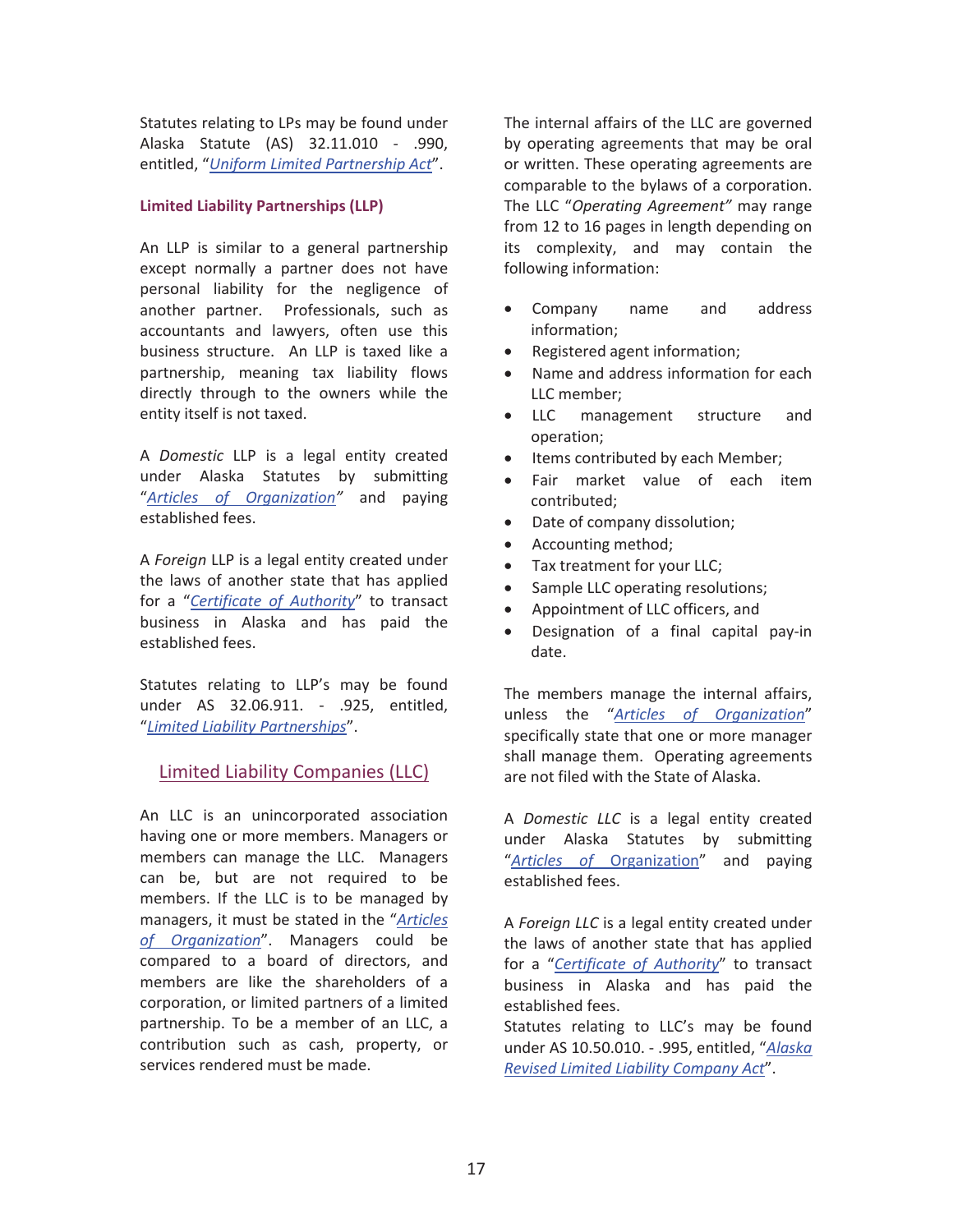Statutes relating to LPs may be found under Alaska Statute (AS) 32.11.010 - .990, entitled, "*Uniform Limited Partnership Act*".

### Limited Liability Partnerships (LLP)

An LLP is similar to a general partnership except normally a partner does not have personal liability for the negligence of another partner. Professionals, such as accountants and lawyers, often use this business structure. An LLP is taxed like a partnership, meaning tax liability flows directly through to the owners while the entity itself is not taxed.

A *Domestic* LLP is a legal entity created under Alaska Statutes by submitting "*Articles of Organization*" and paying established fees.

A *Foreign* LLP is a legal entity created under the laws of another state that has applied for a "*Certificate of Authority*" to transact business in Alaska and has paid the established fees.

Statutes relating to LLP's may be found under AS 32.06.911. - .925, entitled, "*Limited Liability Partnerships*".

## Limited Liability Companies (LLC)

An LLC is an unincorporated association having one or more members. Managers or members can manage the LLC. Managers can be, but are not required to be members. If the LLC is to be managed by managers, it must be stated in the "*Articles of Organization*". Managers could be compared to a board of directors, and members are like the shareholders of a corporation, or limited partners of a limited partnership. To be a member of an LLC, a contribution such as cash, property, or services rendered must be made.

The internal affairs of the LLC are governed by operating agreements that may be oral or written. These operating agreements are comparable to the bylaws of a corporation. The LLC "*Operating Agreement*" may range from 12 to 16 pages in length depending on its complexity, and may contain the following information:

- Company name and address information;
- Registered agent information;
- Name and address information for each LLC member;
- LLC management structure and operation;
- Items contributed by each Member;
- Fair market value of each item contributed;
- Date of company dissolution;
- Accounting method;
- Tax treatment for your LLC;
- Sample LLC operating resolutions;
- Appointment of LLC officers, and
- Designation of a final capital pay-in date.

The members manage the internal affairs, unless the "*Articles of Organization*" specifically state that one or more manager shall manage them. Operating agreements are not filed with the State of Alaska.

A *Domestic LLC* is a legal entity created under Alaska Statutes by submitting "*Articles of Organization*" and paying established fees.

A *Foreign LLC* is a legal entity created under the laws of another state that has applied for a "*Certificate of Authority*" to transact business in Alaska and has paid the established fees.
Statutes relating to LLC's may be found under AS 10.50.010. - .995, entitled, "*Alaska Revised Limited Liability Company Act*".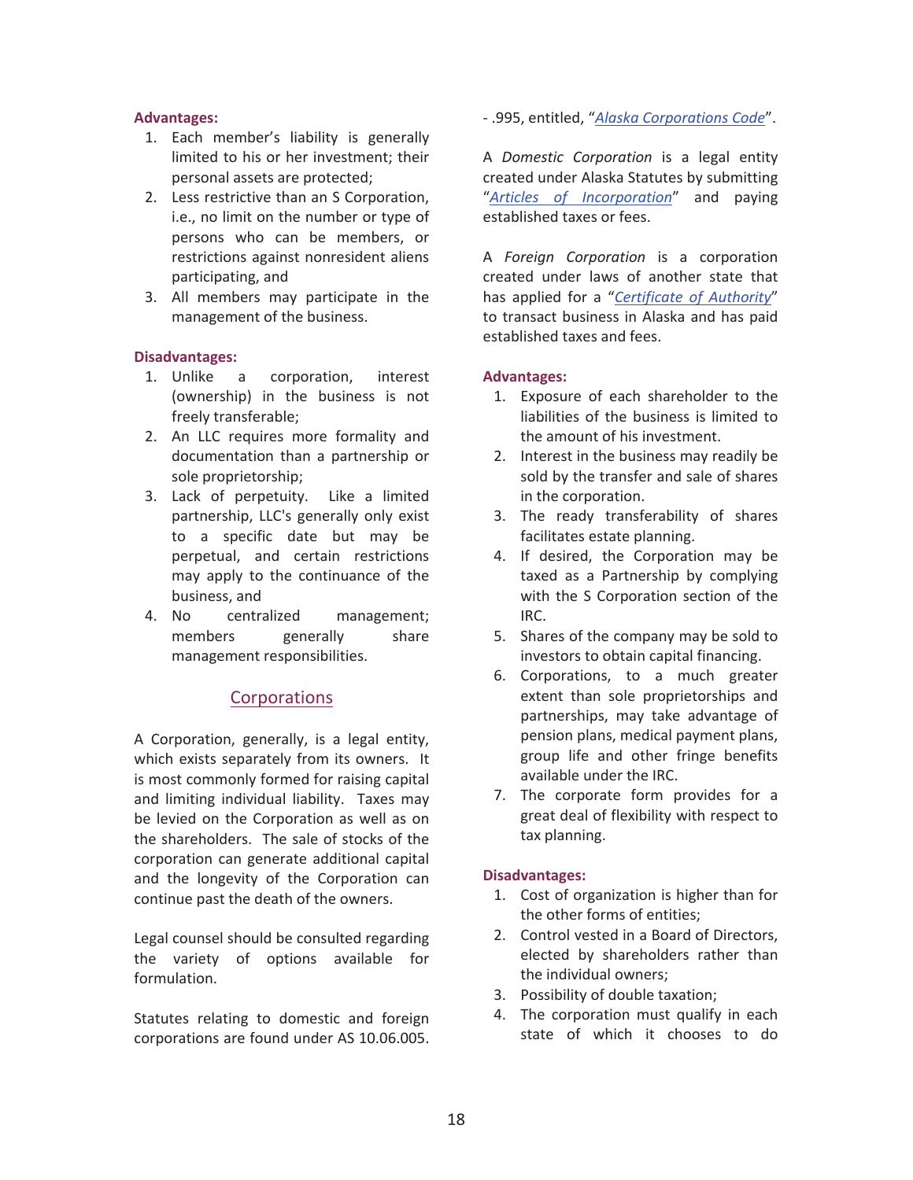**Advantages:**

1. Each member's liability is generally limited to his or her investment; their personal assets are protected;
2. Less restrictive than an S Corporation, i.e., no limit on the number or type of persons who can be members, or restrictions against nonresident aliens participating, and
3. All members may participate in the management of the business.

**Disadvantages:**

1. Unlike a corporation, interest (ownership) in the business is not freely transferable;
2. An LLC requires more formality and documentation than a partnership or sole proprietorship;
3. Lack of perpetuity. Like a limited partnership, LLC's generally only exist to a specific date but may be perpetual, and certain restrictions may apply to the continuance of the business, and
4. No centralized management; members generally share management responsibilities.

## Corporations

A Corporation, generally, is a legal entity, which exists separately from its owners. It is most commonly formed for raising capital and limiting individual liability. Taxes may be levied on the Corporation as well as on the shareholders. The sale of stocks of the corporation can generate additional capital and the longevity of the Corporation can continue past the death of the owners.

Legal counsel should be consulted regarding the variety of options available for formulation.

Statutes relating to domestic and foreign corporations are found under AS 10.06.005. - .995, entitled, "*Alaska Corporations Code*".

A *Domestic Corporation* is a legal entity created under Alaska Statutes by submitting "*Articles of Incorporation*" and paying established taxes or fees.

A *Foreign Corporation* is a corporation created under laws of another state that has applied for a "*Certificate of Authority*" to transact business in Alaska and has paid established taxes and fees.

**Advantages:**

1. Exposure of each shareholder to the liabilities of the business is limited to the amount of his investment.
2. Interest in the business may readily be sold by the transfer and sale of shares in the corporation.
3. The ready transferability of shares facilitates estate planning.
4. If desired, the Corporation may be taxed as a Partnership by complying with the S Corporation section of the IRC.
5. Shares of the company may be sold to investors to obtain capital financing.
6. Corporations, to a much greater extent than sole proprietorships and partnerships, may take advantage of pension plans, medical payment plans, group life and other fringe benefits available under the IRC.
7. The corporate form provides for a great deal of flexibility with respect to tax planning.

**Disadvantages:**

1. Cost of organization is higher than for the other forms of entities;
2. Control vested in a Board of Directors, elected by shareholders rather than the individual owners;
3. Possibility of double taxation;
4. The corporation must qualify in each state of which it chooses to do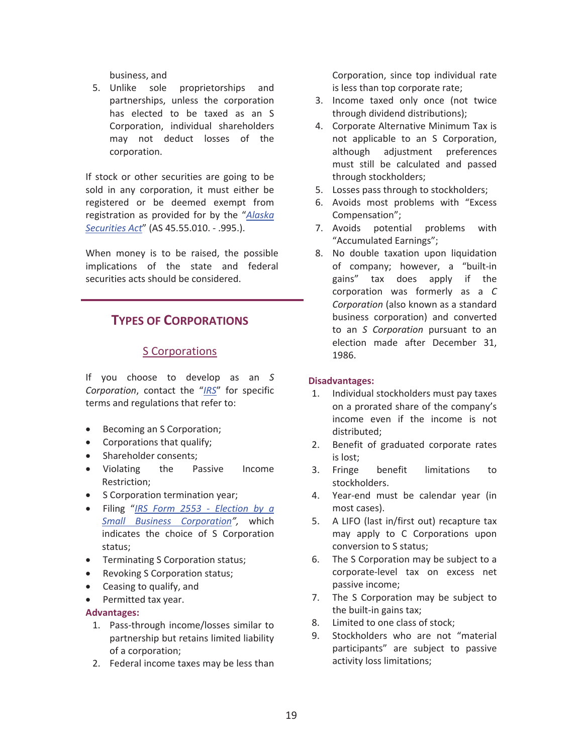business, and

5. Unlike sole proprietorships and partnerships, unless the corporation has elected to be taxed as an S Corporation, individual shareholders may not deduct losses of the corporation.

If stock or other securities are going to be sold in any corporation, it must either be registered or be deemed exempt from registration as provided for by the "*Alaska Securities Act*" (AS 45.55.010. - .995.).

When money is to be raised, the possible implications of the state and federal securities acts should be considered.

## Types of Corporations

### S Corporations

If you choose to develop as an *S Corporation*, contact the "*IRS*" for specific terms and regulations that refer to:

- Becoming an S Corporation;
- Corporations that qualify;
- Shareholder consents;
- Violating the Passive Income Restriction;
- S Corporation termination year;
- Filing "*IRS Form 2553 - Election by a Small Business Corporation*", which indicates the choice of S Corporation status;
- Terminating S Corporation status;
- Revoking S Corporation status;
- Ceasing to qualify, and
- Permitted tax year.

**Advantages:**

1. Pass-through income/losses similar to partnership but retains limited liability of a corporation;
2. Federal income taxes may be less than Corporation, since top individual rate is less than top corporate rate;
3. Income taxed only once (not twice through dividend distributions);
4. Corporate Alternative Minimum Tax is not applicable to an S Corporation, although adjustment preferences must still be calculated and passed through stockholders;
5. Losses pass through to stockholders;
6. Avoids most problems with "Excess Compensation";
7. Avoids potential problems with "Accumulated Earnings";
8. No double taxation upon liquidation of company; however, a "built-in gains" tax does apply if the corporation was formerly as a *C Corporation* (also known as a standard business corporation) and converted to an *S Corporation* pursuant to an election made after December 31, 1986.

**Disadvantages:**

1. Individual stockholders must pay taxes on a prorated share of the company's income even if the income is not distributed;
2. Benefit of graduated corporate rates is lost;
3. Fringe benefit limitations to stockholders.
4. Year-end must be calendar year (in most cases).
5. A LIFO (last in/first out) recapture tax may apply to C Corporations upon conversion to S status;
6. The S Corporation may be subject to a corporate-level tax on excess net passive income;
7. The S Corporation may be subject to the built-in gains tax;
8. Limited to one class of stock;
9. Stockholders who are not "material participants" are subject to passive activity loss limitations;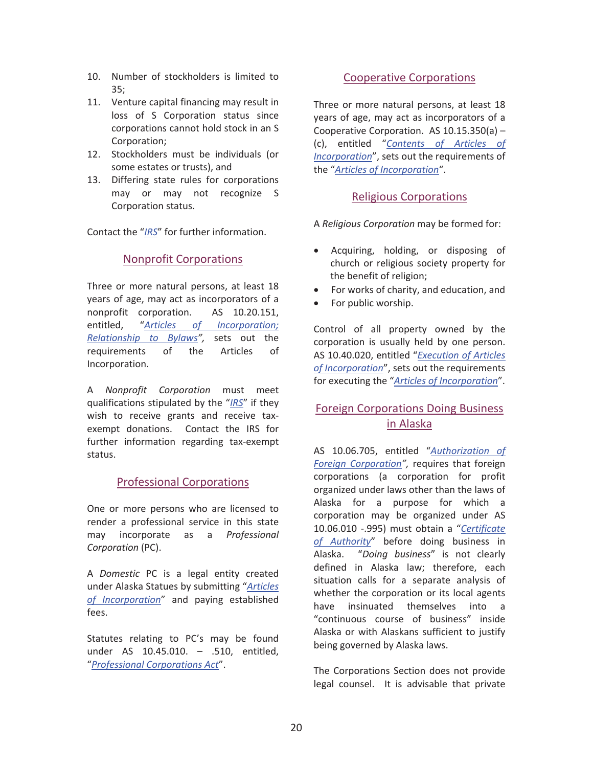10. Number of stockholders is limited to 35;
11. Venture capital financing may result in loss of S Corporation status since corporations cannot hold stock in an S Corporation;
12. Stockholders must be individuals (or some estates or trusts), and
13. Differing state rules for corporations may or may not recognize S Corporation status.

Contact the "*IRS*" for further information.

## Nonprofit Corporations

Three or more natural persons, at least 18 years of age, may act as incorporators of a nonprofit corporation. AS 10.20.151, entitled, "*Articles of Incorporation; Relationship to Bylaws*", sets out the requirements of the Articles of Incorporation.

A *Nonprofit Corporation* must meet qualifications stipulated by the "*IRS*" if they wish to receive grants and receive tax-exempt donations. Contact the IRS for further information regarding tax-exempt status.

## Professional Corporations

One or more persons who are licensed to render a professional service in this state may incorporate as a *Professional Corporation* (PC).

A *Domestic* PC is a legal entity created under Alaska Statues by submitting "*Articles of Incorporation*" and paying established fees.

Statutes relating to PC's may be found under AS 10.45.010. – .510, entitled, "*Professional Corporations Act*".

## Cooperative Corporations

Three or more natural persons, at least 18 years of age, may act as incorporators of a Cooperative Corporation. AS 10.15.350(a) – (c), entitled "*Contents of Articles of Incorporation*", sets out the requirements of the "*Articles of Incorporation*".

## Religious Corporations

A *Religious Corporation* may be formed for:

- Acquiring, holding, or disposing of church or religious society property for the benefit of religion;
- For works of charity, and education, and
- For public worship.

Control of all property owned by the corporation is usually held by one person. AS 10.40.020, entitled "*Execution of Articles of Incorporation*", sets out the requirements for executing the "*Articles of Incorporation*".

## Foreign Corporations Doing Business in Alaska

AS 10.06.705, entitled "*Authorization of Foreign Corporation*", requires that foreign corporations (a corporation for profit organized under laws other than the laws of Alaska for a purpose for which a corporation may be organized under AS 10.06.010 -.995) must obtain a "*Certificate of Authority*" before doing business in Alaska. "*Doing business*" is not clearly defined in Alaska law; therefore, each situation calls for a separate analysis of whether the corporation or its local agents have insinuated themselves into a "continuous course of business" inside Alaska or with Alaskans sufficient to justify being governed by Alaska laws.

The Corporations Section does not provide legal counsel. It is advisable that private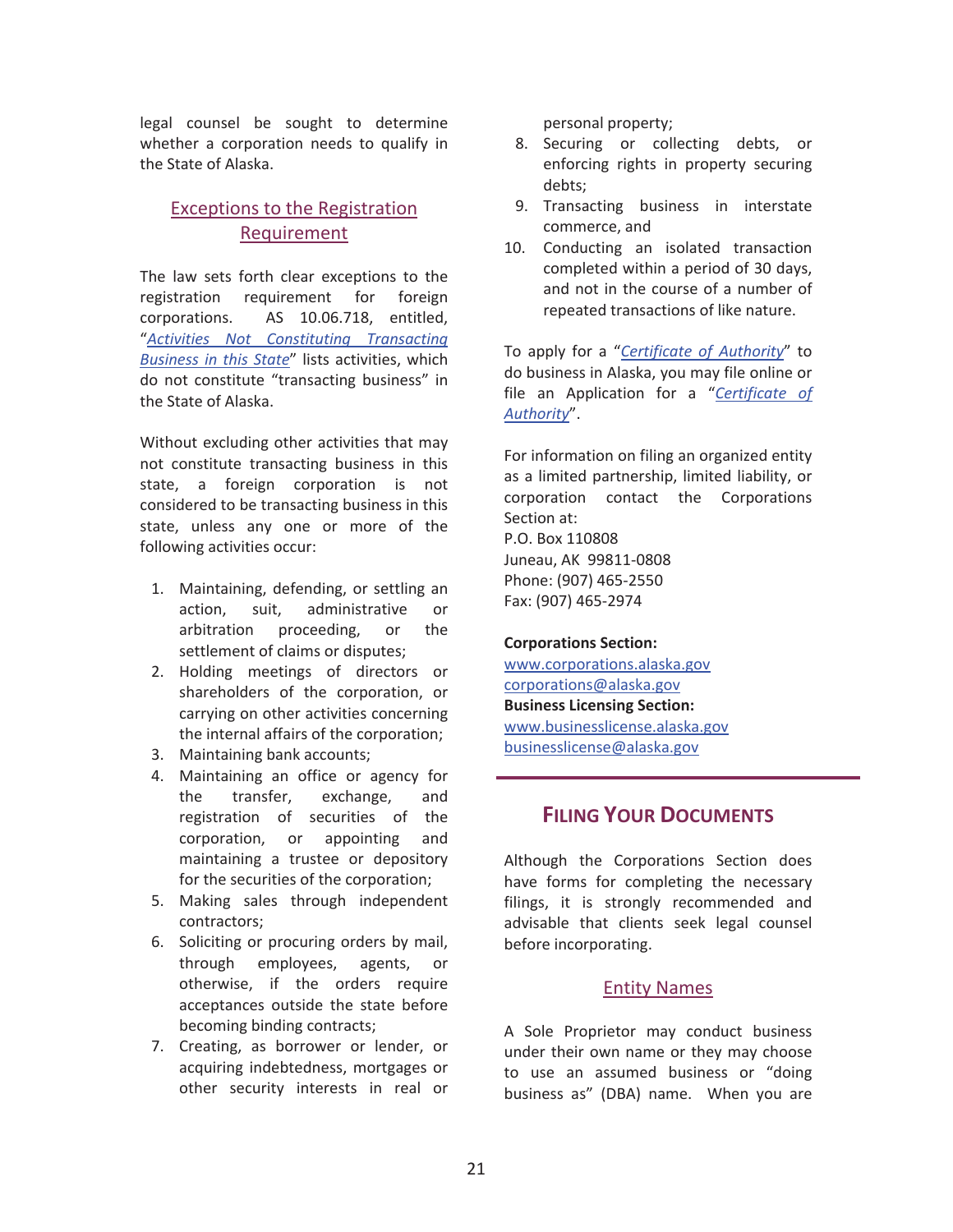legal counsel be sought to determine whether a corporation needs to qualify in the State of Alaska.

### Exceptions to the Registration Requirement

The law sets forth clear exceptions to the registration requirement for foreign corporations. AS 10.06.718, entitled, "*Activities Not Constituting Transacting Business in this State*" lists activities, which do not constitute "transacting business" in the State of Alaska.

Without excluding other activities that may not constitute transacting business in this state, a foreign corporation is not considered to be transacting business in this state, unless any one or more of the following activities occur:

1. Maintaining, defending, or settling an action, suit, administrative or arbitration proceeding, or the settlement of claims or disputes;
2. Holding meetings of directors or shareholders of the corporation, or carrying on other activities concerning the internal affairs of the corporation;
3. Maintaining bank accounts;
4. Maintaining an office or agency for the transfer, exchange, and registration of securities of the corporation, or appointing and maintaining a trustee or depository for the securities of the corporation;
5. Making sales through independent contractors;
6. Soliciting or procuring orders by mail, through employees, agents, or otherwise, if the orders require acceptances outside the state before becoming binding contracts;
7. Creating, as borrower or lender, or acquiring indebtedness, mortgages or other security interests in real or personal property;
8. Securing or collecting debts, or enforcing rights in property securing debts;
9. Transacting business in interstate commerce, and
10. Conducting an isolated transaction completed within a period of 30 days, and not in the course of a number of repeated transactions of like nature.

To apply for a "*Certificate of Authority*" to do business in Alaska, you may file online or file an Application for a "*Certificate of Authority*".

For information on filing an organized entity as a limited partnership, limited liability, or corporation contact the Corporations Section at:
P.O. Box 110808
Juneau, AK 99811-0808
Phone: (907) 465-2550
Fax: (907) 465-2974

**Corporations Section:**
www.corporations.alaska.gov
corporations@alaska.gov
**Business Licensing Section:**
www.businesslicense.alaska.gov
businesslicense@alaska.gov

## Filing Your Documents

Although the Corporations Section does have forms for completing the necessary filings, it is strongly recommended and advisable that clients seek legal counsel before incorporating.

### Entity Names

A Sole Proprietor may conduct business under their own name or they may choose to use an assumed business or "doing business as" (DBA) name. When you are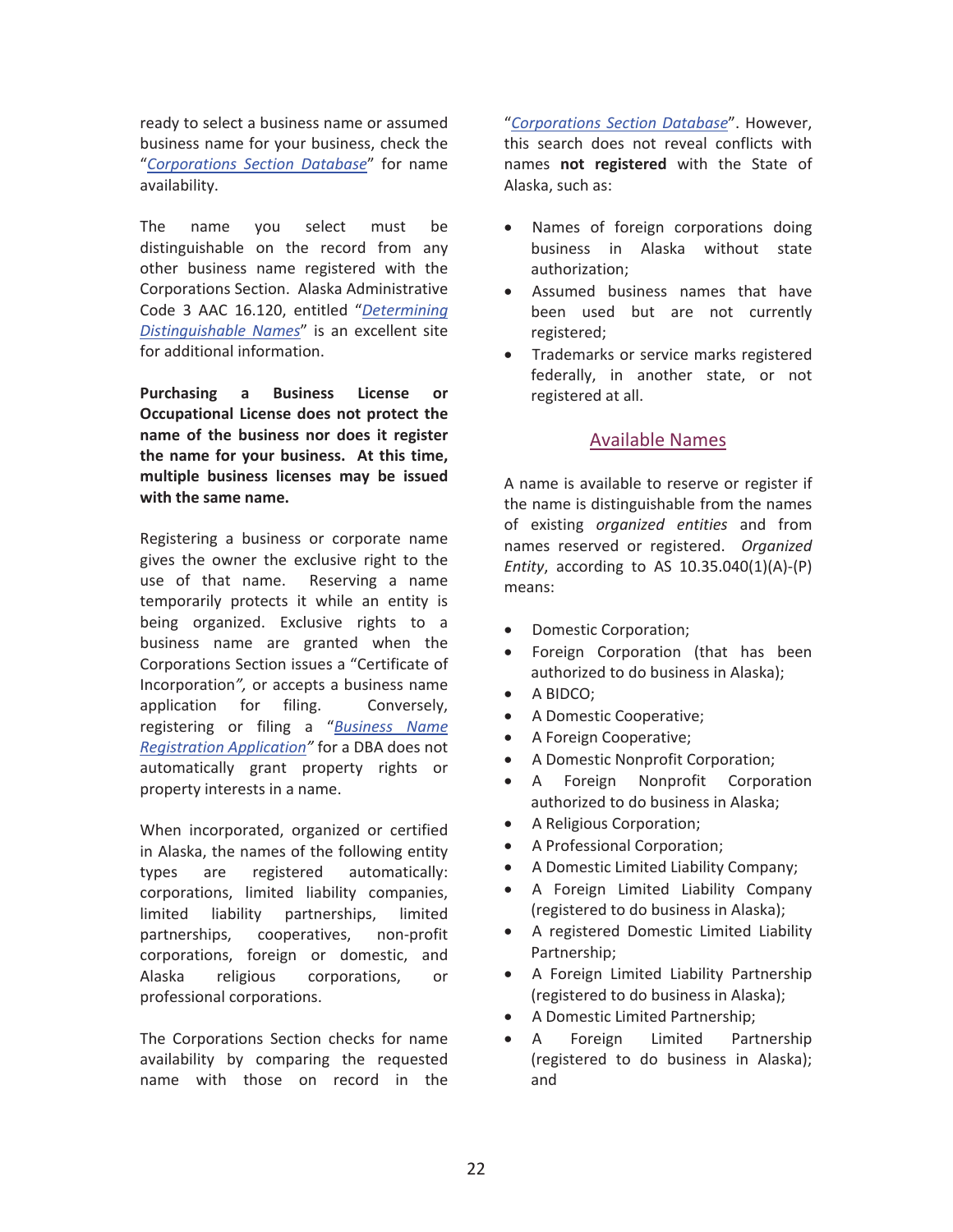ready to select a business name or assumed business name for your business, check the "*Corporations Section Database*" for name availability.

The name you select must be distinguishable on the record from any other business name registered with the Corporations Section. Alaska Administrative Code 3 AAC 16.120, entitled "*Determining Distinguishable Names*" is an excellent site for additional information.

**Purchasing a Business License or Occupational License does not protect the name of the business nor does it register the name for your business. At this time, multiple business licenses may be issued with the same name.**

Registering a business or corporate name gives the owner the exclusive right to the use of that name. Reserving a name temporarily protects it while an entity is being organized. Exclusive rights to a business name are granted when the Corporations Section issues a "Certificate of Incorporation*",* or accepts a business name application for filing. Conversely, registering or filing a "*Business Name Registration Application"* for a DBA does not automatically grant property rights or property interests in a name.

When incorporated, organized or certified in Alaska, the names of the following entity types are registered automatically: corporations, limited liability companies, limited liability partnerships, limited partnerships, cooperatives, non-profit corporations, foreign or domestic, and Alaska religious corporations, or professional corporations.

The Corporations Section checks for name availability by comparing the requested name with those on record in the "*Corporations Section Database*". However, this search does not reveal conflicts with names **not registered** with the State of Alaska, such as:

- Names of foreign corporations doing business in Alaska without state authorization;
- Assumed business names that have been used but are not currently registered;
- Trademarks or service marks registered federally, in another state, or not registered at all.

## Available Names

A name is available to reserve or register if the name is distinguishable from the names of existing *organized entities* and from names reserved or registered. *Organized Entity*, according to AS 10.35.040(1)(A)-(P) means:

- Domestic Corporation;
- Foreign Corporation (that has been authorized to do business in Alaska);
- A BIDCO;
- A Domestic Cooperative;
- A Foreign Cooperative;
- A Domestic Nonprofit Corporation;
- A Foreign Nonprofit Corporation authorized to do business in Alaska;
- A Religious Corporation;
- A Professional Corporation;
- A Domestic Limited Liability Company;
- A Foreign Limited Liability Company (registered to do business in Alaska);
- A registered Domestic Limited Liability Partnership;
- A Foreign Limited Liability Partnership (registered to do business in Alaska);
- A Domestic Limited Partnership;
- A Foreign Limited Partnership (registered to do business in Alaska); and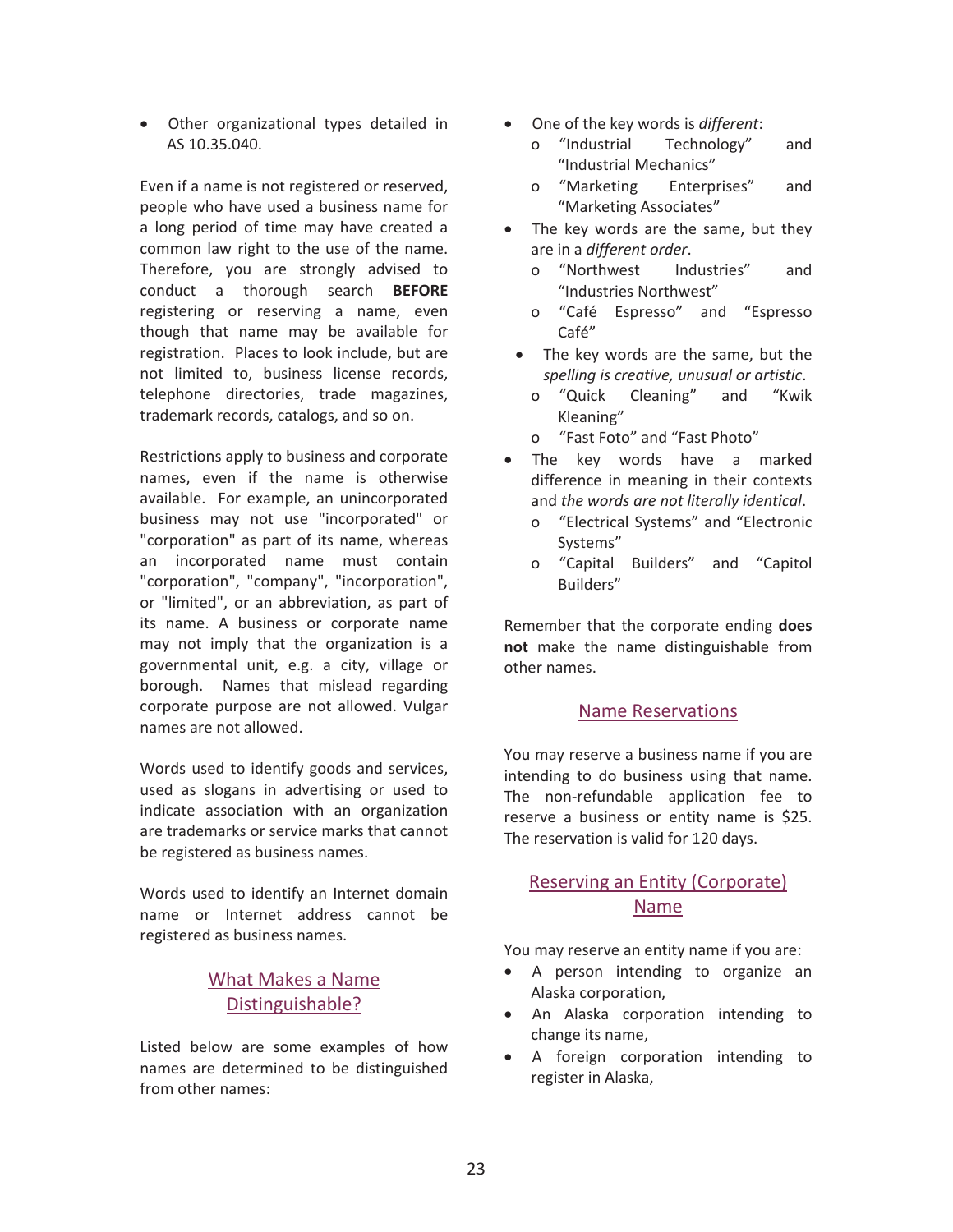- Other organizational types detailed in AS 10.35.040.

Even if a name is not registered or reserved, people who have used a business name for a long period of time may have created a common law right to the use of the name. Therefore, you are strongly advised to conduct a thorough search **BEFORE** registering or reserving a name, even though that name may be available for registration. Places to look include, but are not limited to, business license records, telephone directories, trade magazines, trademark records, catalogs, and so on.

Restrictions apply to business and corporate names, even if the name is otherwise available. For example, an unincorporated business may not use "incorporated" or "corporation" as part of its name, whereas an incorporated name must contain "corporation", "company", "incorporation", or "limited", or an abbreviation, as part of its name. A business or corporate name may not imply that the organization is a governmental unit, e.g. a city, village or borough. Names that mislead regarding corporate purpose are not allowed. Vulgar names are not allowed.

Words used to identify goods and services, used as slogans in advertising or used to indicate association with an organization are trademarks or service marks that cannot be registered as business names.

Words used to identify an Internet domain name or Internet address cannot be registered as business names.

## What Makes a Name Distinguishable?

Listed below are some examples of how names are determined to be distinguished from other names:

- One of the key words is *different*:
  - "Industrial Technology" and "Industrial Mechanics"
  - "Marketing Enterprises" and "Marketing Associates"
- The key words are the same, but they are in a *different order*.
  - "Northwest Industries" and "Industries Northwest"
  - "Café Espresso" and "Espresso Café"
- The key words are the same, but the *spelling is creative, unusual or artistic*.
  - "Quick Cleaning" and "Kwik Kleaning"
  - "Fast Foto" and "Fast Photo"
- The key words have a marked difference in meaning in their contexts and *the words are not literally identical*.
  - "Electrical Systems" and "Electronic Systems"
  - "Capital Builders" and "Capitol Builders"

Remember that the corporate ending **does not** make the name distinguishable from other names.

## Name Reservations

You may reserve a business name if you are intending to do business using that name. The non-refundable application fee to reserve a business or entity name is $25. The reservation is valid for 120 days.

## Reserving an Entity (Corporate) Name

You may reserve an entity name if you are:

- A person intending to organize an Alaska corporation,
- An Alaska corporation intending to change its name,
- A foreign corporation intending to register in Alaska,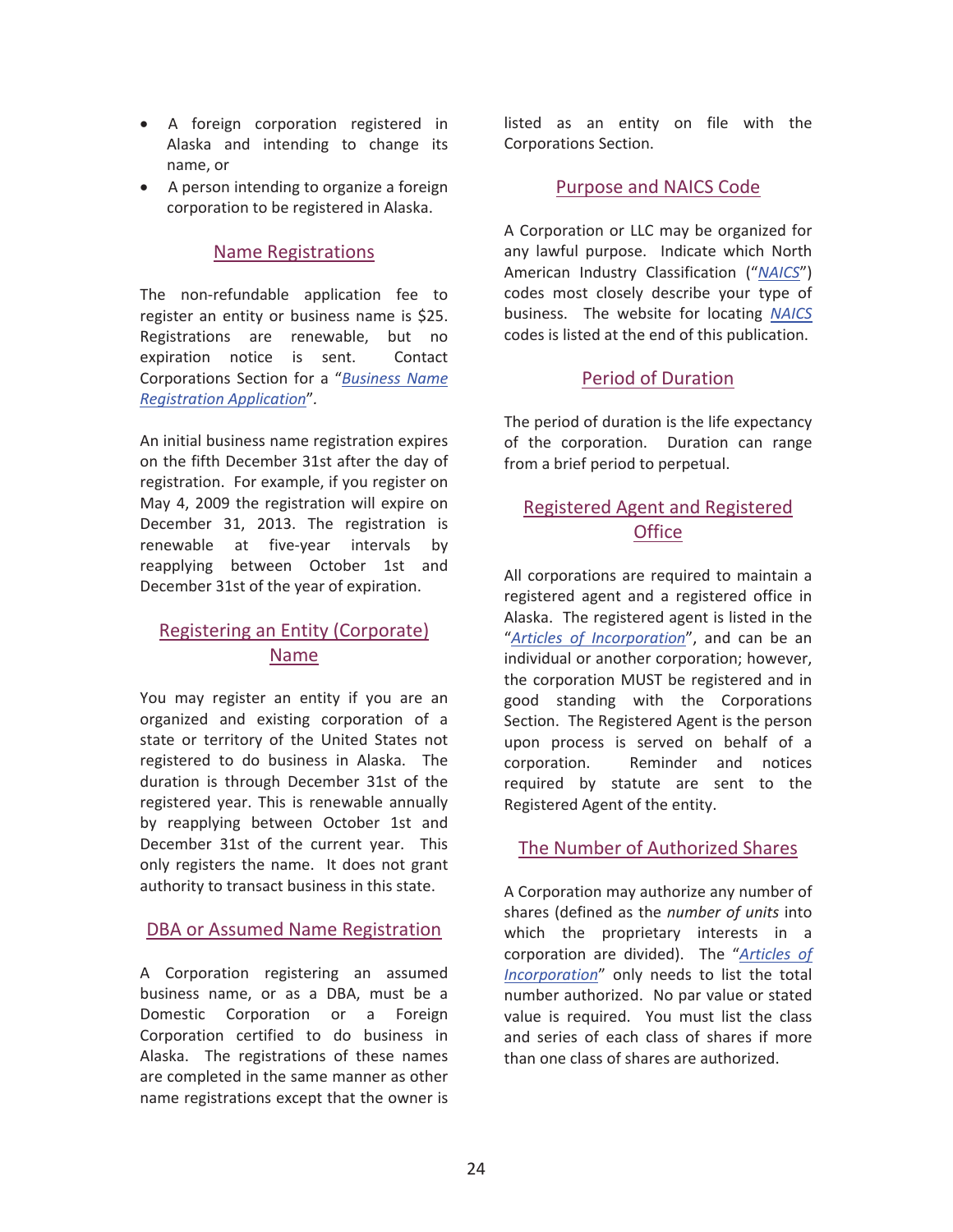- A foreign corporation registered in Alaska and intending to change its name, or
- A person intending to organize a foreign corporation to be registered in Alaska.

## Name Registrations

The non-refundable application fee to register an entity or business name is $25. Registrations are renewable, but no expiration notice is sent. Contact Corporations Section for a "*Business Name Registration Application*".

An initial business name registration expires on the fifth December 31st after the day of registration. For example, if you register on May 4, 2009 the registration will expire on December 31, 2013. The registration is renewable at five-year intervals by reapplying between October 1st and December 31st of the year of expiration.

## Registering an Entity (Corporate) Name

You may register an entity if you are an organized and existing corporation of a state or territory of the United States not registered to do business in Alaska. The duration is through December 31st of the registered year. This is renewable annually by reapplying between October 1st and December 31st of the current year. This only registers the name. It does not grant authority to transact business in this state.

## DBA or Assumed Name Registration

A Corporation registering an assumed business name, or as a DBA, must be a Domestic Corporation or a Foreign Corporation certified to do business in Alaska. The registrations of these names are completed in the same manner as other name registrations except that the owner is listed as an entity on file with the Corporations Section.

## Purpose and NAICS Code

A Corporation or LLC may be organized for any lawful purpose. Indicate which North American Industry Classification ("*NAICS*") codes most closely describe your type of business. The website for locating *NAICS* codes is listed at the end of this publication.

## Period of Duration

The period of duration is the life expectancy of the corporation. Duration can range from a brief period to perpetual.

## Registered Agent and Registered Office

All corporations are required to maintain a registered agent and a registered office in Alaska. The registered agent is listed in the "*Articles of Incorporation*", and can be an individual or another corporation; however, the corporation MUST be registered and in good standing with the Corporations Section. The Registered Agent is the person upon process is served on behalf of a corporation. Reminder and notices required by statute are sent to the Registered Agent of the entity.

## The Number of Authorized Shares

A Corporation may authorize any number of shares (defined as the *number of units* into which the proprietary interests in a corporation are divided). The "*Articles of Incorporation*" only needs to list the total number authorized. No par value or stated value is required. You must list the class and series of each class of shares if more than one class of shares are authorized.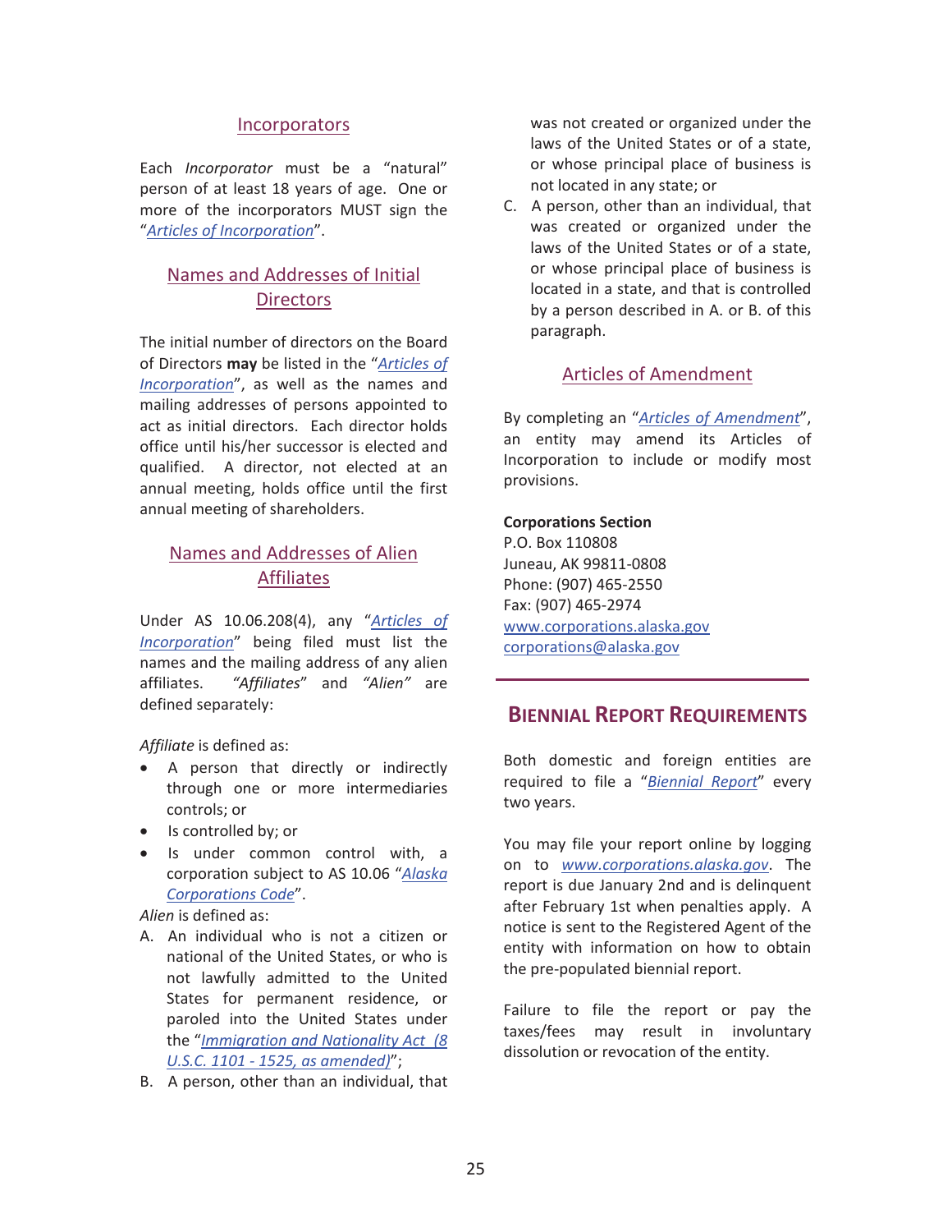### Incorporators

Each *Incorporator* must be a "natural" person of at least 18 years of age. One or more of the incorporators MUST sign the "*Articles of Incorporation*".

### Names and Addresses of Initial Directors

The initial number of directors on the Board of Directors **may** be listed in the "*Articles of Incorporation*", as well as the names and mailing addresses of persons appointed to act as initial directors. Each director holds office until his/her successor is elected and qualified. A director, not elected at an annual meeting, holds office until the first annual meeting of shareholders.

### Names and Addresses of Alien Affiliates

Under AS 10.06.208(4), any "*Articles of Incorporation*" being filed must list the names and the mailing address of any alien affiliates. *"Affiliates"* and *"Alien"* are defined separately:

*Affiliate* is defined as:

- A person that directly or indirectly through one or more intermediaries controls; or
- Is controlled by; or
- Is under common control with, a corporation subject to AS 10.06 "*Alaska Corporations Code*".

*Alien* is defined as:

A. An individual who is not a citizen or national of the United States, or who is not lawfully admitted to the United States for permanent residence, or paroled into the United States under the "*Immigration and Nationality Act (8 U.S.C. 1101 - 1525, as amended)*";

B. A person, other than an individual, that was not created or organized under the laws of the United States or of a state, or whose principal place of business is not located in any state; or

C. A person, other than an individual, that was created or organized under the laws of the United States or of a state, or whose principal place of business is located in a state, and that is controlled by a person described in A. or B. of this paragraph.

### Articles of Amendment

By completing an "*Articles of Amendment*", an entity may amend its Articles of Incorporation to include or modify most provisions.

**Corporations Section**
P.O. Box 110808
Juneau, AK 99811-0808
Phone: (907) 465-2550
Fax: (907) 465-2974
www.corporations.alaska.gov
corporations@alaska.gov

## Biennial Report Requirements

Both domestic and foreign entities are required to file a "*Biennial Report*" every two years.

You may file your report online by logging on to *www.corporations.alaska.gov*. The report is due January 2nd and is delinquent after February 1st when penalties apply. A notice is sent to the Registered Agent of the entity with information on how to obtain the pre-populated biennial report.

Failure to file the report or pay the taxes/fees may result in involuntary dissolution or revocation of the entity.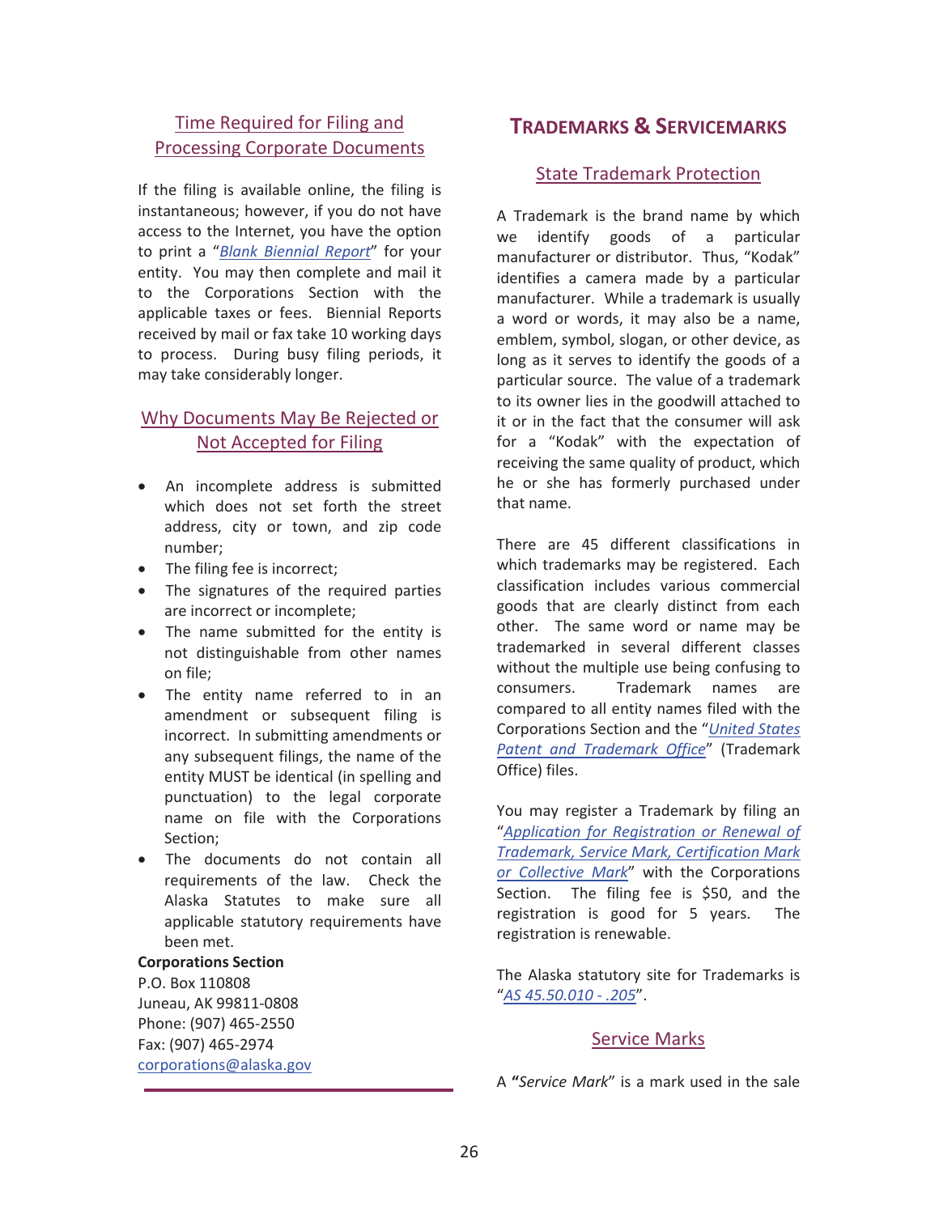## Time Required for Filing and Processing Corporate Documents

If the filing is available online, the filing is instantaneous; however, if you do not have access to the Internet, you have the option to print a "*Blank Biennial Report*" for your entity. You may then complete and mail it to the Corporations Section with the applicable taxes or fees. Biennial Reports received by mail or fax take 10 working days to process. During busy filing periods, it may take considerably longer.

## Why Documents May Be Rejected or Not Accepted for Filing

- An incomplete address is submitted which does not set forth the street address, city or town, and zip code number;
- The filing fee is incorrect;
- The signatures of the required parties are incorrect or incomplete;
- The name submitted for the entity is not distinguishable from other names on file;
- The entity name referred to in an amendment or subsequent filing is incorrect. In submitting amendments or any subsequent filings, the name of the entity MUST be identical (in spelling and punctuation) to the legal corporate name on file with the Corporations Section;
- The documents do not contain all requirements of the law. Check the Alaska Statutes to make sure all applicable statutory requirements have been met.

**Corporations Section**
P.O. Box 110808
Juneau, AK 99811-0808
Phone: (907) 465-2550
Fax: (907) 465-2974
corporations@alaska.gov

# TRADEMARKS & SERVICEMARKS

## State Trademark Protection

A Trademark is the brand name by which we identify goods of a particular manufacturer or distributor. Thus, "Kodak" identifies a camera made by a particular manufacturer. While a trademark is usually a word or words, it may also be a name, emblem, symbol, slogan, or other device, as long as it serves to identify the goods of a particular source. The value of a trademark to its owner lies in the goodwill attached to it or in the fact that the consumer will ask for a "Kodak" with the expectation of receiving the same quality of product, which he or she has formerly purchased under that name.

There are 45 different classifications in which trademarks may be registered. Each classification includes various commercial goods that are clearly distinct from each other. The same word or name may be trademarked in several different classes without the multiple use being confusing to consumers. Trademark names are compared to all entity names filed with the Corporations Section and the "*United States Patent and Trademark Office*" (Trademark Office) files.

You may register a Trademark by filing an "*Application for Registration or Renewal of Trademark, Service Mark, Certification Mark or Collective Mark*" with the Corporations Section. The filing fee is $50, and the registration is good for 5 years. The registration is renewable.

The Alaska statutory site for Trademarks is "*AS 45.50.010 - .205*".

## Service Marks

A **"***Service Mark*" is a mark used in the sale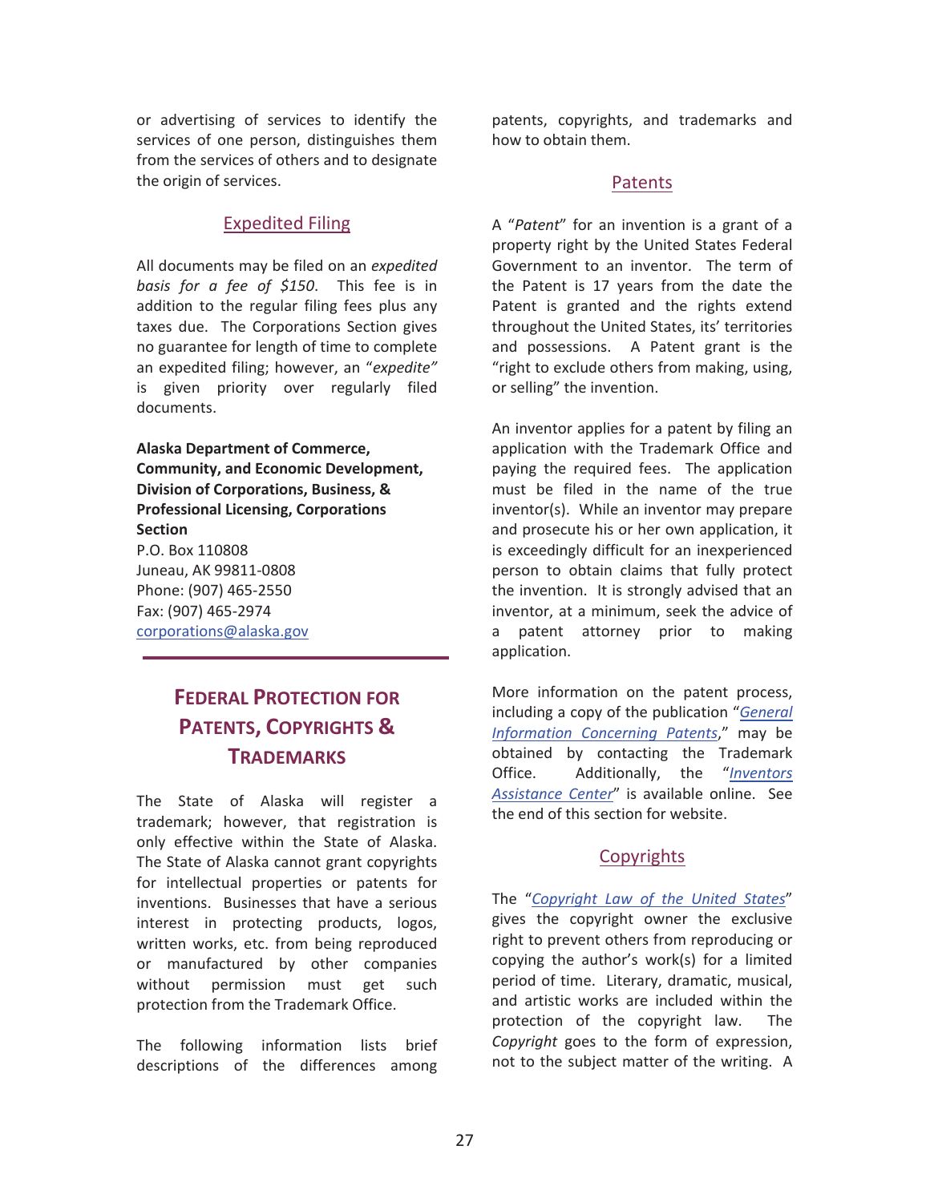or advertising of services to identify the services of one person, distinguishes them from the services of others and to designate the origin of services.

### Expedited Filing

All documents may be filed on an *expedited basis for a fee of $150.* This fee is in addition to the regular filing fees plus any taxes due. The Corporations Section gives no guarantee for length of time to complete an expedited filing; however, an "*expedite"* is given priority over regularly filed documents.

**Alaska Department of Commerce, Community, and Economic Development, Division of Corporations, Business, & Professional Licensing, Corporations Section**
P.O. Box 110808
Juneau, AK 99811-0808
Phone: (907) 465-2550
Fax: (907) 465-2974
corporations@alaska.gov

---

## Federal Protection for Patents, Copyrights & Trademarks

The State of Alaska will register a trademark; however, that registration is only effective within the State of Alaska. The State of Alaska cannot grant copyrights for intellectual properties or patents for inventions. Businesses that have a serious interest in protecting products, logos, written works, etc. from being reproduced or manufactured by other companies without permission must get such protection from the Trademark Office.

The following information lists brief descriptions of the differences among patents, copyrights, and trademarks and how to obtain them.

### Patents

A "*Patent*" for an invention is a grant of a property right by the United States Federal Government to an inventor. The term of the Patent is 17 years from the date the Patent is granted and the rights extend throughout the United States, its' territories and possessions. A Patent grant is the "right to exclude others from making, using, or selling" the invention.

An inventor applies for a patent by filing an application with the Trademark Office and paying the required fees. The application must be filed in the name of the true inventor(s). While an inventor may prepare and prosecute his or her own application, it is exceedingly difficult for an inexperienced person to obtain claims that fully protect the invention. It is strongly advised that an inventor, at a minimum, seek the advice of a patent attorney prior to making application.

More information on the patent process, including a copy of the publication "*General Information Concerning Patents*," may be obtained by contacting the Trademark Office. Additionally, the "*Inventors Assistance Center*" is available online. See the end of this section for website.

### Copyrights

The "*Copyright Law of the United States*" gives the copyright owner the exclusive right to prevent others from reproducing or copying the author's work(s) for a limited period of time. Literary, dramatic, musical, and artistic works are included within the protection of the copyright law. The *Copyright* goes to the form of expression, not to the subject matter of the writing. A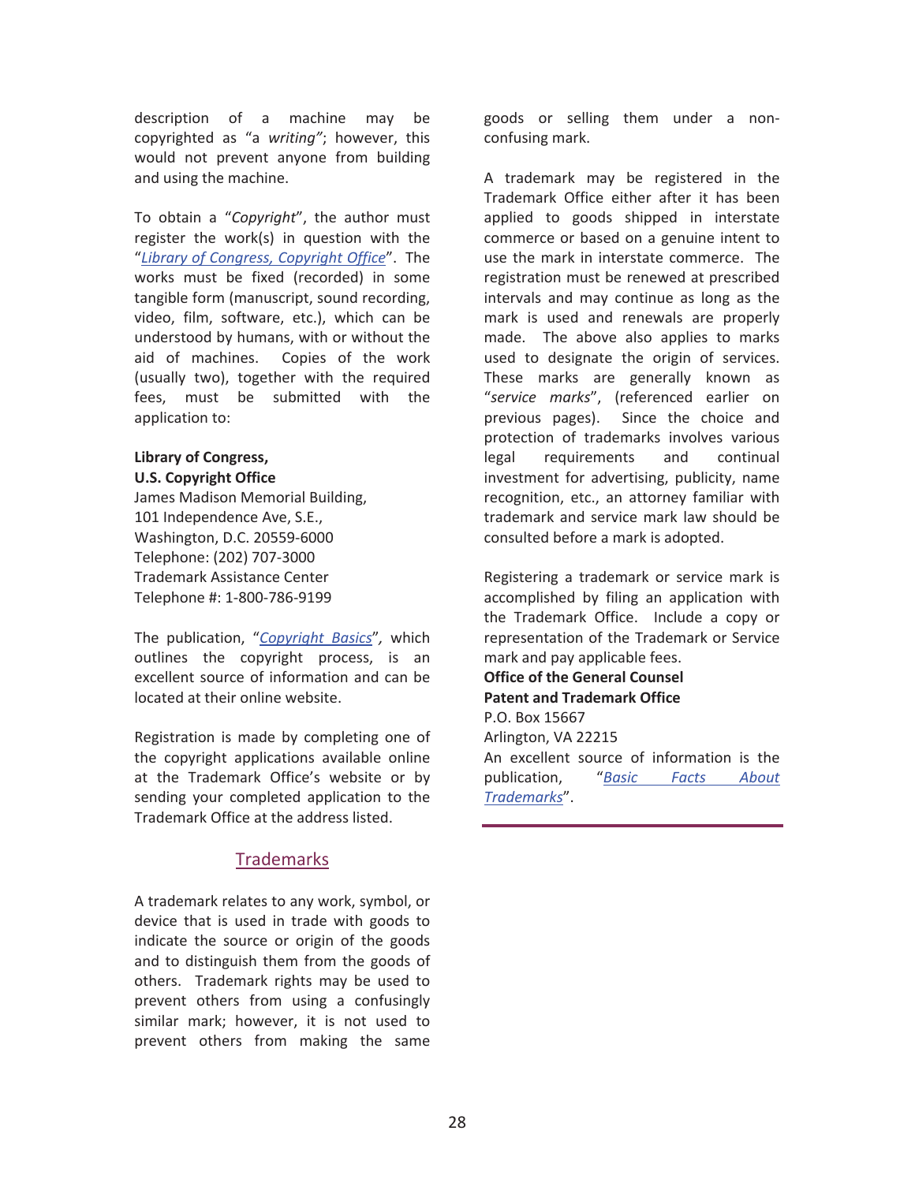description of a machine may be copyrighted as "a *writing"*; however, this would not prevent anyone from building and using the machine.

To obtain a "*Copyright*", the author must register the work(s) in question with the "*Library of Congress, Copyright Office*". The works must be fixed (recorded) in some tangible form (manuscript, sound recording, video, film, software, etc.), which can be understood by humans, with or without the aid of machines. Copies of the work (usually two), together with the required fees, must be submitted with the application to:

**Library of Congress,**
**U.S. Copyright Office**
James Madison Memorial Building,
101 Independence Ave, S.E.,
Washington, D.C. 20559-6000
Telephone: (202) 707-3000
Trademark Assistance Center
Telephone #: 1-800-786-9199

The publication, "*Copyright Basics*"*,* which outlines the copyright process, is an excellent source of information and can be located at their online website.

Registration is made by completing one of the copyright applications available online at the Trademark Office's website or by sending your completed application to the Trademark Office at the address listed.

## Trademarks

A trademark relates to any work, symbol, or device that is used in trade with goods to indicate the source or origin of the goods and to distinguish them from the goods of others. Trademark rights may be used to prevent others from using a confusingly similar mark; however, it is not used to prevent others from making the same goods or selling them under a non-confusing mark.

A trademark may be registered in the Trademark Office either after it has been applied to goods shipped in interstate commerce or based on a genuine intent to use the mark in interstate commerce. The registration must be renewed at prescribed intervals and may continue as long as the mark is used and renewals are properly made. The above also applies to marks used to designate the origin of services. These marks are generally known as "*service marks*", (referenced earlier on previous pages). Since the choice and protection of trademarks involves various legal requirements and continual investment for advertising, publicity, name recognition, etc., an attorney familiar with trademark and service mark law should be consulted before a mark is adopted.

Registering a trademark or service mark is accomplished by filing an application with the Trademark Office. Include a copy or representation of the Trademark or Service mark and pay applicable fees.

**Office of the General Counsel**
**Patent and Trademark Office**
P.O. Box 15667
Arlington, VA 22215
An excellent source of information is the publication, "*Basic Facts About Trademarks*".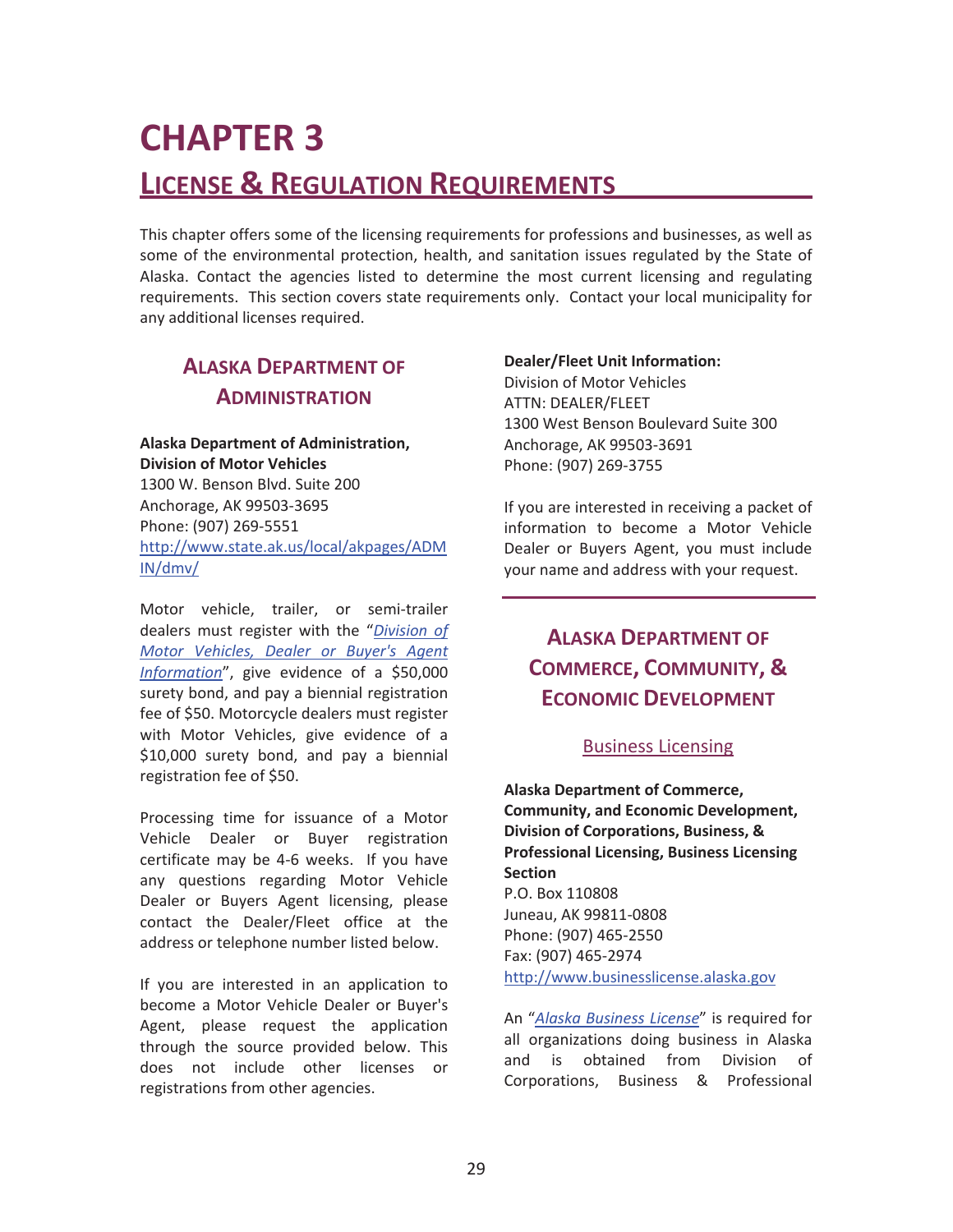# CHAPTER 3

## LICENSE & REGULATION REQUIREMENTS

This chapter offers some of the licensing requirements for professions and businesses, as well as some of the environmental protection, health, and sanitation issues regulated by the State of Alaska. Contact the agencies listed to determine the most current licensing and regulating requirements. This section covers state requirements only. Contact your local municipality for any additional licenses required.

### ALASKA DEPARTMENT OF ADMINISTRATION

**Alaska Department of Administration, Division of Motor Vehicles**
1300 W. Benson Blvd. Suite 200
Anchorage, AK 99503-3695
Phone: (907) 269-5551
http://www.state.ak.us/local/akpages/ADMIN/dmv/

Motor vehicle, trailer, or semi-trailer dealers must register with the "*Division of Motor Vehicles, Dealer or Buyer's Agent Information*", give evidence of a $50,000 surety bond, and pay a biennial registration fee of $50. Motorcycle dealers must register with Motor Vehicles, give evidence of a $10,000 surety bond, and pay a biennial registration fee of $50.

Processing time for issuance of a Motor Vehicle Dealer or Buyer registration certificate may be 4-6 weeks. If you have any questions regarding Motor Vehicle Dealer or Buyers Agent licensing, please contact the Dealer/Fleet office at the address or telephone number listed below.

If you are interested in an application to become a Motor Vehicle Dealer or Buyer's Agent, please request the application through the source provided below. This does not include other licenses or registrations from other agencies.

**Dealer/Fleet Unit Information:**
Division of Motor Vehicles
ATTN: DEALER/FLEET
1300 West Benson Boulevard Suite 300
Anchorage, AK 99503-3691
Phone: (907) 269-3755

If you are interested in receiving a packet of information to become a Motor Vehicle Dealer or Buyers Agent, you must include your name and address with your request.

### ALASKA DEPARTMENT OF COMMERCE, COMMUNITY, & ECONOMIC DEVELOPMENT

#### Business Licensing

**Alaska Department of Commerce, Community, and Economic Development, Division of Corporations, Business, & Professional Licensing, Business Licensing Section**
P.O. Box 110808
Juneau, AK 99811-0808
Phone: (907) 465-2550
Fax: (907) 465-2974
http://www.businesslicense.alaska.gov

An "*Alaska Business License*" is required for all organizations doing business in Alaska and is obtained from Division of Corporations, Business & Professional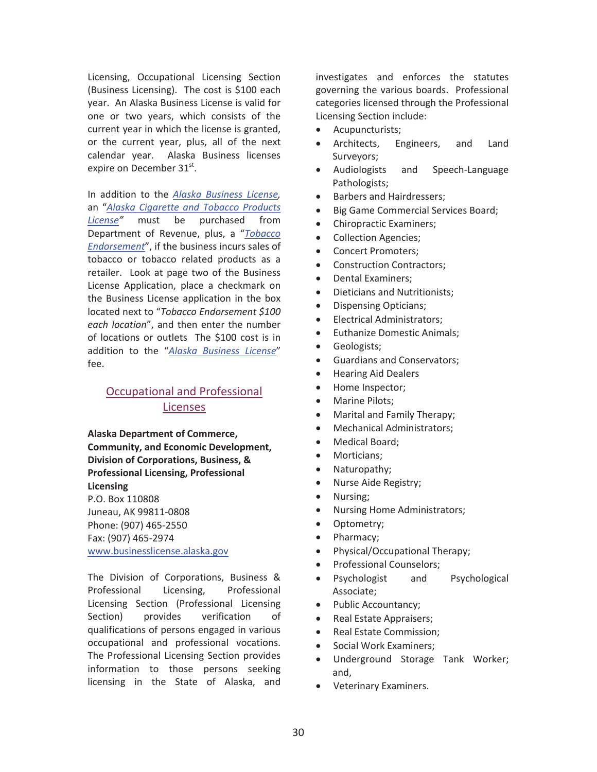Licensing, Occupational Licensing Section (Business Licensing). The cost is $100 each year. An Alaska Business License is valid for one or two years, which consists of the current year in which the license is granted, or the current year, plus, all of the next calendar year. Alaska Business licenses expire on December 31st.

In addition to the *Alaska Business License*, an "*Alaska Cigarette and Tobacco Products License*" must be purchased from Department of Revenue, plus, a "*Tobacco Endorsement*", if the business incurs sales of tobacco or tobacco related products as a retailer. Look at page two of the Business License Application, place a checkmark on the Business License application in the box located next to "*Tobacco Endorsement $100 each location*", and then enter the number of locations or outlets The $100 cost is in addition to the "*Alaska Business License*" fee.

## Occupational and Professional Licenses

**Alaska Department of Commerce, Community, and Economic Development, Division of Corporations, Business, & Professional Licensing, Professional Licensing**
P.O. Box 110808
Juneau, AK 99811-0808
Phone: (907) 465-2550
Fax: (907) 465-2974
www.businesslicense.alaska.gov

The Division of Corporations, Business & Professional Licensing, Professional Licensing Section (Professional Licensing Section) provides verification of qualifications of persons engaged in various occupational and professional vocations. The Professional Licensing Section provides information to those persons seeking licensing in the State of Alaska, and investigates and enforces the statutes governing the various boards. Professional categories licensed through the Professional Licensing Section include:

- Acupuncturists;
- Architects, Engineers, and Land Surveyors;
- Audiologists and Speech-Language Pathologists;
- Barbers and Hairdressers;
- Big Game Commercial Services Board;
- Chiropractic Examiners;
- Collection Agencies;
- Concert Promoters;
- Construction Contractors;
- Dental Examiners;
- Dieticians and Nutritionists;
- Dispensing Opticians;
- Electrical Administrators;
- Euthanize Domestic Animals;
- Geologists;
- Guardians and Conservators;
- Hearing Aid Dealers
- Home Inspector;
- Marine Pilots;
- Marital and Family Therapy;
- Mechanical Administrators;
- Medical Board;
- Morticians;
- Naturopathy;
- Nurse Aide Registry;
- Nursing;
- Nursing Home Administrators;
- Optometry;
- Pharmacy;
- Physical/Occupational Therapy;
- Professional Counselors;
- Psychologist and Psychological Associate;
- Public Accountancy;
- Real Estate Appraisers;
- Real Estate Commission;
- Social Work Examiners;
- Underground Storage Tank Worker; and,
- Veterinary Examiners.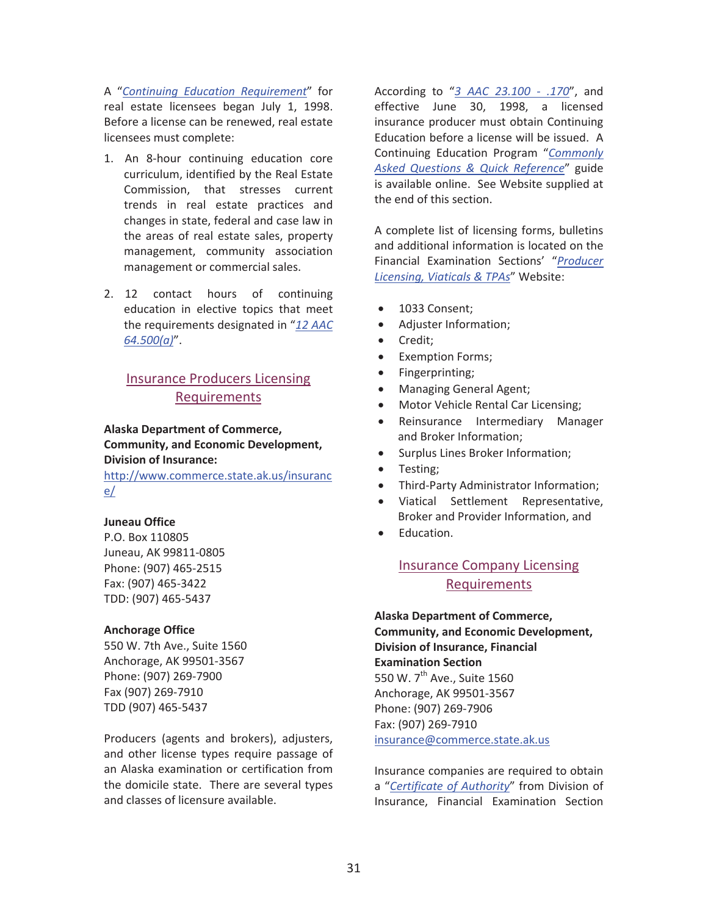A "*Continuing Education Requirement*" for real estate licensees began July 1, 1998. Before a license can be renewed, real estate licensees must complete:

1. An 8-hour continuing education core curriculum, identified by the Real Estate Commission, that stresses current trends in real estate practices and changes in state, federal and case law in the areas of real estate sales, property management, community association management or commercial sales.

2. 12 contact hours of continuing education in elective topics that meet the requirements designated in "*12 AAC 64.500(a)*".

## Insurance Producers Licensing Requirements

**Alaska Department of Commerce, Community, and Economic Development, Division of Insurance:**
http://www.commerce.state.ak.us/insurance/

**Juneau Office**
P.O. Box 110805
Juneau, AK 99811-0805
Phone: (907) 465-2515
Fax: (907) 465-3422
TDD: (907) 465-5437

**Anchorage Office**
550 W. 7th Ave., Suite 1560
Anchorage, AK 99501-3567
Phone: (907) 269-7900
Fax (907) 269-7910
TDD (907) 465-5437

Producers (agents and brokers), adjusters, and other license types require passage of an Alaska examination or certification from the domicile state. There are several types and classes of licensure available.

According to "*3 AAC 23.100 - .170*", and effective June 30, 1998, a licensed insurance producer must obtain Continuing Education before a license will be issued. A Continuing Education Program "*Commonly Asked Questions & Quick Reference*" guide is available online. See Website supplied at the end of this section.

A complete list of licensing forms, bulletins and additional information is located on the Financial Examination Sections' "*Producer Licensing, Viaticals & TPAs*" Website:

- 1033 Consent;
- Adjuster Information;
- Credit;
- Exemption Forms;
- Fingerprinting;
- Managing General Agent;
- Motor Vehicle Rental Car Licensing;
- Reinsurance Intermediary Manager and Broker Information;
- Surplus Lines Broker Information;
- Testing;
- Third-Party Administrator Information;
- Viatical Settlement Representative, Broker and Provider Information, and
- Education.

## Insurance Company Licensing Requirements

**Alaska Department of Commerce, Community, and Economic Development, Division of Insurance, Financial Examination Section**
550 W. 7th Ave., Suite 1560
Anchorage, AK 99501-3567
Phone: (907) 269-7906
Fax: (907) 269-7910
insurance@commerce.state.ak.us

Insurance companies are required to obtain a "*Certificate of Authority*" from Division of Insurance, Financial Examination Section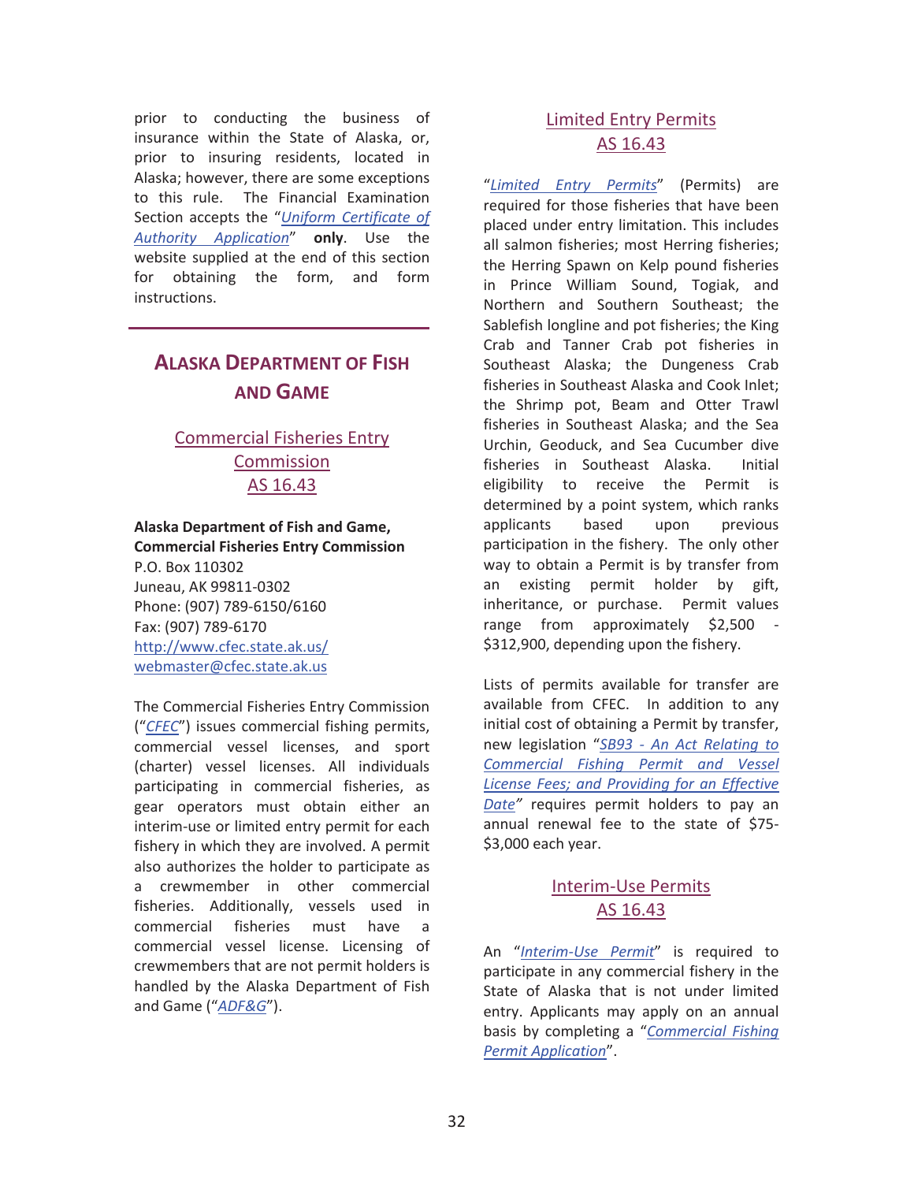prior to conducting the business of insurance within the State of Alaska, or, prior to insuring residents, located in Alaska; however, there are some exceptions to this rule. The Financial Examination Section accepts the "*Uniform Certificate of Authority Application*" **only**. Use the website supplied at the end of this section for obtaining the form, and form instructions.

## Alaska Department of Fish and Game

### Commercial Fisheries Entry Commission AS 16.43

**Alaska Department of Fish and Game, Commercial Fisheries Entry Commission**
P.O. Box 110302
Juneau, AK 99811-0302
Phone: (907) 789-6150/6160
Fax: (907) 789-6170
http://www.cfec.state.ak.us/
webmaster@cfec.state.ak.us

The Commercial Fisheries Entry Commission ("*CFEC*") issues commercial fishing permits, commercial vessel licenses, and sport (charter) vessel licenses. All individuals participating in commercial fisheries, as gear operators must obtain either an interim-use or limited entry permit for each fishery in which they are involved. A permit also authorizes the holder to participate as a crewmember in other commercial fisheries. Additionally, vessels used in commercial fisheries must have a commercial vessel license. Licensing of crewmembers that are not permit holders is handled by the Alaska Department of Fish and Game ("*ADF&G*").

### Limited Entry Permits AS 16.43

"*Limited Entry Permits*" (Permits) are required for those fisheries that have been placed under entry limitation. This includes all salmon fisheries; most Herring fisheries; the Herring Spawn on Kelp pound fisheries in Prince William Sound, Togiak, and Northern and Southern Southeast; the Sablefish longline and pot fisheries; the King Crab and Tanner Crab pot fisheries in Southeast Alaska; the Dungeness Crab fisheries in Southeast Alaska and Cook Inlet; the Shrimp pot, Beam and Otter Trawl fisheries in Southeast Alaska; and the Sea Urchin, Geoduck, and Sea Cucumber dive fisheries in Southeast Alaska. Initial eligibility to receive the Permit is determined by a point system, which ranks applicants based upon previous participation in the fishery. The only other way to obtain a Permit is by transfer from an existing permit holder by gift, inheritance, or purchase. Permit values range from approximately $2,500 - $312,900, depending upon the fishery.

Lists of permits available for transfer are available from CFEC. In addition to any initial cost of obtaining a Permit by transfer, new legislation "*SB93 - An Act Relating to Commercial Fishing Permit and Vessel License Fees; and Providing for an Effective Date*" requires permit holders to pay an annual renewal fee to the state of $75-$3,000 each year.

### Interim-Use Permits AS 16.43

An "*Interim-Use Permit*" is required to participate in any commercial fishery in the State of Alaska that is not under limited entry. Applicants may apply on an annual basis by completing a "*Commercial Fishing Permit Application*".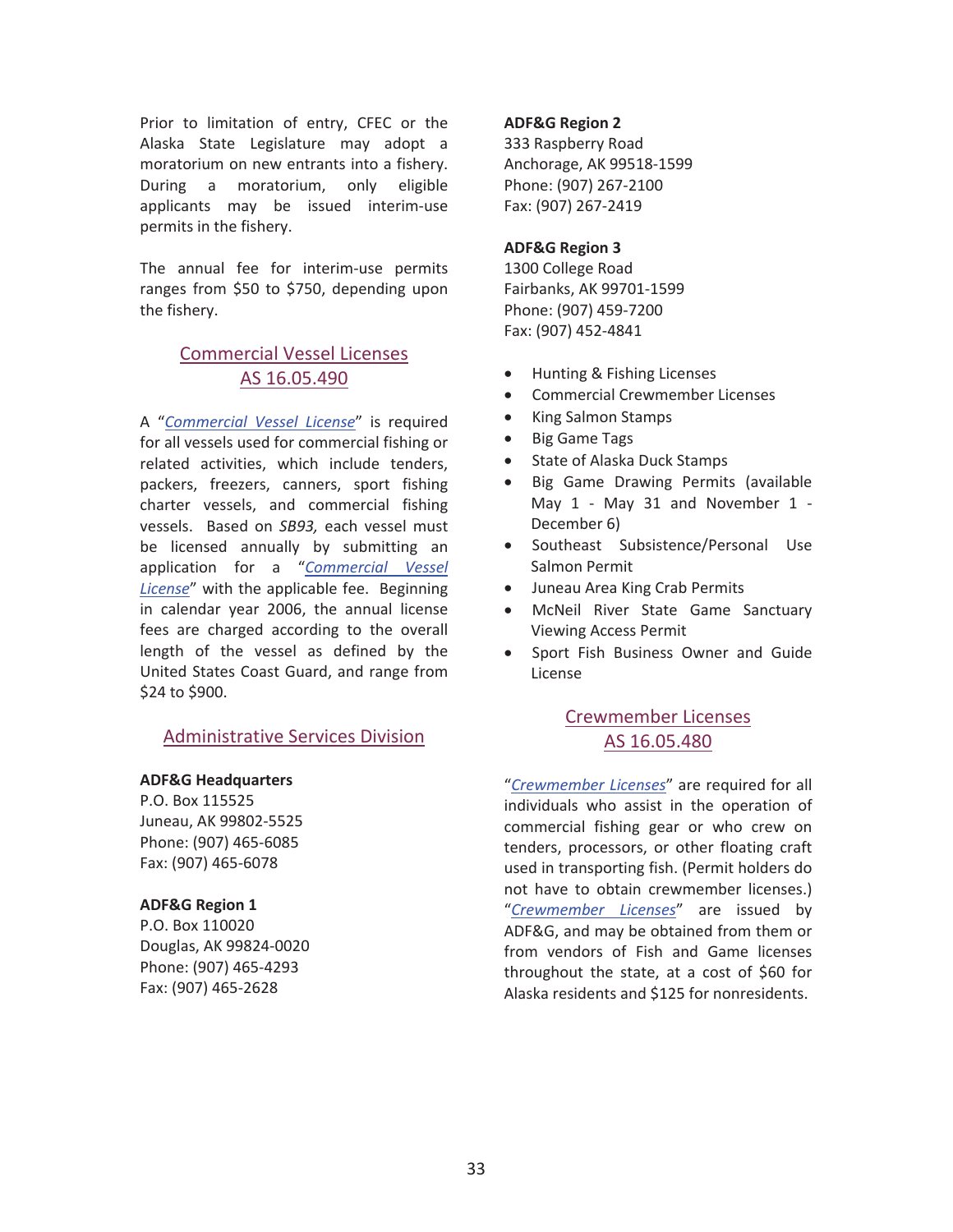Prior to limitation of entry, CFEC or the Alaska State Legislature may adopt a moratorium on new entrants into a fishery. During a moratorium, only eligible applicants may be issued interim-use permits in the fishery.

The annual fee for interim-use permits ranges from $50 to $750, depending upon the fishery.

## Commercial Vessel Licenses
## AS 16.05.490

A "*Commercial Vessel License*" is required for all vessels used for commercial fishing or related activities, which include tenders, packers, freezers, canners, sport fishing charter vessels, and commercial fishing vessels. Based on *SB93,* each vessel must be licensed annually by submitting an application for a "*Commercial Vessel License*" with the applicable fee. Beginning in calendar year 2006, the annual license fees are charged according to the overall length of the vessel as defined by the United States Coast Guard, and range from $24 to $900.

## Administrative Services Division

**ADF&G Headquarters**
P.O. Box 115525
Juneau, AK 99802-5525
Phone: (907) 465-6085
Fax: (907) 465-6078

**ADF&G Region 1**
P.O. Box 110020
Douglas, AK 99824-0020
Phone: (907) 465-4293
Fax: (907) 465-2628

**ADF&G Region 2**
333 Raspberry Road
Anchorage, AK 99518-1599
Phone: (907) 267-2100
Fax: (907) 267-2419

**ADF&G Region 3**
1300 College Road
Fairbanks, AK 99701-1599
Phone: (907) 459-7200
Fax: (907) 452-4841

- Hunting & Fishing Licenses
- Commercial Crewmember Licenses
- King Salmon Stamps
- Big Game Tags
- State of Alaska Duck Stamps
- Big Game Drawing Permits (available May 1 - May 31 and November 1 - December 6)
- Southeast Subsistence/Personal Use Salmon Permit
- Juneau Area King Crab Permits
- McNeil River State Game Sanctuary Viewing Access Permit
- Sport Fish Business Owner and Guide License

## Crewmember Licenses
## AS 16.05.480

"*Crewmember Licenses*" are required for all individuals who assist in the operation of commercial fishing gear or who crew on tenders, processors, or other floating craft used in transporting fish. (Permit holders do not have to obtain crewmember licenses.) "*Crewmember Licenses*" are issued by ADF&G, and may be obtained from them or from vendors of Fish and Game licenses throughout the state, at a cost of $60 for Alaska residents and $125 for nonresidents.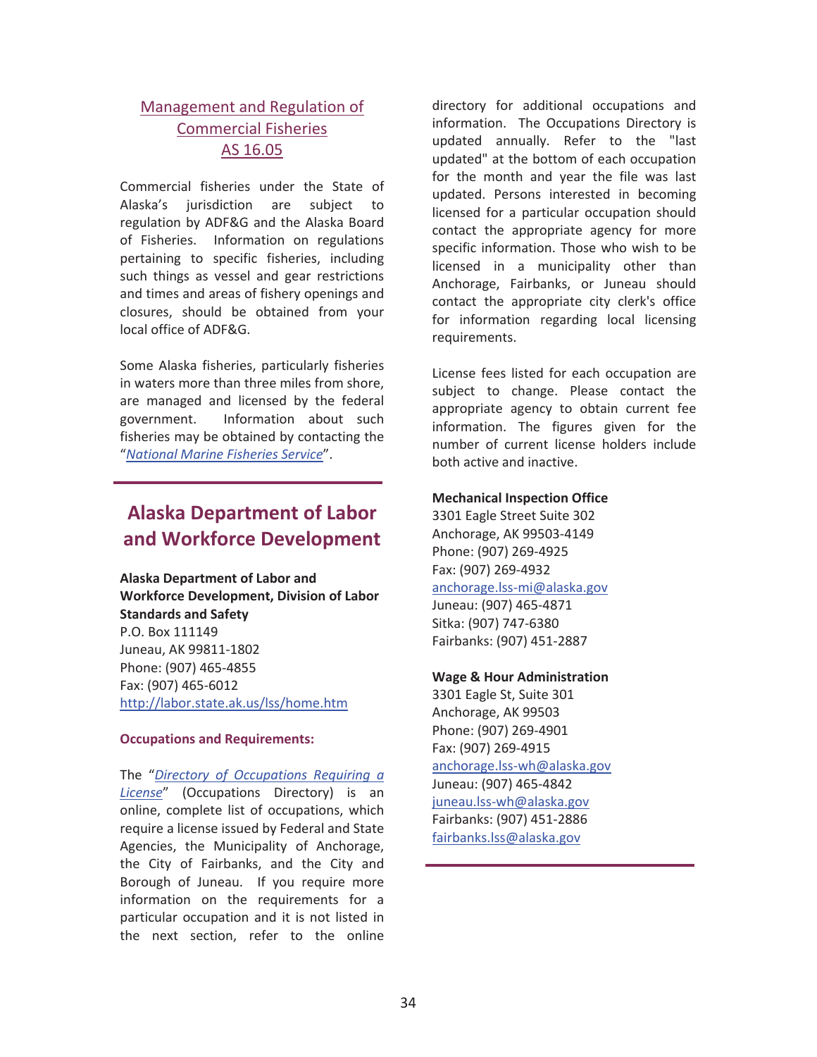## Management and Regulation of Commercial Fisheries AS 16.05

Commercial fisheries under the State of Alaska's jurisdiction are subject to regulation by ADF&G and the Alaska Board of Fisheries. Information on regulations pertaining to specific fisheries, including such things as vessel and gear restrictions and times and areas of fishery openings and closures, should be obtained from your local office of ADF&G.

Some Alaska fisheries, particularly fisheries in waters more than three miles from shore, are managed and licensed by the federal government. Information about such fisheries may be obtained by contacting the "*National Marine Fisheries Service*".

# Alaska Department of Labor and Workforce Development

**Alaska Department of Labor and Workforce Development, Division of Labor Standards and Safety**
P.O. Box 111149
Juneau, AK 99811-1802
Phone: (907) 465-4855
Fax: (907) 465-6012
http://labor.state.ak.us/lss/home.htm

### Occupations and Requirements:

The "*Directory of Occupations Requiring a License*" (Occupations Directory) is an online, complete list of occupations, which require a license issued by Federal and State Agencies, the Municipality of Anchorage, the City of Fairbanks, and the City and Borough of Juneau. If you require more information on the requirements for a particular occupation and it is not listed in the next section, refer to the online directory for additional occupations and information. The Occupations Directory is updated annually. Refer to the "last updated" at the bottom of each occupation for the month and year the file was last updated. Persons interested in becoming licensed for a particular occupation should contact the appropriate agency for more specific information. Those who wish to be licensed in a municipality other than Anchorage, Fairbanks, or Juneau should contact the appropriate city clerk's office for information regarding local licensing requirements.

License fees listed for each occupation are subject to change. Please contact the appropriate agency to obtain current fee information. The figures given for the number of current license holders include both active and inactive.

**Mechanical Inspection Office**
3301 Eagle Street Suite 302
Anchorage, AK 99503-4149
Phone: (907) 269-4925
Fax: (907) 269-4932
anchorage.lss-mi@alaska.gov
Juneau: (907) 465-4871
Sitka: (907) 747-6380
Fairbanks: (907) 451-2887

**Wage & Hour Administration**
3301 Eagle St, Suite 301
Anchorage, AK 99503
Phone: (907) 269-4901
Fax: (907) 269-4915
anchorage.lss-wh@alaska.gov
Juneau: (907) 465-4842
juneau.lss-wh@alaska.gov
Fairbanks: (907) 451-2886
fairbanks.lss@alaska.gov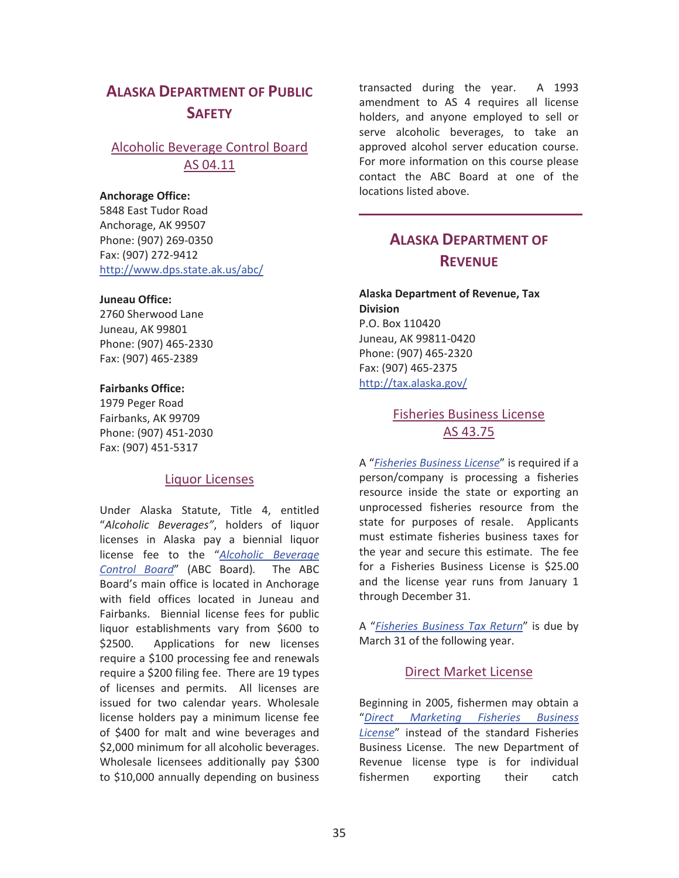## Alaska Department of Public Safety

### Alcoholic Beverage Control Board AS 04.11

**Anchorage Office:**
5848 East Tudor Road
Anchorage, AK 99507
Phone: (907) 269-0350
Fax: (907) 272-9412
http://www.dps.state.ak.us/abc/

**Juneau Office:**
2760 Sherwood Lane
Juneau, AK 99801
Phone: (907) 465-2330
Fax: (907) 465-2389

**Fairbanks Office:**
1979 Peger Road
Fairbanks, AK 99709
Phone: (907) 451-2030
Fax: (907) 451-5317

### Liquor Licenses

Under Alaska Statute, Title 4, entitled "*Alcoholic Beverages"*, holders of liquor licenses in Alaska pay a biennial liquor license fee to the "*Alcoholic Beverage Control Board*" (ABC Board). The ABC Board's main office is located in Anchorage with field offices located in Juneau and Fairbanks. Biennial license fees for public liquor establishments vary from $600 to $2500. Applications for new licenses require a $100 processing fee and renewals require a $200 filing fee. There are 19 types of licenses and permits. All licenses are issued for two calendar years. Wholesale license holders pay a minimum license fee of $400 for malt and wine beverages and $2,000 minimum for all alcoholic beverages. Wholesale licensees additionally pay $300 to $10,000 annually depending on business transacted during the year. A 1993 amendment to AS 4 requires all license holders, and anyone employed to sell or serve alcoholic beverages, to take an approved alcohol server education course. For more information on this course please contact the ABC Board at one of the locations listed above.

## Alaska Department of Revenue

**Alaska Department of Revenue, Tax Division**
P.O. Box 110420
Juneau, AK 99811-0420
Phone: (907) 465-2320
Fax: (907) 465-2375
http://tax.alaska.gov/

### Fisheries Business License AS 43.75

A "*Fisheries Business License*" is required if a person/company is processing a fisheries resource inside the state or exporting an unprocessed fisheries resource from the state for purposes of resale. Applicants must estimate fisheries business taxes for the year and secure this estimate. The fee for a Fisheries Business License is $25.00 and the license year runs from January 1 through December 31.

A "*Fisheries Business Tax Return*" is due by March 31 of the following year.

### Direct Market License

Beginning in 2005, fishermen may obtain a "*Direct Marketing Fisheries Business License*" instead of the standard Fisheries Business License. The new Department of Revenue license type is for individual fishermen exporting their catch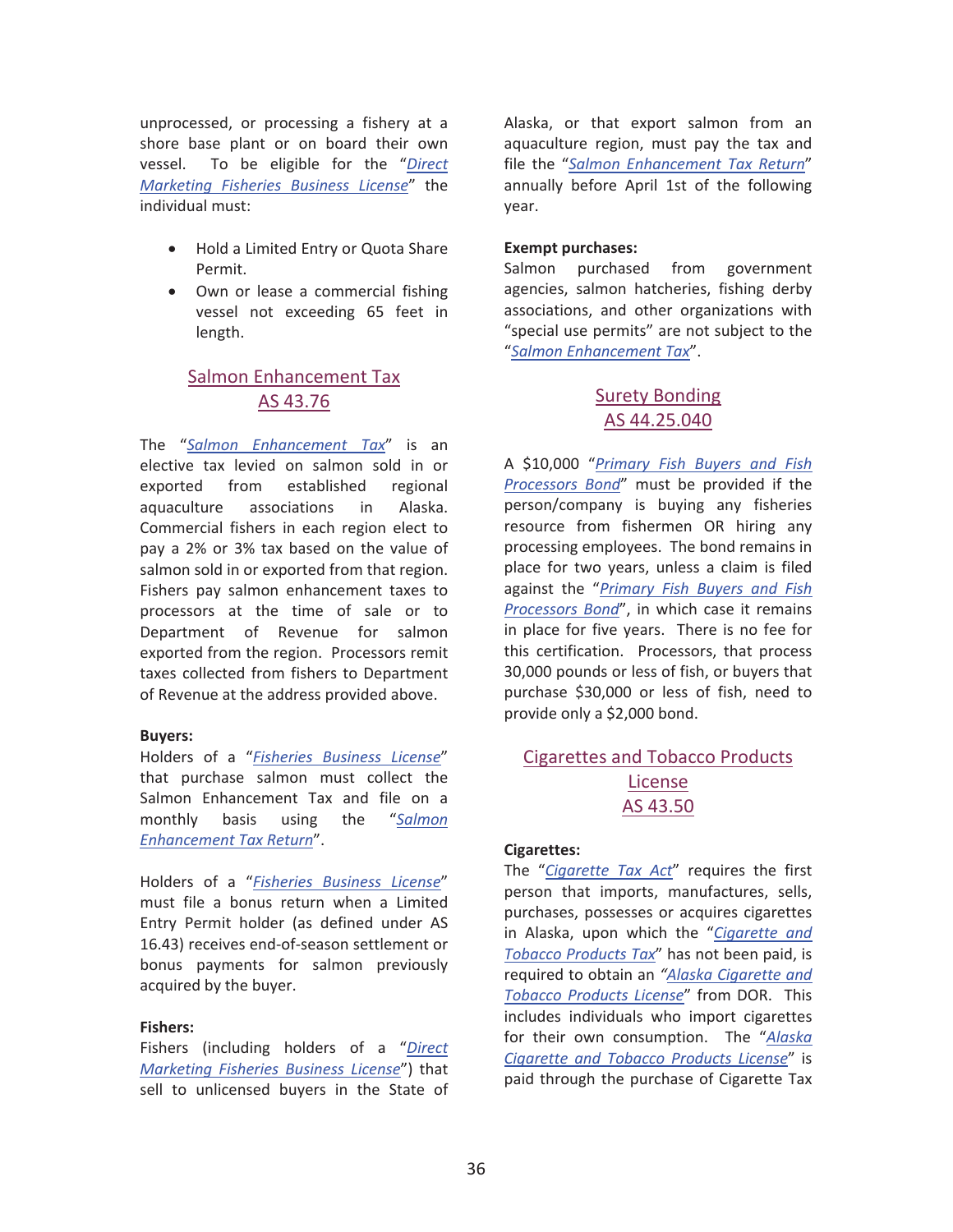unprocessed, or processing a fishery at a shore base plant or on board their own vessel. To be eligible for the "*Direct Marketing Fisheries Business License*" the individual must:

- Hold a Limited Entry or Quota Share Permit.
- Own or lease a commercial fishing vessel not exceeding 65 feet in length.

## Salmon Enhancement Tax
## AS 43.76

The "*Salmon Enhancement Tax*" is an elective tax levied on salmon sold in or exported from established regional aquaculture associations in Alaska. Commercial fishers in each region elect to pay a 2% or 3% tax based on the value of salmon sold in or exported from that region. Fishers pay salmon enhancement taxes to processors at the time of sale or to Department of Revenue for salmon exported from the region. Processors remit taxes collected from fishers to Department of Revenue at the address provided above.

**Buyers:**
Holders of a "*Fisheries Business License*" that purchase salmon must collect the Salmon Enhancement Tax and file on a monthly basis using the "*Salmon Enhancement Tax Return*".

Holders of a "*Fisheries Business License*" must file a bonus return when a Limited Entry Permit holder (as defined under AS 16.43) receives end-of-season settlement or bonus payments for salmon previously acquired by the buyer.

**Fishers:**
Fishers (including holders of a "*Direct Marketing Fisheries Business License*") that sell to unlicensed buyers in the State of Alaska, or that export salmon from an aquaculture region, must pay the tax and file the "*Salmon Enhancement Tax Return*" annually before April 1st of the following year.

**Exempt purchases:**
Salmon purchased from government agencies, salmon hatcheries, fishing derby associations, and other organizations with "special use permits" are not subject to the "*Salmon Enhancement Tax*".

## Surety Bonding
## AS 44.25.040

A $10,000 "*Primary Fish Buyers and Fish Processors Bond*" must be provided if the person/company is buying any fisheries resource from fishermen OR hiring any processing employees. The bond remains in place for two years, unless a claim is filed against the "*Primary Fish Buyers and Fish Processors Bond*", in which case it remains in place for five years. There is no fee for this certification. Processors, that process 30,000 pounds or less of fish, or buyers that purchase $30,000 or less of fish, need to provide only a $2,000 bond.

## Cigarettes and Tobacco Products License
## AS 43.50

**Cigarettes:**
The "*Cigarette Tax Act*" requires the first person that imports, manufactures, sells, purchases, possesses or acquires cigarettes in Alaska, upon which the "*Cigarette and Tobacco Products Tax*" has not been paid, is required to obtain an "*Alaska Cigarette and Tobacco Products License*" from DOR. This includes individuals who import cigarettes for their own consumption. The "*Alaska Cigarette and Tobacco Products License*" is paid through the purchase of Cigarette Tax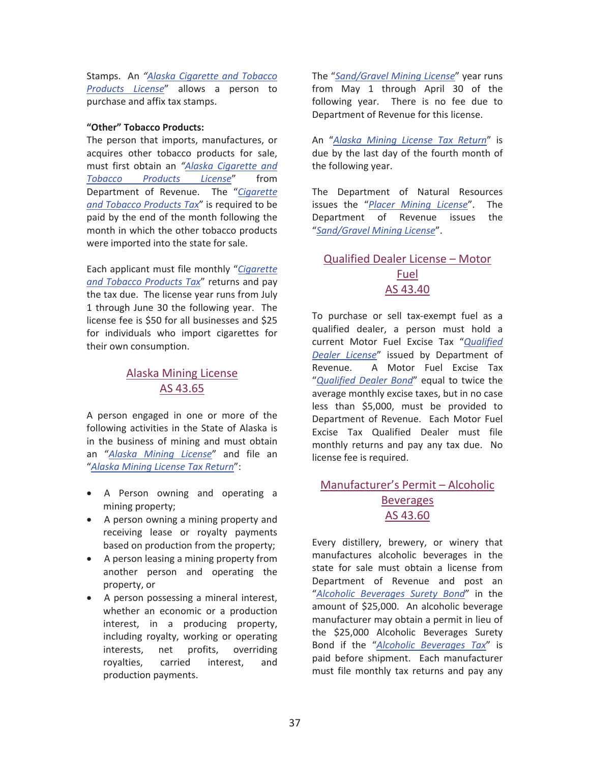Stamps. An *"Alaska Cigarette and Tobacco Products License"* allows a person to purchase and affix tax stamps.

**"Other" Tobacco Products:**

The person that imports, manufactures, or acquires other tobacco products for sale, must first obtain an *"Alaska Cigarette and Tobacco Products License"* from Department of Revenue. The "*Cigarette and Tobacco Products Tax*" is required to be paid by the end of the month following the month in which the other tobacco products were imported into the state for sale.

Each applicant must file monthly "*Cigarette and Tobacco Products Tax*" returns and pay the tax due. The license year runs from July 1 through June 30 the following year. The license fee is $50 for all businesses and $25 for individuals who import cigarettes for their own consumption.

## Alaska Mining License
## AS 43.65

A person engaged in one or more of the following activities in the State of Alaska is in the business of mining and must obtain an "*Alaska Mining License*" and file an "*Alaska Mining License Tax Return*":

- A Person owning and operating a mining property;
- A person owning a mining property and receiving lease or royalty payments based on production from the property;
- A person leasing a mining property from another person and operating the property, or
- A person possessing a mineral interest, whether an economic or a production interest, in a producing property, including royalty, working or operating interests, net profits, overriding royalties, carried interest, and production payments.

The "*Sand/Gravel Mining License*" year runs from May 1 through April 30 of the following year. There is no fee due to Department of Revenue for this license.

An "*Alaska Mining License Tax Return*" is due by the last day of the fourth month of the following year.

The Department of Natural Resources issues the "*Placer Mining License*". The Department of Revenue issues the "*Sand/Gravel Mining License*".

## Qualified Dealer License – Motor Fuel
## AS 43.40

To purchase or sell tax-exempt fuel as a qualified dealer, a person must hold a current Motor Fuel Excise Tax "*Qualified Dealer License*" issued by Department of Revenue. A Motor Fuel Excise Tax "*Qualified Dealer Bond*" equal to twice the average monthly excise taxes, but in no case less than $5,000, must be provided to Department of Revenue. Each Motor Fuel Excise Tax Qualified Dealer must file monthly returns and pay any tax due. No license fee is required.

## Manufacturer's Permit – Alcoholic Beverages
## AS 43.60

Every distillery, brewery, or winery that manufactures alcoholic beverages in the state for sale must obtain a license from Department of Revenue and post an "*Alcoholic Beverages Surety Bond*" in the amount of $25,000. An alcoholic beverage manufacturer may obtain a permit in lieu of the $25,000 Alcoholic Beverages Surety Bond if the "*Alcoholic Beverages Tax*" is paid before shipment. Each manufacturer must file monthly tax returns and pay any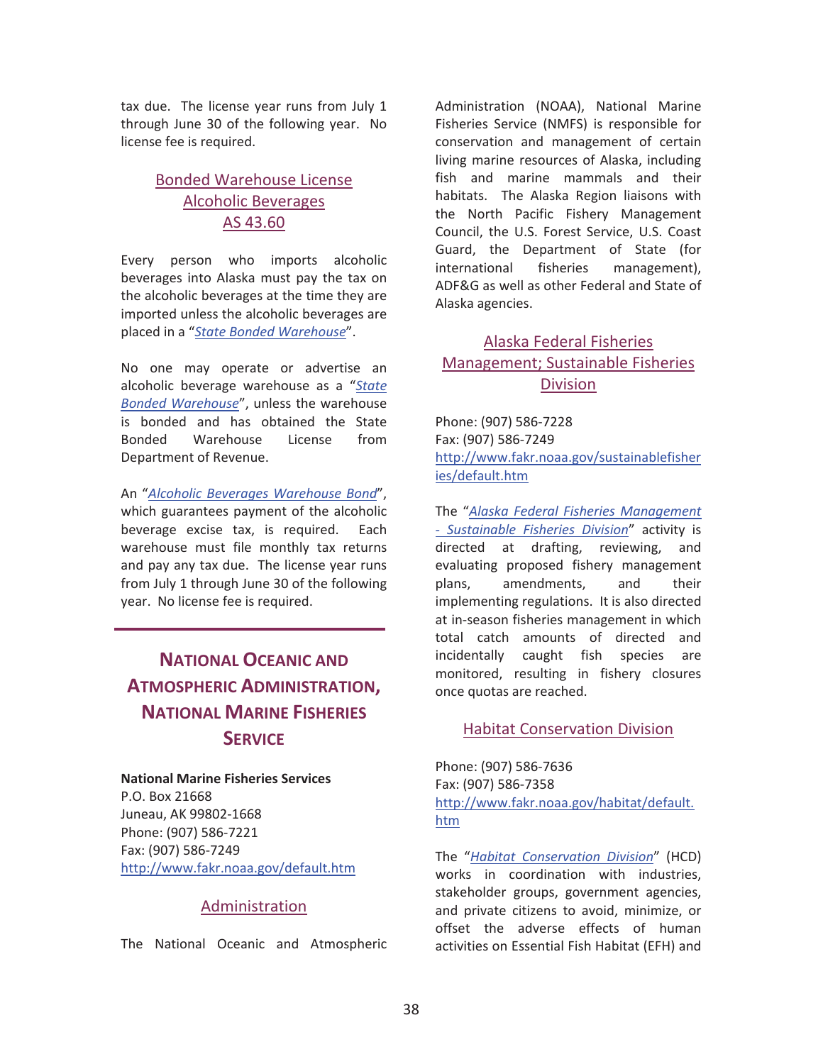tax due. The license year runs from July 1 through June 30 of the following year. No license fee is required.

### Bonded Warehouse License Alcoholic Beverages AS 43.60

Every person who imports alcoholic beverages into Alaska must pay the tax on the alcoholic beverages at the time they are imported unless the alcoholic beverages are placed in a "*State Bonded Warehouse*".

No one may operate or advertise an alcoholic beverage warehouse as a "*State Bonded Warehouse*", unless the warehouse is bonded and has obtained the State Bonded Warehouse License from Department of Revenue.

An "*Alcoholic Beverages Warehouse Bond*", which guarantees payment of the alcoholic beverage excise tax, is required. Each warehouse must file monthly tax returns and pay any tax due. The license year runs from July 1 through June 30 of the following year. No license fee is required.

---

## National Oceanic and Atmospheric Administration, National Marine Fisheries Service

**National Marine Fisheries Services**
P.O. Box 21668
Juneau, AK 99802-1668
Phone: (907) 586-7221
Fax: (907) 586-7249
http://www.fakr.noaa.gov/default.htm

### Administration

The National Oceanic and Atmospheric Administration (NOAA), National Marine Fisheries Service (NMFS) is responsible for conservation and management of certain living marine resources of Alaska, including fish and marine mammals and their habitats. The Alaska Region liaisons with the North Pacific Fishery Management Council, the U.S. Forest Service, U.S. Coast Guard, the Department of State (for international fisheries management), ADF&G as well as other Federal and State of Alaska agencies.

### Alaska Federal Fisheries Management; Sustainable Fisheries Division

Phone: (907) 586-7228
Fax: (907) 586-7249
http://www.fakr.noaa.gov/sustainablefisheries/default.htm

The "*Alaska Federal Fisheries Management - Sustainable Fisheries Division*" activity is directed at drafting, reviewing, and evaluating proposed fishery management plans, amendments, and their implementing regulations. It is also directed at in-season fisheries management in which total catch amounts of directed and incidentally caught fish species are monitored, resulting in fishery closures once quotas are reached.

### Habitat Conservation Division

Phone: (907) 586-7636
Fax: (907) 586-7358
http://www.fakr.noaa.gov/habitat/default.htm

The "*Habitat Conservation Division*" (HCD) works in coordination with industries, stakeholder groups, government agencies, and private citizens to avoid, minimize, or offset the adverse effects of human activities on Essential Fish Habitat (EFH) and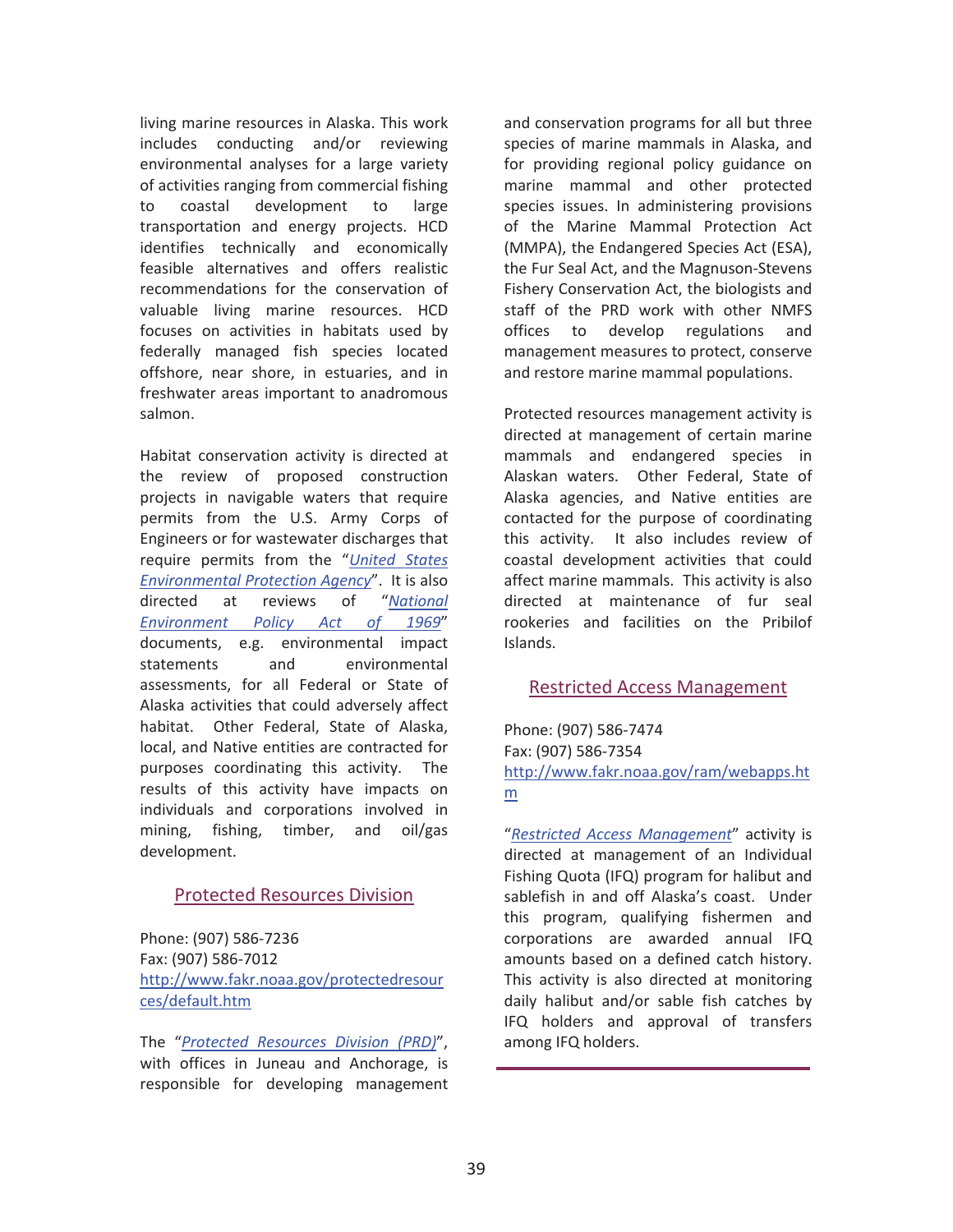living marine resources in Alaska. This work includes conducting and/or reviewing environmental analyses for a large variety of activities ranging from commercial fishing to coastal development to large transportation and energy projects. HCD identifies technically and economically feasible alternatives and offers realistic recommendations for the conservation of valuable living marine resources. HCD focuses on activities in habitats used by federally managed fish species located offshore, near shore, in estuaries, and in freshwater areas important to anadromous salmon.

Habitat conservation activity is directed at the review of proposed construction projects in navigable waters that require permits from the U.S. Army Corps of Engineers or for wastewater discharges that require permits from the "*United States Environmental Protection Agency*". It is also directed at reviews of "*National Environment Policy Act of 1969*" documents, e.g. environmental impact statements and environmental assessments, for all Federal or State of Alaska activities that could adversely affect habitat. Other Federal, State of Alaska, local, and Native entities are contracted for purposes coordinating this activity. The results of this activity have impacts on individuals and corporations involved in mining, fishing, timber, and oil/gas development.

## Protected Resources Division

Phone: (907) 586-7236
Fax: (907) 586-7012
http://www.fakr.noaa.gov/protectedresources/default.htm

The "*Protected Resources Division (PRD)*", with offices in Juneau and Anchorage, is responsible for developing management and conservation programs for all but three species of marine mammals in Alaska, and for providing regional policy guidance on marine mammal and other protected species issues. In administering provisions of the Marine Mammal Protection Act (MMPA), the Endangered Species Act (ESA), the Fur Seal Act, and the Magnuson-Stevens Fishery Conservation Act, the biologists and staff of the PRD work with other NMFS offices to develop regulations and management measures to protect, conserve and restore marine mammal populations.

Protected resources management activity is directed at management of certain marine mammals and endangered species in Alaskan waters. Other Federal, State of Alaska agencies, and Native entities are contacted for the purpose of coordinating this activity. It also includes review of coastal development activities that could affect marine mammals. This activity is also directed at maintenance of fur seal rookeries and facilities on the Pribilof Islands.

## Restricted Access Management

Phone: (907) 586-7474
Fax: (907) 586-7354
http://www.fakr.noaa.gov/ram/webapps.htm

"*Restricted Access Management*" activity is directed at management of an Individual Fishing Quota (IFQ) program for halibut and sablefish in and off Alaska's coast. Under this program, qualifying fishermen and corporations are awarded annual IFQ amounts based on a defined catch history. This activity is also directed at monitoring daily halibut and/or sable fish catches by IFQ holders and approval of transfers among IFQ holders.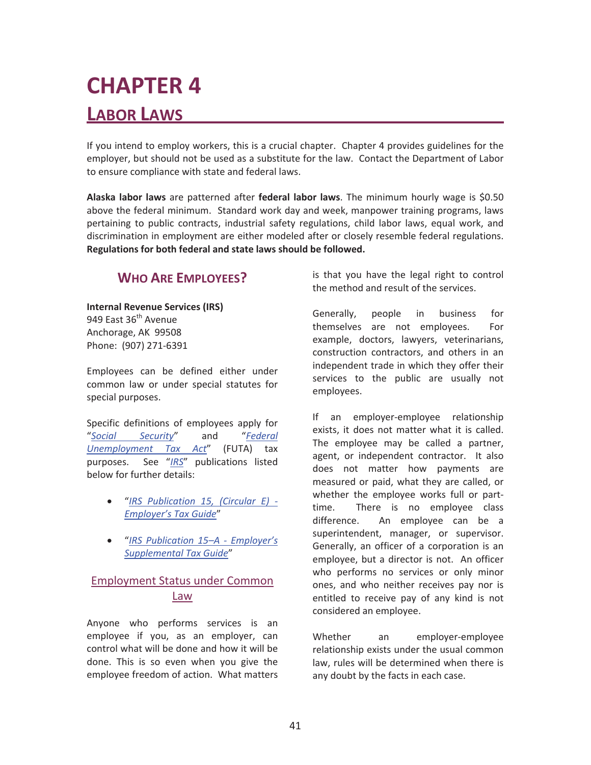# CHAPTER 4

## LABOR LAWS

If you intend to employ workers, this is a crucial chapter. Chapter 4 provides guidelines for the employer, but should not be used as a substitute for the law. Contact the Department of Labor to ensure compliance with state and federal laws.

**Alaska labor laws** are patterned after **federal labor laws**. The minimum hourly wage is $0.50 above the federal minimum. Standard work day and week, manpower training programs, laws pertaining to public contracts, industrial safety regulations, child labor laws, equal work, and discrimination in employment are either modeled after or closely resemble federal regulations. **Regulations for both federal and state laws should be followed.**

### WHO ARE EMPLOYEES?

**Internal Revenue Services (IRS)**
949 East 36th Avenue
Anchorage, AK 99508
Phone: (907) 271-6391

Employees can be defined either under common law or under special statutes for special purposes.

Specific definitions of employees apply for "*Social Security*" and "*Federal Unemployment Tax Act*" (FUTA) tax purposes. See "*IRS*" publications listed below for further details:

- "*IRS Publication 15, (Circular E) - Employer's Tax Guide*"
- "*IRS Publication 15–A - Employer's Supplemental Tax Guide*"

#### Employment Status under Common Law

Anyone who performs services is an employee if you, as an employer, can control what will be done and how it will be done. This is so even when you give the employee freedom of action. What matters is that you have the legal right to control the method and result of the services.

Generally, people in business for themselves are not employees. For example, doctors, lawyers, veterinarians, construction contractors, and others in an independent trade in which they offer their services to the public are usually not employees.

If an employer-employee relationship exists, it does not matter what it is called. The employee may be called a partner, agent, or independent contractor. It also does not matter how payments are measured or paid, what they are called, or whether the employee works full or part-time. There is no employee class difference. An employee can be a superintendent, manager, or supervisor. Generally, an officer of a corporation is an employee, but a director is not. An officer who performs no services or only minor ones, and who neither receives pay nor is entitled to receive pay of any kind is not considered an employee.

Whether an employer-employee relationship exists under the usual common law, rules will be determined when there is any doubt by the facts in each case.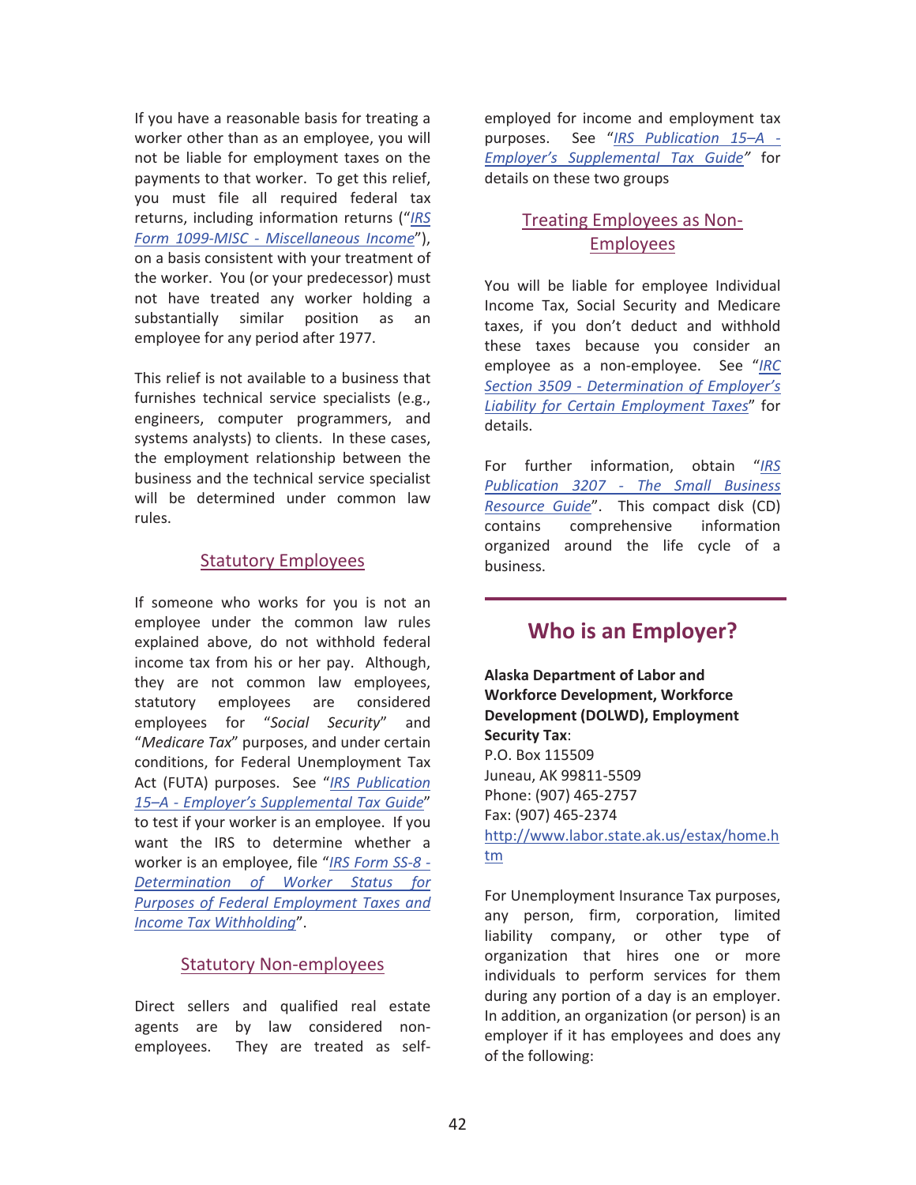If you have a reasonable basis for treating a worker other than as an employee, you will not be liable for employment taxes on the payments to that worker. To get this relief, you must file all required federal tax returns, including information returns ("*IRS Form 1099-MISC - Miscellaneous Income*"), on a basis consistent with your treatment of the worker. You (or your predecessor) must not have treated any worker holding a substantially similar position as an employee for any period after 1977.

This relief is not available to a business that furnishes technical service specialists (e.g., engineers, computer programmers, and systems analysts) to clients. In these cases, the employment relationship between the business and the technical service specialist will be determined under common law rules.

### Statutory Employees

If someone who works for you is not an employee under the common law rules explained above, do not withhold federal income tax from his or her pay. Although, they are not common law employees, statutory employees are considered employees for "*Social Security*" and "*Medicare Tax*" purposes, and under certain conditions, for Federal Unemployment Tax Act (FUTA) purposes. See "*IRS Publication 15–A - Employer's Supplemental Tax Guide*" to test if your worker is an employee. If you want the IRS to determine whether a worker is an employee, file "*IRS Form SS-8 - Determination of Worker Status for Purposes of Federal Employment Taxes and Income Tax Withholding*".

### Statutory Non-employees

Direct sellers and qualified real estate agents are by law considered non-employees. They are treated as self-employed for income and employment tax purposes. See "*IRS Publication 15–A - Employer's Supplemental Tax Guide*" for details on these two groups

### Treating Employees as Non-Employees

You will be liable for employee Individual Income Tax, Social Security and Medicare taxes, if you don't deduct and withhold these taxes because you consider an employee as a non-employee. See "*IRC Section 3509 - Determination of Employer's Liability for Certain Employment Taxes*" for details.

For further information, obtain "*IRS Publication 3207 - The Small Business Resource Guide*". This compact disk (CD) contains comprehensive information organized around the life cycle of a business.

## Who is an Employer?

**Alaska Department of Labor and Workforce Development, Workforce Development (DOLWD), Employment Security Tax**:
P.O. Box 115509
Juneau, AK 99811-5509
Phone: (907) 465-2757
Fax: (907) 465-2374
http://www.labor.state.ak.us/estax/home.htm

For Unemployment Insurance Tax purposes, any person, firm, corporation, limited liability company, or other type of organization that hires one or more individuals to perform services for them during any portion of a day is an employer. In addition, an organization (or person) is an employer if it has employees and does any of the following: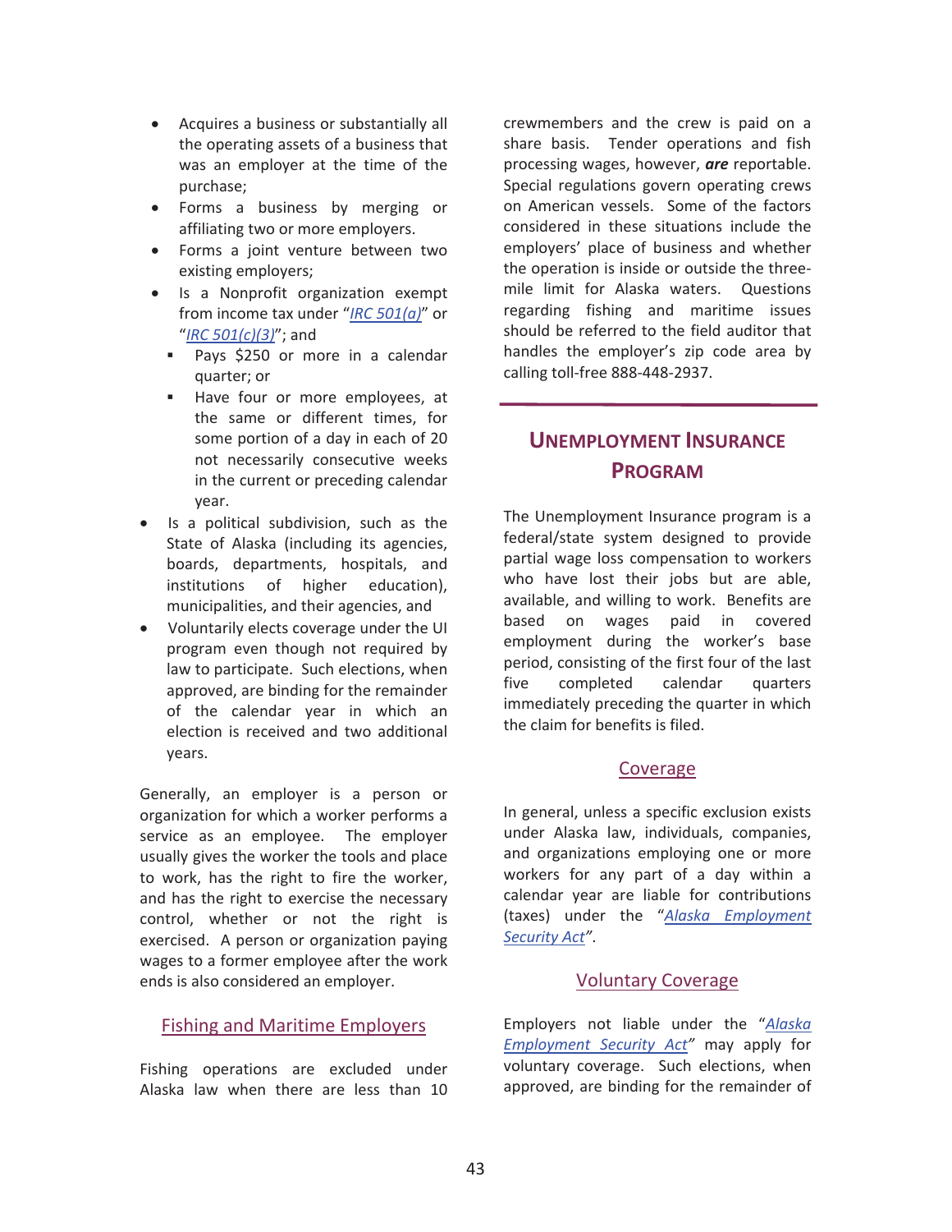- Acquires a business or substantially all the operating assets of a business that was an employer at the time of the purchase;
- Forms a business by merging or affiliating two or more employers.
- Forms a joint venture between two existing employers;
- Is a Nonprofit organization exempt from income tax under "*IRC 501(a)*" or "*IRC 501(c)(3)*"; and
  - Pays $250 or more in a calendar quarter; or
  - Have four or more employees, at the same or different times, for some portion of a day in each of 20 not necessarily consecutive weeks in the current or preceding calendar year.
- Is a political subdivision, such as the State of Alaska (including its agencies, boards, departments, hospitals, and institutions of higher education), municipalities, and their agencies, and
- Voluntarily elects coverage under the UI program even though not required by law to participate. Such elections, when approved, are binding for the remainder of the calendar year in which an election is received and two additional years.

Generally, an employer is a person or organization for which a worker performs a service as an employee. The employer usually gives the worker the tools and place to work, has the right to fire the worker, and has the right to exercise the necessary control, whether or not the right is exercised. A person or organization paying wages to a former employee after the work ends is also considered an employer.

### Fishing and Maritime Employers

Fishing operations are excluded under Alaska law when there are less than 10 crewmembers and the crew is paid on a share basis. Tender operations and fish processing wages, however, ***are*** reportable. Special regulations govern operating crews on American vessels. Some of the factors considered in these situations include the employers' place of business and whether the operation is inside or outside the three-mile limit for Alaska waters. Questions regarding fishing and maritime issues should be referred to the field auditor that handles the employer's zip code area by calling toll-free 888-448-2937.

## Unemployment Insurance Program

The Unemployment Insurance program is a federal/state system designed to provide partial wage loss compensation to workers who have lost their jobs but are able, available, and willing to work. Benefits are based on wages paid in covered employment during the worker's base period, consisting of the first four of the last five completed calendar quarters immediately preceding the quarter in which the claim for benefits is filed.

### Coverage

In general, unless a specific exclusion exists under Alaska law, individuals, companies, and organizations employing one or more workers for any part of a day within a calendar year are liable for contributions (taxes) under the "*Alaska Employment Security Act*".

### Voluntary Coverage

Employers not liable under the "*Alaska Employment Security Act*" may apply for voluntary coverage. Such elections, when approved, are binding for the remainder of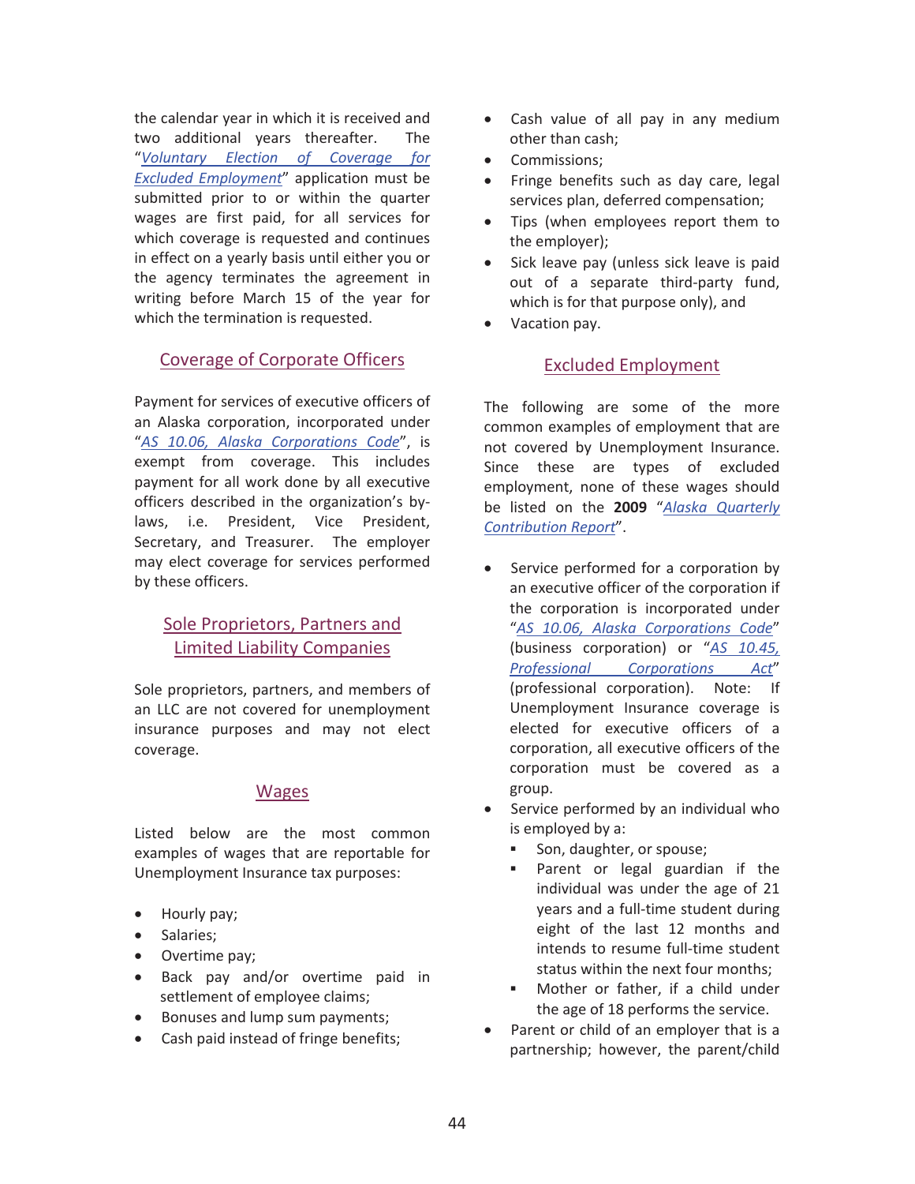the calendar year in which it is received and two additional years thereafter. The "*Voluntary Election of Coverage for Excluded Employment*" application must be submitted prior to or within the quarter wages are first paid, for all services for which coverage is requested and continues in effect on a yearly basis until either you or the agency terminates the agreement in writing before March 15 of the year for which the termination is requested.

## Coverage of Corporate Officers

Payment for services of executive officers of an Alaska corporation, incorporated under "*AS 10.06, Alaska Corporations Code*", is exempt from coverage. This includes payment for all work done by all executive officers described in the organization's by-laws, i.e. President, Vice President, Secretary, and Treasurer. The employer may elect coverage for services performed by these officers.

## Sole Proprietors, Partners and Limited Liability Companies

Sole proprietors, partners, and members of an LLC are not covered for unemployment insurance purposes and may not elect coverage.

## Wages

Listed below are the most common examples of wages that are reportable for Unemployment Insurance tax purposes:

- Hourly pay;
- Salaries;
- Overtime pay;
- Back pay and/or overtime paid in settlement of employee claims;
- Bonuses and lump sum payments;
- Cash paid instead of fringe benefits;
- Cash value of all pay in any medium other than cash;
- Commissions;
- Fringe benefits such as day care, legal services plan, deferred compensation;
- Tips (when employees report them to the employer);
- Sick leave pay (unless sick leave is paid out of a separate third-party fund, which is for that purpose only), and
- Vacation pay.

## Excluded Employment

The following are some of the more common examples of employment that are not covered by Unemployment Insurance. Since these are types of excluded employment, none of these wages should be listed on the **2009** "*Alaska Quarterly Contribution Report*".

- Service performed for a corporation by an executive officer of the corporation if the corporation is incorporated under "*AS 10.06, Alaska Corporations Code*" (business corporation) or "*AS 10.45, Professional Corporations Act*" (professional corporation). Note: If Unemployment Insurance coverage is elected for executive officers of a corporation, all executive officers of the corporation must be covered as a group.
- Service performed by an individual who is employed by a:
  - Son, daughter, or spouse;
  - Parent or legal guardian if the individual was under the age of 21 years and a full-time student during eight of the last 12 months and intends to resume full-time student status within the next four months;
  - Mother or father, if a child under the age of 18 performs the service.
- Parent or child of an employer that is a partnership; however, the parent/child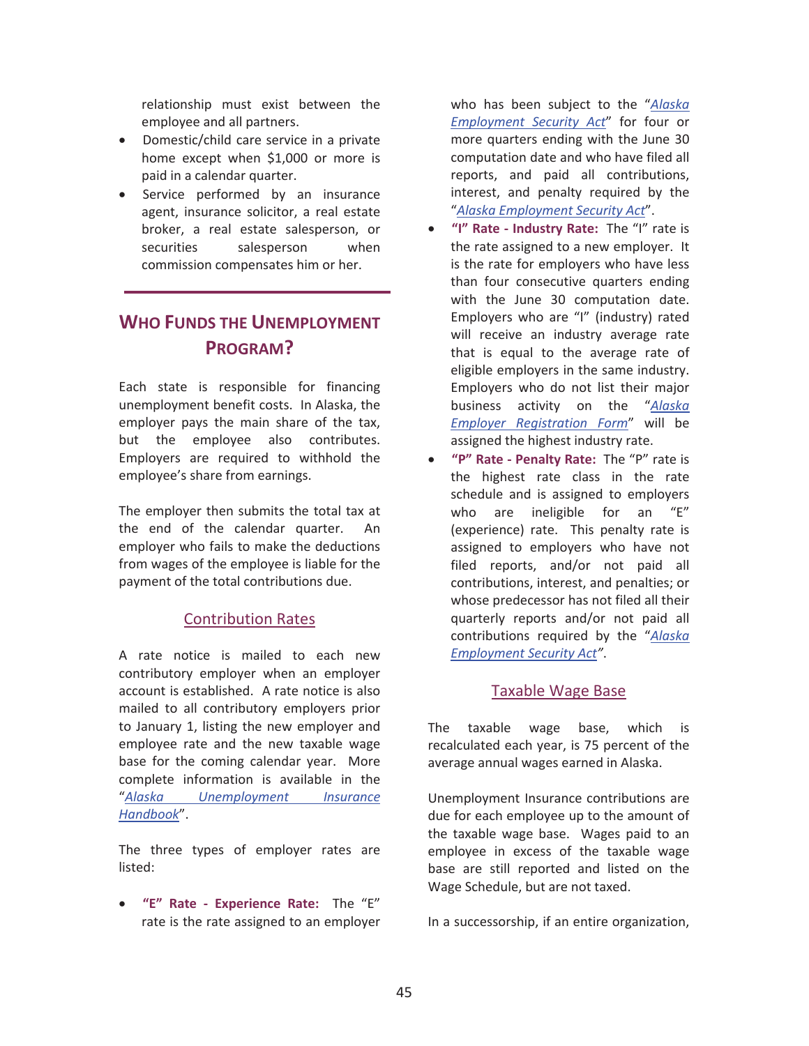relationship must exist between the employee and all partners.

- Domestic/child care service in a private home except when $1,000 or more is paid in a calendar quarter.
- Service performed by an insurance agent, insurance solicitor, a real estate broker, a real estate salesperson, or securities salesperson when commission compensates him or her.

---

## WHO FUNDS THE UNEMPLOYMENT PROGRAM?

Each state is responsible for financing unemployment benefit costs. In Alaska, the employer pays the main share of the tax, but the employee also contributes. Employers are required to withhold the employee's share from earnings.

The employer then submits the total tax at the end of the calendar quarter. An employer who fails to make the deductions from wages of the employee is liable for the payment of the total contributions due.

### Contribution Rates

A rate notice is mailed to each new contributory employer when an employer account is established. A rate notice is also mailed to all contributory employers prior to January 1, listing the new employer and employee rate and the new taxable wage base for the coming calendar year. More complete information is available in the "*Alaska Unemployment Insurance Handbook*".

The three types of employer rates are listed:

- **"E" Rate - Experience Rate:** The "E" rate is the rate assigned to an employer who has been subject to the "*Alaska Employment Security Act*" for four or more quarters ending with the June 30 computation date and who have filed all reports, and paid all contributions, interest, and penalty required by the "*Alaska Employment Security Act*".
- **"I" Rate - Industry Rate:** The "I" rate is the rate assigned to a new employer. It is the rate for employers who have less than four consecutive quarters ending with the June 30 computation date. Employers who are "I" (industry) rated will receive an industry average rate that is equal to the average rate of eligible employers in the same industry. Employers who do not list their major business activity on the "*Alaska Employer Registration Form*" will be assigned the highest industry rate.
- **"P" Rate - Penalty Rate:** The "P" rate is the highest rate class in the rate schedule and is assigned to employers who are ineligible for an "E" (experience) rate. This penalty rate is assigned to employers who have not filed reports, and/or not paid all contributions, interest, and penalties; or whose predecessor has not filed all their quarterly reports and/or not paid all contributions required by the "*Alaska Employment Security Act*".

### Taxable Wage Base

The taxable wage base, which is recalculated each year, is 75 percent of the average annual wages earned in Alaska.

Unemployment Insurance contributions are due for each employee up to the amount of the taxable wage base. Wages paid to an employee in excess of the taxable wage base are still reported and listed on the Wage Schedule, but are not taxed.

In a successorship, if an entire organization,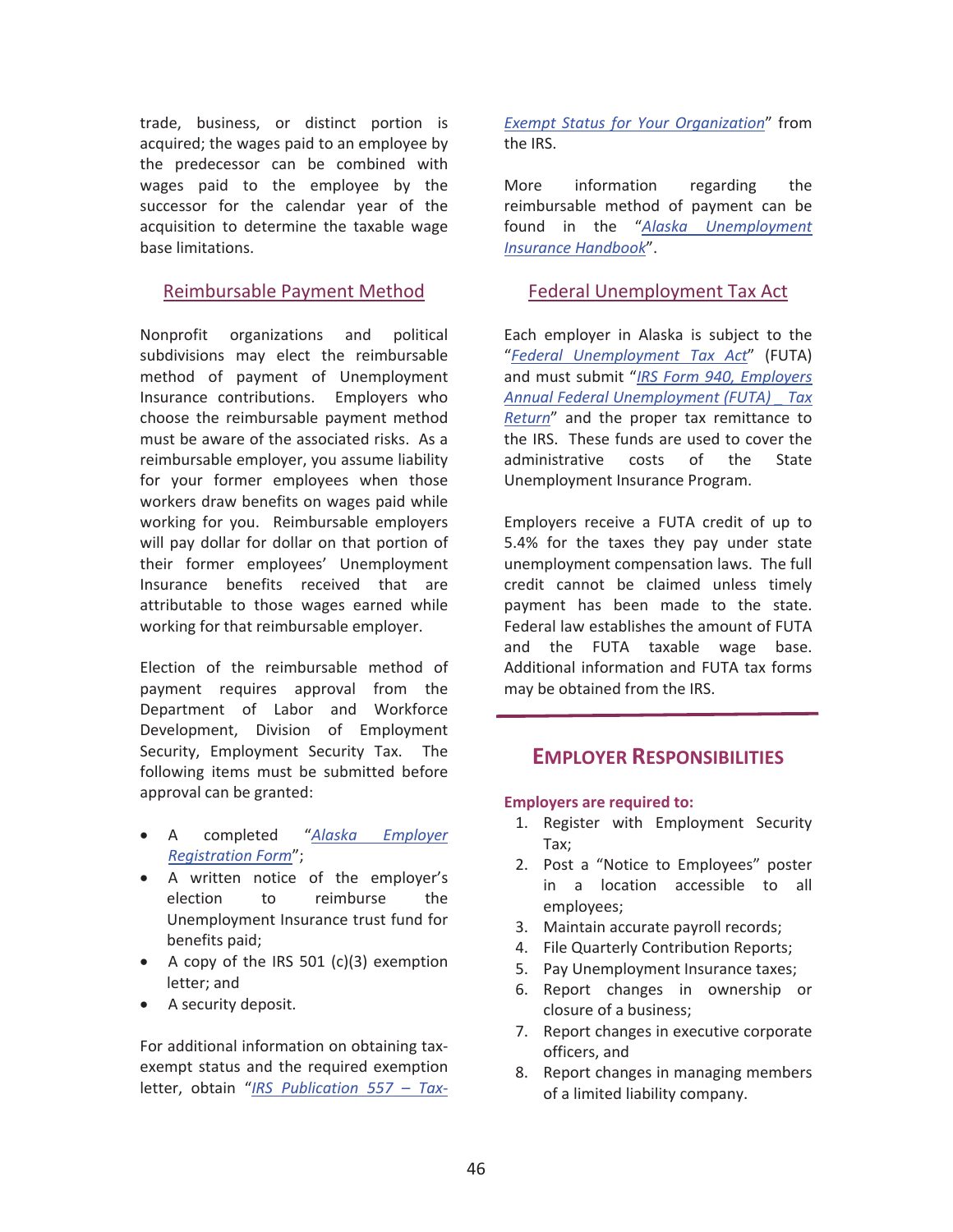trade, business, or distinct portion is acquired; the wages paid to an employee by the predecessor can be combined with wages paid to the employee by the successor for the calendar year of the acquisition to determine the taxable wage base limitations.

## Reimbursable Payment Method

Nonprofit organizations and political subdivisions may elect the reimbursable method of payment of Unemployment Insurance contributions. Employers who choose the reimbursable payment method must be aware of the associated risks. As a reimbursable employer, you assume liability for your former employees when those workers draw benefits on wages paid while working for you. Reimbursable employers will pay dollar for dollar on that portion of their former employees' Unemployment Insurance benefits received that are attributable to those wages earned while working for that reimbursable employer.

Election of the reimbursable method of payment requires approval from the Department of Labor and Workforce Development, Division of Employment Security, Employment Security Tax. The following items must be submitted before approval can be granted:

- A completed "*Alaska Employer Registration Form*";
- A written notice of the employer's election to reimburse the Unemployment Insurance trust fund for benefits paid;
- A copy of the IRS 501 (c)(3) exemption letter; and
- A security deposit.

For additional information on obtaining tax-exempt status and the required exemption letter, obtain "*IRS Publication 557 – Tax-Exempt Status for Your Organization*" from the IRS.

More information regarding the reimbursable method of payment can be found in the "*Alaska Unemployment Insurance Handbook*".

## Federal Unemployment Tax Act

Each employer in Alaska is subject to the "*Federal Unemployment Tax Act*" (FUTA) and must submit "*IRS Form 940, Employers Annual Federal Unemployment (FUTA) _ Tax Return*" and the proper tax remittance to the IRS. These funds are used to cover the administrative costs of the State Unemployment Insurance Program.

Employers receive a FUTA credit of up to 5.4% for the taxes they pay under state unemployment compensation laws. The full credit cannot be claimed unless timely payment has been made to the state. Federal law establishes the amount of FUTA and the FUTA taxable wage base. Additional information and FUTA tax forms may be obtained from the IRS.

# Employer Responsibilities

**Employers are required to:**

1. Register with Employment Security Tax;
2. Post a "Notice to Employees" poster in a location accessible to all employees;
3. Maintain accurate payroll records;
4. File Quarterly Contribution Reports;
5. Pay Unemployment Insurance taxes;
6. Report changes in ownership or closure of a business;
7. Report changes in executive corporate officers, and
8. Report changes in managing members of a limited liability company.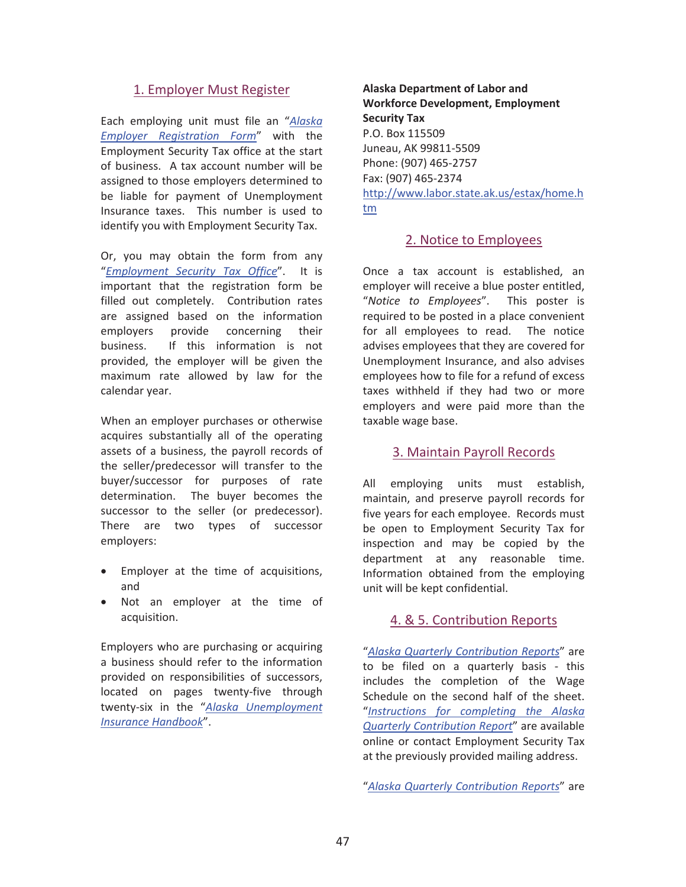## 1. Employer Must Register

Each employing unit must file an "*Alaska Employer Registration Form*" with the Employment Security Tax office at the start of business. A tax account number will be assigned to those employers determined to be liable for payment of Unemployment Insurance taxes. This number is used to identify you with Employment Security Tax.

Or, you may obtain the form from any "*Employment Security Tax Office*". It is important that the registration form be filled out completely. Contribution rates are assigned based on the information employers provide concerning their business. If this information is not provided, the employer will be given the maximum rate allowed by law for the calendar year.

When an employer purchases or otherwise acquires substantially all of the operating assets of a business, the payroll records of the seller/predecessor will transfer to the buyer/successor for purposes of rate determination. The buyer becomes the successor to the seller (or predecessor). There are two types of successor employers:

- Employer at the time of acquisitions, and
- Not an employer at the time of acquisition.

Employers who are purchasing or acquiring a business should refer to the information provided on responsibilities of successors, located on pages twenty-five through twenty-six in the "*Alaska Unemployment Insurance Handbook*".

**Alaska Department of Labor and Workforce Development, Employment Security Tax**
P.O. Box 115509
Juneau, AK 99811-5509
Phone: (907) 465-2757
Fax: (907) 465-2374
http://www.labor.state.ak.us/estax/home.htm

## 2. Notice to Employees

Once a tax account is established, an employer will receive a blue poster entitled, "*Notice to Employees*". This poster is required to be posted in a place convenient for all employees to read. The notice advises employees that they are covered for Unemployment Insurance, and also advises employees how to file for a refund of excess taxes withheld if they had two or more employers and were paid more than the taxable wage base.

## 3. Maintain Payroll Records

All employing units must establish, maintain, and preserve payroll records for five years for each employee. Records must be open to Employment Security Tax for inspection and may be copied by the department at any reasonable time. Information obtained from the employing unit will be kept confidential.

## 4. & 5. Contribution Reports

"*Alaska Quarterly Contribution Reports*" are to be filed on a quarterly basis - this includes the completion of the Wage Schedule on the second half of the sheet. "*Instructions for completing the Alaska Quarterly Contribution Report*" are available online or contact Employment Security Tax at the previously provided mailing address.

"*Alaska Quarterly Contribution Reports*" are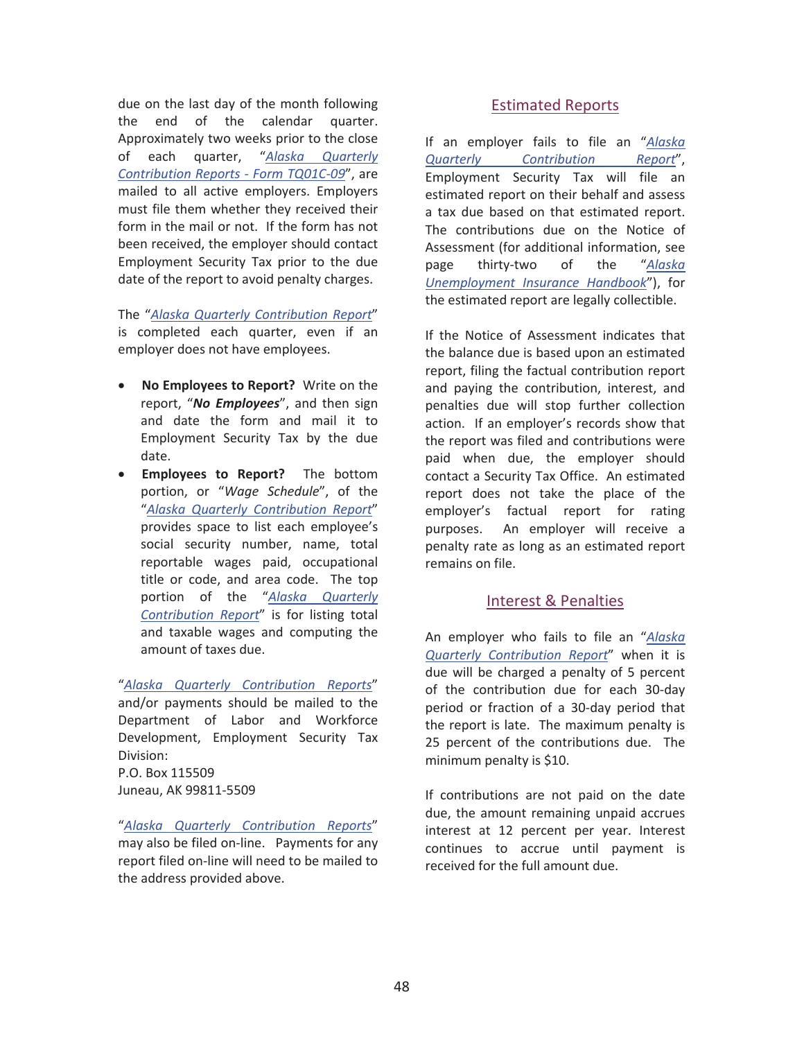due on the last day of the month following the end of the calendar quarter. Approximately two weeks prior to the close of each quarter, "*Alaska Quarterly Contribution Reports - Form TQ01C-09*", are mailed to all active employers. Employers must file them whether they received their form in the mail or not. If the form has not been received, the employer should contact Employment Security Tax prior to the due date of the report to avoid penalty charges.

The "*Alaska Quarterly Contribution Report*" is completed each quarter, even if an employer does not have employees.

- **No Employees to Report?** Write on the report, "***No Employees***", and then sign and date the form and mail it to Employment Security Tax by the due date.
- **Employees to Report?** The bottom portion, or "*Wage Schedule*", of the "*Alaska Quarterly Contribution Report*" provides space to list each employee's social security number, name, total reportable wages paid, occupational title or code, and area code. The top portion of the "*Alaska Quarterly Contribution Report*" is for listing total and taxable wages and computing the amount of taxes due.

"*Alaska Quarterly Contribution Reports*" and/or payments should be mailed to the Department of Labor and Workforce Development, Employment Security Tax Division:
P.O. Box 115509
Juneau, AK 99811-5509

"*Alaska Quarterly Contribution Reports*" may also be filed on-line. Payments for any report filed on-line will need to be mailed to the address provided above.

## Estimated Reports

If an employer fails to file an "*Alaska Quarterly Contribution Report*", Employment Security Tax will file an estimated report on their behalf and assess a tax due based on that estimated report. The contributions due on the Notice of Assessment (for additional information, see page thirty-two of the "*Alaska Unemployment Insurance Handbook*"), for the estimated report are legally collectible.

If the Notice of Assessment indicates that the balance due is based upon an estimated report, filing the factual contribution report and paying the contribution, interest, and penalties due will stop further collection action. If an employer's records show that the report was filed and contributions were paid when due, the employer should contact a Security Tax Office. An estimated report does not take the place of the employer's factual report for rating purposes. An employer will receive a penalty rate as long as an estimated report remains on file.

## Interest & Penalties

An employer who fails to file an "*Alaska Quarterly Contribution Report*" when it is due will be charged a penalty of 5 percent of the contribution due for each 30-day period or fraction of a 30-day period that the report is late. The maximum penalty is 25 percent of the contributions due. The minimum penalty is $10.

If contributions are not paid on the date due, the amount remaining unpaid accrues interest at 12 percent per year. Interest continues to accrue until payment is received for the full amount due.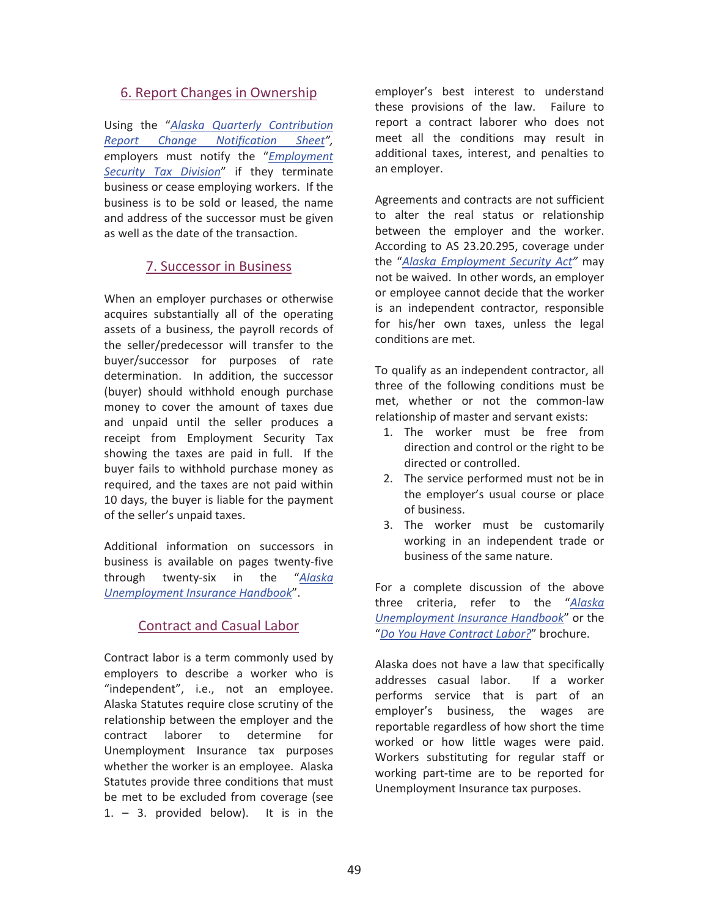## 6. Report Changes in Ownership

Using the "*Alaska Quarterly Contribution Report Change Notification Sheet*", employers must notify the "*Employment Security Tax Division*" if they terminate business or cease employing workers. If the business is to be sold or leased, the name and address of the successor must be given as well as the date of the transaction.

## 7. Successor in Business

When an employer purchases or otherwise acquires substantially all of the operating assets of a business, the payroll records of the seller/predecessor will transfer to the buyer/successor for purposes of rate determination. In addition, the successor (buyer) should withhold enough purchase money to cover the amount of taxes due and unpaid until the seller produces a receipt from Employment Security Tax showing the taxes are paid in full. If the buyer fails to withhold purchase money as required, and the taxes are not paid within 10 days, the buyer is liable for the payment of the seller's unpaid taxes.

Additional information on successors in business is available on pages twenty-five through twenty-six in the "*Alaska Unemployment Insurance Handbook*".

## Contract and Casual Labor

Contract labor is a term commonly used by employers to describe a worker who is "independent", i.e., not an employee. Alaska Statutes require close scrutiny of the relationship between the employer and the contract laborer to determine for Unemployment Insurance tax purposes whether the worker is an employee. Alaska Statutes provide three conditions that must be met to be excluded from coverage (see 1. – 3. provided below). It is in the employer's best interest to understand these provisions of the law. Failure to report a contract laborer who does not meet all the conditions may result in additional taxes, interest, and penalties to an employer.

Agreements and contracts are not sufficient to alter the real status or relationship between the employer and the worker. According to AS 23.20.295, coverage under the "*Alaska Employment Security Act*" may not be waived. In other words, an employer or employee cannot decide that the worker is an independent contractor, responsible for his/her own taxes, unless the legal conditions are met.

To qualify as an independent contractor, all three of the following conditions must be met, whether or not the common-law relationship of master and servant exists:

1. The worker must be free from direction and control or the right to be directed or controlled.
2. The service performed must not be in the employer's usual course or place of business.
3. The worker must be customarily working in an independent trade or business of the same nature.

For a complete discussion of the above three criteria, refer to the "*Alaska Unemployment Insurance Handbook*" or the "*Do You Have Contract Labor?*" brochure.

Alaska does not have a law that specifically addresses casual labor. If a worker performs service that is part of an employer's business, the wages are reportable regardless of how short the time worked or how little wages were paid. Workers substituting for regular staff or working part-time are to be reported for Unemployment Insurance tax purposes.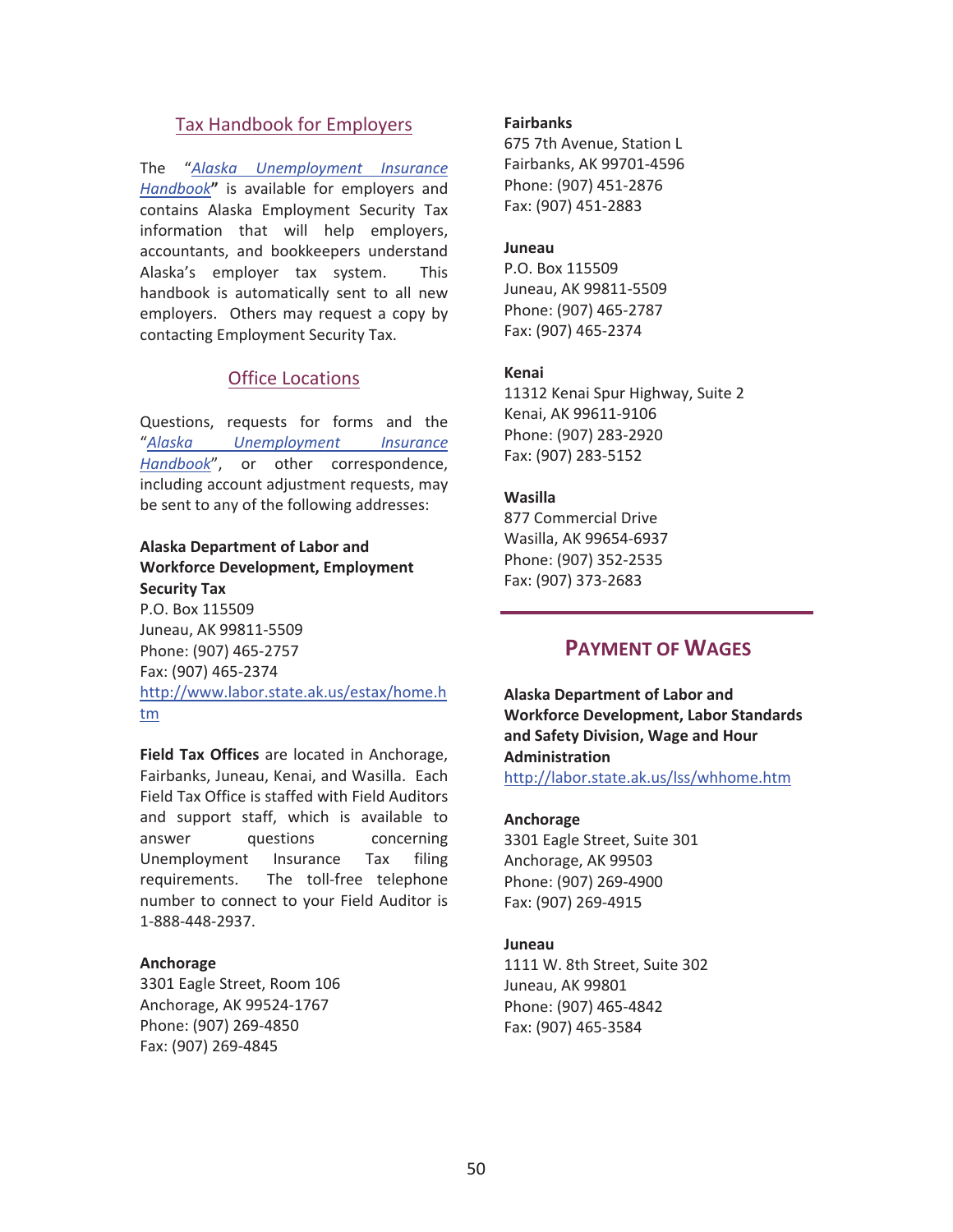## Tax Handbook for Employers

The "*Alaska Unemployment Insurance Handbook*" is available for employers and contains Alaska Employment Security Tax information that will help employers, accountants, and bookkeepers understand Alaska's employer tax system. This handbook is automatically sent to all new employers. Others may request a copy by contacting Employment Security Tax.

## Office Locations

Questions, requests for forms and the "*Alaska Unemployment Insurance Handbook*", or other correspondence, including account adjustment requests, may be sent to any of the following addresses:

**Alaska Department of Labor and Workforce Development, Employment Security Tax**
P.O. Box 115509
Juneau, AK 99811-5509
Phone: (907) 465-2757
Fax: (907) 465-2374
http://www.labor.state.ak.us/estax/home.htm

**Field Tax Offices** are located in Anchorage, Fairbanks, Juneau, Kenai, and Wasilla. Each Field Tax Office is staffed with Field Auditors and support staff, which is available to answer questions concerning Unemployment Insurance Tax filing requirements. The toll-free telephone number to connect to your Field Auditor is 1-888-448-2937.

**Anchorage**
3301 Eagle Street, Room 106
Anchorage, AK 99524-1767
Phone: (907) 269-4850
Fax: (907) 269-4845

**Fairbanks**
675 7th Avenue, Station L
Fairbanks, AK 99701-4596
Phone: (907) 451-2876
Fax: (907) 451-2883

**Juneau**
P.O. Box 115509
Juneau, AK 99811-5509
Phone: (907) 465-2787
Fax: (907) 465-2374

**Kenai**
11312 Kenai Spur Highway, Suite 2
Kenai, AK 99611-9106
Phone: (907) 283-2920
Fax: (907) 283-5152

**Wasilla**
877 Commercial Drive
Wasilla, AK 99654-6937
Phone: (907) 352-2535
Fax: (907) 373-2683

# PAYMENT OF WAGES

**Alaska Department of Labor and Workforce Development, Labor Standards and Safety Division, Wage and Hour Administration**
http://labor.state.ak.us/lss/whhome.htm

**Anchorage**
3301 Eagle Street, Suite 301
Anchorage, AK 99503
Phone: (907) 269-4900
Fax: (907) 269-4915

**Juneau**
1111 W. 8th Street, Suite 302
Juneau, AK 99801
Phone: (907) 465-4842
Fax: (907) 465-3584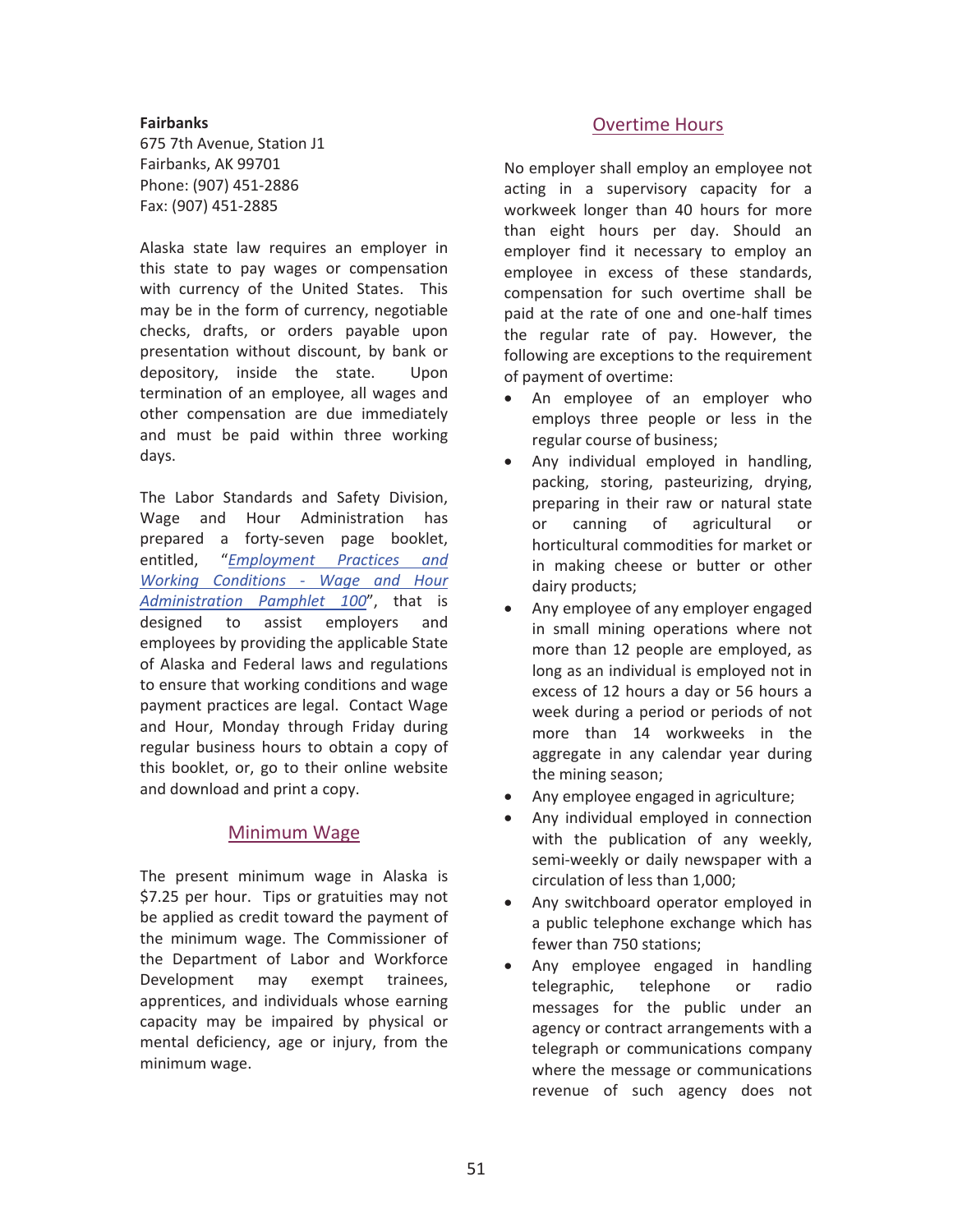**Fairbanks**
675 7th Avenue, Station J1
Fairbanks, AK 99701
Phone: (907) 451-2886
Fax: (907) 451-2885

Alaska state law requires an employer in this state to pay wages or compensation with currency of the United States. This may be in the form of currency, negotiable checks, drafts, or orders payable upon presentation without discount, by bank or depository, inside the state. Upon termination of an employee, all wages and other compensation are due immediately and must be paid within three working days.

The Labor Standards and Safety Division, Wage and Hour Administration has prepared a forty-seven page booklet, entitled, "*Employment Practices and Working Conditions - Wage and Hour Administration Pamphlet 100*", that is designed to assist employers and employees by providing the applicable State of Alaska and Federal laws and regulations to ensure that working conditions and wage payment practices are legal. Contact Wage and Hour, Monday through Friday during regular business hours to obtain a copy of this booklet, or, go to their online website and download and print a copy.

## Minimum Wage

The present minimum wage in Alaska is $7.25 per hour. Tips or gratuities may not be applied as credit toward the payment of the minimum wage. The Commissioner of the Department of Labor and Workforce Development may exempt trainees, apprentices, and individuals whose earning capacity may be impaired by physical or mental deficiency, age or injury, from the minimum wage.

## Overtime Hours

No employer shall employ an employee not acting in a supervisory capacity for a workweek longer than 40 hours for more than eight hours per day. Should an employer find it necessary to employ an employee in excess of these standards, compensation for such overtime shall be paid at the rate of one and one-half times the regular rate of pay. However, the following are exceptions to the requirement of payment of overtime:

- An employee of an employer who employs three people or less in the regular course of business;
- Any individual employed in handling, packing, storing, pasteurizing, drying, preparing in their raw or natural state or canning of agricultural or horticultural commodities for market or in making cheese or butter or other dairy products;
- Any employee of any employer engaged in small mining operations where not more than 12 people are employed, as long as an individual is employed not in excess of 12 hours a day or 56 hours a week during a period or periods of not more than 14 workweeks in the aggregate in any calendar year during the mining season;
- Any employee engaged in agriculture;
- Any individual employed in connection with the publication of any weekly, semi-weekly or daily newspaper with a circulation of less than 1,000;
- Any switchboard operator employed in a public telephone exchange which has fewer than 750 stations;
- Any employee engaged in handling telegraphic, telephone or radio messages for the public under an agency or contract arrangements with a telegraph or communications company where the message or communications revenue of such agency does not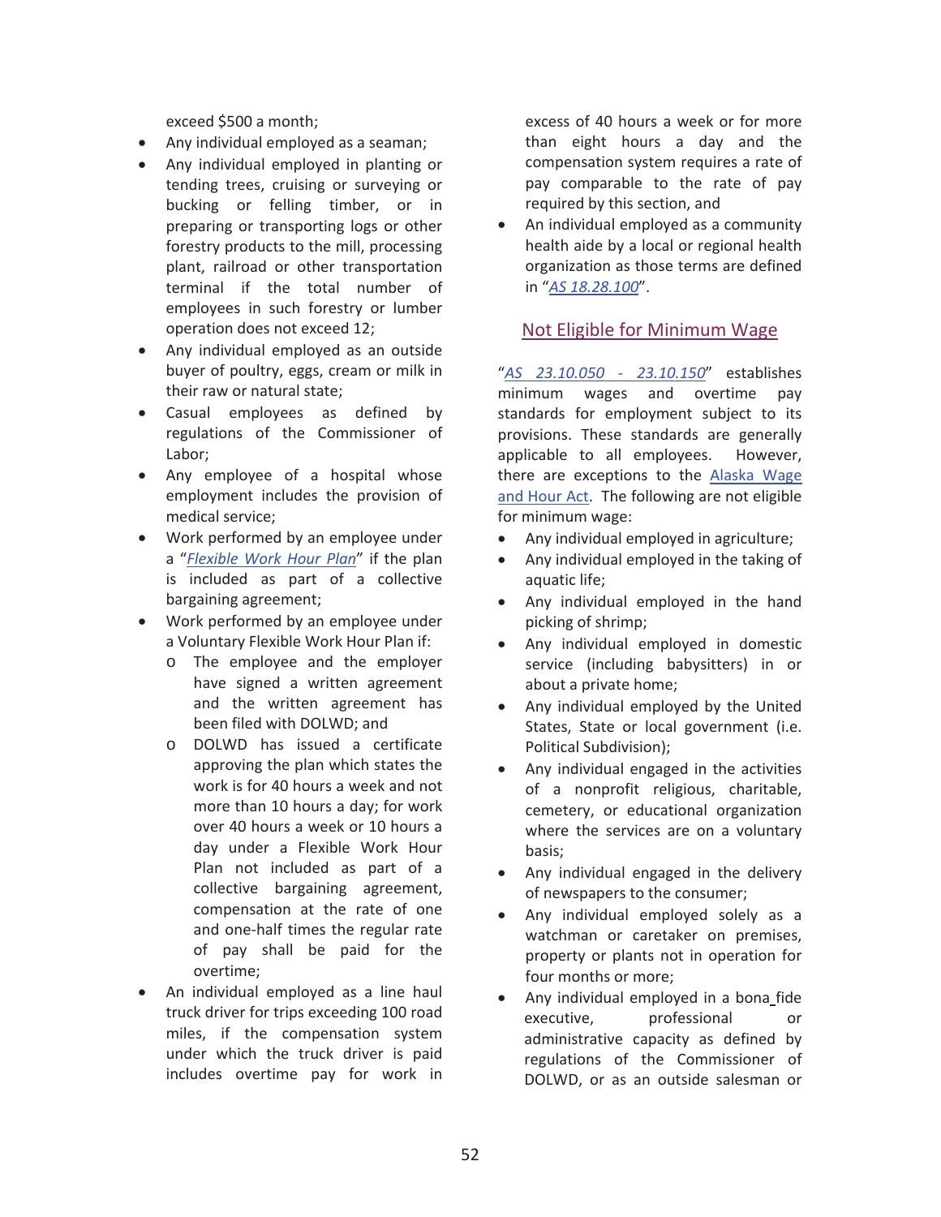exceed $500 a month;

- Any individual employed as a seaman;
- Any individual employed in planting or tending trees, cruising or surveying or bucking or felling timber, or in preparing or transporting logs or other forestry products to the mill, processing plant, railroad or other transportation terminal if the total number of employees in such forestry or lumber operation does not exceed 12;
- Any individual employed as an outside buyer of poultry, eggs, cream or milk in their raw or natural state;
- Casual employees as defined by regulations of the Commissioner of Labor;
- Any employee of a hospital whose employment includes the provision of medical service;
- Work performed by an employee under a "*Flexible Work Hour Plan*" if the plan is included as part of a collective bargaining agreement;
- Work performed by an employee under a Voluntary Flexible Work Hour Plan if:
  - The employee and the employer have signed a written agreement and the written agreement has been filed with DOLWD; and
  - DOLWD has issued a certificate approving the plan which states the work is for 40 hours a week and not more than 10 hours a day; for work over 40 hours a week or 10 hours a day under a Flexible Work Hour Plan not included as part of a collective bargaining agreement, compensation at the rate of one and one-half times the regular rate of pay shall be paid for the overtime;
- An individual employed as a line haul truck driver for trips exceeding 100 road miles, if the compensation system under which the truck driver is paid includes overtime pay for work in excess of 40 hours a week or for more than eight hours a day and the compensation system requires a rate of pay comparable to the rate of pay required by this section, and
- An individual employed as a community health aide by a local or regional health organization as those terms are defined in "*AS 18.28.100*".

## Not Eligible for Minimum Wage

"*AS 23.10.050 - 23.10.150*" establishes minimum wages and overtime pay standards for employment subject to its provisions. These standards are generally applicable to all employees. However, there are exceptions to the Alaska Wage and Hour Act. The following are not eligible for minimum wage:

- Any individual employed in agriculture;
- Any individual employed in the taking of aquatic life;
- Any individual employed in the hand picking of shrimp;
- Any individual employed in domestic service (including babysitters) in or about a private home;
- Any individual employed by the United States, State or local government (i.e. Political Subdivision);
- Any individual engaged in the activities of a nonprofit religious, charitable, cemetery, or educational organization where the services are on a voluntary basis;
- Any individual engaged in the delivery of newspapers to the consumer;
- Any individual employed solely as a watchman or caretaker on premises, property or plants not in operation for four months or more;
- Any individual employed in a bona fide executive, professional or administrative capacity as defined by regulations of the Commissioner of DOLWD, or as an outside salesman or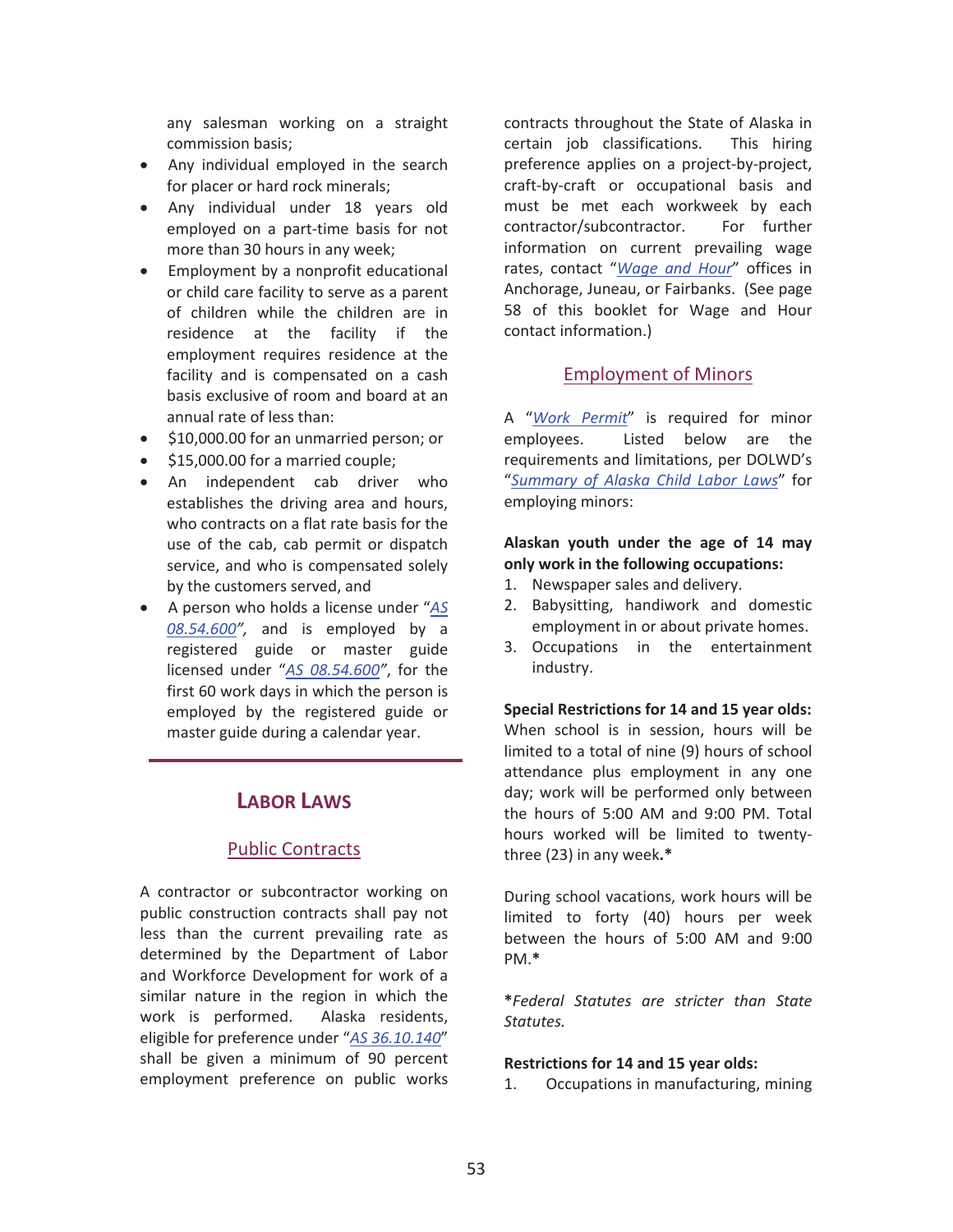any salesman working on a straight commission basis;

- Any individual employed in the search for placer or hard rock minerals;
- Any individual under 18 years old employed on a part-time basis for not more than 30 hours in any week;
- Employment by a nonprofit educational or child care facility to serve as a parent of children while the children are in residence at the facility if the employment requires residence at the facility and is compensated on a cash basis exclusive of room and board at an annual rate of less than:
- $10,000.00 for an unmarried person; or
- $15,000.00 for a married couple;
- An independent cab driver who establishes the driving area and hours, who contracts on a flat rate basis for the use of the cab, cab permit or dispatch service, and who is compensated solely by the customers served, and
- A person who holds a license under "*AS 08.54.600*", and is employed by a registered guide or master guide licensed under "*AS 08.54.600*", for the first 60 work days in which the person is employed by the registered guide or master guide during a calendar year.

## Labor Laws

### Public Contracts

A contractor or subcontractor working on public construction contracts shall pay not less than the current prevailing rate as determined by the Department of Labor and Workforce Development for work of a similar nature in the region in which the work is performed. Alaska residents, eligible for preference under "*AS 36.10.140*" shall be given a minimum of 90 percent employment preference on public works contracts throughout the State of Alaska in certain job classifications. This hiring preference applies on a project-by-project, craft-by-craft or occupational basis and must be met each workweek by each contractor/subcontractor. For further information on current prevailing wage rates, contact "*Wage and Hour*" offices in Anchorage, Juneau, or Fairbanks. (See page 58 of this booklet for Wage and Hour contact information.)

### Employment of Minors

A "*Work Permit*" is required for minor employees. Listed below are the requirements and limitations, per DOLWD's "*Summary of Alaska Child Labor Laws*" for employing minors:

**Alaskan youth under the age of 14 may only work in the following occupations:**

1. Newspaper sales and delivery.
2. Babysitting, handiwork and domestic employment in or about private homes.
3. Occupations in the entertainment industry.

**Special Restrictions for 14 and 15 year olds:**
When school is in session, hours will be limited to a total of nine (9) hours of school attendance plus employment in any one day; work will be performed only between the hours of 5:00 AM and 9:00 PM. Total hours worked will be limited to twenty-three (23) in any week.**\***

During school vacations, work hours will be limited to forty (40) hours per week between the hours of 5:00 AM and 9:00 PM.**\***

**\****Federal Statutes are stricter than State Statutes.*

**Restrictions for 14 and 15 year olds:**

1. Occupations in manufacturing, mining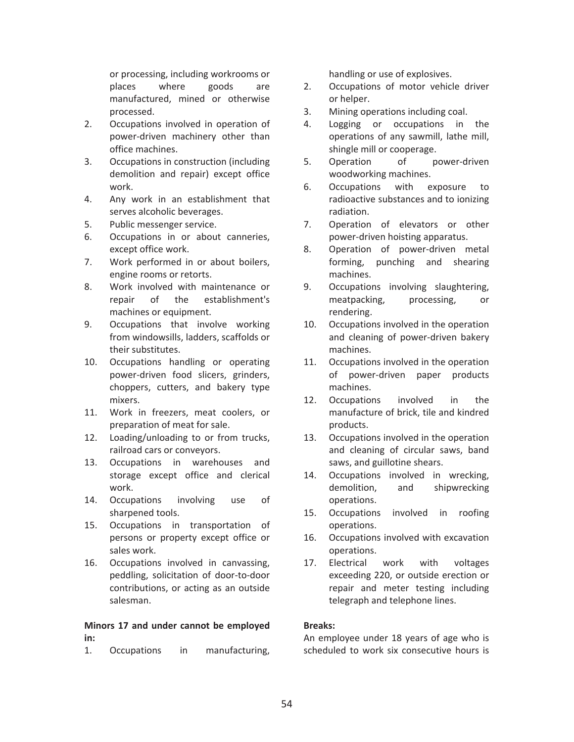or processing, including workrooms or places where goods are manufactured, mined or otherwise processed.

2. Occupations involved in operation of power-driven machinery other than office machines.
3. Occupations in construction (including demolition and repair) except office work.
4. Any work in an establishment that serves alcoholic beverages.
5. Public messenger service.
6. Occupations in or about canneries, except office work.
7. Work performed in or about boilers, engine rooms or retorts.
8. Work involved with maintenance or repair of the establishment's machines or equipment.
9. Occupations that involve working from windowsills, ladders, scaffolds or their substitutes.
10. Occupations handling or operating power-driven food slicers, grinders, choppers, cutters, and bakery type mixers.
11. Work in freezers, meat coolers, or preparation of meat for sale.
12. Loading/unloading to or from trucks, railroad cars or conveyors.
13. Occupations in warehouses and storage except office and clerical work.
14. Occupations involving use of sharpened tools.
15. Occupations in transportation of persons or property except office or sales work.
16. Occupations involved in canvassing, peddling, solicitation of door-to-door contributions, or acting as an outside salesman.

**Minors 17 and under cannot be employed in:**

1. Occupations in manufacturing, handling or use of explosives.
2. Occupations of motor vehicle driver or helper.
3. Mining operations including coal.
4. Logging or occupations in the operations of any sawmill, lathe mill, shingle mill or cooperage.
5. Operation of power-driven woodworking machines.
6. Occupations with exposure to radioactive substances and to ionizing radiation.
7. Operation of elevators or other power-driven hoisting apparatus.
8. Operation of power-driven metal forming, punching and shearing machines.
9. Occupations involving slaughtering, meatpacking, processing, or rendering.
10. Occupations involved in the operation and cleaning of power-driven bakery machines.
11. Occupations involved in the operation of power-driven paper products machines.
12. Occupations involved in the manufacture of brick, tile and kindred products.
13. Occupations involved in the operation and cleaning of circular saws, band saws, and guillotine shears.
14. Occupations involved in wrecking, demolition, and shipwrecking operations.
15. Occupations involved in roofing operations.
16. Occupations involved with excavation operations.
17. Electrical work with voltages exceeding 220, or outside erection or repair and meter testing including telegraph and telephone lines.

**Breaks:**

An employee under 18 years of age who is scheduled to work six consecutive hours is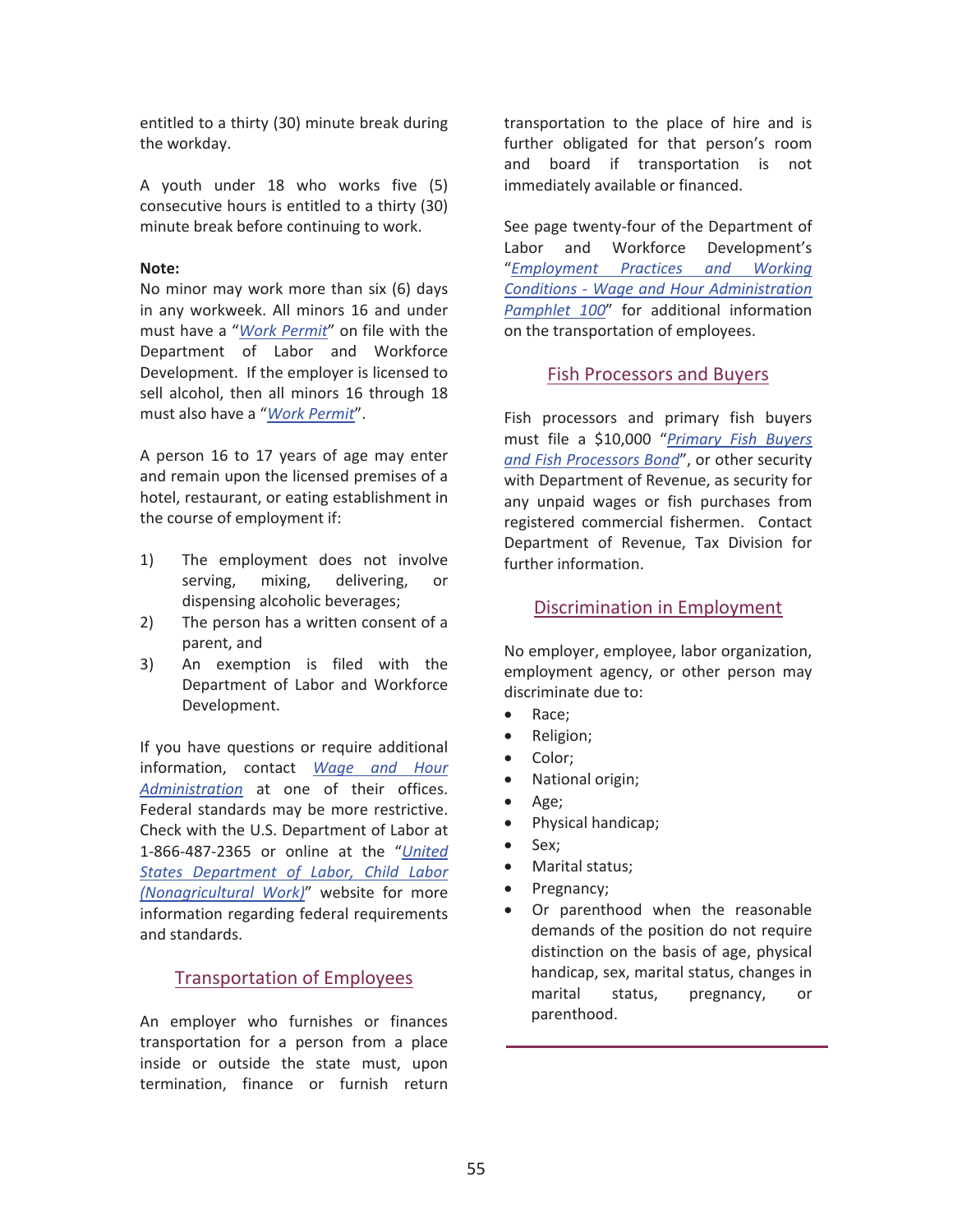entitled to a thirty (30) minute break during the workday.

A youth under 18 who works five (5) consecutive hours is entitled to a thirty (30) minute break before continuing to work.

**Note:**
No minor may work more than six (6) days in any workweek. All minors 16 and under must have a "*Work Permit*" on file with the Department of Labor and Workforce Development. If the employer is licensed to sell alcohol, then all minors 16 through 18 must also have a "*Work Permit*".

A person 16 to 17 years of age may enter and remain upon the licensed premises of a hotel, restaurant, or eating establishment in the course of employment if:

1) The employment does not involve serving, mixing, delivering, or dispensing alcoholic beverages;
2) The person has a written consent of a parent, and
3) An exemption is filed with the Department of Labor and Workforce Development.

If you have questions or require additional information, contact *Wage and Hour Administration* at one of their offices. Federal standards may be more restrictive. Check with the U.S. Department of Labor at 1-866-487-2365 or online at the "*United States Department of Labor, Child Labor (Nonagricultural Work)*" website for more information regarding federal requirements and standards.

## Transportation of Employees

An employer who furnishes or finances transportation for a person from a place inside or outside the state must, upon termination, finance or furnish return transportation to the place of hire and is further obligated for that person's room and board if transportation is not immediately available or financed.

See page twenty-four of the Department of Labor and Workforce Development's "*Employment Practices and Working Conditions - Wage and Hour Administration Pamphlet 100*" for additional information on the transportation of employees.

## Fish Processors and Buyers

Fish processors and primary fish buyers must file a $10,000 "*Primary Fish Buyers and Fish Processors Bond*", or other security with Department of Revenue, as security for any unpaid wages or fish purchases from registered commercial fishermen. Contact Department of Revenue, Tax Division for further information.

## Discrimination in Employment

No employer, employee, labor organization, employment agency, or other person may discriminate due to:

- Race;
- Religion;
- Color;
- National origin;
- Age;
- Physical handicap;
- Sex;
- Marital status;
- Pregnancy;
- Or parenthood when the reasonable demands of the position do not require distinction on the basis of age, physical handicap, sex, marital status, changes in marital status, pregnancy, or parenthood.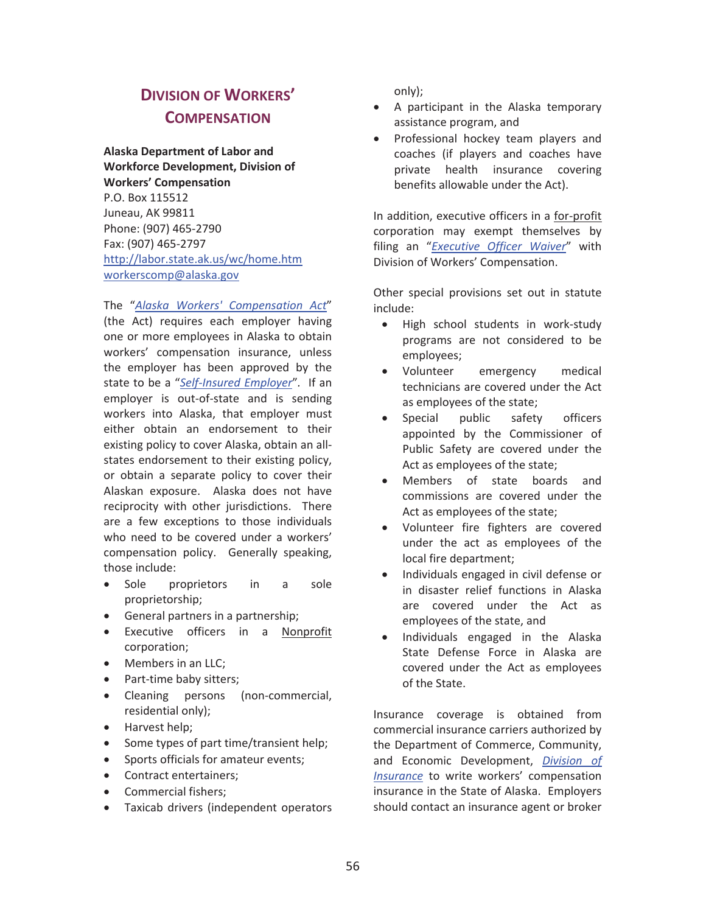## Division of Workers' Compensation

**Alaska Department of Labor and Workforce Development, Division of Workers' Compensation**
P.O. Box 115512
Juneau, AK 99811
Phone: (907) 465-2790
Fax: (907) 465-2797
http://labor.state.ak.us/wc/home.htm
workerscomp@alaska.gov

The "*Alaska Workers' Compensation Act*" (the Act) requires each employer having one or more employees in Alaska to obtain workers' compensation insurance, unless the employer has been approved by the state to be a "*Self-Insured Employer*". If an employer is out-of-state and is sending workers into Alaska, that employer must either obtain an endorsement to their existing policy to cover Alaska, obtain an all-states endorsement to their existing policy, or obtain a separate policy to cover their Alaskan exposure. Alaska does not have reciprocity with other jurisdictions. There are a few exceptions to those individuals who need to be covered under a workers' compensation policy. Generally speaking, those include:

- Sole proprietors in a sole proprietorship;
- General partners in a partnership;
- Executive officers in a Nonprofit corporation;
- Members in an LLC;
- Part-time baby sitters;
- Cleaning persons (non-commercial, residential only);
- Harvest help;
- Some types of part time/transient help;
- Sports officials for amateur events;
- Contract entertainers;
- Commercial fishers;
- Taxicab drivers (independent operators only);
- A participant in the Alaska temporary assistance program, and
- Professional hockey team players and coaches (if players and coaches have private health insurance covering benefits allowable under the Act).

In addition, executive officers in a for-profit corporation may exempt themselves by filing an "*Executive Officer Waiver*" with Division of Workers' Compensation.

Other special provisions set out in statute include:

- High school students in work-study programs are not considered to be employees;
- Volunteer emergency medical technicians are covered under the Act as employees of the state;
- Special public safety officers appointed by the Commissioner of Public Safety are covered under the Act as employees of the state;
- Members of state boards and commissions are covered under the Act as employees of the state;
- Volunteer fire fighters are covered under the act as employees of the local fire department;
- Individuals engaged in civil defense or in disaster relief functions in Alaska are covered under the Act as employees of the state, and
- Individuals engaged in the Alaska State Defense Force in Alaska are covered under the Act as employees of the State.

Insurance coverage is obtained from commercial insurance carriers authorized by the Department of Commerce, Community, and Economic Development, *Division of Insurance* to write workers' compensation insurance in the State of Alaska. Employers should contact an insurance agent or broker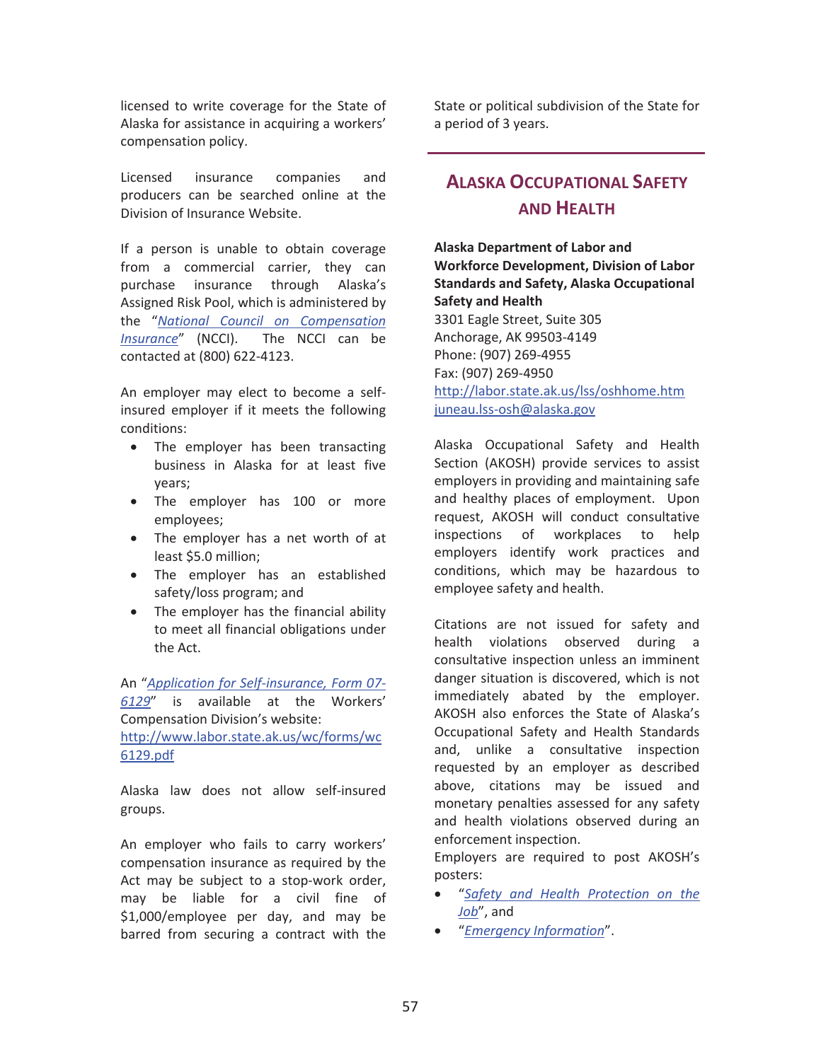licensed to write coverage for the State of Alaska for assistance in acquiring a workers' compensation policy.

Licensed insurance companies and producers can be searched online at the Division of Insurance Website.

If a person is unable to obtain coverage from a commercial carrier, they can purchase insurance through Alaska's Assigned Risk Pool, which is administered by the "*National Council on Compensation Insurance*" (NCCI). The NCCI can be contacted at (800) 622-4123.

An employer may elect to become a self-insured employer if it meets the following conditions:

- The employer has been transacting business in Alaska for at least five years;
- The employer has 100 or more employees;
- The employer has a net worth of at least $5.0 million;
- The employer has an established safety/loss program; and
- The employer has the financial ability to meet all financial obligations under the Act.

An "*Application for Self-insurance, Form 07-6129*" is available at the Workers' Compensation Division's website: http://www.labor.state.ak.us/wc/forms/wc6129.pdf

Alaska law does not allow self-insured groups.

An employer who fails to carry workers' compensation insurance as required by the Act may be subject to a stop-work order, may be liable for a civil fine of $1,000/employee per day, and may be barred from securing a contract with the State or political subdivision of the State for a period of 3 years.

## Alaska Occupational Safety and Health

**Alaska Department of Labor and Workforce Development, Division of Labor Standards and Safety, Alaska Occupational Safety and Health**
3301 Eagle Street, Suite 305
Anchorage, AK 99503-4149
Phone: (907) 269-4955
Fax: (907) 269-4950
http://labor.state.ak.us/lss/oshhome.htm
juneau.lss-osh@alaska.gov

Alaska Occupational Safety and Health Section (AKOSH) provide services to assist employers in providing and maintaining safe and healthy places of employment. Upon request, AKOSH will conduct consultative inspections of workplaces to help employers identify work practices and conditions, which may be hazardous to employee safety and health.

Citations are not issued for safety and health violations observed during a consultative inspection unless an imminent danger situation is discovered, which is not immediately abated by the employer. AKOSH also enforces the State of Alaska's Occupational Safety and Health Standards and, unlike a consultative inspection requested by an employer as described above, citations may be issued and monetary penalties assessed for any safety and health violations observed during an enforcement inspection.
Employers are required to post AKOSH's posters:

- "*Safety and Health Protection on the Job*", and
- "*Emergency Information*".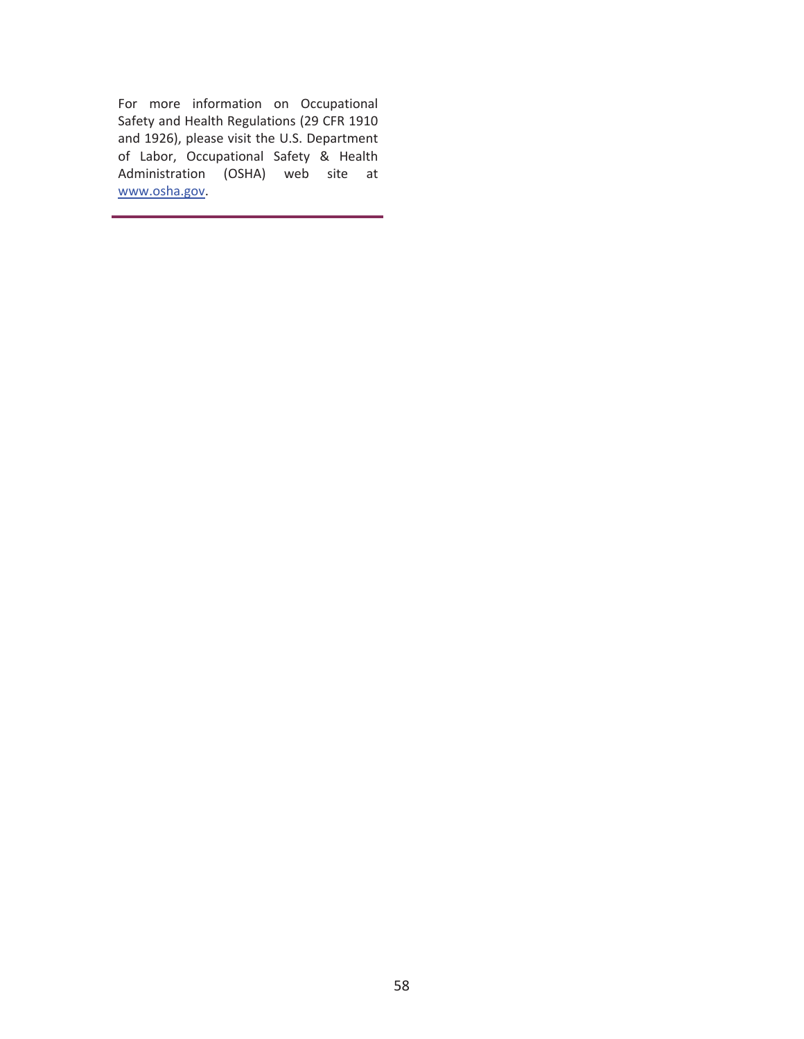For more information on Occupational Safety and Health Regulations (29 CFR 1910 and 1926), please visit the U.S. Department of Labor, Occupational Safety & Health Administration (OSHA) web site at www.osha.gov.

---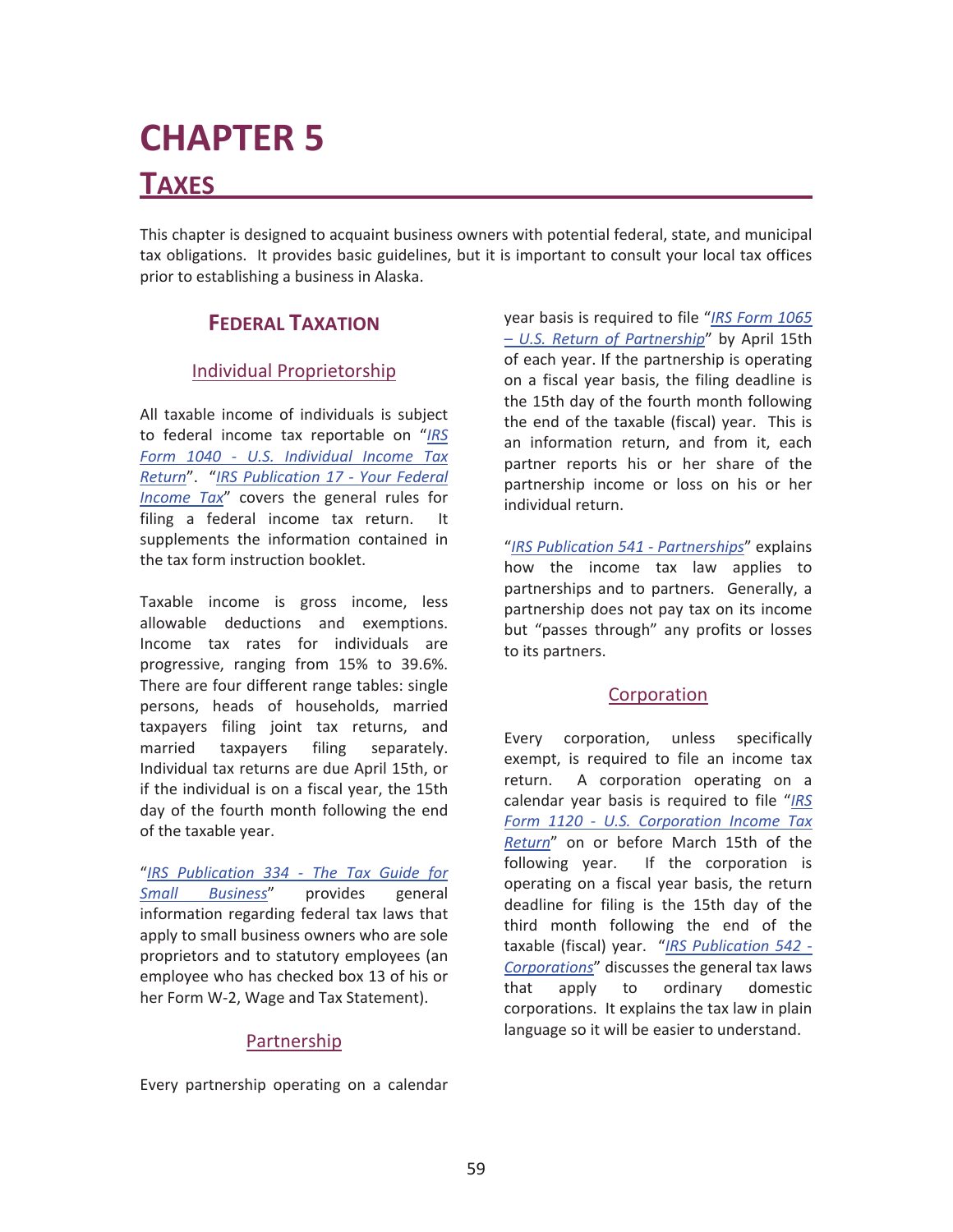# CHAPTER 5

## TAXES

This chapter is designed to acquaint business owners with potential federal, state, and municipal tax obligations. It provides basic guidelines, but it is important to consult your local tax offices prior to establishing a business in Alaska.

### FEDERAL TAXATION

#### Individual Proprietorship

All taxable income of individuals is subject to federal income tax reportable on "*IRS Form 1040 - U.S. Individual Income Tax Return*". "*IRS Publication 17 - Your Federal Income Tax*" covers the general rules for filing a federal income tax return. It supplements the information contained in the tax form instruction booklet.

Taxable income is gross income, less allowable deductions and exemptions. Income tax rates for individuals are progressive, ranging from 15% to 39.6%. There are four different range tables: single persons, heads of households, married taxpayers filing joint tax returns, and married taxpayers filing separately. Individual tax returns are due April 15th, or if the individual is on a fiscal year, the 15th day of the fourth month following the end of the taxable year.

"*IRS Publication 334 - The Tax Guide for Small Business*" provides general information regarding federal tax laws that apply to small business owners who are sole proprietors and to statutory employees (an employee who has checked box 13 of his or her Form W-2, Wage and Tax Statement).

#### Partnership

Every partnership operating on a calendar year basis is required to file "*IRS Form 1065 – U.S. Return of Partnership*" by April 15th of each year. If the partnership is operating on a fiscal year basis, the filing deadline is the 15th day of the fourth month following the end of the taxable (fiscal) year. This is an information return, and from it, each partner reports his or her share of the partnership income or loss on his or her individual return.

"*IRS Publication 541 - Partnerships*" explains how the income tax law applies to partnerships and to partners. Generally, a partnership does not pay tax on its income but "passes through" any profits or losses to its partners.

#### Corporation

Every corporation, unless specifically exempt, is required to file an income tax return. A corporation operating on a calendar year basis is required to file "*IRS Form 1120 - U.S. Corporation Income Tax Return*" on or before March 15th of the following year. If the corporation is operating on a fiscal year basis, the return deadline for filing is the 15th day of the third month following the end of the taxable (fiscal) year. "*IRS Publication 542 - Corporations*" discusses the general tax laws that apply to ordinary domestic corporations. It explains the tax law in plain language so it will be easier to understand.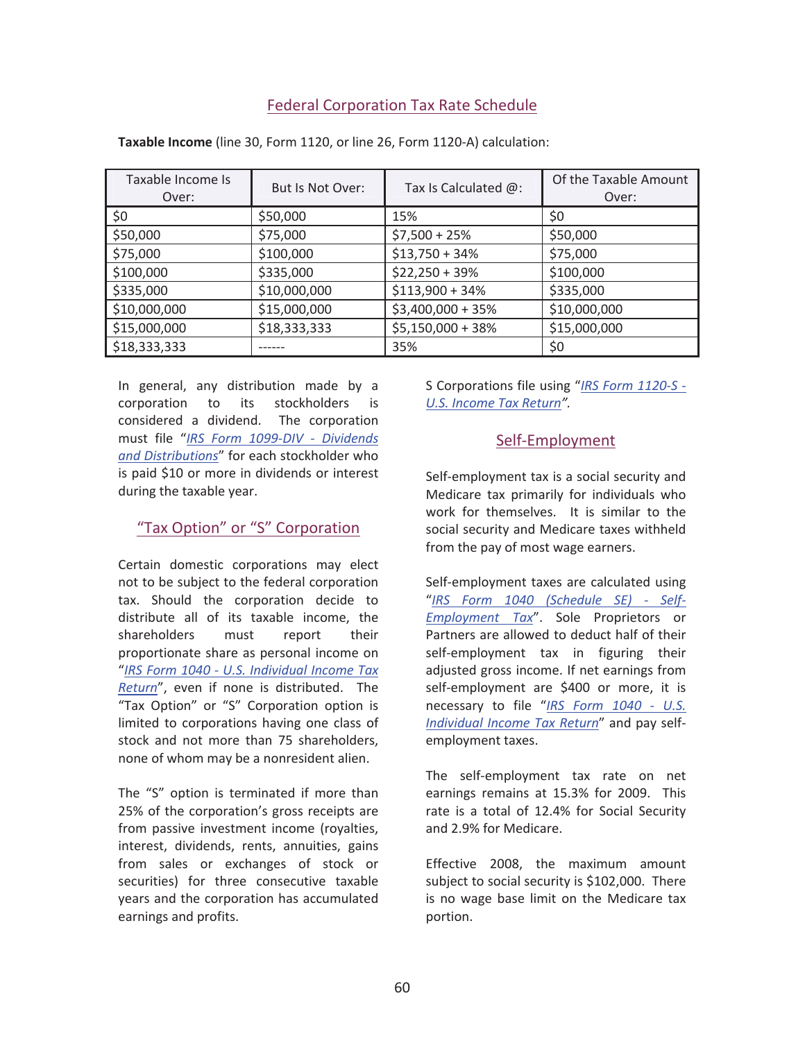## Federal Corporation Tax Rate Schedule

**Taxable Income** (line 30, Form 1120, or line 26, Form 1120-A) calculation:

| Taxable Income Is Over: | But Is Not Over: | Tax Is Calculated @: | Of the Taxable Amount Over: |
|---|---|---|---|
| $0 | $50,000 | 15% | $0 |
| $50,000 | $75,000 | $7,500 + 25% | $50,000 |
| $75,000 | $100,000 | $13,750 + 34% | $75,000 |
| $100,000 | $335,000 | $22,250 + 39% | $100,000 |
| $335,000 | $10,000,000 | $113,900 + 34% | $335,000 |
| $10,000,000 | $15,000,000 | $3,400,000 + 35% | $10,000,000 |
| $15,000,000 | $18,333,333 | $5,150,000 + 38% | $15,000,000 |
| $18,333,333 | ------ | 35% | $0 |

In general, any distribution made by a corporation to its stockholders is considered a dividend. The corporation must file "*IRS Form 1099-DIV - Dividends and Distributions*" for each stockholder who is paid $10 or more in dividends or interest during the taxable year.

## "Tax Option" or "S" Corporation

Certain domestic corporations may elect not to be subject to the federal corporation tax. Should the corporation decide to distribute all of its taxable income, the shareholders must report their proportionate share as personal income on "*IRS Form 1040 - U.S. Individual Income Tax Return*", even if none is distributed. The "Tax Option" or "S" Corporation option is limited to corporations having one class of stock and not more than 75 shareholders, none of whom may be a nonresident alien.

The "S" option is terminated if more than 25% of the corporation's gross receipts are from passive investment income (royalties, interest, dividends, rents, annuities, gains from sales or exchanges of stock or securities) for three consecutive taxable years and the corporation has accumulated earnings and profits.

S Corporations file using "*IRS Form 1120-S - U.S. Income Tax Return*".

## Self-Employment

Self-employment tax is a social security and Medicare tax primarily for individuals who work for themselves. It is similar to the social security and Medicare taxes withheld from the pay of most wage earners.

Self-employment taxes are calculated using "*IRS Form 1040 (Schedule SE) - Self-Employment Tax*". Sole Proprietors or Partners are allowed to deduct half of their self-employment tax in figuring their adjusted gross income. If net earnings from self-employment are $400 or more, it is necessary to file "*IRS Form 1040 - U.S. Individual Income Tax Return*" and pay self-employment taxes.

The self-employment tax rate on net earnings remains at 15.3% for 2009. This rate is a total of 12.4% for Social Security and 2.9% for Medicare.

Effective 2008, the maximum amount subject to social security is $102,000. There is no wage base limit on the Medicare tax portion.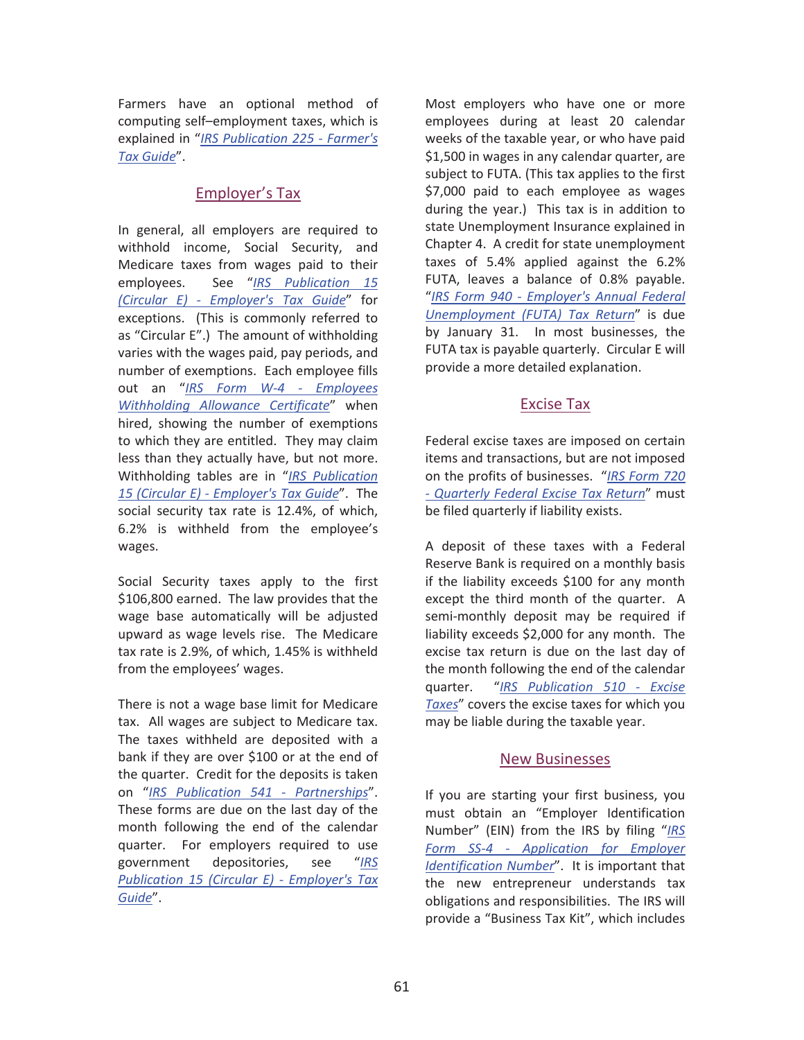Farmers have an optional method of computing self–employment taxes, which is explained in "*IRS Publication 225 - Farmer's Tax Guide*".

## Employer's Tax

In general, all employers are required to withhold income, Social Security, and Medicare taxes from wages paid to their employees. See "*IRS Publication 15 (Circular E) - Employer's Tax Guide*" for exceptions. (This is commonly referred to as "Circular E".) The amount of withholding varies with the wages paid, pay periods, and number of exemptions. Each employee fills out an "*IRS Form W-4 - Employees Withholding Allowance Certificate*" when hired, showing the number of exemptions to which they are entitled. They may claim less than they actually have, but not more. Withholding tables are in "*IRS Publication 15 (Circular E) - Employer's Tax Guide*". The social security tax rate is 12.4%, of which, 6.2% is withheld from the employee's wages.

Social Security taxes apply to the first $106,800 earned. The law provides that the wage base automatically will be adjusted upward as wage levels rise. The Medicare tax rate is 2.9%, of which, 1.45% is withheld from the employees' wages.

There is not a wage base limit for Medicare tax. All wages are subject to Medicare tax. The taxes withheld are deposited with a bank if they are over $100 or at the end of the quarter. Credit for the deposits is taken on "*IRS Publication 541 - Partnerships*". These forms are due on the last day of the month following the end of the calendar quarter. For employers required to use government depositories, see "*IRS Publication 15 (Circular E) - Employer's Tax Guide*".

Most employers who have one or more employees during at least 20 calendar weeks of the taxable year, or who have paid $1,500 in wages in any calendar quarter, are subject to FUTA. (This tax applies to the first $7,000 paid to each employee as wages during the year.) This tax is in addition to state Unemployment Insurance explained in Chapter 4. A credit for state unemployment taxes of 5.4% applied against the 6.2% FUTA, leaves a balance of 0.8% payable. "*IRS Form 940 - Employer's Annual Federal Unemployment (FUTA) Tax Return*" is due by January 31. In most businesses, the FUTA tax is payable quarterly. Circular E will provide a more detailed explanation.

## Excise Tax

Federal excise taxes are imposed on certain items and transactions, but are not imposed on the profits of businesses. "*IRS Form 720 - Quarterly Federal Excise Tax Return*" must be filed quarterly if liability exists.

A deposit of these taxes with a Federal Reserve Bank is required on a monthly basis if the liability exceeds $100 for any month except the third month of the quarter. A semi-monthly deposit may be required if liability exceeds $2,000 for any month. The excise tax return is due on the last day of the month following the end of the calendar quarter. "*IRS Publication 510 - Excise Taxes*" covers the excise taxes for which you may be liable during the taxable year.

## New Businesses

If you are starting your first business, you must obtain an "Employer Identification Number" (EIN) from the IRS by filing "*IRS Form SS-4 - Application for Employer Identification Number*". It is important that the new entrepreneur understands tax obligations and responsibilities. The IRS will provide a "Business Tax Kit", which includes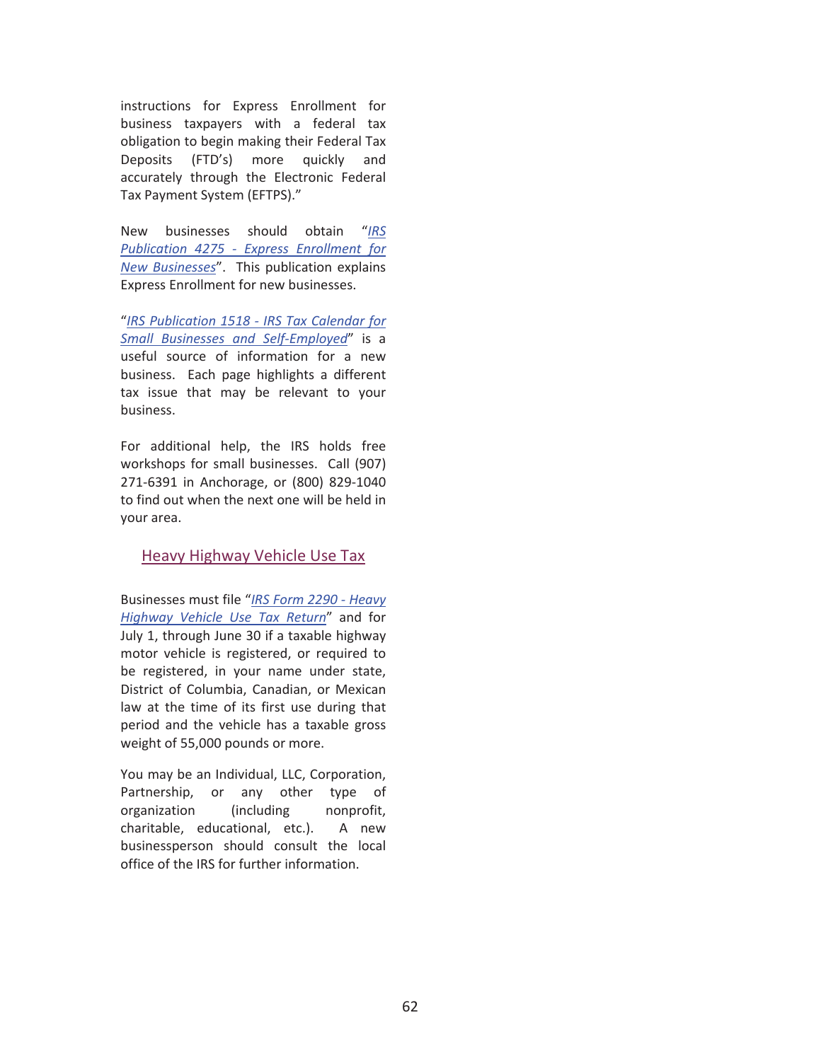instructions for Express Enrollment for business taxpayers with a federal tax obligation to begin making their Federal Tax Deposits (FTD's) more quickly and accurately through the Electronic Federal Tax Payment System (EFTPS)."

New businesses should obtain "*IRS Publication 4275 - Express Enrollment for New Businesses*". This publication explains Express Enrollment for new businesses.

"*IRS Publication 1518 - IRS Tax Calendar for Small Businesses and Self-Employed*" is a useful source of information for a new business. Each page highlights a different tax issue that may be relevant to your business.

For additional help, the IRS holds free workshops for small businesses. Call (907) 271-6391 in Anchorage, or (800) 829-1040 to find out when the next one will be held in your area.

## Heavy Highway Vehicle Use Tax

Businesses must file "*IRS Form 2290 - Heavy Highway Vehicle Use Tax Return*" and for July 1, through June 30 if a taxable highway motor vehicle is registered, or required to be registered, in your name under state, District of Columbia, Canadian, or Mexican law at the time of its first use during that period and the vehicle has a taxable gross weight of 55,000 pounds or more.

You may be an Individual, LLC, Corporation, Partnership, or any other type of organization (including nonprofit, charitable, educational, etc.). A new businessperson should consult the local office of the IRS for further information.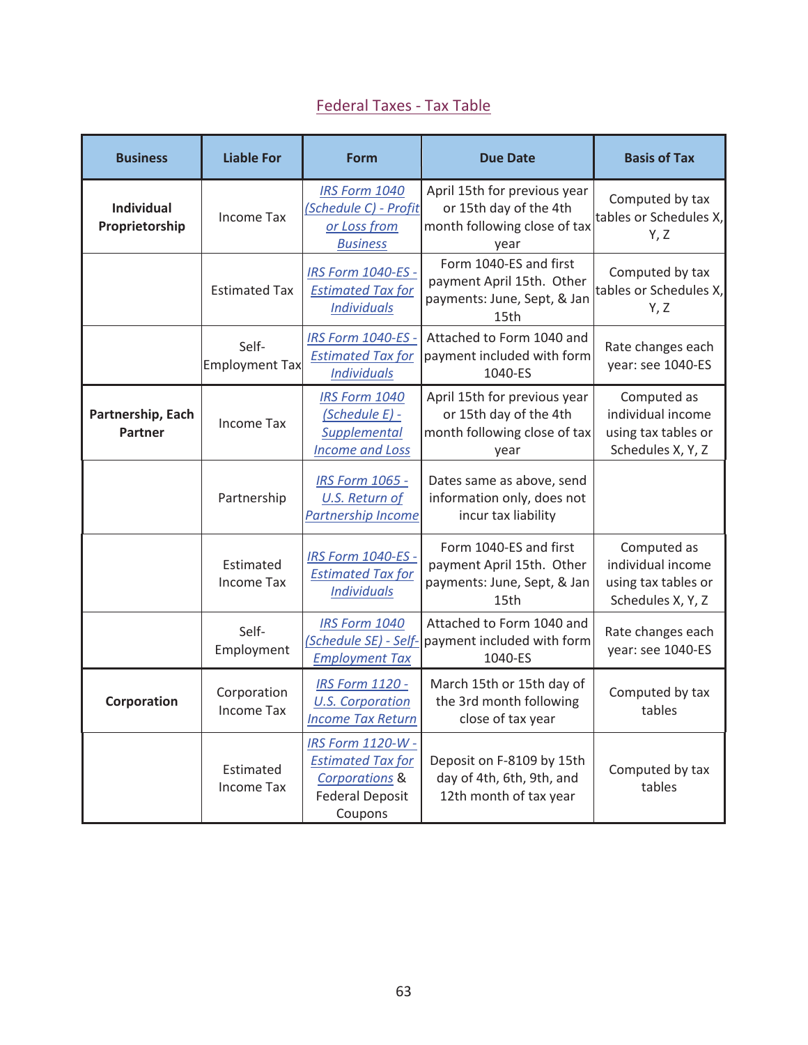## Federal Taxes - Tax Table

| Business | Liable For | Form | Due Date | Basis of Tax |
|---|---|---|---|---|
| **Individual Proprietorship** | Income Tax | IRS Form 1040 (Schedule C) - Profit or Loss from Business | April 15th for previous year or 15th day of the 4th month following close of tax year | Computed by tax tables or Schedules X, Y, Z |
| | Estimated Tax | IRS Form 1040-ES - Estimated Tax for Individuals | Form 1040-ES and first payment April 15th. Other payments: June, Sept, & Jan 15th | Computed by tax tables or Schedules X, Y, Z |
| | Self-Employment Tax | IRS Form 1040-ES - Estimated Tax for Individuals | Attached to Form 1040 and payment included with form 1040-ES | Rate changes each year: see 1040-ES |
| **Partnership, Each Partner** | Income Tax | IRS Form 1040 (Schedule E) - Supplemental Income and Loss | April 15th for previous year or 15th day of the 4th month following close of tax year | Computed as individual income using tax tables or Schedules X, Y, Z |
| | Partnership | IRS Form 1065 - U.S. Return of Partnership Income | Dates same as above, send information only, does not incur tax liability | |
| | Estimated Income Tax | IRS Form 1040-ES - Estimated Tax for Individuals | Form 1040-ES and first payment April 15th. Other payments: June, Sept, & Jan 15th | Computed as individual income using tax tables or Schedules X, Y, Z |
| | Self-Employment | IRS Form 1040 (Schedule SE) - Self-Employment Tax | Attached to Form 1040 and payment included with form 1040-ES | Rate changes each year: see 1040-ES |
| **Corporation** | Corporation Income Tax | IRS Form 1120 - U.S. Corporation Income Tax Return | March 15th or 15th day of the 3rd month following close of tax year | Computed by tax tables |
| | Estimated Income Tax | IRS Form 1120-W - Estimated Tax for Corporations & Federal Deposit Coupons | Deposit on F-8109 by 15th day of 4th, 6th, 9th, and 12th month of tax year | Computed by tax tables |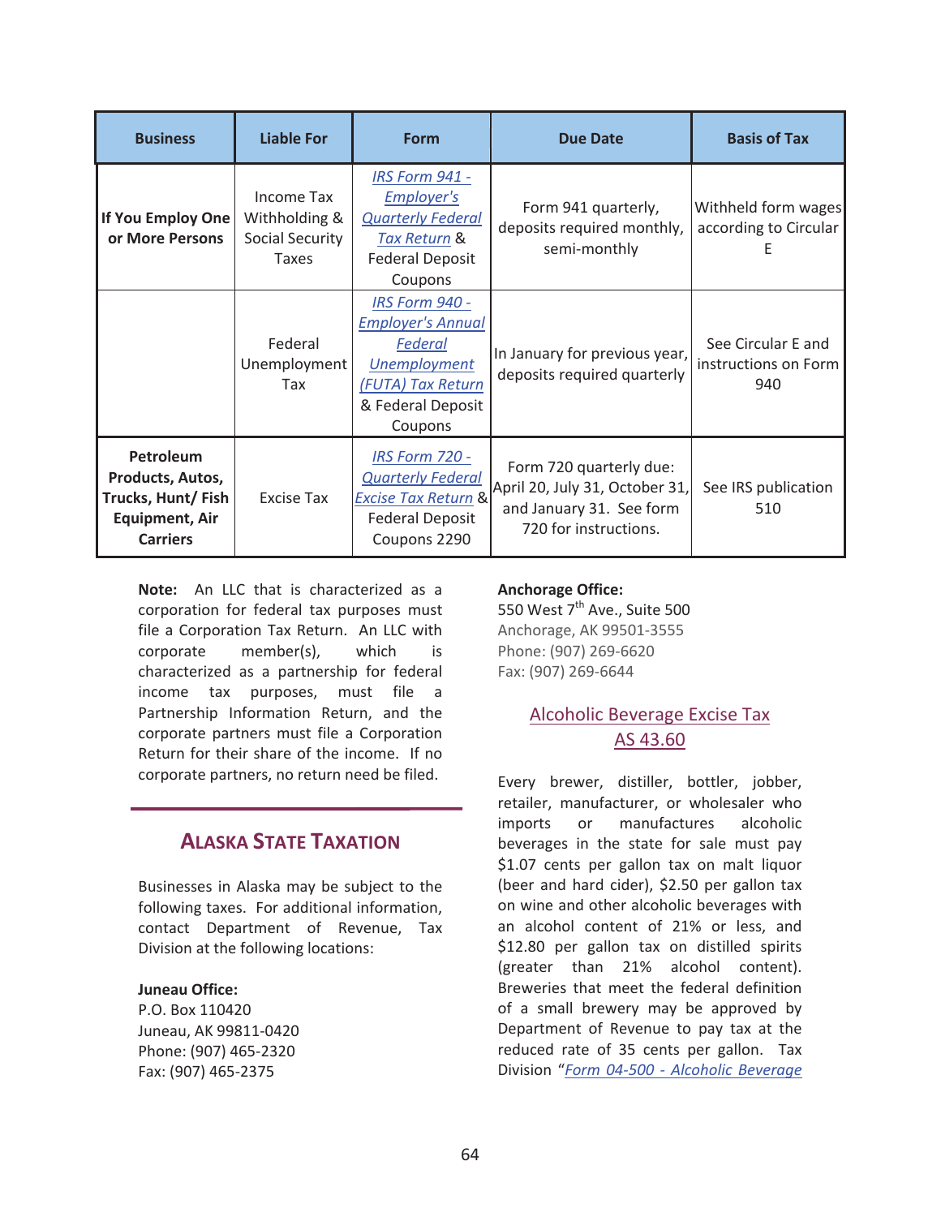| Business | Liable For | Form | Due Date | Basis of Tax |
|---|---|---|---|---|
| **If You Employ One or More Persons** | Income Tax Withholding & Social Security Taxes | *IRS Form 941 - Employer's Quarterly Federal Tax Return* & Federal Deposit Coupons | Form 941 quarterly, deposits required monthly, semi-monthly | Withheld form wages according to Circular E |
| | Federal Unemployment Tax | *IRS Form 940 - Employer's Annual Federal Unemployment (FUTA) Tax Return* & Federal Deposit Coupons | In January for previous year, deposits required quarterly | See Circular E and instructions on Form 940 |
| **Petroleum Products, Autos, Trucks, Hunt/ Fish Equipment, Air Carriers** | Excise Tax | *IRS Form 720 - Quarterly Federal Excise Tax Return* & Federal Deposit Coupons 2290 | Form 720 quarterly due: April 20, July 31, October 31, and January 31. See form 720 for instructions. | See IRS publication 510 |

**Note:** An LLC that is characterized as a corporation for federal tax purposes must file a Corporation Tax Return. An LLC with corporate member(s), which is characterized as a partnership for federal income tax purposes, must file a Partnership Information Return, and the corporate partners must file a Corporation Return for their share of the income. If no corporate partners, no return need be filed.

## Alaska State Taxation

Businesses in Alaska may be subject to the following taxes. For additional information, contact Department of Revenue, Tax Division at the following locations:

**Juneau Office:**
P.O. Box 110420
Juneau, AK 99811-0420
Phone: (907) 465-2320
Fax: (907) 465-2375

**Anchorage Office:**
550 West 7th Ave., Suite 500
Anchorage, AK 99501-3555
Phone: (907) 269-6620
Fax: (907) 269-6644

### Alcoholic Beverage Excise Tax AS 43.60

Every brewer, distiller, bottler, jobber, retailer, manufacturer, or wholesaler who imports or manufactures alcoholic beverages in the state for sale must pay $1.07 cents per gallon tax on malt liquor (beer and hard cider), $2.50 per gallon tax on wine and other alcoholic beverages with an alcohol content of 21% or less, and $12.80 per gallon tax on distilled spirits (greater than 21% alcohol content). Breweries that meet the federal definition of a small brewery may be approved by Department of Revenue to pay tax at the reduced rate of 35 cents per gallon. Tax Division "*Form 04-500 - Alcoholic Beverage*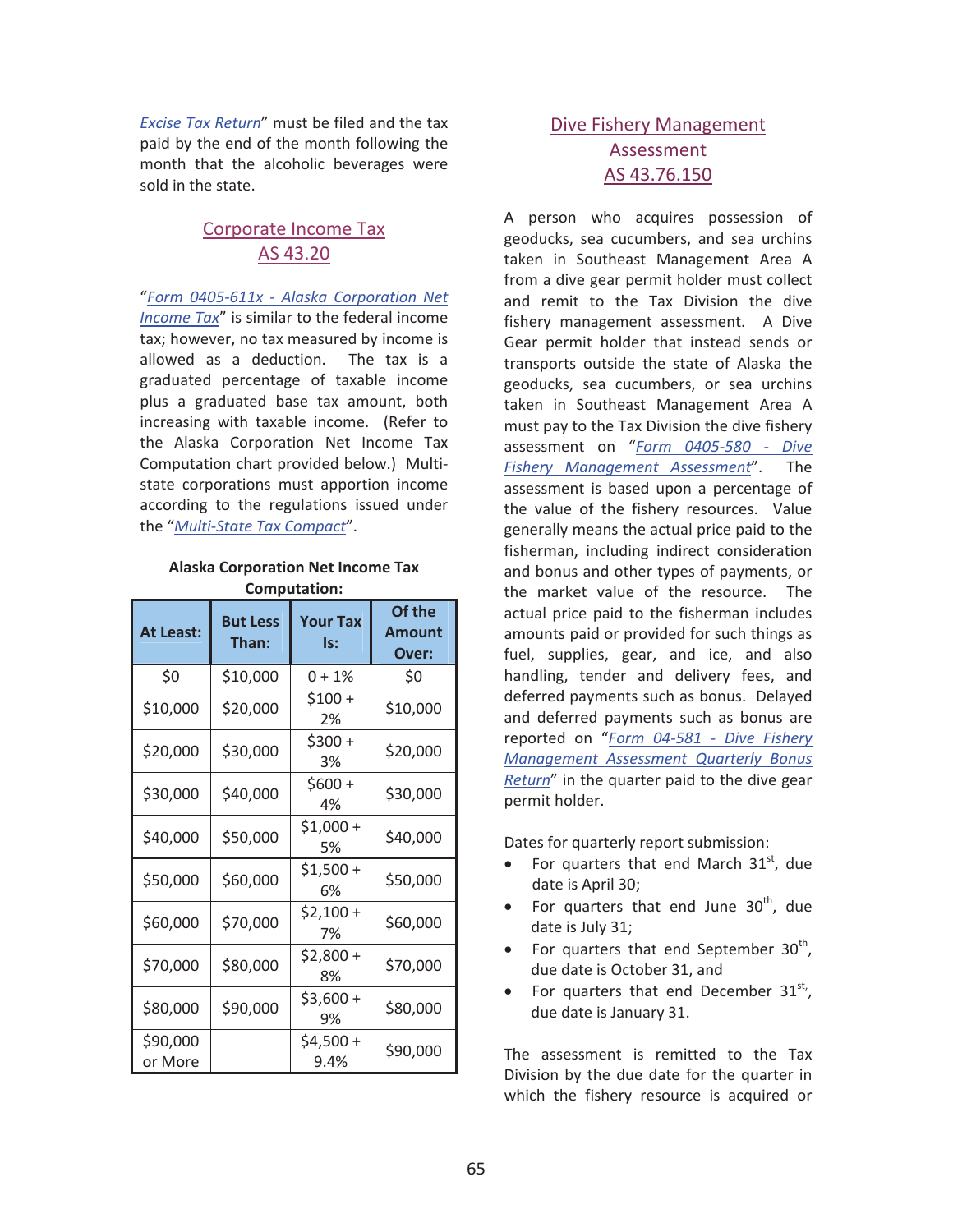*Excise Tax Return*" must be filed and the tax paid by the end of the month following the month that the alcoholic beverages were sold in the state.

## Corporate Income Tax
## AS 43.20

"*Form 0405-611x - Alaska Corporation Net Income Tax*" is similar to the federal income tax; however, no tax measured by income is allowed as a deduction. The tax is a graduated percentage of taxable income plus a graduated base tax amount, both increasing with taxable income. (Refer to the Alaska Corporation Net Income Tax Computation chart provided below.) Multi-state corporations must apportion income according to the regulations issued under the "*Multi-State Tax Compact*".

**Alaska Corporation Net Income Tax Computation:**

| At Least: | But Less Than: | Your Tax Is: | Of the Amount Over: |
|---|---|---|---|
| $0 | $10,000 | 0 + 1% | $0 |
| $10,000 | $20,000 | $100 + 2% | $10,000 |
| $20,000 | $30,000 | $300 + 3% | $20,000 |
| $30,000 | $40,000 | $600 + 4% | $30,000 |
| $40,000 | $50,000 | $1,000 + 5% | $40,000 |
| $50,000 | $60,000 | $1,500 + 6% | $50,000 |
| $60,000 | $70,000 | $2,100 + 7% | $60,000 |
| $70,000 | $80,000 | $2,800 + 8% | $70,000 |
| $80,000 | $90,000 | $3,600 + 9% | $80,000 |
| $90,000 or More | | $4,500 + 9.4% | $90,000 |

## Dive Fishery Management Assessment
## AS 43.76.150

A person who acquires possession of geoducks, sea cucumbers, and sea urchins taken in Southeast Management Area A from a dive gear permit holder must collect and remit to the Tax Division the dive fishery management assessment. A Dive Gear permit holder that instead sends or transports outside the state of Alaska the geoducks, sea cucumbers, or sea urchins taken in Southeast Management Area A must pay to the Tax Division the dive fishery assessment on "*Form 0405-580 - Dive Fishery Management Assessment*". The assessment is based upon a percentage of the value of the fishery resources. Value generally means the actual price paid to the fisherman, including indirect consideration and bonus and other types of payments, or the market value of the resource. The actual price paid to the fisherman includes amounts paid or provided for such things as fuel, supplies, gear, and ice, and also handling, tender and delivery fees, and deferred payments such as bonus. Delayed and deferred payments such as bonus are reported on "*Form 04-581 - Dive Fishery Management Assessment Quarterly Bonus Return*" in the quarter paid to the dive gear permit holder.

Dates for quarterly report submission:

- For quarters that end March 31st, due date is April 30;
- For quarters that end June 30th, due date is July 31;
- For quarters that end September 30th, due date is October 31, and
- For quarters that end December 31st, due date is January 31.

The assessment is remitted to the Tax Division by the due date for the quarter in which the fishery resource is acquired or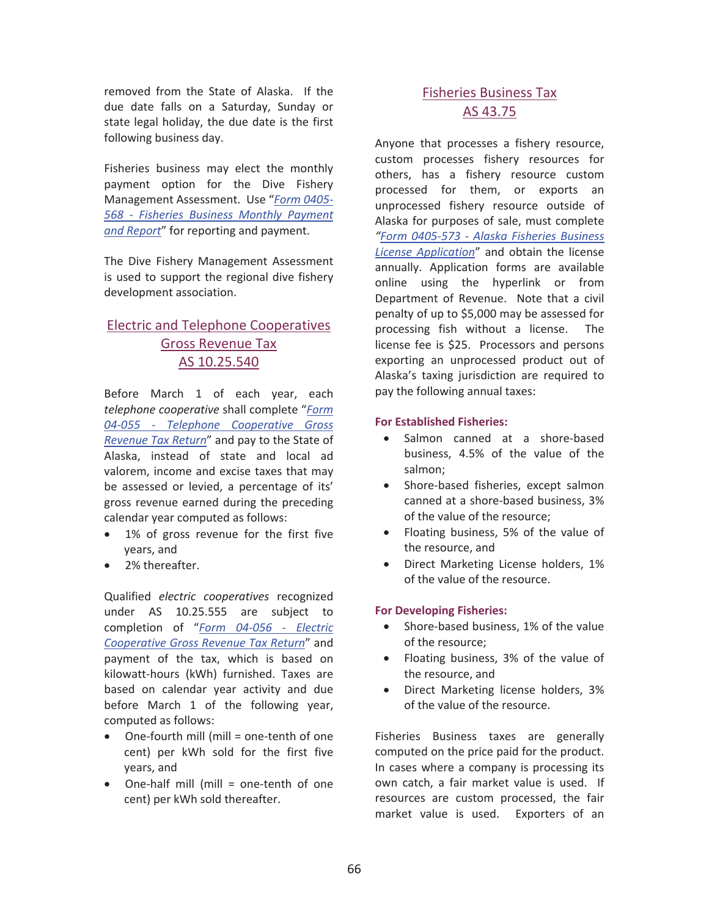removed from the State of Alaska. If the due date falls on a Saturday, Sunday or state legal holiday, the due date is the first following business day.

Fisheries business may elect the monthly payment option for the Dive Fishery Management Assessment. Use "*Form 0405-568 - Fisheries Business Monthly Payment and Report*" for reporting and payment.

The Dive Fishery Management Assessment is used to support the regional dive fishery development association.

## Electric and Telephone Cooperatives Gross Revenue Tax AS 10.25.540

Before March 1 of each year, each *telephone cooperative* shall complete "*Form 04-055 - Telephone Cooperative Gross Revenue Tax Return*" and pay to the State of Alaska, instead of state and local ad valorem, income and excise taxes that may be assessed or levied, a percentage of its' gross revenue earned during the preceding calendar year computed as follows:

- 1% of gross revenue for the first five years, and
- 2% thereafter.

Qualified *electric cooperatives* recognized under AS 10.25.555 are subject to completion of "*Form 04-056 - Electric Cooperative Gross Revenue Tax Return*" and payment of the tax, which is based on kilowatt-hours (kWh) furnished. Taxes are based on calendar year activity and due before March 1 of the following year, computed as follows:

- One-fourth mill (mill = one-tenth of one cent) per kWh sold for the first five years, and
- One-half mill (mill = one-tenth of one cent) per kWh sold thereafter.

## Fisheries Business Tax AS 43.75

Anyone that processes a fishery resource, custom processes fishery resources for others, has a fishery resource custom processed for them, or exports an unprocessed fishery resource outside of Alaska for purposes of sale, must complete "*Form 0405-573 - Alaska Fisheries Business License Application*" and obtain the license annually. Application forms are available online using the hyperlink or from Department of Revenue. Note that a civil penalty of up to $5,000 may be assessed for processing fish without a license. The license fee is $25. Processors and persons exporting an unprocessed product out of Alaska's taxing jurisdiction are required to pay the following annual taxes:

**For Established Fisheries:**

- Salmon canned at a shore-based business, 4.5% of the value of the salmon;
- Shore-based fisheries, except salmon canned at a shore-based business, 3% of the value of the resource;
- Floating business, 5% of the value of the resource, and
- Direct Marketing License holders, 1% of the value of the resource.

**For Developing Fisheries:**

- Shore-based business, 1% of the value of the resource;
- Floating business, 3% of the value of the resource, and
- Direct Marketing license holders, 3% of the value of the resource.

Fisheries Business taxes are generally computed on the price paid for the product. In cases where a company is processing its own catch, a fair market value is used. If resources are custom processed, the fair market value is used. Exporters of an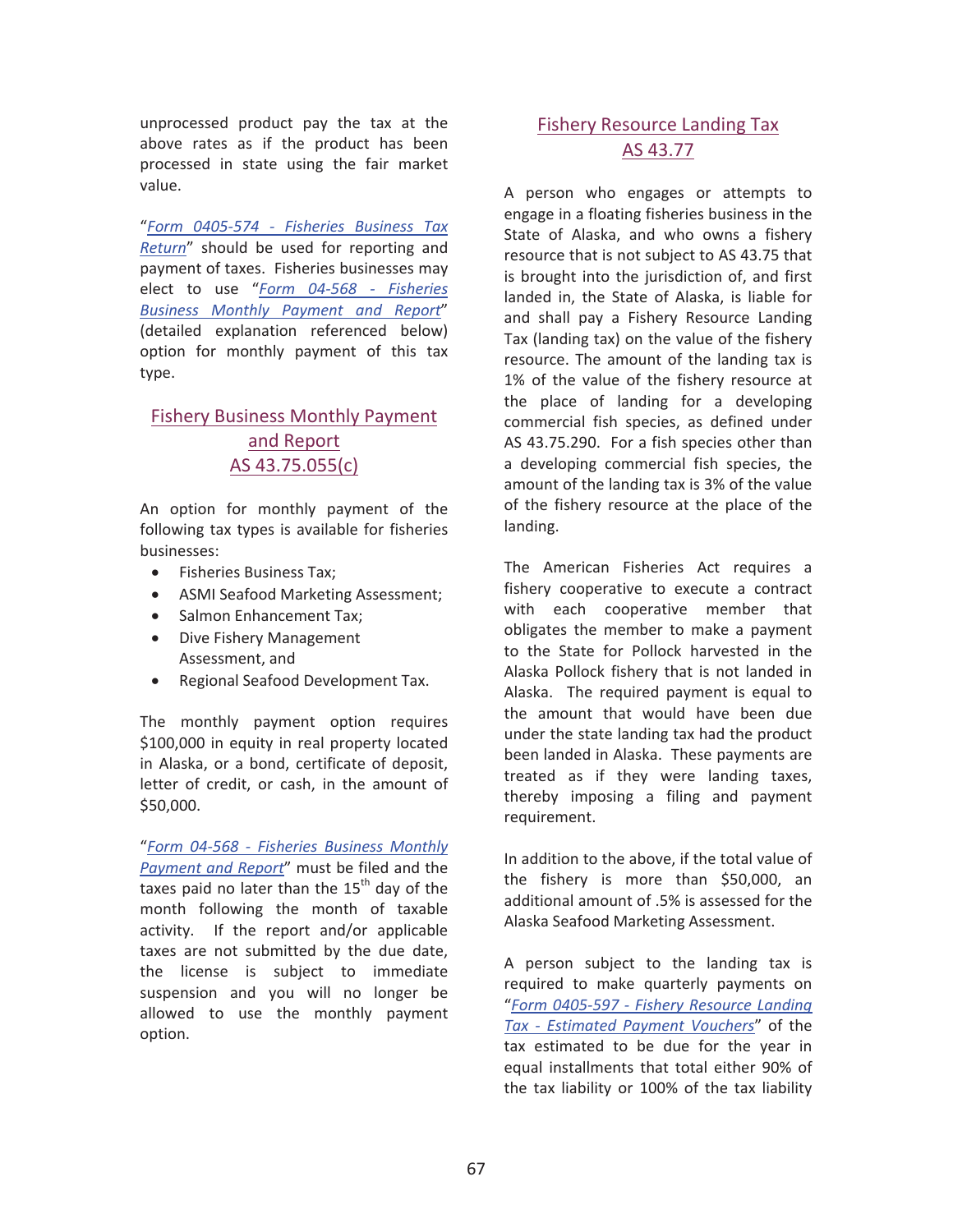unprocessed product pay the tax at the above rates as if the product has been processed in state using the fair market value.

"*Form 0405-574 - Fisheries Business Tax Return*" should be used for reporting and payment of taxes. Fisheries businesses may elect to use "*Form 04-568 - Fisheries Business Monthly Payment and Report*" (detailed explanation referenced below) option for monthly payment of this tax type.

## Fishery Business Monthly Payment and Report AS 43.75.055(c)

An option for monthly payment of the following tax types is available for fisheries businesses:

- Fisheries Business Tax;
- ASMI Seafood Marketing Assessment;
- Salmon Enhancement Tax;
- Dive Fishery Management Assessment, and
- Regional Seafood Development Tax.

The monthly payment option requires $100,000 in equity in real property located in Alaska, or a bond, certificate of deposit, letter of credit, or cash, in the amount of $50,000.

"*Form 04-568 - Fisheries Business Monthly Payment and Report*" must be filed and the taxes paid no later than the 15th day of the month following the month of taxable activity. If the report and/or applicable taxes are not submitted by the due date, the license is subject to immediate suspension and you will no longer be allowed to use the monthly payment option.

## Fishery Resource Landing Tax AS 43.77

A person who engages or attempts to engage in a floating fisheries business in the State of Alaska, and who owns a fishery resource that is not subject to AS 43.75 that is brought into the jurisdiction of, and first landed in, the State of Alaska, is liable for and shall pay a Fishery Resource Landing Tax (landing tax) on the value of the fishery resource. The amount of the landing tax is 1% of the value of the fishery resource at the place of landing for a developing commercial fish species, as defined under AS 43.75.290. For a fish species other than a developing commercial fish species, the amount of the landing tax is 3% of the value of the fishery resource at the place of the landing.

The American Fisheries Act requires a fishery cooperative to execute a contract with each cooperative member that obligates the member to make a payment to the State for Pollock harvested in the Alaska Pollock fishery that is not landed in Alaska. The required payment is equal to the amount that would have been due under the state landing tax had the product been landed in Alaska. These payments are treated as if they were landing taxes, thereby imposing a filing and payment requirement.

In addition to the above, if the total value of the fishery is more than $50,000, an additional amount of .5% is assessed for the Alaska Seafood Marketing Assessment.

A person subject to the landing tax is required to make quarterly payments on "*Form 0405-597 - Fishery Resource Landing Tax - Estimated Payment Vouchers*" of the tax estimated to be due for the year in equal installments that total either 90% of the tax liability or 100% of the tax liability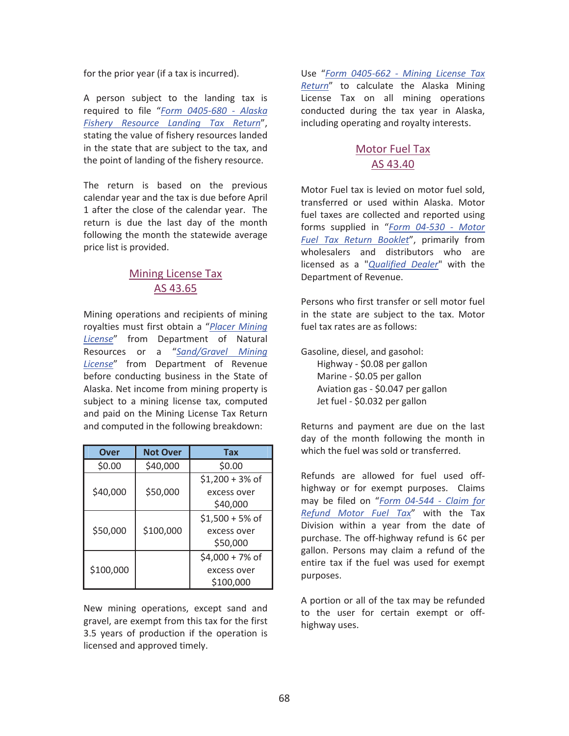for the prior year (if a tax is incurred).

A person subject to the landing tax is required to file "*Form 0405-680 - Alaska Fishery Resource Landing Tax Return*", stating the value of fishery resources landed in the state that are subject to the tax, and the point of landing of the fishery resource.

The return is based on the previous calendar year and the tax is due before April 1 after the close of the calendar year. The return is due the last day of the month following the month the statewide average price list is provided.

## Mining License Tax
## AS 43.65

Mining operations and recipients of mining royalties must first obtain a "*Placer Mining License*" from Department of Natural Resources or a "*Sand/Gravel Mining License*" from Department of Revenue before conducting business in the State of Alaska. Net income from mining property is subject to a mining license tax, computed and paid on the Mining License Tax Return and computed in the following breakdown:

| Over | Not Over | Tax |
|---|---|---|
| $0.00 | $40,000 | $0.00 |
| $40,000 | $50,000 | $1,200 + 3% of excess over $40,000 |
| $50,000 | $100,000 | $1,500 + 5% of excess over $50,000 |
| $100,000 | | $4,000 + 7% of excess over $100,000 |

New mining operations, except sand and gravel, are exempt from this tax for the first 3.5 years of production if the operation is licensed and approved timely.

Use "*Form 0405-662 - Mining License Tax Return*" to calculate the Alaska Mining License Tax on all mining operations conducted during the tax year in Alaska, including operating and royalty interests.

## Motor Fuel Tax
## AS 43.40

Motor Fuel tax is levied on motor fuel sold, transferred or used within Alaska. Motor fuel taxes are collected and reported using forms supplied in "*Form 04-530 - Motor Fuel Tax Return Booklet*", primarily from wholesalers and distributors who are licensed as a "*Qualified Dealer*" with the Department of Revenue.

Persons who first transfer or sell motor fuel in the state are subject to the tax. Motor fuel tax rates are as follows:

Gasoline, diesel, and gasohol:
- Highway - $0.08 per gallon
- Marine - $0.05 per gallon
- Aviation gas - $0.047 per gallon
- Jet fuel - $0.032 per gallon

Returns and payment are due on the last day of the month following the month in which the fuel was sold or transferred.

Refunds are allowed for fuel used off-highway or for exempt purposes. Claims may be filed on "*Form 04-544 - Claim for Refund Motor Fuel Tax*" with the Tax Division within a year from the date of purchase. The off-highway refund is 6¢ per gallon. Persons may claim a refund of the entire tax if the fuel was used for exempt purposes.

A portion or all of the tax may be refunded to the user for certain exempt or off-highway uses.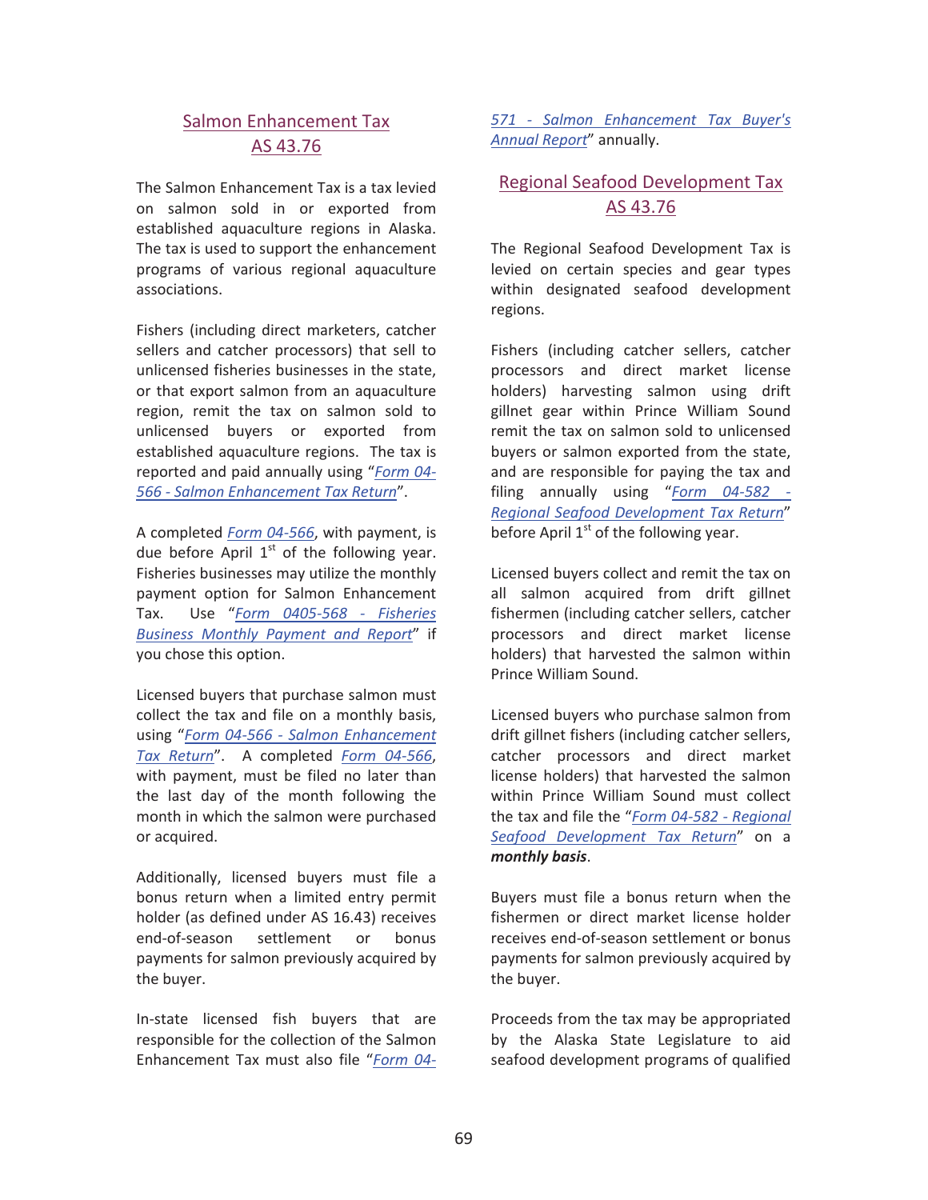## Salmon Enhancement Tax
## AS 43.76

The Salmon Enhancement Tax is a tax levied on salmon sold in or exported from established aquaculture regions in Alaska. The tax is used to support the enhancement programs of various regional aquaculture associations.

Fishers (including direct marketers, catcher sellers and catcher processors) that sell to unlicensed fisheries businesses in the state, or that export salmon from an aquaculture region, remit the tax on salmon sold to unlicensed buyers or exported from established aquaculture regions. The tax is reported and paid annually using "*Form 04-566 - Salmon Enhancement Tax Return*".

A completed *Form 04-566*, with payment, is due before April 1st of the following year. Fisheries businesses may utilize the monthly payment option for Salmon Enhancement Tax. Use "*Form 0405-568 - Fisheries Business Monthly Payment and Report*" if you chose this option.

Licensed buyers that purchase salmon must collect the tax and file on a monthly basis, using "*Form 04-566 - Salmon Enhancement Tax Return*". A completed *Form 04-566*, with payment, must be filed no later than the last day of the month following the month in which the salmon were purchased or acquired.

Additionally, licensed buyers must file a bonus return when a limited entry permit holder (as defined under AS 16.43) receives end-of-season settlement or bonus payments for salmon previously acquired by the buyer.

In-state licensed fish buyers that are responsible for the collection of the Salmon Enhancement Tax must also file "*Form 04-571 - Salmon Enhancement Tax Buyer's Annual Report*" annually.

## Regional Seafood Development Tax
## AS 43.76

The Regional Seafood Development Tax is levied on certain species and gear types within designated seafood development regions.

Fishers (including catcher sellers, catcher processors and direct market license holders) harvesting salmon using drift gillnet gear within Prince William Sound remit the tax on salmon sold to unlicensed buyers or salmon exported from the state, and are responsible for paying the tax and filing annually using "*Form 04-582 - Regional Seafood Development Tax Return*" before April 1st of the following year.

Licensed buyers collect and remit the tax on all salmon acquired from drift gillnet fishermen (including catcher sellers, catcher processors and direct market license holders) that harvested the salmon within Prince William Sound.

Licensed buyers who purchase salmon from drift gillnet fishers (including catcher sellers, catcher processors and direct market license holders) that harvested the salmon within Prince William Sound must collect the tax and file the "*Form 04-582 - Regional Seafood Development Tax Return*" on a ***monthly basis***.

Buyers must file a bonus return when the fishermen or direct market license holder receives end-of-season settlement or bonus payments for salmon previously acquired by the buyer.

Proceeds from the tax may be appropriated by the Alaska State Legislature to aid seafood development programs of qualified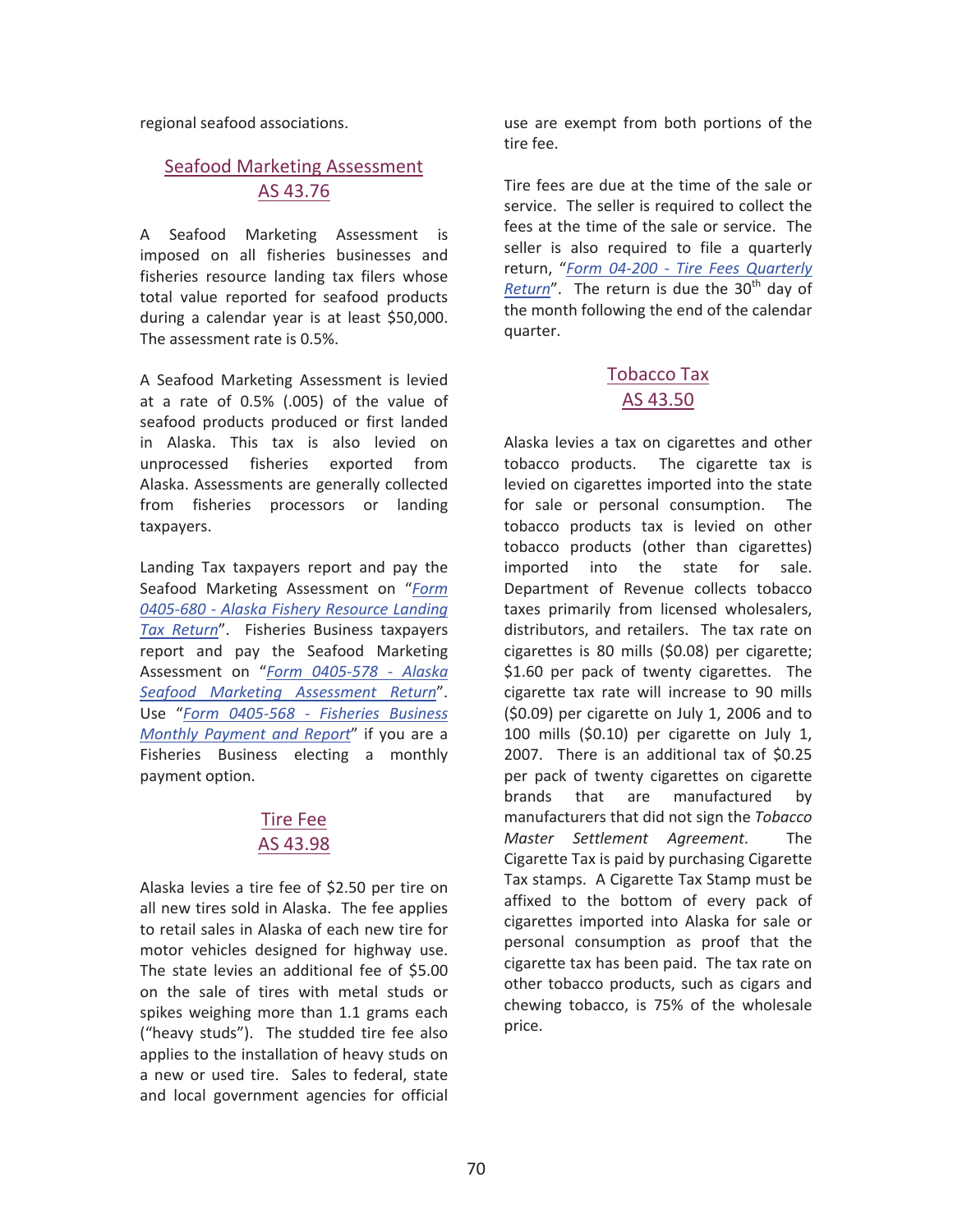regional seafood associations.

## Seafood Marketing Assessment AS 43.76

A Seafood Marketing Assessment is imposed on all fisheries businesses and fisheries resource landing tax filers whose total value reported for seafood products during a calendar year is at least $50,000. The assessment rate is 0.5%.

A Seafood Marketing Assessment is levied at a rate of 0.5% (.005) of the value of seafood products produced or first landed in Alaska. This tax is also levied on unprocessed fisheries exported from Alaska. Assessments are generally collected from fisheries processors or landing taxpayers.

Landing Tax taxpayers report and pay the Seafood Marketing Assessment on "*Form 0405-680 - Alaska Fishery Resource Landing Tax Return*". Fisheries Business taxpayers report and pay the Seafood Marketing Assessment on "*Form 0405-578 - Alaska Seafood Marketing Assessment Return*". Use "*Form 0405-568 - Fisheries Business Monthly Payment and Report*" if you are a Fisheries Business electing a monthly payment option.

## Tire Fee AS 43.98

Alaska levies a tire fee of $2.50 per tire on all new tires sold in Alaska. The fee applies to retail sales in Alaska of each new tire for motor vehicles designed for highway use. The state levies an additional fee of $5.00 on the sale of tires with metal studs or spikes weighing more than 1.1 grams each ("heavy studs"). The studded tire fee also applies to the installation of heavy studs on a new or used tire. Sales to federal, state and local government agencies for official use are exempt from both portions of the tire fee.

Tire fees are due at the time of the sale or service. The seller is required to collect the fees at the time of the sale or service. The seller is also required to file a quarterly return, "*Form 04-200 - Tire Fees Quarterly Return*". The return is due the 30th day of the month following the end of the calendar quarter.

## Tobacco Tax AS 43.50

Alaska levies a tax on cigarettes and other tobacco products. The cigarette tax is levied on cigarettes imported into the state for sale or personal consumption. The tobacco products tax is levied on other tobacco products (other than cigarettes) imported into the state for sale. Department of Revenue collects tobacco taxes primarily from licensed wholesalers, distributors, and retailers. The tax rate on cigarettes is 80 mills ($0.08) per cigarette; $1.60 per pack of twenty cigarettes. The cigarette tax rate will increase to 90 mills ($0.09) per cigarette on July 1, 2006 and to 100 mills ($0.10) per cigarette on July 1, 2007. There is an additional tax of $0.25 per pack of twenty cigarettes on cigarette brands that are manufactured by manufacturers that did not sign the *Tobacco Master Settlement Agreement.* The Cigarette Tax is paid by purchasing Cigarette Tax stamps. A Cigarette Tax Stamp must be affixed to the bottom of every pack of cigarettes imported into Alaska for sale or personal consumption as proof that the cigarette tax has been paid. The tax rate on other tobacco products, such as cigars and chewing tobacco, is 75% of the wholesale price.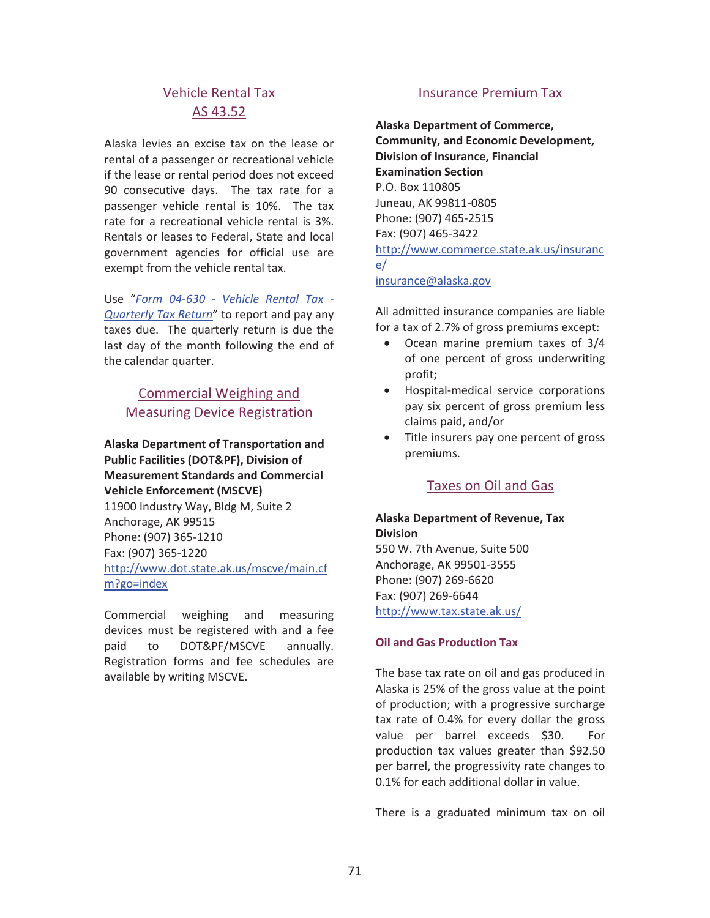## Vehicle Rental Tax
## AS 43.52

Alaska levies an excise tax on the lease or rental of a passenger or recreational vehicle if the lease or rental period does not exceed 90 consecutive days. The tax rate for a passenger vehicle rental is 10%. The tax rate for a recreational vehicle rental is 3%. Rentals or leases to Federal, State and local government agencies for official use are exempt from the vehicle rental tax.

Use "*Form 04-630 - Vehicle Rental Tax - Quarterly Tax Return*" to report and pay any taxes due. The quarterly return is due the last day of the month following the end of the calendar quarter.

## Commercial Weighing and Measuring Device Registration

**Alaska Department of Transportation and Public Facilities (DOT&PF), Division of Measurement Standards and Commercial Vehicle Enforcement (MSCVE)**
11900 Industry Way, Bldg M, Suite 2
Anchorage, AK 99515
Phone: (907) 365-1210
Fax: (907) 365-1220
http://www.dot.state.ak.us/mscve/main.cfm?go=index

Commercial weighing and measuring devices must be registered with and a fee paid to DOT&PF/MSCVE annually. Registration forms and fee schedules are available by writing MSCVE.

## Insurance Premium Tax

**Alaska Department of Commerce, Community, and Economic Development, Division of Insurance, Financial Examination Section**
P.O. Box 110805
Juneau, AK 99811-0805
Phone: (907) 465-2515
Fax: (907) 465-3422
http://www.commerce.state.ak.us/insurance/
insurance@alaska.gov

All admitted insurance companies are liable for a tax of 2.7% of gross premiums except:

- Ocean marine premium taxes of 3/4 of one percent of gross underwriting profit;
- Hospital-medical service corporations pay six percent of gross premium less claims paid, and/or
- Title insurers pay one percent of gross premiums.

## Taxes on Oil and Gas

**Alaska Department of Revenue, Tax Division**
550 W. 7th Avenue, Suite 500
Anchorage, AK 99501-3555
Phone: (907) 269-6620
Fax: (907) 269-6644
http://www.tax.state.ak.us/

### Oil and Gas Production Tax

The base tax rate on oil and gas produced in Alaska is 25% of the gross value at the point of production; with a progressive surcharge tax rate of 0.4% for every dollar the gross value per barrel exceeds $30. For production tax values greater than $92.50 per barrel, the progressivity rate changes to 0.1% for each additional dollar in value.

There is a graduated minimum tax on oil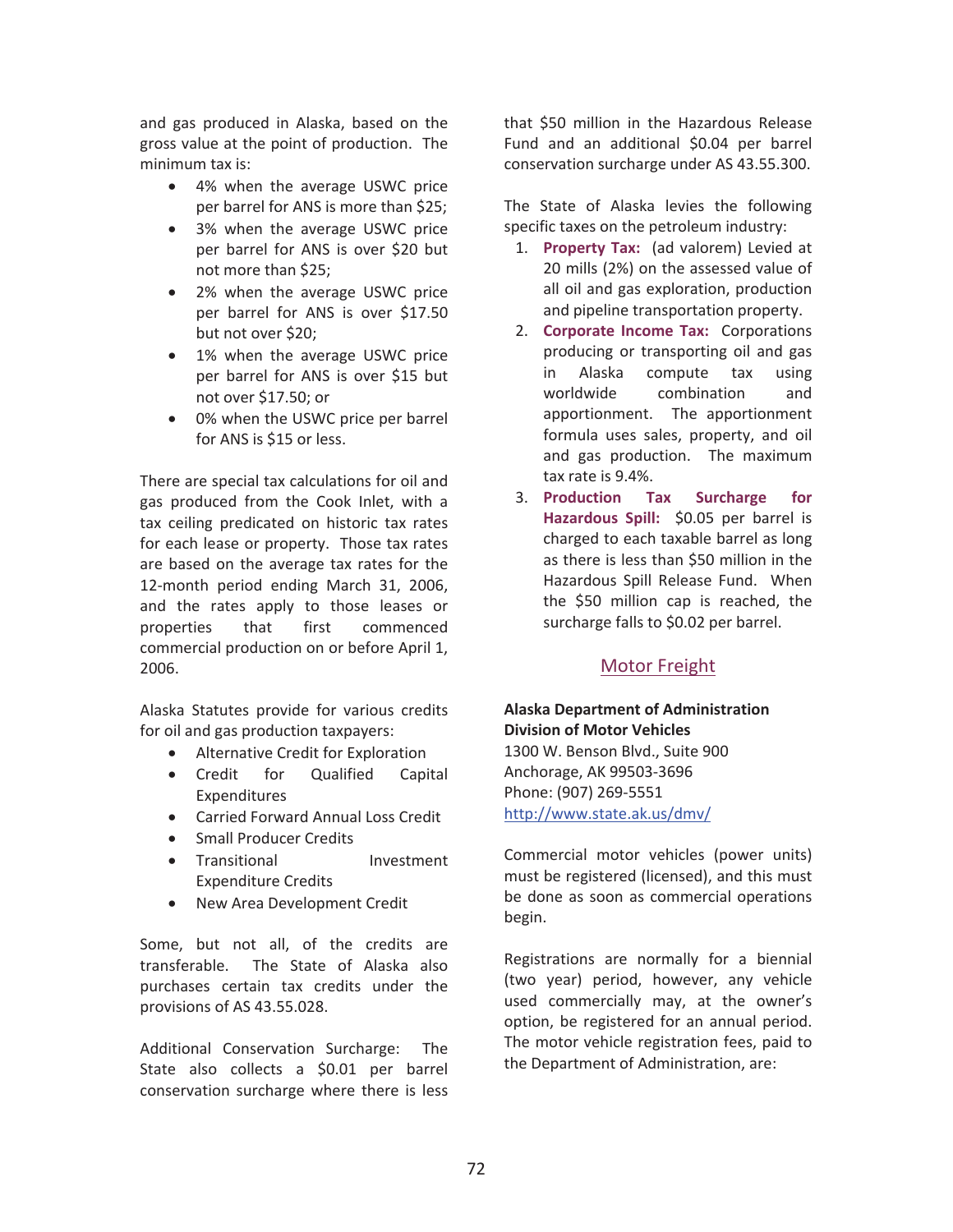and gas produced in Alaska, based on the gross value at the point of production. The minimum tax is:

- 4% when the average USWC price per barrel for ANS is more than $25;
- 3% when the average USWC price per barrel for ANS is over $20 but not more than $25;
- 2% when the average USWC price per barrel for ANS is over $17.50 but not over $20;
- 1% when the average USWC price per barrel for ANS is over $15 but not over $17.50; or
- 0% when the USWC price per barrel for ANS is $15 or less.

There are special tax calculations for oil and gas produced from the Cook Inlet, with a tax ceiling predicated on historic tax rates for each lease or property. Those tax rates are based on the average tax rates for the 12-month period ending March 31, 2006, and the rates apply to those leases or properties that first commenced commercial production on or before April 1, 2006.

Alaska Statutes provide for various credits for oil and gas production taxpayers:

- Alternative Credit for Exploration
- Credit for Qualified Capital Expenditures
- Carried Forward Annual Loss Credit
- Small Producer Credits
- Transitional Investment Expenditure Credits
- New Area Development Credit

Some, but not all, of the credits are transferable. The State of Alaska also purchases certain tax credits under the provisions of AS 43.55.028.

Additional Conservation Surcharge: The State also collects a $0.01 per barrel conservation surcharge where there is less that $50 million in the Hazardous Release Fund and an additional $0.04 per barrel conservation surcharge under AS 43.55.300.

The State of Alaska levies the following specific taxes on the petroleum industry:

1. **Property Tax:** (ad valorem) Levied at 20 mills (2%) on the assessed value of all oil and gas exploration, production and pipeline transportation property.
2. **Corporate Income Tax:** Corporations producing or transporting oil and gas in Alaska compute tax using worldwide combination and apportionment. The apportionment formula uses sales, property, and oil and gas production. The maximum tax rate is 9.4%.
3. **Production Tax Surcharge for Hazardous Spill:** $0.05 per barrel is charged to each taxable barrel as long as there is less than $50 million in the Hazardous Spill Release Fund. When the $50 million cap is reached, the surcharge falls to $0.02 per barrel.

## Motor Freight

**Alaska Department of Administration**
**Division of Motor Vehicles**
1300 W. Benson Blvd., Suite 900
Anchorage, AK 99503-3696
Phone: (907) 269-5551
http://www.state.ak.us/dmv/

Commercial motor vehicles (power units) must be registered (licensed), and this must be done as soon as commercial operations begin.

Registrations are normally for a biennial (two year) period, however, any vehicle used commercially may, at the owner's option, be registered for an annual period. The motor vehicle registration fees, paid to the Department of Administration, are: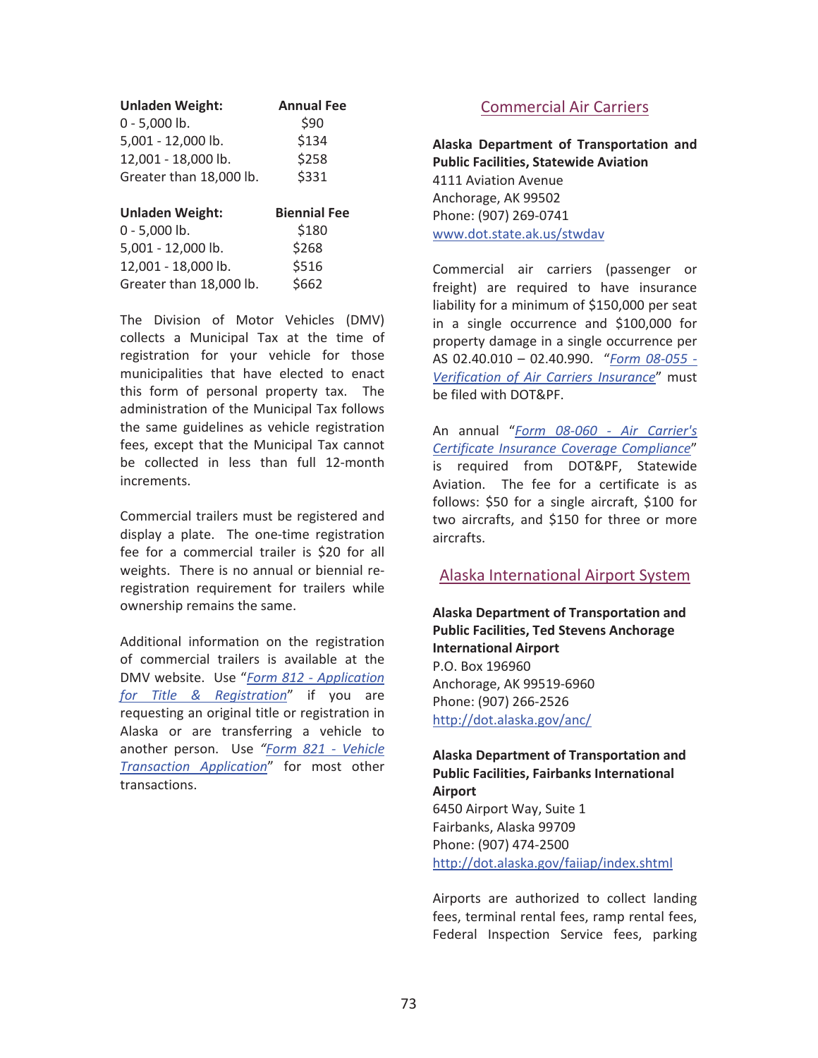| Unladen Weight: | Annual Fee |
|---|---|
| 0 - 5,000 lb. | $90 |
| 5,001 - 12,000 lb. | $134 |
| 12,001 - 18,000 lb. | $258 |
| Greater than 18,000 lb. | $331 |

| Unladen Weight: | Biennial Fee |
|---|---|
| 0 - 5,000 lb. | $180 |
| 5,001 - 12,000 lb. | $268 |
| 12,001 - 18,000 lb. | $516 |
| Greater than 18,000 lb. | $662 |

The Division of Motor Vehicles (DMV) collects a Municipal Tax at the time of registration for your vehicle for those municipalities that have elected to enact this form of personal property tax. The administration of the Municipal Tax follows the same guidelines as vehicle registration fees, except that the Municipal Tax cannot be collected in less than full 12-month increments.

Commercial trailers must be registered and display a plate. The one-time registration fee for a commercial trailer is $20 for all weights. There is no annual or biennial re-registration requirement for trailers while ownership remains the same.

Additional information on the registration of commercial trailers is available at the DMV website. Use "*Form 812 - Application for Title & Registration*" if you are requesting an original title or registration in Alaska or are transferring a vehicle to another person. Use *"Form 821 - Vehicle Transaction Application"* for most other transactions.

## Commercial Air Carriers

**Alaska Department of Transportation and Public Facilities, Statewide Aviation**
4111 Aviation Avenue
Anchorage, AK 99502
Phone: (907) 269-0741
www.dot.state.ak.us/stwdav

Commercial air carriers (passenger or freight) are required to have insurance liability for a minimum of $150,000 per seat in a single occurrence and $100,000 for property damage in a single occurrence per AS 02.40.010 – 02.40.990. "*Form 08-055 - Verification of Air Carriers Insurance*" must be filed with DOT&PF.

An annual "*Form 08-060 - Air Carrier's Certificate Insurance Coverage Compliance*" is required from DOT&PF, Statewide Aviation. The fee for a certificate is as follows: $50 for a single aircraft, $100 for two aircrafts, and $150 for three or more aircrafts.

## Alaska International Airport System

**Alaska Department of Transportation and Public Facilities, Ted Stevens Anchorage International Airport**
P.O. Box 196960
Anchorage, AK 99519-6960
Phone: (907) 266-2526
http://dot.alaska.gov/anc/

**Alaska Department of Transportation and Public Facilities, Fairbanks International Airport**
6450 Airport Way, Suite 1
Fairbanks, Alaska 99709
Phone: (907) 474-2500
http://dot.alaska.gov/faiiap/index.shtml

Airports are authorized to collect landing fees, terminal rental fees, ramp rental fees, Federal Inspection Service fees, parking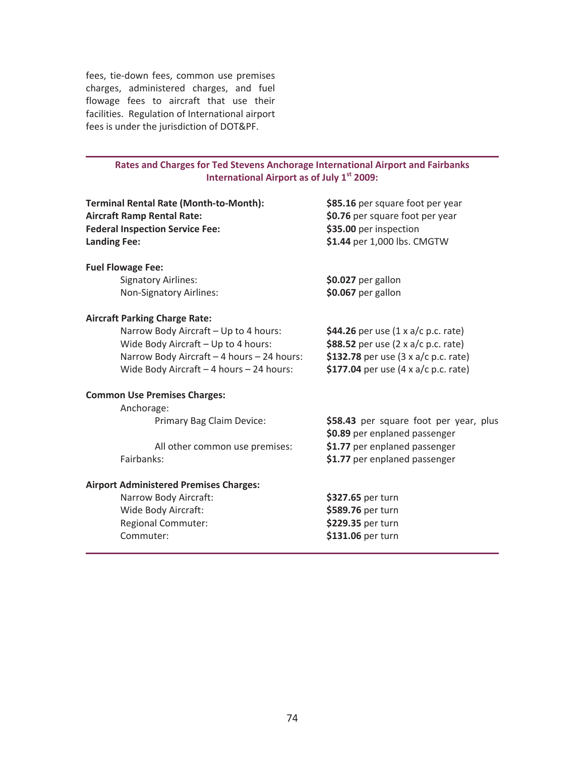fees, tie-down fees, common use premises charges, administered charges, and fuel flowage fees to aircraft that use their facilities. Regulation of International airport fees is under the jurisdiction of DOT&PF.

**Rates and Charges for Ted Stevens Anchorage International Airport and Fairbanks International Airport as of July 1st 2009:**

| | |
|---|---|
| **Terminal Rental Rate (Month-to-Month):** | **$85.16** per square foot per year |
| **Aircraft Ramp Rental Rate:** | **$0.76** per square foot per year |
| **Federal Inspection Service Fee:** | **$35.00** per inspection |
| **Landing Fee:** | **$1.44** per 1,000 lbs. CMGTW |
| **Fuel Flowage Fee:** | |
| Signatory Airlines: | **$0.027** per gallon |
| Non-Signatory Airlines: | **$0.067** per gallon |
| **Aircraft Parking Charge Rate:** | |
| Narrow Body Aircraft – Up to 4 hours: | **$44.26** per use (1 x a/c p.c. rate) |
| Wide Body Aircraft – Up to 4 hours: | **$88.52** per use (2 x a/c p.c. rate) |
| Narrow Body Aircraft – 4 hours – 24 hours: | **$132.78** per use (3 x a/c p.c. rate) |
| Wide Body Aircraft – 4 hours – 24 hours: | **$177.04** per use (4 x a/c p.c. rate) |
| **Common Use Premises Charges:** | |
| Anchorage: | |
| Primary Bag Claim Device: | **$58.43** per square foot per year, plus **$0.89** per enplaned passenger |
| All other common use premises: | **$1.77** per enplaned passenger |
| Fairbanks: | **$1.77** per enplaned passenger |
| **Airport Administered Premises Charges:** | |
| Narrow Body Aircraft: | **$327.65** per turn |
| Wide Body Aircraft: | **$589.76** per turn |
| Regional Commuter: | **$229.35** per turn |
| Commuter: | **$131.06** per turn |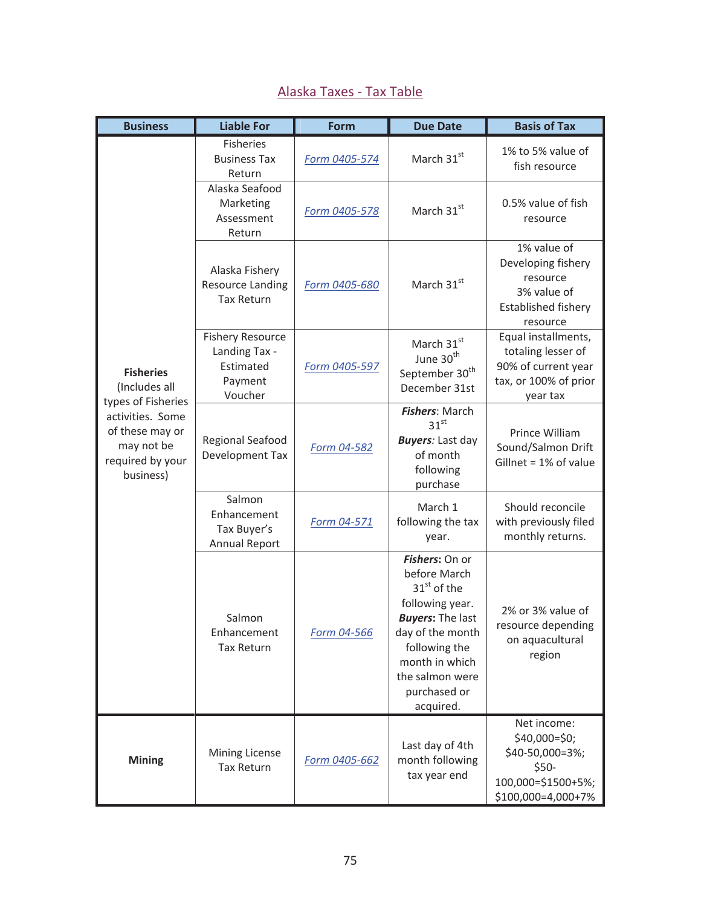# Alaska Taxes - Tax Table

| Business | Liable For | Form | Due Date | Basis of Tax |
|---|---|---|---|---|
| **Fisheries** (Includes all types of Fisheries activities. Some of these may or may not be required by your business) | Fisheries Business Tax Return | *Form 0405-574* | March 31st | 1% to 5% value of fish resource |
| | Alaska Seafood Marketing Assessment Return | *Form 0405-578* | March 31st | 0.5% value of fish resource |
| | Alaska Fishery Resource Landing Tax Return | *Form 0405-680* | March 31st | 1% value of Developing fishery resource<br>3% value of Established fishery resource |
| | Fishery Resource Landing Tax - Estimated Payment Voucher | *Form 0405-597* | March 31st<br>June 30th<br>September 30th<br>December 31st | Equal installments, totaling lesser of 90% of current year tax, or 100% of prior year tax |
| | Regional Seafood Development Tax | *Form 04-582* | ***Fishers***: March 31st<br>***Buyers***: Last day of month following purchase | Prince William Sound/Salmon Drift Gillnet = 1% of value |
| | Salmon Enhancement Tax Buyer's Annual Report | *Form 04-571* | March 1 following the tax year. | Should reconcile with previously filed monthly returns. |
| | Salmon Enhancement Tax Return | *Form 04-566* | ***Fishers:*** On or before March 31st of the following year.<br>***Buyers:*** The last day of the month following the month in which the salmon were purchased or acquired. | 2% or 3% value of resource depending on aquacultural region |
| **Mining** | Mining License Tax Return | *Form 0405-662* | Last day of 4th month following tax year end | Net income: $40,000=$0; $40-50,000=3%; $50-100,000=$1500+5%; $100,000=4,000+7% |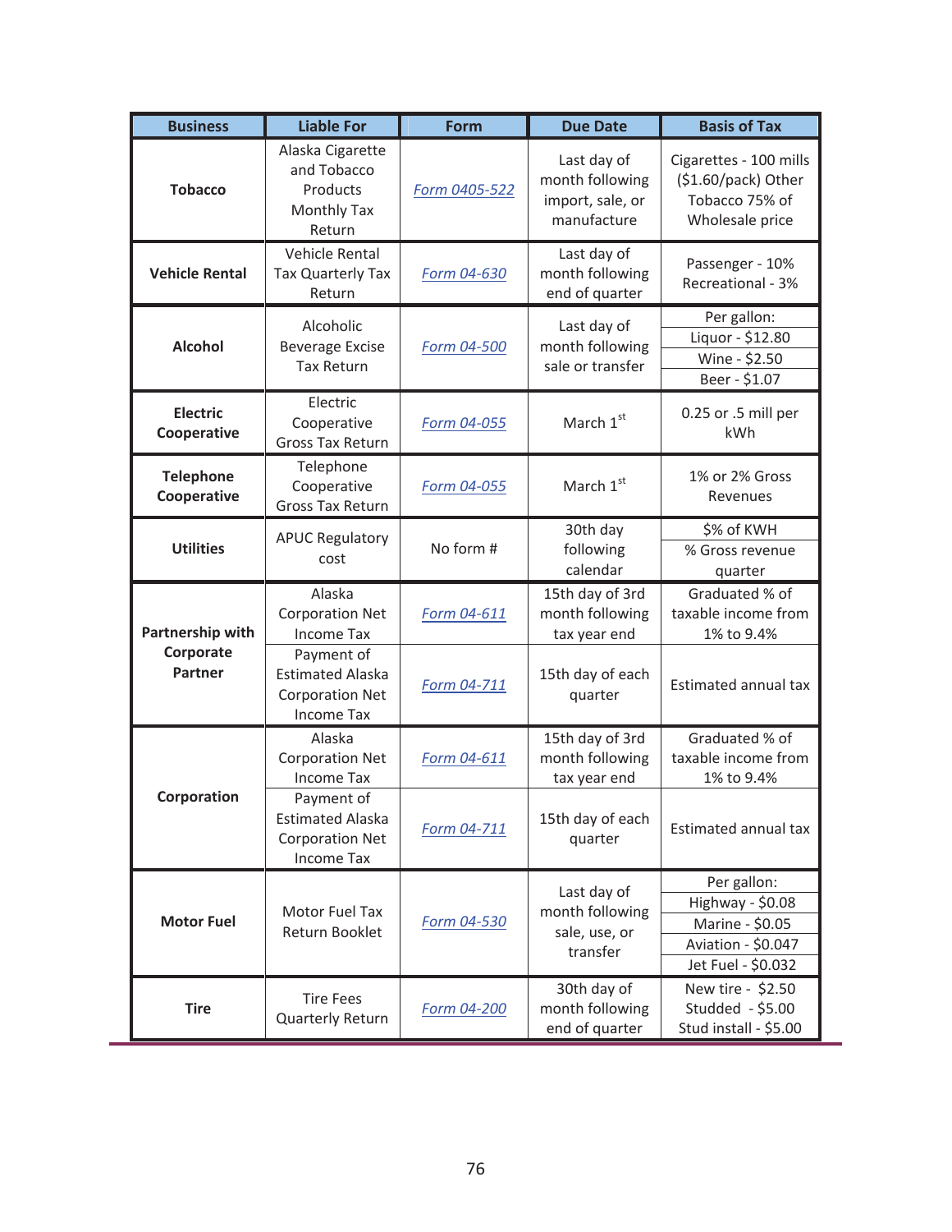| Business | Liable For | Form | Due Date | Basis of Tax |
|---|---|---|---|---|
| **Tobacco** | Alaska Cigarette and Tobacco Products Monthly Tax Return | Form 0405-522 | Last day of month following import, sale, or manufacture | Cigarettes - 100 mills ($1.60/pack) Other Tobacco 75% of Wholesale price |
| **Vehicle Rental** | Vehicle Rental Tax Quarterly Tax Return | Form 04-630 | Last day of month following end of quarter | Passenger - 10% Recreational - 3% |
| **Alcohol** | Alcoholic Beverage Excise Tax Return | Form 04-500 | Last day of month following sale or transfer | Per gallon: Liquor - $12.80; Wine - $2.50; Beer - $1.07 |
| **Electric Cooperative** | Electric Cooperative Gross Tax Return | Form 04-055 | March 1st | 0.25 or .5 mill per kWh |
| **Telephone Cooperative** | Telephone Cooperative Gross Tax Return | Form 04-055 | March 1st | 1% or 2% Gross Revenues |
| **Utilities** | APUC Regulatory cost | No form # | 30th day following calendar quarter | $% of KWH; % Gross revenue |
| **Partnership with Corporate Partner** | Alaska Corporation Net Income Tax | Form 04-611 | 15th day of 3rd month following tax year end | Graduated % of taxable income from 1% to 9.4% |
| | Payment of Estimated Alaska Corporation Net Income Tax | Form 04-711 | 15th day of each quarter | Estimated annual tax |
| **Corporation** | Alaska Corporation Net Income Tax | Form 04-611 | 15th day of 3rd month following tax year end | Graduated % of taxable income from 1% to 9.4% |
| | Payment of Estimated Alaska Corporation Net Income Tax | Form 04-711 | 15th day of each quarter | Estimated annual tax |
| **Motor Fuel** | Motor Fuel Tax Return Booklet | Form 04-530 | Last day of month following sale, use, or transfer | Per gallon: Highway - $0.08; Marine - $0.05; Aviation - $0.047; Jet Fuel - $0.032 |
| **Tire** | Tire Fees Quarterly Return | Form 04-200 | 30th day of month following end of quarter | New tire - $2.50; Studded - $5.00; Stud install - $5.00 |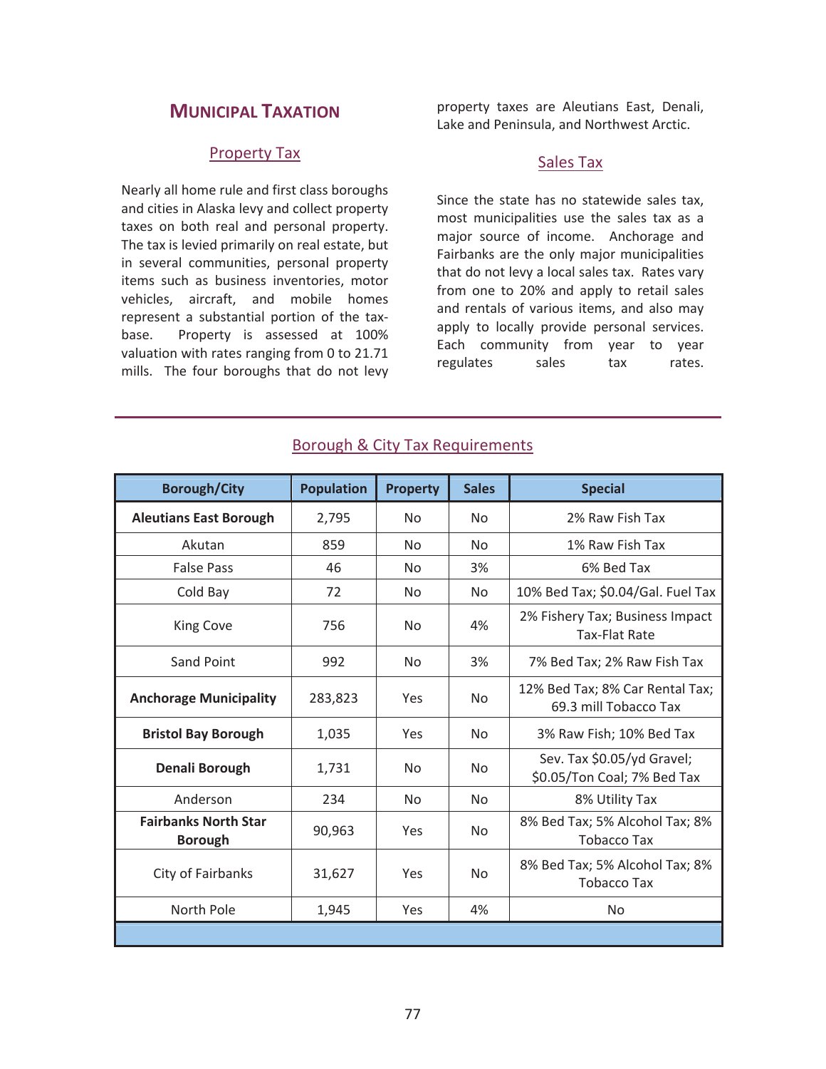## MUNICIPAL TAXATION

### Property Tax

Nearly all home rule and first class boroughs and cities in Alaska levy and collect property taxes on both real and personal property. The tax is levied primarily on real estate, but in several communities, personal property items such as business inventories, motor vehicles, aircraft, and mobile homes represent a substantial portion of the tax-base. Property is assessed at 100% valuation with rates ranging from 0 to 21.71 mills. The four boroughs that do not levy property taxes are Aleutians East, Denali, Lake and Peninsula, and Northwest Arctic.

### Sales Tax

Since the state has no statewide sales tax, most municipalities use the sales tax as a major source of income. Anchorage and Fairbanks are the only major municipalities that do not levy a local sales tax. Rates vary from one to 20% and apply to retail sales and rentals of various items, and also may apply to locally provide personal services. Each community from year to year regulates sales tax rates.

### Borough & City Tax Requirements

| Borough/City | Population | Property | Sales | Special |
|---|---|---|---|---|
| **Aleutians East Borough** | 2,795 | No | No | 2% Raw Fish Tax |
| Akutan | 859 | No | No | 1% Raw Fish Tax |
| False Pass | 46 | No | 3% | 6% Bed Tax |
| Cold Bay | 72 | No | No | 10% Bed Tax; $0.04/Gal. Fuel Tax |
| King Cove | 756 | No | 4% | 2% Fishery Tax; Business Impact Tax-Flat Rate |
| Sand Point | 992 | No | 3% | 7% Bed Tax; 2% Raw Fish Tax |
| **Anchorage Municipality** | 283,823 | Yes | No | 12% Bed Tax; 8% Car Rental Tax; 69.3 mill Tobacco Tax |
| **Bristol Bay Borough** | 1,035 | Yes | No | 3% Raw Fish; 10% Bed Tax |
| **Denali Borough** | 1,731 | No | No | Sev. Tax $0.05/yd Gravel; $0.05/Ton Coal; 7% Bed Tax |
| Anderson | 234 | No | No | 8% Utility Tax |
| **Fairbanks North Star Borough** | 90,963 | Yes | No | 8% Bed Tax; 5% Alcohol Tax; 8% Tobacco Tax |
| City of Fairbanks | 31,627 | Yes | No | 8% Bed Tax; 5% Alcohol Tax; 8% Tobacco Tax |
| North Pole | 1,945 | Yes | 4% | No |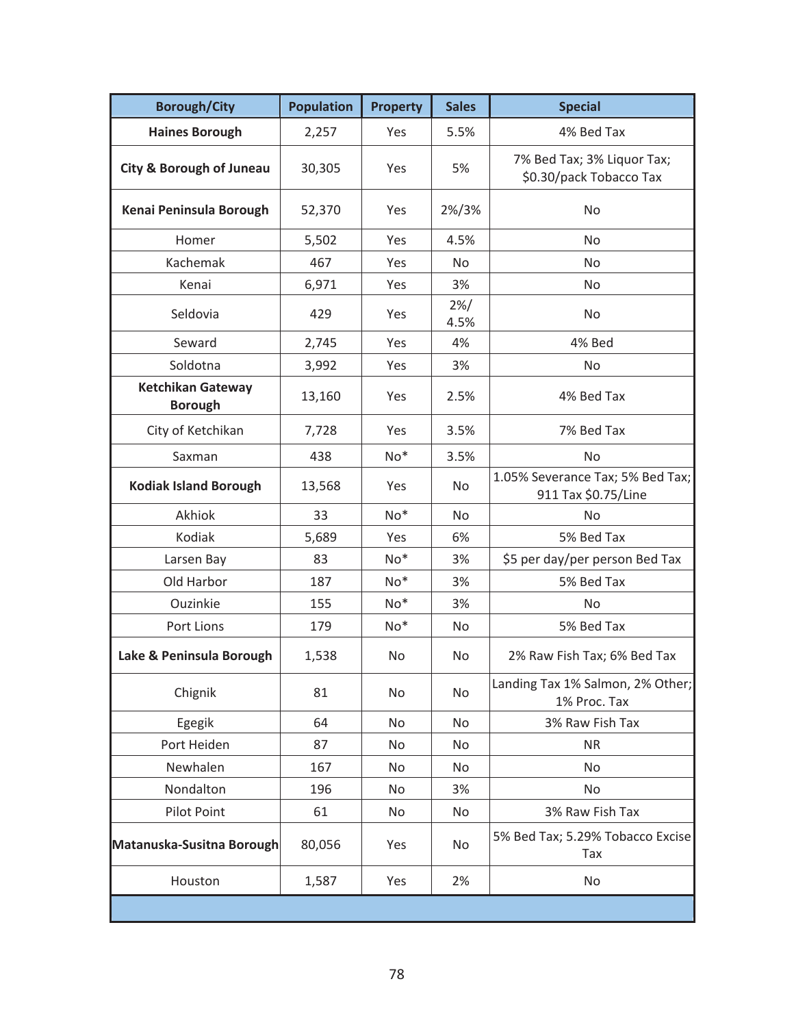| Borough/City | Population | Property | Sales | Special |
|---|---|---|---|---|
| **Haines Borough** | 2,257 | Yes | 5.5% | 4% Bed Tax |
| **City & Borough of Juneau** | 30,305 | Yes | 5% | 7% Bed Tax; 3% Liquor Tax; $0.30/pack Tobacco Tax |
| **Kenai Peninsula Borough** | 52,370 | Yes | 2%/3% | No |
| Homer | 5,502 | Yes | 4.5% | No |
| Kachemak | 467 | Yes | No | No |
| Kenai | 6,971 | Yes | 3% | No |
| Seldovia | 429 | Yes | 2%/ 4.5% | No |
| Seward | 2,745 | Yes | 4% | 4% Bed |
| Soldotna | 3,992 | Yes | 3% | No |
| **Ketchikan Gateway Borough** | 13,160 | Yes | 2.5% | 4% Bed Tax |
| City of Ketchikan | 7,728 | Yes | 3.5% | 7% Bed Tax |
| Saxman | 438 | No* | 3.5% | No |
| **Kodiak Island Borough** | 13,568 | Yes | No | 1.05% Severance Tax; 5% Bed Tax; 911 Tax $0.75/Line |
| Akhiok | 33 | No* | No | No |
| Kodiak | 5,689 | Yes | 6% | 5% Bed Tax |
| Larsen Bay | 83 | No* | 3% | $5 per day/per person Bed Tax |
| Old Harbor | 187 | No* | 3% | 5% Bed Tax |
| Ouzinkie | 155 | No* | 3% | No |
| Port Lions | 179 | No* | No | 5% Bed Tax |
| **Lake & Peninsula Borough** | 1,538 | No | No | 2% Raw Fish Tax; 6% Bed Tax |
| Chignik | 81 | No | No | Landing Tax 1% Salmon, 2% Other; 1% Proc. Tax |
| Egegik | 64 | No | No | 3% Raw Fish Tax |
| Port Heiden | 87 | No | No | NR |
| Newhalen | 167 | No | No | No |
| Nondalton | 196 | No | 3% | No |
| Pilot Point | 61 | No | No | 3% Raw Fish Tax |
| **Matanuska-Susitna Borough** | 80,056 | Yes | No | 5% Bed Tax; 5.29% Tobacco Excise Tax |
| Houston | 1,587 | Yes | 2% | No |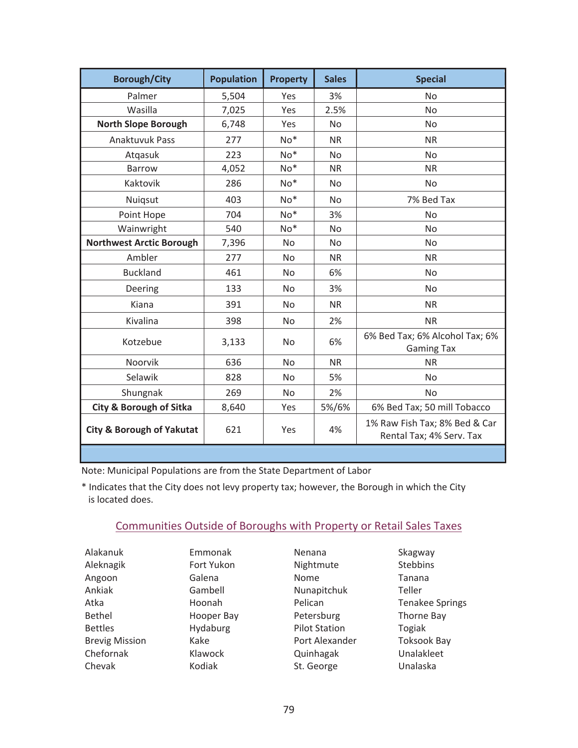| Borough/City | Population | Property | Sales | Special |
|---|---|---|---|---|
| Palmer | 5,504 | Yes | 3% | No |
| Wasilla | 7,025 | Yes | 2.5% | No |
| **North Slope Borough** | 6,748 | Yes | No | No |
| Anaktuvuk Pass | 277 | No* | NR | NR |
| Atqasuk | 223 | No* | No | No |
| Barrow | 4,052 | No* | NR | NR |
| Kaktovik | 286 | No* | No | No |
| Nuiqsut | 403 | No* | No | 7% Bed Tax |
| Point Hope | 704 | No* | 3% | No |
| Wainwright | 540 | No* | No | No |
| **Northwest Arctic Borough** | 7,396 | No | No | No |
| Ambler | 277 | No | NR | NR |
| Buckland | 461 | No | 6% | No |
| Deering | 133 | No | 3% | No |
| Kiana | 391 | No | NR | NR |
| Kivalina | 398 | No | 2% | NR |
| Kotzebue | 3,133 | No | 6% | 6% Bed Tax; 6% Alcohol Tax; 6% Gaming Tax |
| Noorvik | 636 | No | NR | NR |
| Selawik | 828 | No | 5% | No |
| Shungnak | 269 | No | 2% | No |
| **City & Borough of Sitka** | 8,640 | Yes | 5%/6% | 6% Bed Tax; 50 mill Tobacco |
| **City & Borough of Yakutat** | 621 | Yes | 4% | 1% Raw Fish Tax; 8% Bed & Car Rental Tax; 4% Serv. Tax |

Note: Municipal Populations are from the State Department of Labor

* Indicates that the City does not levy property tax; however, the Borough in which the City is located does.

## Communities Outside of Boroughs with Property or Retail Sales Taxes

- Alakanuk
- Aleknagik
- Angoon
- Ankiak
- Atka
- Bethel
- Bettles
- Brevig Mission
- Chefornak
- Chevak
- Emmonak
- Fort Yukon
- Galena
- Gambell
- Hoonah
- Hooper Bay
- Hydaburg
- Kake
- Klawock
- Kodiak
- Nenana
- Nightmute
- Nome
- Nunapitchuk
- Pelican
- Petersburg
- Pilot Station
- Port Alexander
- Quinhagak
- St. George
- Skagway
- Stebbins
- Tanana
- Teller
- Tenakee Springs
- Thorne Bay
- Togiak
- Toksook Bay
- Unalakleet
- Unalaska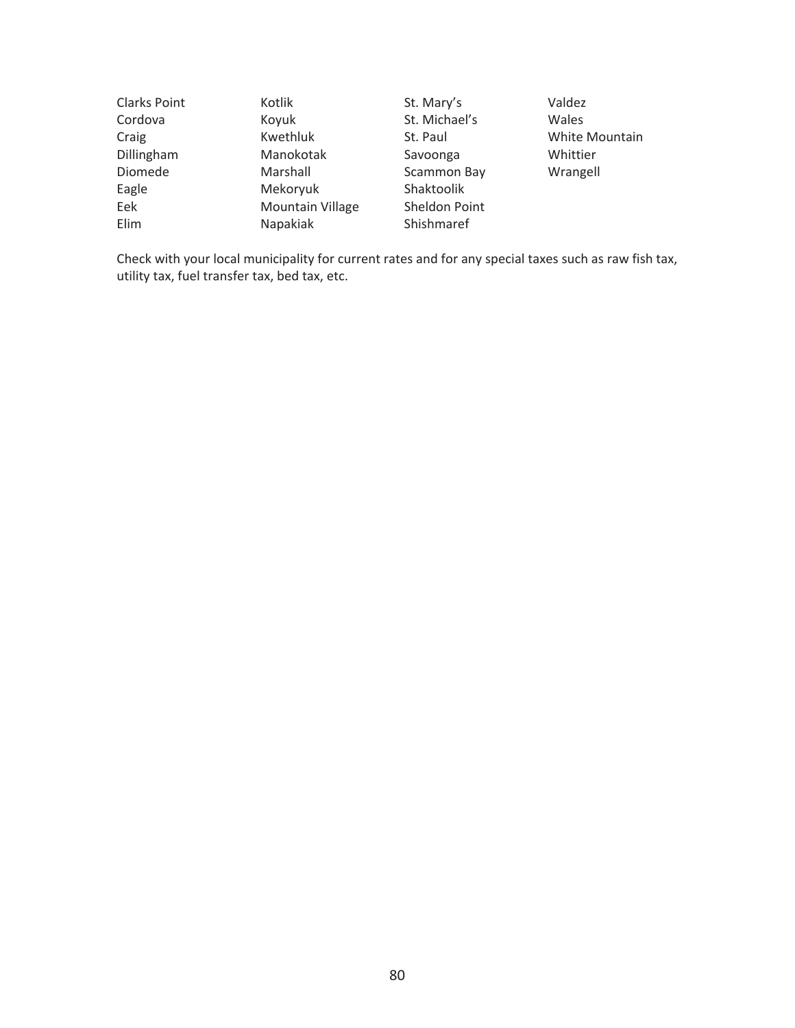Clarks Point
Cordova
Craig
Dillingham
Diomede
Eagle
Eek
Elim
Kotlik
Koyuk
Kwethluk
Manokotak
Marshall
Mekoryuk
Mountain Village
Napakiak
St. Mary's
St. Michael's
St. Paul
Savoonga
Scammon Bay
Shaktoolik
Sheldon Point
Shishmaref
Valdez
Wales
White Mountain
Whittier
Wrangell

Check with your local municipality for current rates and for any special taxes such as raw fish tax, utility tax, fuel transfer tax, bed tax, etc.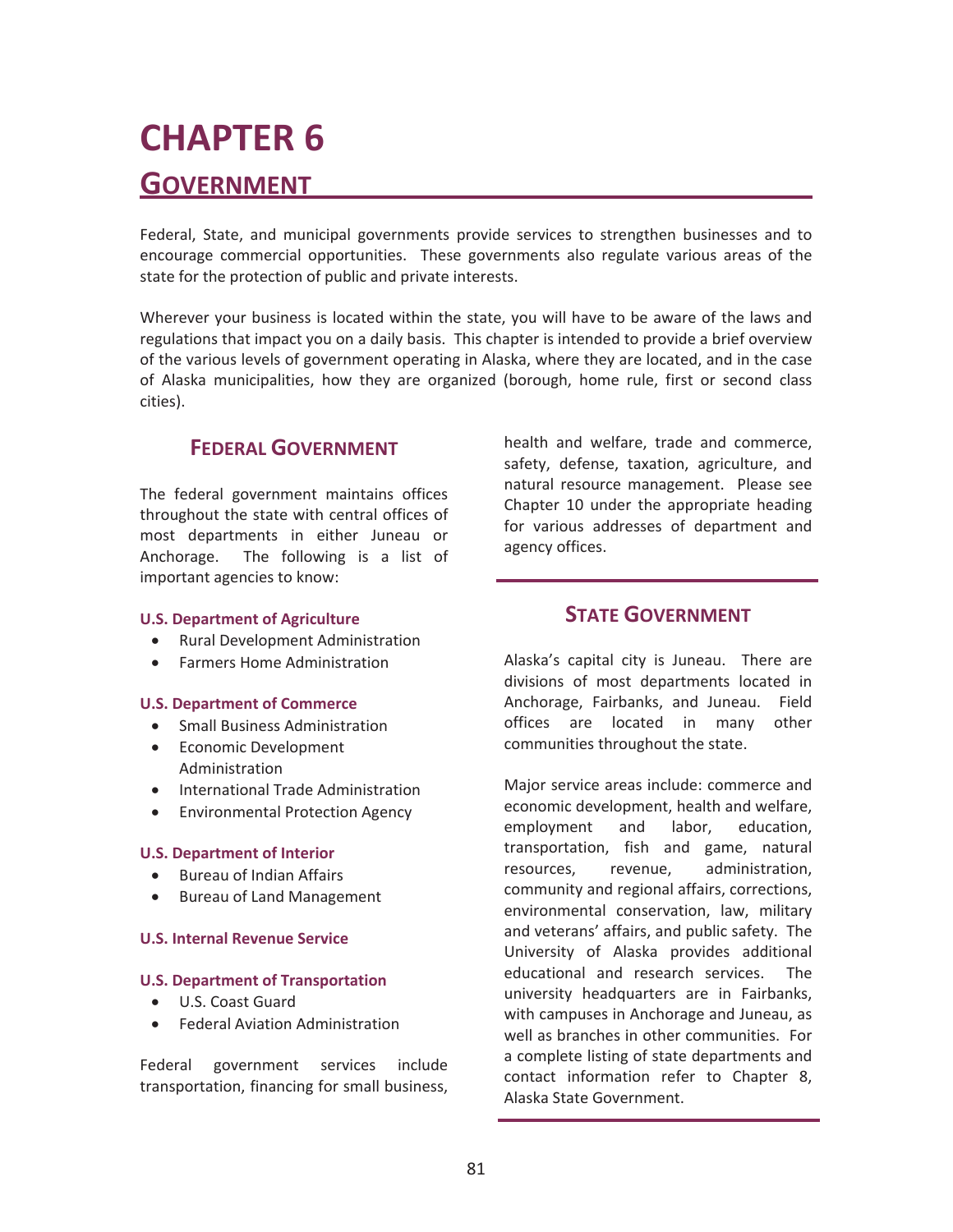# CHAPTER 6

## GOVERNMENT

Federal, State, and municipal governments provide services to strengthen businesses and to encourage commercial opportunities. These governments also regulate various areas of the state for the protection of public and private interests.

Wherever your business is located within the state, you will have to be aware of the laws and regulations that impact you on a daily basis. This chapter is intended to provide a brief overview of the various levels of government operating in Alaska, where they are located, and in the case of Alaska municipalities, how they are organized (borough, home rule, first or second class cities).

### FEDERAL GOVERNMENT

The federal government maintains offices throughout the state with central offices of most departments in either Juneau or Anchorage. The following is a list of important agencies to know:

**U.S. Department of Agriculture**

- Rural Development Administration
- Farmers Home Administration

**U.S. Department of Commerce**

- Small Business Administration
- Economic Development Administration
- International Trade Administration
- Environmental Protection Agency

**U.S. Department of Interior**

- Bureau of Indian Affairs
- Bureau of Land Management

**U.S. Internal Revenue Service**

**U.S. Department of Transportation**

- U.S. Coast Guard
- Federal Aviation Administration

Federal government services include transportation, financing for small business, health and welfare, trade and commerce, safety, defense, taxation, agriculture, and natural resource management. Please see Chapter 10 under the appropriate heading for various addresses of department and agency offices.

### STATE GOVERNMENT

Alaska's capital city is Juneau. There are divisions of most departments located in Anchorage, Fairbanks, and Juneau. Field offices are located in many other communities throughout the state.

Major service areas include: commerce and economic development, health and welfare, employment and labor, education, transportation, fish and game, natural resources, revenue, administration, community and regional affairs, corrections, environmental conservation, law, military and veterans' affairs, and public safety. The University of Alaska provides additional educational and research services. The university headquarters are in Fairbanks, with campuses in Anchorage and Juneau, as well as branches in other communities. For a complete listing of state departments and contact information refer to Chapter 8, Alaska State Government.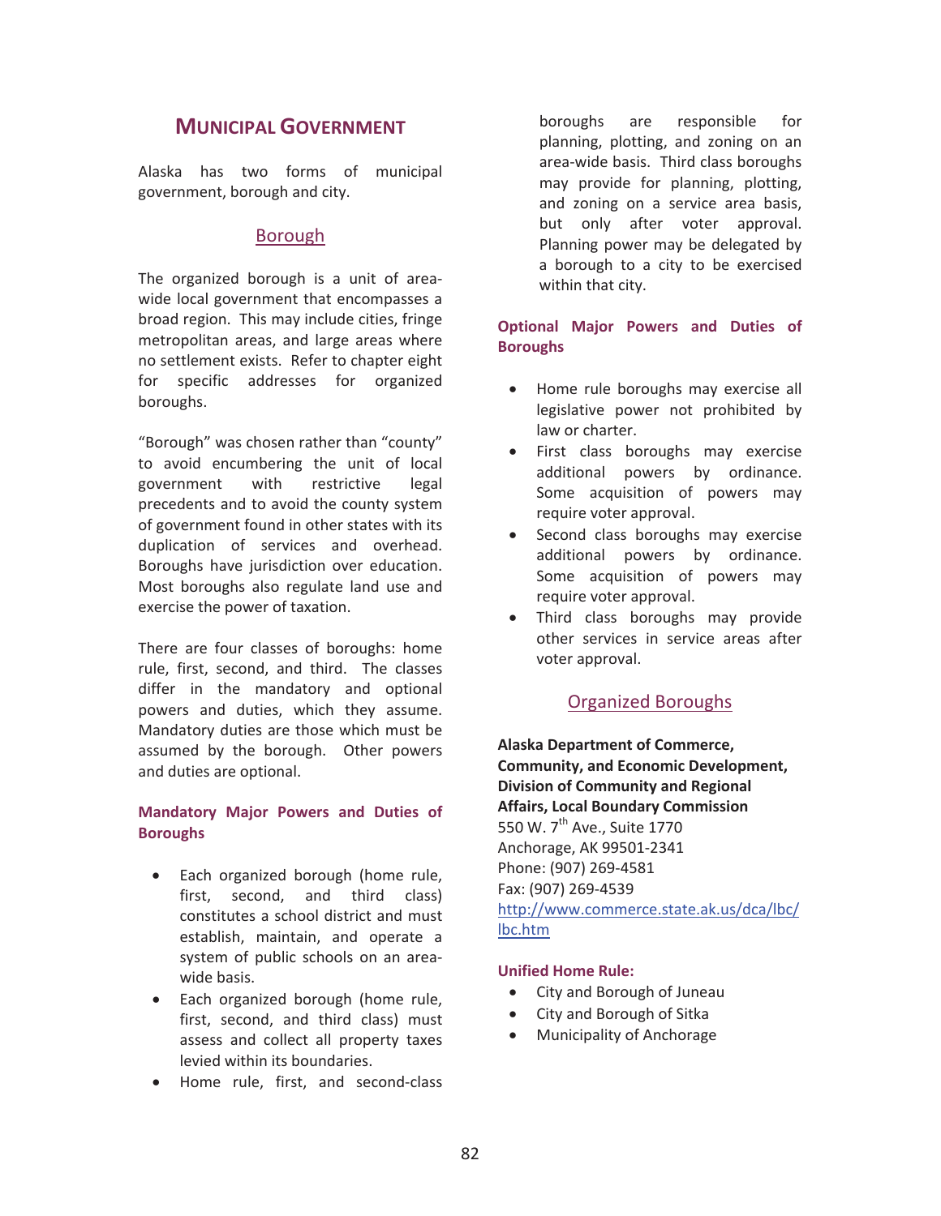# MUNICIPAL GOVERNMENT

Alaska has two forms of municipal government, borough and city.

## Borough

The organized borough is a unit of area-wide local government that encompasses a broad region. This may include cities, fringe metropolitan areas, and large areas where no settlement exists. Refer to chapter eight for specific addresses for organized boroughs.

"Borough" was chosen rather than "county" to avoid encumbering the unit of local government with restrictive legal precedents and to avoid the county system of government found in other states with its duplication of services and overhead. Boroughs have jurisdiction over education. Most boroughs also regulate land use and exercise the power of taxation.

There are four classes of boroughs: home rule, first, second, and third. The classes differ in the mandatory and optional powers and duties, which they assume. Mandatory duties are those which must be assumed by the borough. Other powers and duties are optional.

### Mandatory Major Powers and Duties of Boroughs

- Each organized borough (home rule, first, second, and third class) constitutes a school district and must establish, maintain, and operate a system of public schools on an area-wide basis.
- Each organized borough (home rule, first, second, and third class) must assess and collect all property taxes levied within its boundaries.
- Home rule, first, and second-class boroughs are responsible for planning, plotting, and zoning on an area-wide basis. Third class boroughs may provide for planning, plotting, and zoning on a service area basis, but only after voter approval. Planning power may be delegated by a borough to a city to be exercised within that city.

### Optional Major Powers and Duties of Boroughs

- Home rule boroughs may exercise all legislative power not prohibited by law or charter.
- First class boroughs may exercise additional powers by ordinance. Some acquisition of powers may require voter approval.
- Second class boroughs may exercise additional powers by ordinance. Some acquisition of powers may require voter approval.
- Third class boroughs may provide other services in service areas after voter approval.

## Organized Boroughs

**Alaska Department of Commerce, Community, and Economic Development, Division of Community and Regional Affairs, Local Boundary Commission**
550 W. 7th Ave., Suite 1770
Anchorage, AK 99501-2341
Phone: (907) 269-4581
Fax: (907) 269-4539
http://www.commerce.state.ak.us/dca/lbc/lbc.htm

### Unified Home Rule:

- City and Borough of Juneau
- City and Borough of Sitka
- Municipality of Anchorage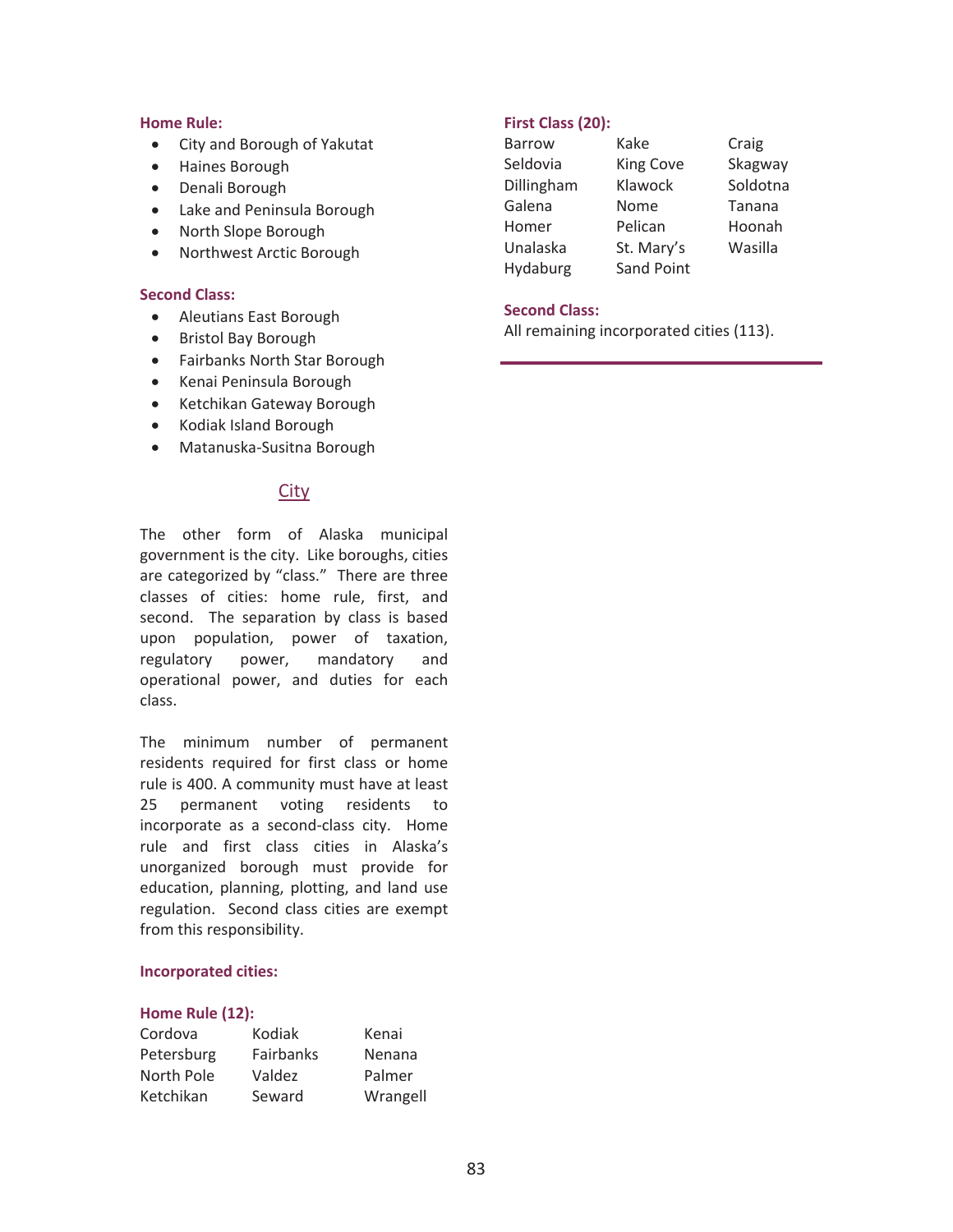**Home Rule:**

- City and Borough of Yakutat
- Haines Borough
- Denali Borough
- Lake and Peninsula Borough
- North Slope Borough
- Northwest Arctic Borough

**Second Class:**

- Aleutians East Borough
- Bristol Bay Borough
- Fairbanks North Star Borough
- Kenai Peninsula Borough
- Ketchikan Gateway Borough
- Kodiak Island Borough
- Matanuska-Susitna Borough

## City

The other form of Alaska municipal government is the city. Like boroughs, cities are categorized by "class." There are three classes of cities: home rule, first, and second. The separation by class is based upon population, power of taxation, regulatory power, mandatory and operational power, and duties for each class.

The minimum number of permanent residents required for first class or home rule is 400. A community must have at least 25 permanent voting residents to incorporate as a second-class city. Home rule and first class cities in Alaska's unorganized borough must provide for education, planning, plotting, and land use regulation. Second class cities are exempt from this responsibility.

**Incorporated cities:**

**Home Rule (12):**

| | | |
|---|---|---|
| Cordova | Kodiak | Kenai |
| Petersburg | Fairbanks | Nenana |
| North Pole | Valdez | Palmer |
| Ketchikan | Seward | Wrangell |

**First Class (20):**

| | | |
|---|---|---|
| Barrow | Kake | Craig |
| Seldovia | King Cove | Skagway |
| Dillingham | Klawock | Soldotna |
| Galena | Nome | Tanana |
| Homer | Pelican | Hoonah |
| Unalaska | St. Mary's | Wasilla |
| Hydaburg | Sand Point | |

**Second Class:**

All remaining incorporated cities (113).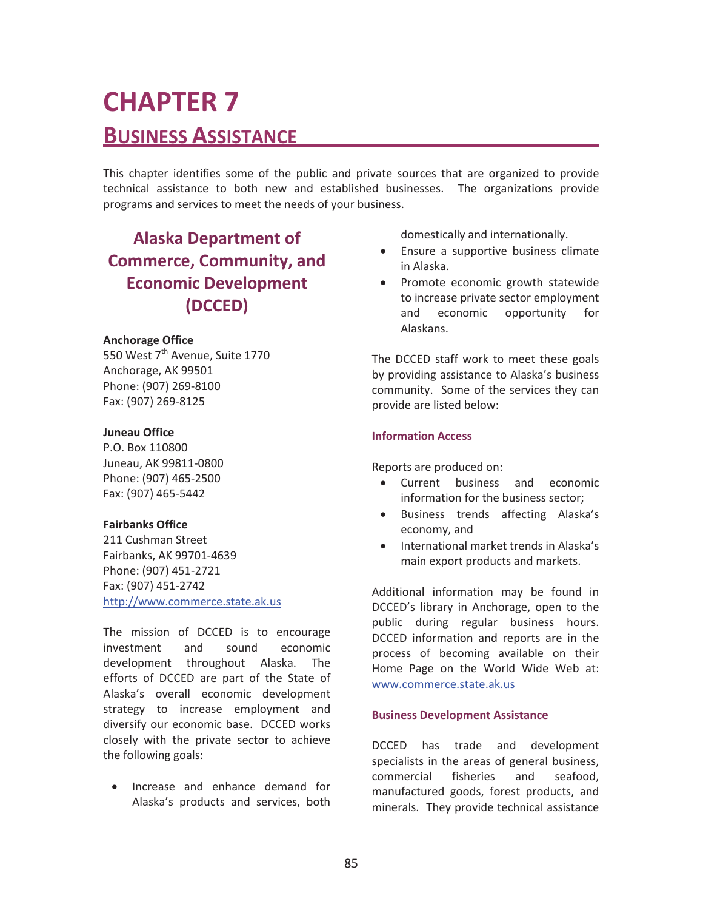# CHAPTER 7

## BUSINESS ASSISTANCE

This chapter identifies some of the public and private sources that are organized to provide technical assistance to both new and established businesses. The organizations provide programs and services to meet the needs of your business.

### Alaska Department of Commerce, Community, and Economic Development (DCCED)

**Anchorage Office**
550 West 7th Avenue, Suite 1770
Anchorage, AK 99501
Phone: (907) 269-8100
Fax: (907) 269-8125

**Juneau Office**
P.O. Box 110800
Juneau, AK 99811-0800
Phone: (907) 465-2500
Fax: (907) 465-5442

**Fairbanks Office**
211 Cushman Street
Fairbanks, AK 99701-4639
Phone: (907) 451-2721
Fax: (907) 451-2742
http://www.commerce.state.ak.us

The mission of DCCED is to encourage investment and sound economic development throughout Alaska. The efforts of DCCED are part of the State of Alaska's overall economic development strategy to increase employment and diversify our economic base. DCCED works closely with the private sector to achieve the following goals:

- Increase and enhance demand for Alaska's products and services, both domestically and internationally.
- Ensure a supportive business climate in Alaska.
- Promote economic growth statewide to increase private sector employment and economic opportunity for Alaskans.

The DCCED staff work to meet these goals by providing assistance to Alaska's business community. Some of the services they can provide are listed below:

#### Information Access

Reports are produced on:

- Current business and economic information for the business sector;
- Business trends affecting Alaska's economy, and
- International market trends in Alaska's main export products and markets.

Additional information may be found in DCCED's library in Anchorage, open to the public during regular business hours. DCCED information and reports are in the process of becoming available on their Home Page on the World Wide Web at: www.commerce.state.ak.us

#### Business Development Assistance

DCCED has trade and development specialists in the areas of general business, commercial fisheries and seafood, manufactured goods, forest products, and minerals. They provide technical assistance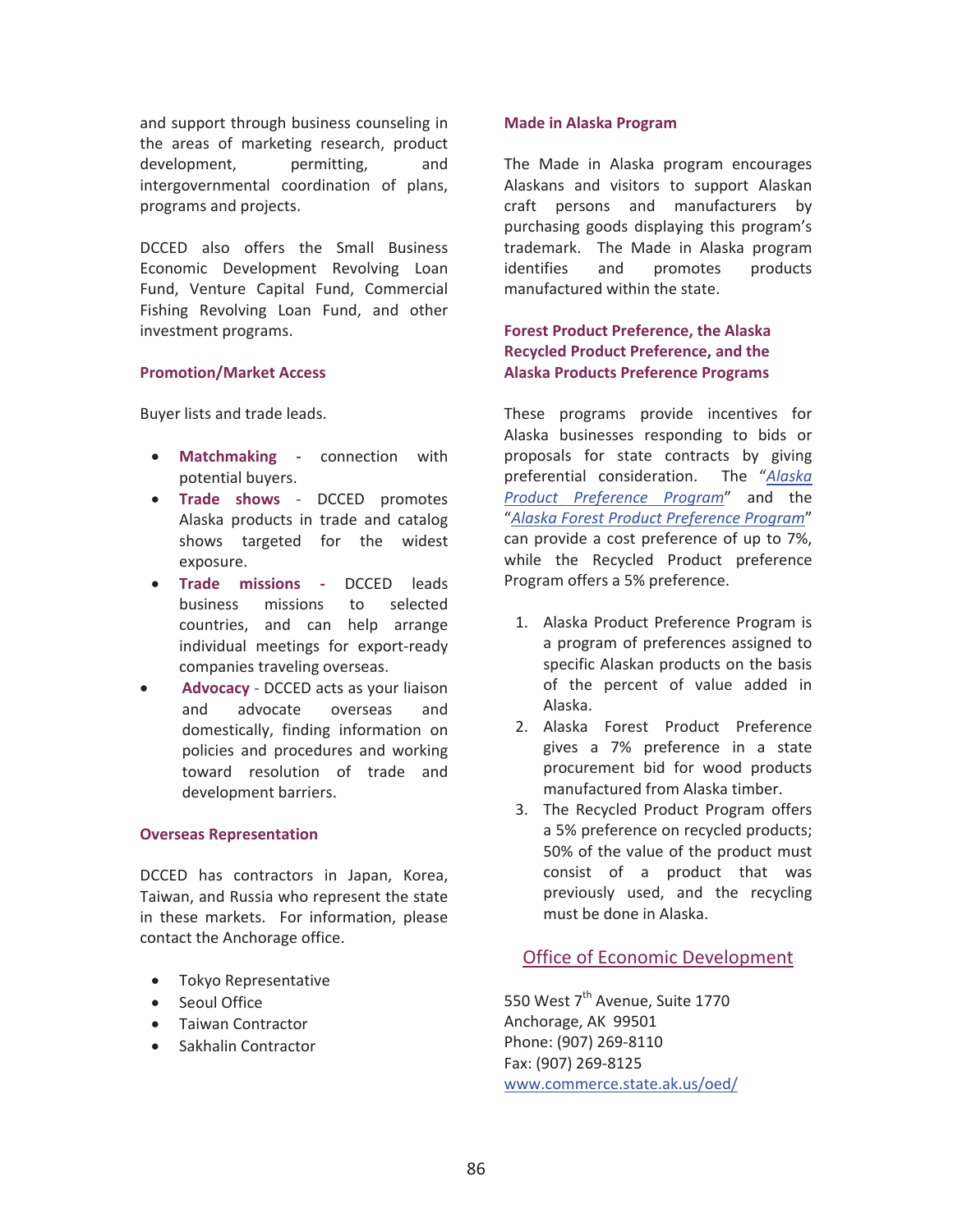and support through business counseling in the areas of marketing research, product development, permitting, and intergovernmental coordination of plans, programs and projects.

DCCED also offers the Small Business Economic Development Revolving Loan Fund, Venture Capital Fund, Commercial Fishing Revolving Loan Fund, and other investment programs.

### Promotion/Market Access

Buyer lists and trade leads.

- **Matchmaking** - connection with potential buyers.
- **Trade shows** - DCCED promotes Alaska products in trade and catalog shows targeted for the widest exposure.
- **Trade missions** - DCCED leads business missions to selected countries, and can help arrange individual meetings for export-ready companies traveling overseas.
- **Advocacy** - DCCED acts as your liaison and advocate overseas and domestically, finding information on policies and procedures and working toward resolution of trade and development barriers.

### Overseas Representation

DCCED has contractors in Japan, Korea, Taiwan, and Russia who represent the state in these markets. For information, please contact the Anchorage office.

- Tokyo Representative
- Seoul Office
- Taiwan Contractor
- Sakhalin Contractor

### Made in Alaska Program

The Made in Alaska program encourages Alaskans and visitors to support Alaskan craft persons and manufacturers by purchasing goods displaying this program's trademark. The Made in Alaska program identifies and promotes products manufactured within the state.

### Forest Product Preference, the Alaska Recycled Product Preference, and the Alaska Products Preference Programs

These programs provide incentives for Alaska businesses responding to bids or proposals for state contracts by giving preferential consideration. The "*Alaska Product Preference Program*" and the "*Alaska Forest Product Preference Program*" can provide a cost preference of up to 7%, while the Recycled Product preference Program offers a 5% preference.

1. Alaska Product Preference Program is a program of preferences assigned to specific Alaskan products on the basis of the percent of value added in Alaska.
2. Alaska Forest Product Preference gives a 7% preference in a state procurement bid for wood products manufactured from Alaska timber.
3. The Recycled Product Program offers a 5% preference on recycled products; 50% of the value of the product must consist of a product that was previously used, and the recycling must be done in Alaska.

## Office of Economic Development

550 West 7th Avenue, Suite 1770
Anchorage, AK 99501
Phone: (907) 269-8110
Fax: (907) 269-8125
www.commerce.state.ak.us/oed/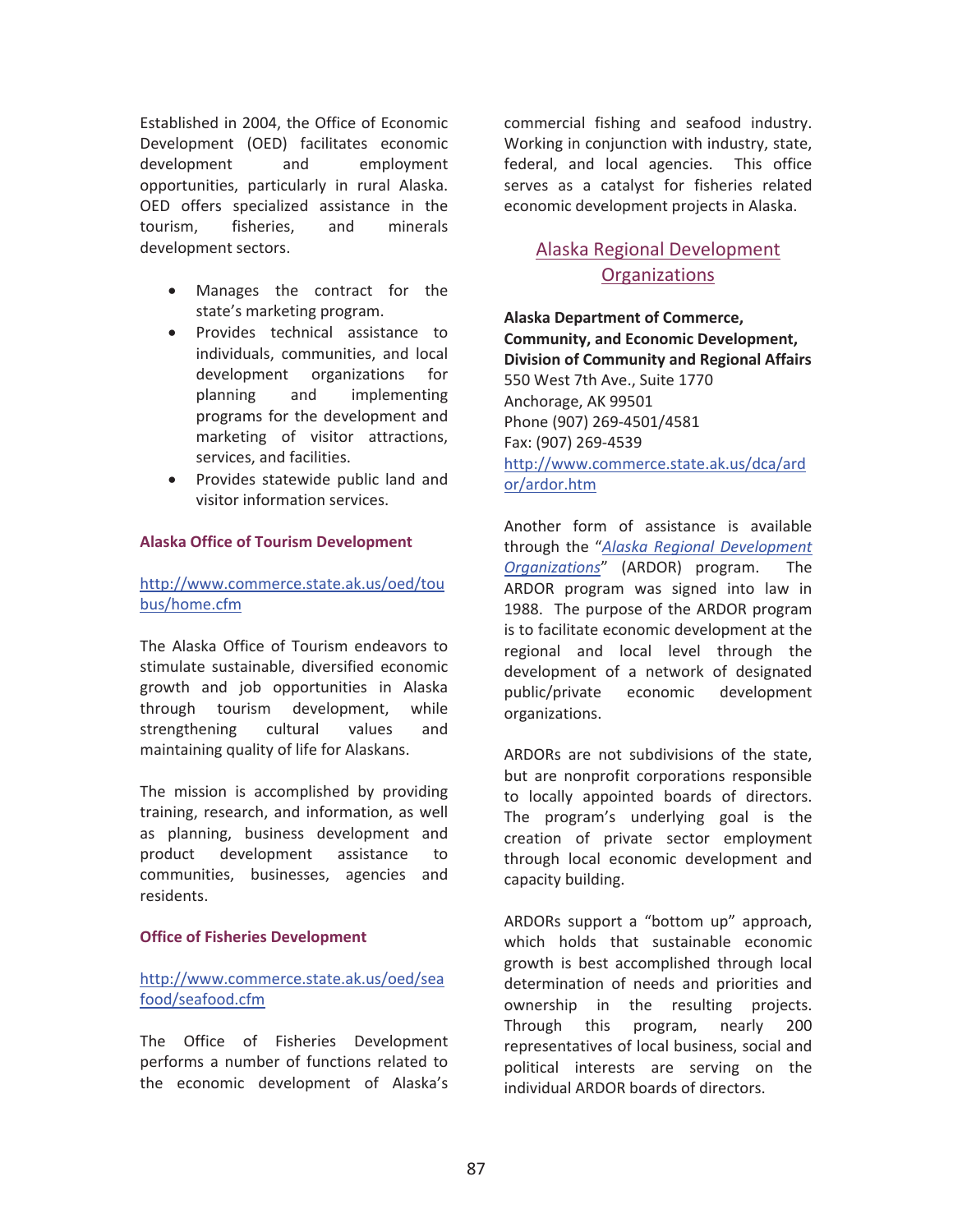Established in 2004, the Office of Economic Development (OED) facilitates economic development and employment opportunities, particularly in rural Alaska. OED offers specialized assistance in the tourism, fisheries, and minerals development sectors.

- Manages the contract for the state's marketing program.
- Provides technical assistance to individuals, communities, and local development organizations for planning and implementing programs for the development and marketing of visitor attractions, services, and facilities.
- Provides statewide public land and visitor information services.

### Alaska Office of Tourism Development

http://www.commerce.state.ak.us/oed/toubus/home.cfm

The Alaska Office of Tourism endeavors to stimulate sustainable, diversified economic growth and job opportunities in Alaska through tourism development, while strengthening cultural values and maintaining quality of life for Alaskans.

The mission is accomplished by providing training, research, and information, as well as planning, business development and product development assistance to communities, businesses, agencies and residents.

### Office of Fisheries Development

http://www.commerce.state.ak.us/oed/seafood/seafood.cfm

The Office of Fisheries Development performs a number of functions related to the economic development of Alaska's commercial fishing and seafood industry. Working in conjunction with industry, state, federal, and local agencies. This office serves as a catalyst for fisheries related economic development projects in Alaska.

## Alaska Regional Development Organizations

**Alaska Department of Commerce, Community, and Economic Development, Division of Community and Regional Affairs**
550 West 7th Ave., Suite 1770
Anchorage, AK 99501
Phone (907) 269-4501/4581
Fax: (907) 269-4539
http://www.commerce.state.ak.us/dca/ardor/ardor.htm

Another form of assistance is available through the "*Alaska Regional Development Organizations*" (ARDOR) program. The ARDOR program was signed into law in 1988. The purpose of the ARDOR program is to facilitate economic development at the regional and local level through the development of a network of designated public/private economic development organizations.

ARDORs are not subdivisions of the state, but are nonprofit corporations responsible to locally appointed boards of directors. The program's underlying goal is the creation of private sector employment through local economic development and capacity building.

ARDORs support a "bottom up" approach, which holds that sustainable economic growth is best accomplished through local determination of needs and priorities and ownership in the resulting projects. Through this program, nearly 200 representatives of local business, social and political interests are serving on the individual ARDOR boards of directors.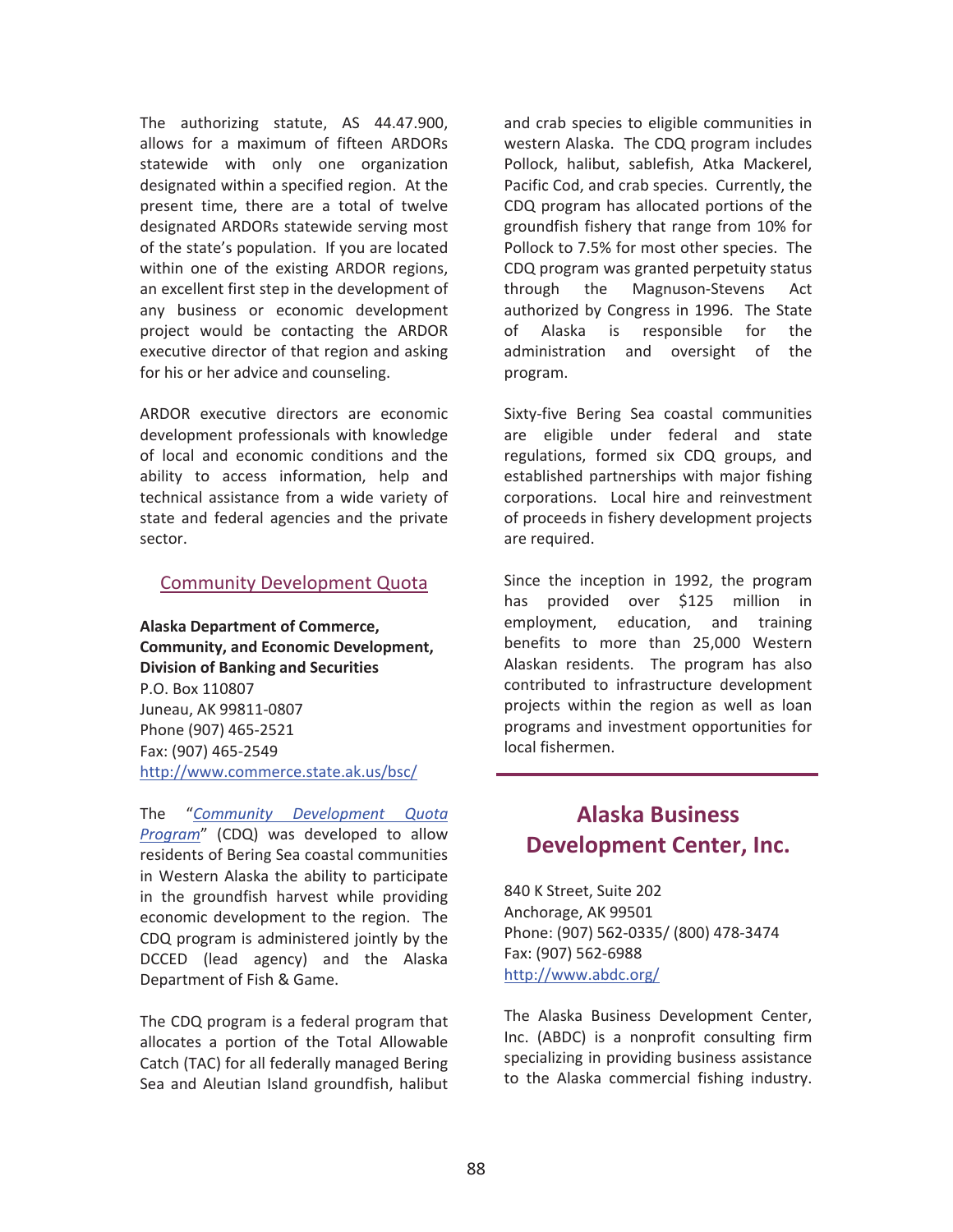The authorizing statute, AS 44.47.900, allows for a maximum of fifteen ARDORs statewide with only one organization designated within a specified region. At the present time, there are a total of twelve designated ARDORs statewide serving most of the state's population. If you are located within one of the existing ARDOR regions, an excellent first step in the development of any business or economic development project would be contacting the ARDOR executive director of that region and asking for his or her advice and counseling.

ARDOR executive directors are economic development professionals with knowledge of local and economic conditions and the ability to access information, help and technical assistance from a wide variety of state and federal agencies and the private sector.

## Community Development Quota

**Alaska Department of Commerce, Community, and Economic Development, Division of Banking and Securities**
P.O. Box 110807
Juneau, AK 99811-0807
Phone (907) 465-2521
Fax: (907) 465-2549
http://www.commerce.state.ak.us/bsc/

The "*Community Development Quota Program*" (CDQ) was developed to allow residents of Bering Sea coastal communities in Western Alaska the ability to participate in the groundfish harvest while providing economic development to the region. The CDQ program is administered jointly by the DCCED (lead agency) and the Alaska Department of Fish & Game.

The CDQ program is a federal program that allocates a portion of the Total Allowable Catch (TAC) for all federally managed Bering Sea and Aleutian Island groundfish, halibut and crab species to eligible communities in western Alaska. The CDQ program includes Pollock, halibut, sablefish, Atka Mackerel, Pacific Cod, and crab species. Currently, the CDQ program has allocated portions of the groundfish fishery that range from 10% for Pollock to 7.5% for most other species. The CDQ program was granted perpetuity status through the Magnuson-Stevens Act authorized by Congress in 1996. The State of Alaska is responsible for the administration and oversight of the program.

Sixty-five Bering Sea coastal communities are eligible under federal and state regulations, formed six CDQ groups, and established partnerships with major fishing corporations. Local hire and reinvestment of proceeds in fishery development projects are required.

Since the inception in 1992, the program has provided over $125 million in employment, education, and training benefits to more than 25,000 Western Alaskan residents. The program has also contributed to infrastructure development projects within the region as well as loan programs and investment opportunities for local fishermen.

## Alaska Business Development Center, Inc.

840 K Street, Suite 202
Anchorage, AK 99501
Phone: (907) 562-0335/ (800) 478-3474
Fax: (907) 562-6988
http://www.abdc.org/

The Alaska Business Development Center, Inc. (ABDC) is a nonprofit consulting firm specializing in providing business assistance to the Alaska commercial fishing industry.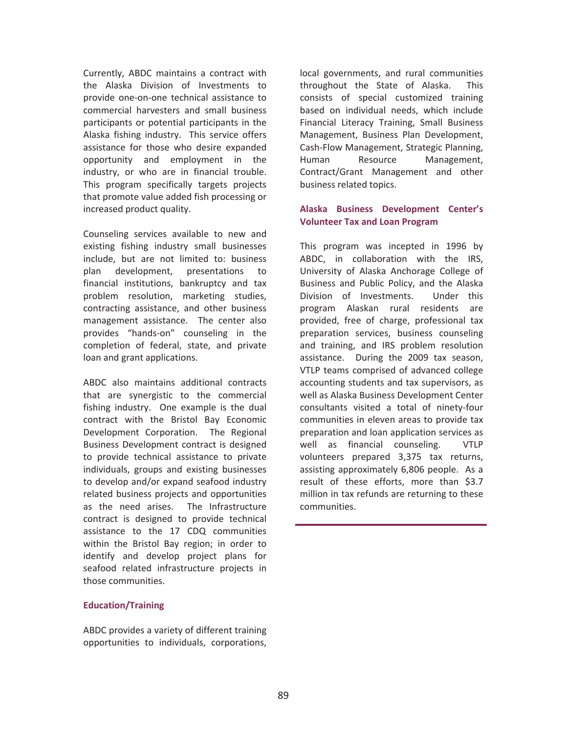Currently, ABDC maintains a contract with the Alaska Division of Investments to provide one-on-one technical assistance to commercial harvesters and small business participants or potential participants in the Alaska fishing industry. This service offers assistance for those who desire expanded opportunity and employment in the industry, or who are in financial trouble. This program specifically targets projects that promote value added fish processing or increased product quality.

Counseling services available to new and existing fishing industry small businesses include, but are not limited to: business plan development, presentations to financial institutions, bankruptcy and tax problem resolution, marketing studies, contracting assistance, and other business management assistance. The center also provides "hands-on" counseling in the completion of federal, state, and private loan and grant applications.

ABDC also maintains additional contracts that are synergistic to the commercial fishing industry. One example is the dual contract with the Bristol Bay Economic Development Corporation. The Regional Business Development contract is designed to provide technical assistance to private individuals, groups and existing businesses to develop and/or expand seafood industry related business projects and opportunities as the need arises. The Infrastructure contract is designed to provide technical assistance to the 17 CDQ communities within the Bristol Bay region; in order to identify and develop project plans for seafood related infrastructure projects in those communities.

### Education/Training

ABDC provides a variety of different training opportunities to individuals, corporations, local governments, and rural communities throughout the State of Alaska. This consists of special customized training based on individual needs, which include Financial Literacy Training, Small Business Management, Business Plan Development, Cash-Flow Management, Strategic Planning, Human Resource Management, Contract/Grant Management and other business related topics.

### Alaska Business Development Center's Volunteer Tax and Loan Program

This program was incepted in 1996 by ABDC, in collaboration with the IRS, University of Alaska Anchorage College of Business and Public Policy, and the Alaska Division of Investments. Under this program Alaskan rural residents are provided, free of charge, professional tax preparation services, business counseling and training, and IRS problem resolution assistance. During the 2009 tax season, VTLP teams comprised of advanced college accounting students and tax supervisors, as well as Alaska Business Development Center consultants visited a total of ninety-four communities in eleven areas to provide tax preparation and loan application services as well as financial counseling. VTLP volunteers prepared 3,375 tax returns, assisting approximately 6,806 people. As a result of these efforts, more than $3.7 million in tax refunds are returning to these communities.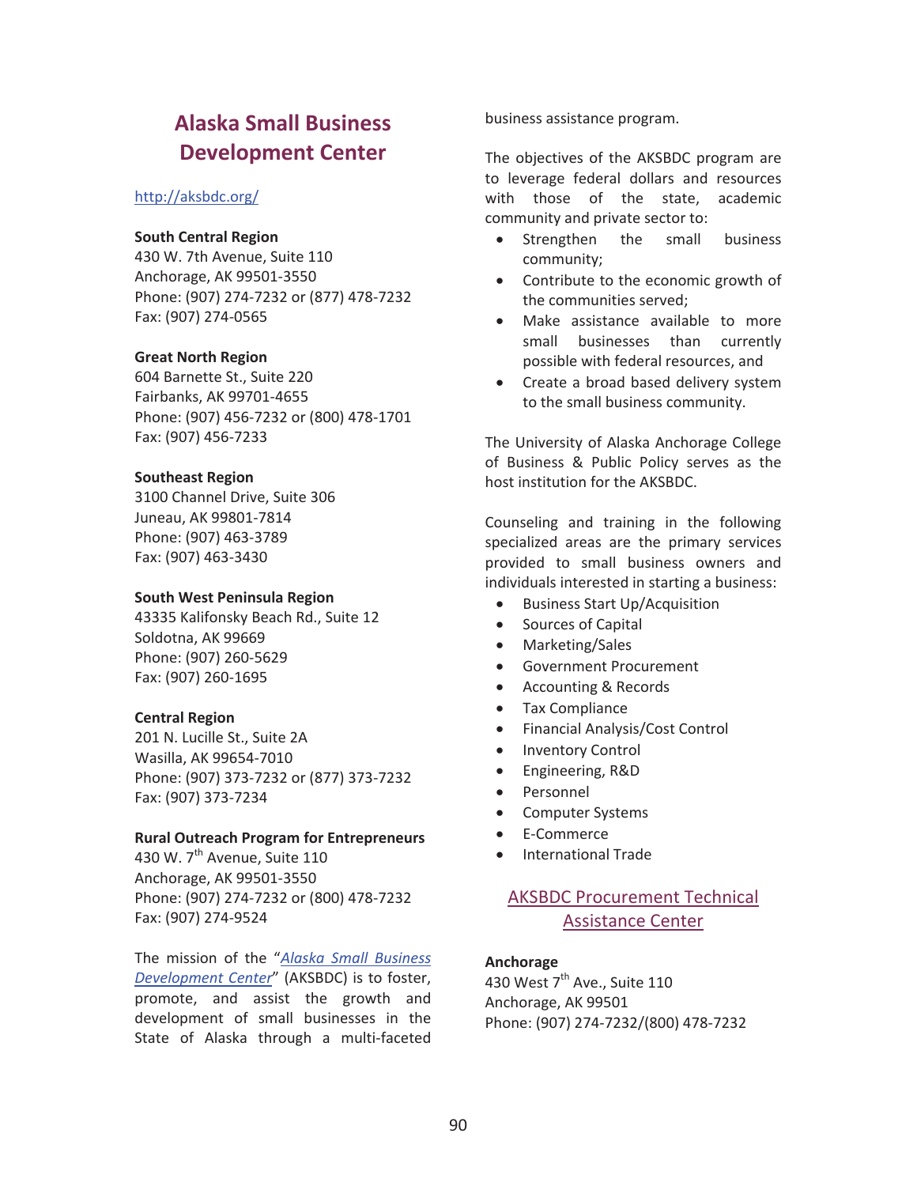# Alaska Small Business Development Center

http://aksbdc.org/

**South Central Region**
430 W. 7th Avenue, Suite 110
Anchorage, AK 99501-3550
Phone: (907) 274-7232 or (877) 478-7232
Fax: (907) 274-0565

**Great North Region**
604 Barnette St., Suite 220
Fairbanks, AK 99701-4655
Phone: (907) 456-7232 or (800) 478-1701
Fax: (907) 456-7233

**Southeast Region**
3100 Channel Drive, Suite 306
Juneau, AK 99801-7814
Phone: (907) 463-3789
Fax: (907) 463-3430

**South West Peninsula Region**
43335 Kalifonsky Beach Rd., Suite 12
Soldotna, AK 99669
Phone: (907) 260-5629
Fax: (907) 260-1695

**Central Region**
201 N. Lucille St., Suite 2A
Wasilla, AK 99654-7010
Phone: (907) 373-7232 or (877) 373-7232
Fax: (907) 373-7234

**Rural Outreach Program for Entrepreneurs**
430 W. 7th Avenue, Suite 110
Anchorage, AK 99501-3550
Phone: (907) 274-7232 or (800) 478-7232
Fax: (907) 274-9524

The mission of the "*Alaska Small Business Development Center*" (AKSBDC) is to foster, promote, and assist the growth and development of small businesses in the State of Alaska through a multi-faceted business assistance program.

The objectives of the AKSBDC program are to leverage federal dollars and resources with those of the state, academic community and private sector to:

- Strengthen the small business community;
- Contribute to the economic growth of the communities served;
- Make assistance available to more small businesses than currently possible with federal resources, and
- Create a broad based delivery system to the small business community.

The University of Alaska Anchorage College of Business & Public Policy serves as the host institution for the AKSBDC.

Counseling and training in the following specialized areas are the primary services provided to small business owners and individuals interested in starting a business:

- Business Start Up/Acquisition
- Sources of Capital
- Marketing/Sales
- Government Procurement
- Accounting & Records
- Tax Compliance
- Financial Analysis/Cost Control
- Inventory Control
- Engineering, R&D
- Personnel
- Computer Systems
- E-Commerce
- International Trade

## AKSBDC Procurement Technical Assistance Center

**Anchorage**
430 West 7th Ave., Suite 110
Anchorage, AK 99501
Phone: (907) 274-7232/(800) 478-7232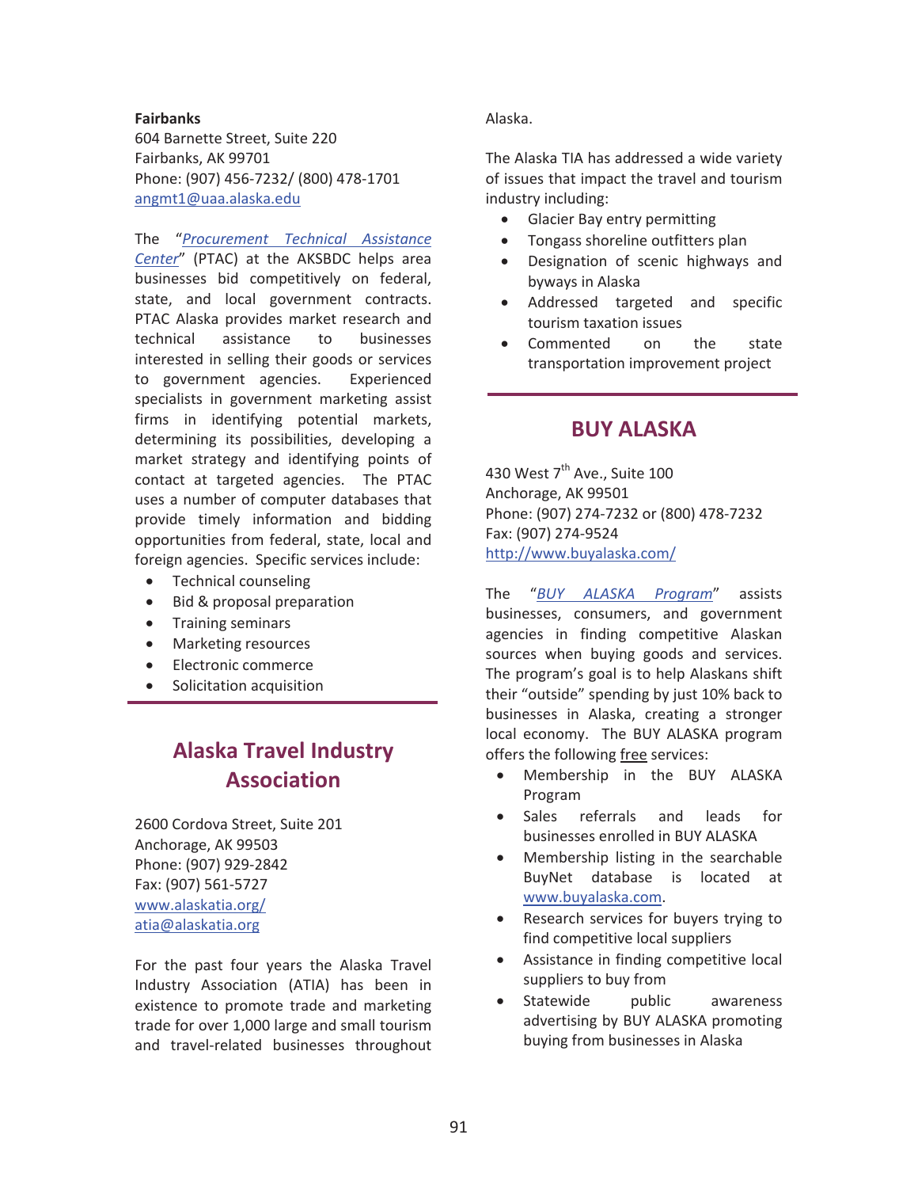**Fairbanks**
604 Barnette Street, Suite 220
Fairbanks, AK 99701
Phone: (907) 456-7232/ (800) 478-1701
angmt1@uaa.alaska.edu

The "*Procurement Technical Assistance Center*" (PTAC) at the AKSBDC helps area businesses bid competitively on federal, state, and local government contracts. PTAC Alaska provides market research and technical assistance to businesses interested in selling their goods or services to government agencies. Experienced specialists in government marketing assist firms in identifying potential markets, determining its possibilities, developing a market strategy and identifying points of contact at targeted agencies. The PTAC uses a number of computer databases that provide timely information and bidding opportunities from federal, state, local and foreign agencies. Specific services include:

- Technical counseling
- Bid & proposal preparation
- Training seminars
- Marketing resources
- Electronic commerce
- Solicitation acquisition

## Alaska Travel Industry Association

2600 Cordova Street, Suite 201
Anchorage, AK 99503
Phone: (907) 929-2842
Fax: (907) 561-5727
www.alaskatia.org/
atia@alaskatia.org

For the past four years the Alaska Travel Industry Association (ATIA) has been in existence to promote trade and marketing trade for over 1,000 large and small tourism and travel-related businesses throughout Alaska.

The Alaska TIA has addressed a wide variety of issues that impact the travel and tourism industry including:

- Glacier Bay entry permitting
- Tongass shoreline outfitters plan
- Designation of scenic highways and byways in Alaska
- Addressed targeted and specific tourism taxation issues
- Commented on the state transportation improvement project

## BUY ALASKA

430 West 7th Ave., Suite 100
Anchorage, AK 99501
Phone: (907) 274-7232 or (800) 478-7232
Fax: (907) 274-9524
http://www.buyalaska.com/

The "*BUY ALASKA Program*" assists businesses, consumers, and government agencies in finding competitive Alaskan sources when buying goods and services. The program's goal is to help Alaskans shift their "outside" spending by just 10% back to businesses in Alaska, creating a stronger local economy. The BUY ALASKA program offers the following free services:

- Membership in the BUY ALASKA Program
- Sales referrals and leads for businesses enrolled in BUY ALASKA
- Membership listing in the searchable BuyNet database is located at www.buyalaska.com.
- Research services for buyers trying to find competitive local suppliers
- Assistance in finding competitive local suppliers to buy from
- Statewide public awareness advertising by BUY ALASKA promoting buying from businesses in Alaska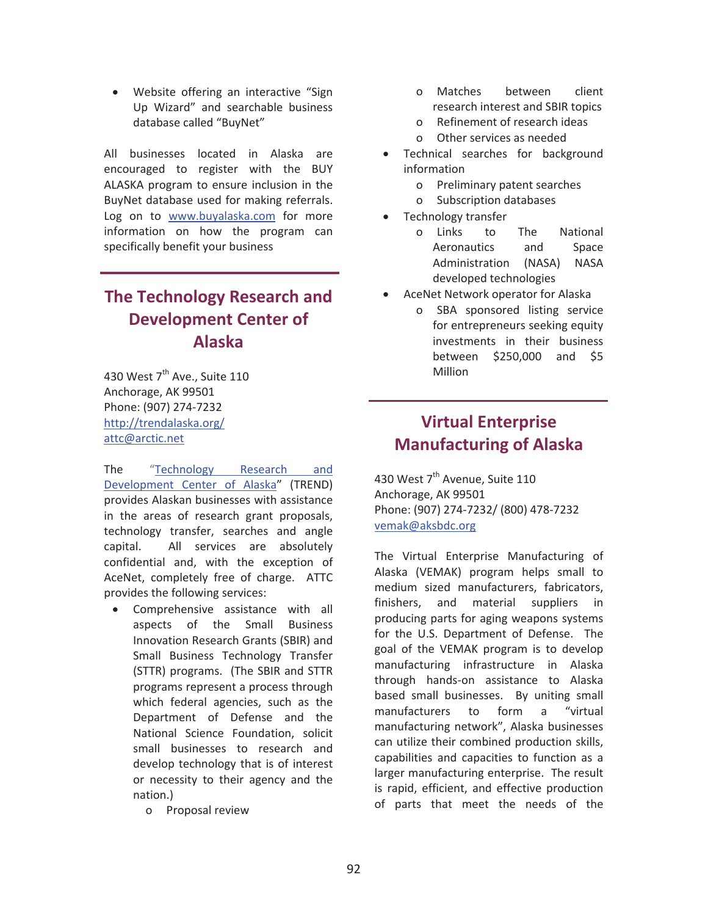- Website offering an interactive "Sign Up Wizard" and searchable business database called "BuyNet"

All businesses located in Alaska are encouraged to register with the BUY ALASKA program to ensure inclusion in the BuyNet database used for making referrals. Log on to www.buyalaska.com for more information on how the program can specifically benefit your business

## The Technology Research and Development Center of Alaska

430 West 7th Ave., Suite 110
Anchorage, AK 99501
Phone: (907) 274-7232
http://trendalaska.org/
attc@arctic.net

The "Technology Research and Development Center of Alaska" (TREND) provides Alaskan businesses with assistance in the areas of research grant proposals, technology transfer, searches and angle capital. All services are absolutely confidential and, with the exception of AceNet, completely free of charge. ATTC provides the following services:

- Comprehensive assistance with all aspects of the Small Business Innovation Research Grants (SBIR) and Small Business Technology Transfer (STTR) programs. (The SBIR and STTR programs represent a process through which federal agencies, such as the Department of Defense and the National Science Foundation, solicit small businesses to research and develop technology that is of interest or necessity to their agency and the nation.)
    - Proposal review
    - Matches between client research interest and SBIR topics
    - Refinement of research ideas
    - Other services as needed
- Technical searches for background information
    - Preliminary patent searches
    - Subscription databases
- Technology transfer
    - Links to The National Aeronautics and Space Administration (NASA) NASA developed technologies
- AceNet Network operator for Alaska
    - SBA sponsored listing service for entrepreneurs seeking equity investments in their business between $250,000 and $5 Million

## Virtual Enterprise Manufacturing of Alaska

430 West 7th Avenue, Suite 110
Anchorage, AK 99501
Phone: (907) 274-7232/ (800) 478-7232
vemak@aksbdc.org

The Virtual Enterprise Manufacturing of Alaska (VEMAK) program helps small to medium sized manufacturers, fabricators, finishers, and material suppliers in producing parts for aging weapons systems for the U.S. Department of Defense. The goal of the VEMAK program is to develop manufacturing infrastructure in Alaska through hands-on assistance to Alaska based small businesses. By uniting small manufacturers to form a "virtual manufacturing network", Alaska businesses can utilize their combined production skills, capabilities and capacities to function as a larger manufacturing enterprise. The result is rapid, efficient, and effective production of parts that meet the needs of the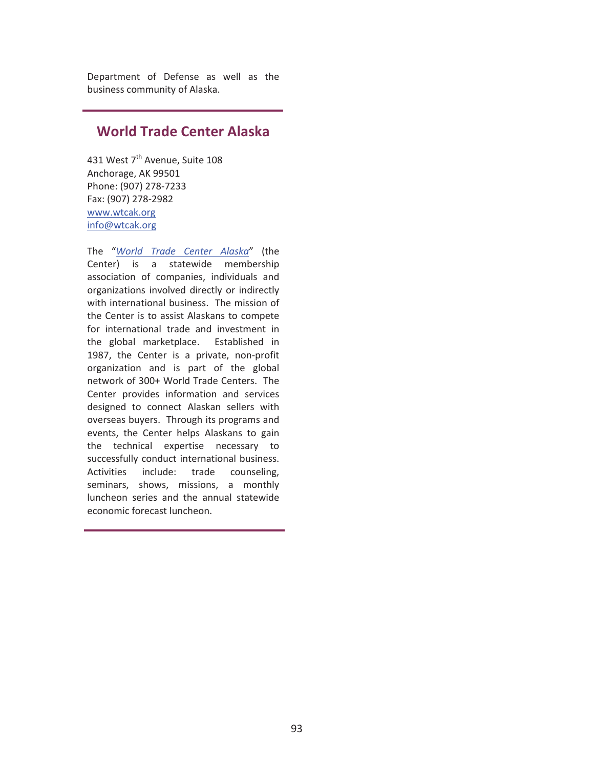Department of Defense as well as the business community of Alaska.

---

## World Trade Center Alaska

431 West 7th Avenue, Suite 108
Anchorage, AK 99501
Phone: (907) 278-7233
Fax: (907) 278-2982
www.wtcak.org
info@wtcak.org

The "*World Trade Center Alaska*" (the Center) is a statewide membership association of companies, individuals and organizations involved directly or indirectly with international business. The mission of the Center is to assist Alaskans to compete for international trade and investment in the global marketplace. Established in 1987, the Center is a private, non-profit organization and is part of the global network of 300+ World Trade Centers. The Center provides information and services designed to connect Alaskan sellers with overseas buyers. Through its programs and events, the Center helps Alaskans to gain the technical expertise necessary to successfully conduct international business. Activities include: trade counseling, seminars, shows, missions, a monthly luncheon series and the annual statewide economic forecast luncheon.

---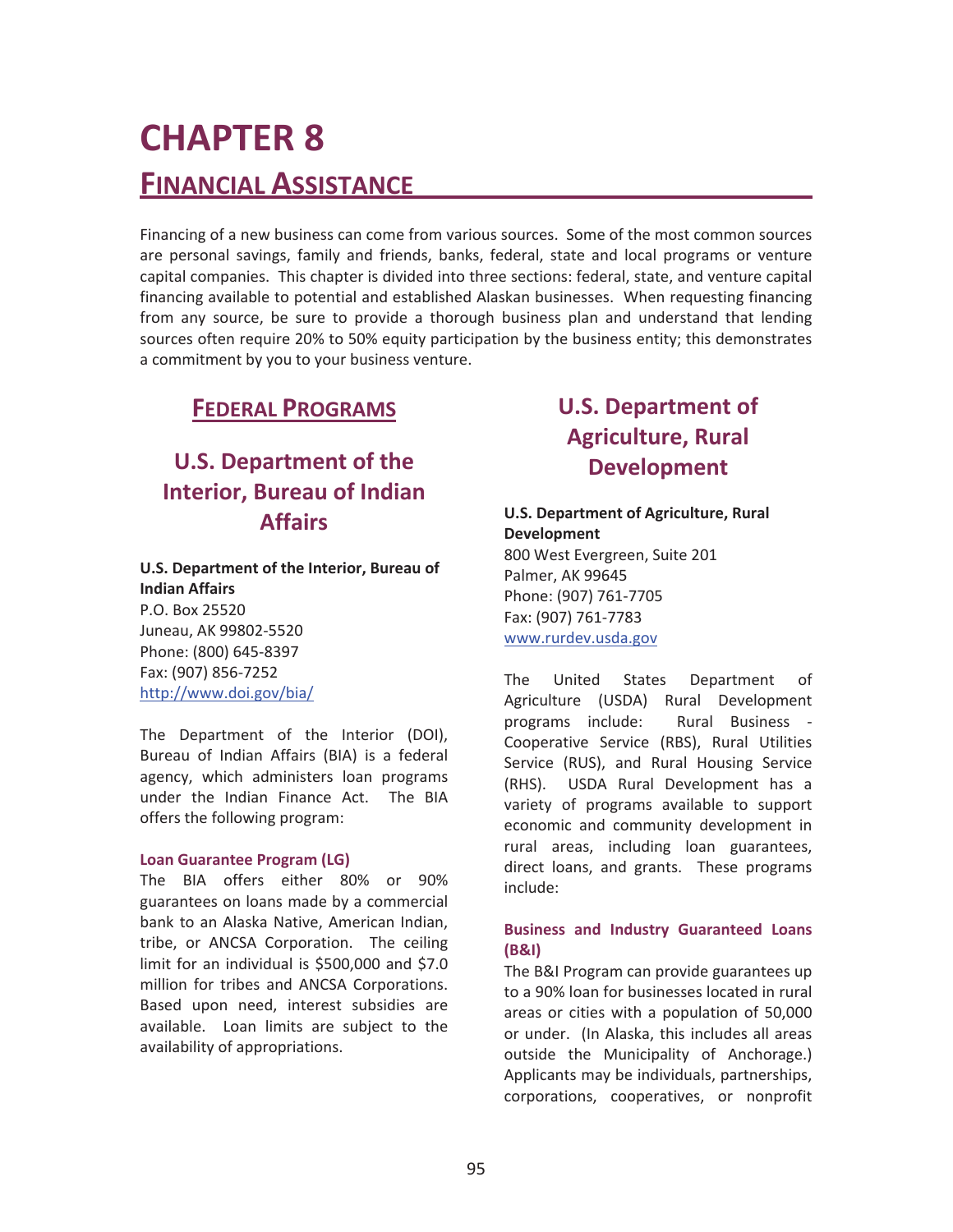# CHAPTER 8

## FINANCIAL ASSISTANCE

Financing of a new business can come from various sources. Some of the most common sources are personal savings, family and friends, banks, federal, state and local programs or venture capital companies. This chapter is divided into three sections: federal, state, and venture capital financing available to potential and established Alaskan businesses. When requesting financing from any source, be sure to provide a thorough business plan and understand that lending sources often require 20% to 50% equity participation by the business entity; this demonstrates a commitment by you to your business venture.

## FEDERAL PROGRAMS

### U.S. Department of the Interior, Bureau of Indian Affairs

**U.S. Department of the Interior, Bureau of Indian Affairs**
P.O. Box 25520
Juneau, AK 99802-5520
Phone: (800) 645-8397
Fax: (907) 856-7252
http://www.doi.gov/bia/

The Department of the Interior (DOI), Bureau of Indian Affairs (BIA) is a federal agency, which administers loan programs under the Indian Finance Act. The BIA offers the following program:

#### Loan Guarantee Program (LG)

The BIA offers either 80% or 90% guarantees on loans made by a commercial bank to an Alaska Native, American Indian, tribe, or ANCSA Corporation. The ceiling limit for an individual is $500,000 and $7.0 million for tribes and ANCSA Corporations. Based upon need, interest subsidies are available. Loan limits are subject to the availability of appropriations.

### U.S. Department of Agriculture, Rural Development

**U.S. Department of Agriculture, Rural Development**
800 West Evergreen, Suite 201
Palmer, AK 99645
Phone: (907) 761-7705
Fax: (907) 761-7783
www.rurdev.usda.gov

The United States Department of Agriculture (USDA) Rural Development programs include: Rural Business - Cooperative Service (RBS), Rural Utilities Service (RUS), and Rural Housing Service (RHS). USDA Rural Development has a variety of programs available to support economic and community development in rural areas, including loan guarantees, direct loans, and grants. These programs include:

#### Business and Industry Guaranteed Loans (B&I)

The B&I Program can provide guarantees up to a 90% loan for businesses located in rural areas or cities with a population of 50,000 or under. (In Alaska, this includes all areas outside the Municipality of Anchorage.) Applicants may be individuals, partnerships, corporations, cooperatives, or nonprofit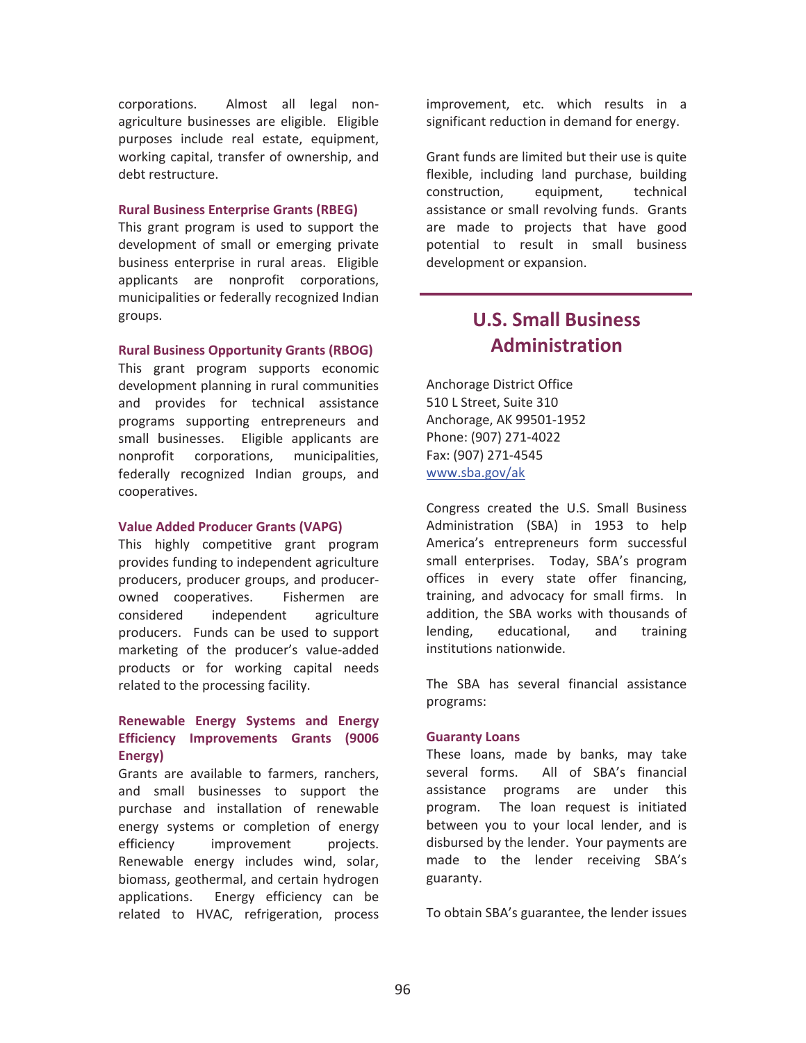corporations. Almost all legal non-agriculture businesses are eligible. Eligible purposes include real estate, equipment, working capital, transfer of ownership, and debt restructure.

### Rural Business Enterprise Grants (RBEG)

This grant program is used to support the development of small or emerging private business enterprise in rural areas. Eligible applicants are nonprofit corporations, municipalities or federally recognized Indian groups.

### Rural Business Opportunity Grants (RBOG)

This grant program supports economic development planning in rural communities and provides for technical assistance programs supporting entrepreneurs and small businesses. Eligible applicants are nonprofit corporations, municipalities, federally recognized Indian groups, and cooperatives.

### Value Added Producer Grants (VAPG)

This highly competitive grant program provides funding to independent agriculture producers, producer groups, and producer-owned cooperatives. Fishermen are considered independent agriculture producers. Funds can be used to support marketing of the producer's value-added products or for working capital needs related to the processing facility.

### Renewable Energy Systems and Energy Efficiency Improvements Grants (9006 Energy)

Grants are available to farmers, ranchers, and small businesses to support the purchase and installation of renewable energy systems or completion of energy efficiency improvement projects. Renewable energy includes wind, solar, biomass, geothermal, and certain hydrogen applications. Energy efficiency can be related to HVAC, refrigeration, process improvement, etc. which results in a significant reduction in demand for energy.

Grant funds are limited but their use is quite flexible, including land purchase, building construction, equipment, technical assistance or small revolving funds. Grants are made to projects that have good potential to result in small business development or expansion.

## U.S. Small Business Administration

Anchorage District Office
510 L Street, Suite 310
Anchorage, AK 99501-1952
Phone: (907) 271-4022
Fax: (907) 271-4545
[www.sba.gov/ak](http://www.sba.gov/ak)

Congress created the U.S. Small Business Administration (SBA) in 1953 to help America's entrepreneurs form successful small enterprises. Today, SBA's program offices in every state offer financing, training, and advocacy for small firms. In addition, the SBA works with thousands of lending, educational, and training institutions nationwide.

The SBA has several financial assistance programs:

### Guaranty Loans

These loans, made by banks, may take several forms. All of SBA's financial assistance programs are under this program. The loan request is initiated between you to your local lender, and is disbursed by the lender. Your payments are made to the lender receiving SBA's guaranty.

To obtain SBA's guarantee, the lender issues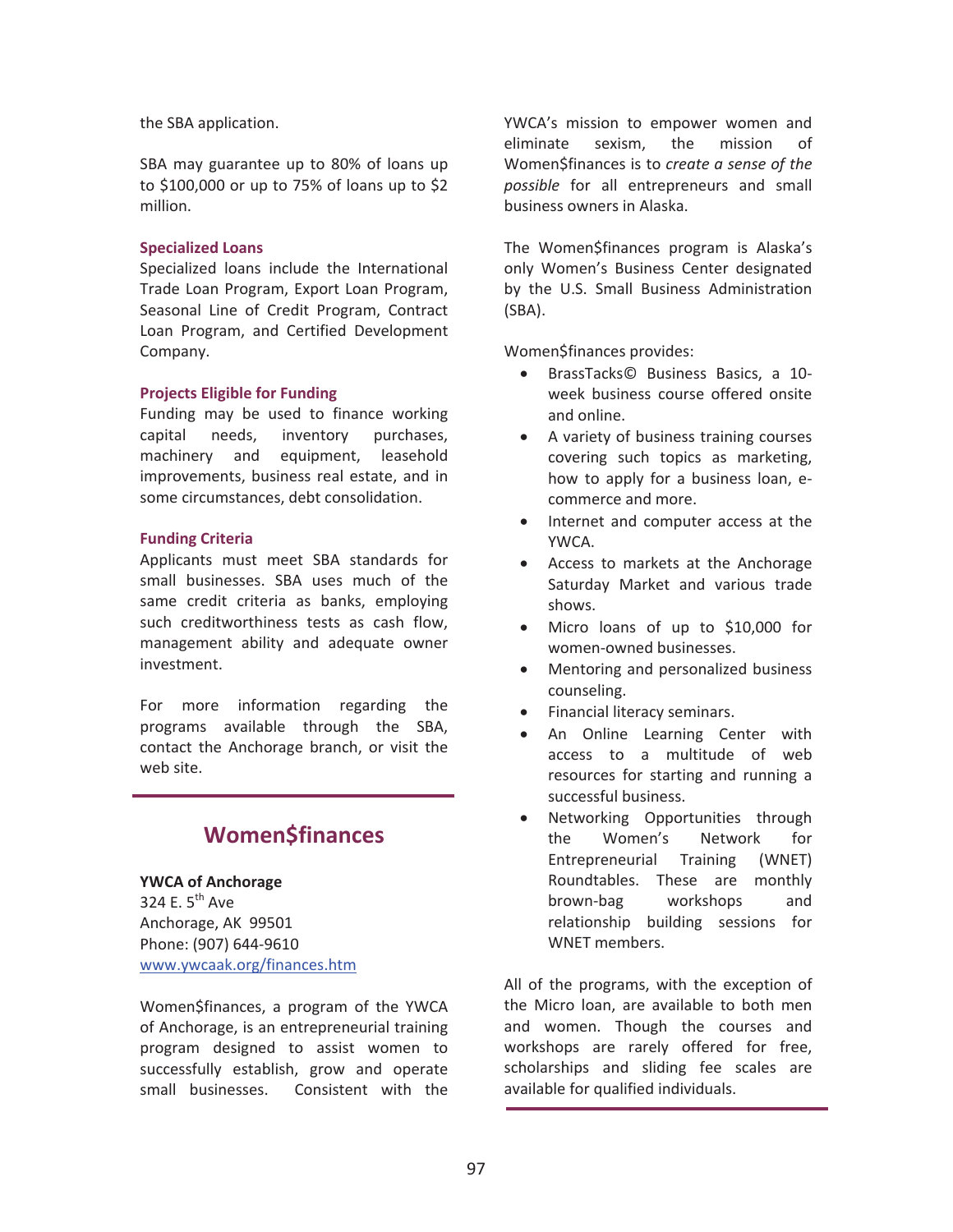the SBA application.

SBA may guarantee up to 80% of loans up to $100,000 or up to 75% of loans up to $2 million.

### Specialized Loans

Specialized loans include the International Trade Loan Program, Export Loan Program, Seasonal Line of Credit Program, Contract Loan Program, and Certified Development Company.

### Projects Eligible for Funding

Funding may be used to finance working capital needs, inventory purchases, machinery and equipment, leasehold improvements, business real estate, and in some circumstances, debt consolidation.

### Funding Criteria

Applicants must meet SBA standards for small businesses. SBA uses much of the same credit criteria as banks, employing such creditworthiness tests as cash flow, management ability and adequate owner investment.

For more information regarding the programs available through the SBA, contact the Anchorage branch, or visit the web site.

## Women$finances

**YWCA of Anchorage**
324 E. 5th Ave
Anchorage, AK 99501
Phone: (907) 644-9610
www.ywcaak.org/finances.htm

Women$finances, a program of the YWCA of Anchorage, is an entrepreneurial training program designed to assist women to successfully establish, grow and operate small businesses. Consistent with the YWCA's mission to empower women and eliminate sexism, the mission of Women$finances is to *create a sense of the possible* for all entrepreneurs and small business owners in Alaska.

The Women$finances program is Alaska's only Women's Business Center designated by the U.S. Small Business Administration (SBA).

Women$finances provides:

- BrassTacks© Business Basics, a 10-week business course offered onsite and online.
- A variety of business training courses covering such topics as marketing, how to apply for a business loan, e-commerce and more.
- Internet and computer access at the YWCA.
- Access to markets at the Anchorage Saturday Market and various trade shows.
- Micro loans of up to $10,000 for women-owned businesses.
- Mentoring and personalized business counseling.
- Financial literacy seminars.
- An Online Learning Center with access to a multitude of web resources for starting and running a successful business.
- Networking Opportunities through the Women's Network for Entrepreneurial Training (WNET) Roundtables. These are monthly brown-bag workshops and relationship building sessions for WNET members.

All of the programs, with the exception of the Micro loan, are available to both men and women. Though the courses and workshops are rarely offered for free, scholarships and sliding fee scales are available for qualified individuals.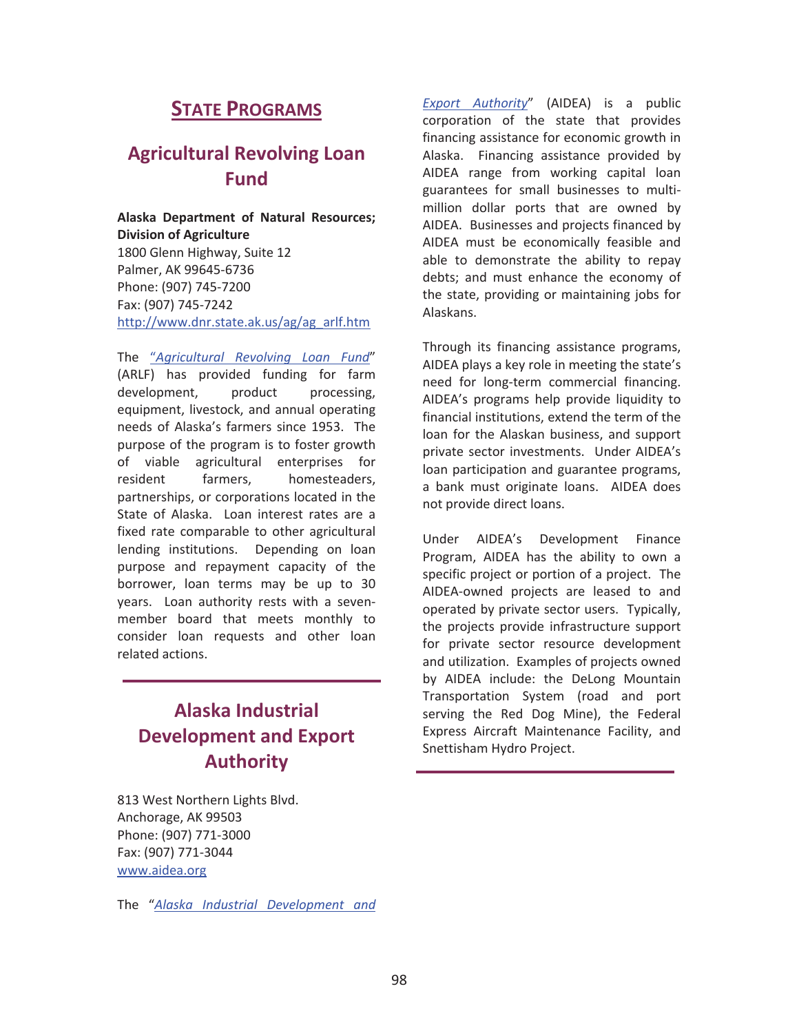# STATE PROGRAMS

## Agricultural Revolving Loan Fund

**Alaska Department of Natural Resources; Division of Agriculture**
1800 Glenn Highway, Suite 12
Palmer, AK 99645-6736
Phone: (907) 745-7200
Fax: (907) 745-7242
http://www.dnr.state.ak.us/ag/ag_arlf.htm

The "*Agricultural Revolving Loan Fund*" (ARLF) has provided funding for farm development, product processing, equipment, livestock, and annual operating needs of Alaska's farmers since 1953. The purpose of the program is to foster growth of viable agricultural enterprises for resident farmers, homesteaders, partnerships, or corporations located in the State of Alaska. Loan interest rates are a fixed rate comparable to other agricultural lending institutions. Depending on loan purpose and repayment capacity of the borrower, loan terms may be up to 30 years. Loan authority rests with a seven-member board that meets monthly to consider loan requests and other loan related actions.

---

## Alaska Industrial Development and Export Authority

813 West Northern Lights Blvd.
Anchorage, AK 99503
Phone: (907) 771-3000
Fax: (907) 771-3044
www.aidea.org

The "*Alaska Industrial Development and Export Authority*" (AIDEA) is a public corporation of the state that provides financing assistance for economic growth in Alaska. Financing assistance provided by AIDEA range from working capital loan guarantees for small businesses to multi-million dollar ports that are owned by AIDEA. Businesses and projects financed by AIDEA must be economically feasible and able to demonstrate the ability to repay debts; and must enhance the economy of the state, providing or maintaining jobs for Alaskans.

Through its financing assistance programs, AIDEA plays a key role in meeting the state's need for long-term commercial financing. AIDEA's programs help provide liquidity to financial institutions, extend the term of the loan for the Alaskan business, and support private sector investments. Under AIDEA's loan participation and guarantee programs, a bank must originate loans. AIDEA does not provide direct loans.

Under AIDEA's Development Finance Program, AIDEA has the ability to own a specific project or portion of a project. The AIDEA-owned projects are leased to and operated by private sector users. Typically, the projects provide infrastructure support for private sector resource development and utilization. Examples of projects owned by AIDEA include: the DeLong Mountain Transportation System (road and port serving the Red Dog Mine), the Federal Express Aircraft Maintenance Facility, and Snettisham Hydro Project.

---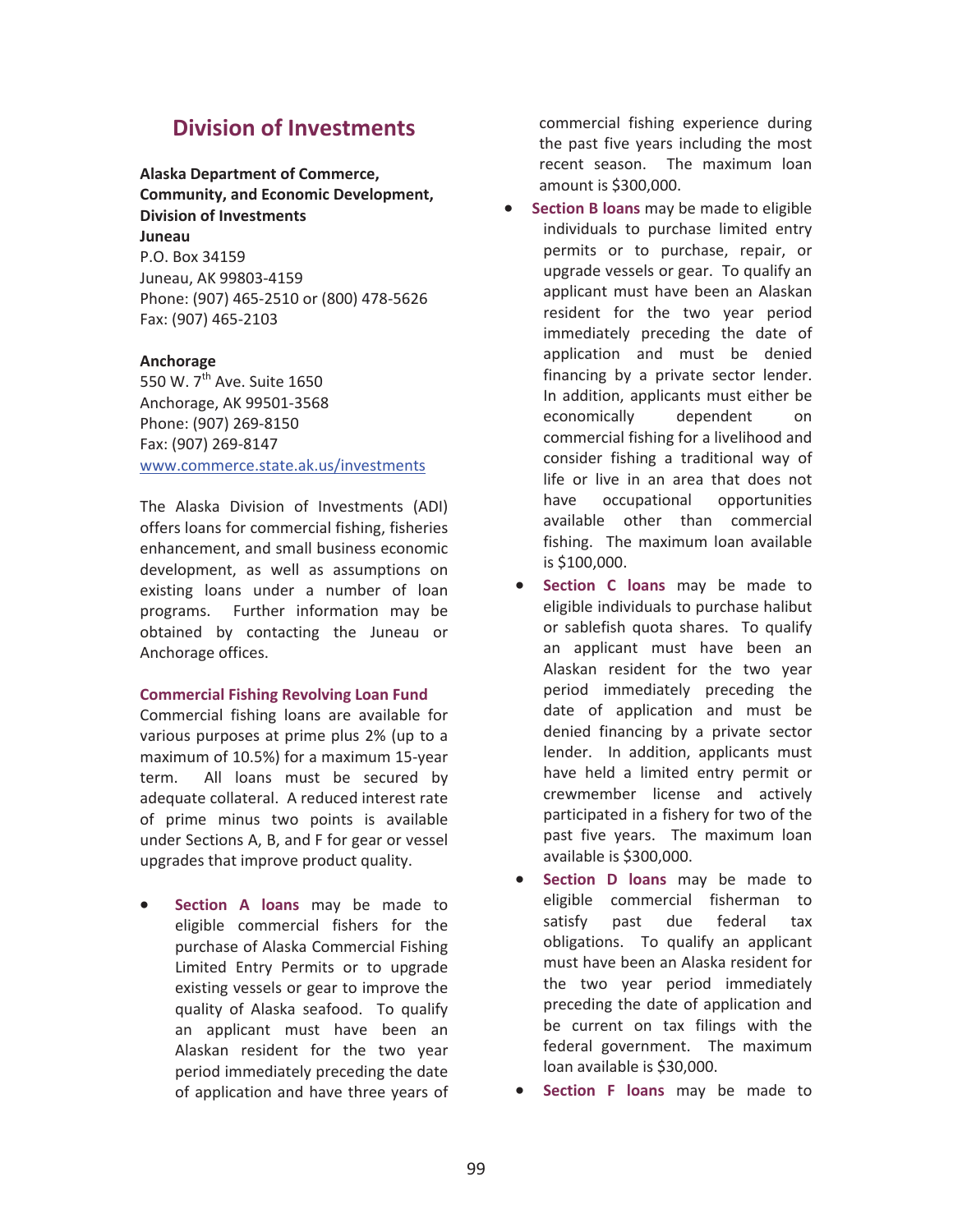## Division of Investments

**Alaska Department of Commerce, Community, and Economic Development, Division of Investments**
**Juneau**
P.O. Box 34159
Juneau, AK 99803-4159
Phone: (907) 465-2510 or (800) 478-5626
Fax: (907) 465-2103

**Anchorage**
550 W. 7th Ave. Suite 1650
Anchorage, AK 99501-3568
Phone: (907) 269-8150
Fax: (907) 269-8147
www.commerce.state.ak.us/investments

The Alaska Division of Investments (ADI) offers loans for commercial fishing, fisheries enhancement, and small business economic development, as well as assumptions on existing loans under a number of loan programs. Further information may be obtained by contacting the Juneau or Anchorage offices.

### Commercial Fishing Revolving Loan Fund

Commercial fishing loans are available for various purposes at prime plus 2% (up to a maximum of 10.5%) for a maximum 15-year term. All loans must be secured by adequate collateral. A reduced interest rate of prime minus two points is available under Sections A, B, and F for gear or vessel upgrades that improve product quality.

- **Section A loans** may be made to eligible commercial fishers for the purchase of Alaska Commercial Fishing Limited Entry Permits or to upgrade existing vessels or gear to improve the quality of Alaska seafood. To qualify an applicant must have been an Alaskan resident for the two year period immediately preceding the date of application and have three years of commercial fishing experience during the past five years including the most recent season. The maximum loan amount is $300,000.
- **Section B loans** may be made to eligible individuals to purchase limited entry permits or to purchase, repair, or upgrade vessels or gear. To qualify an applicant must have been an Alaskan resident for the two year period immediately preceding the date of application and must be denied financing by a private sector lender. In addition, applicants must either be economically dependent on commercial fishing for a livelihood and consider fishing a traditional way of life or live in an area that does not have occupational opportunities available other than commercial fishing. The maximum loan available is $100,000.
- **Section C loans** may be made to eligible individuals to purchase halibut or sablefish quota shares. To qualify an applicant must have been an Alaskan resident for the two year period immediately preceding the date of application and must be denied financing by a private sector lender. In addition, applicants must have held a limited entry permit or crewmember license and actively participated in a fishery for two of the past five years. The maximum loan available is $300,000.
- **Section D loans** may be made to eligible commercial fisherman to satisfy past due federal tax obligations. To qualify an applicant must have been an Alaska resident for the two year period immediately preceding the date of application and be current on tax filings with the federal government. The maximum loan available is $30,000.
- **Section F loans** may be made to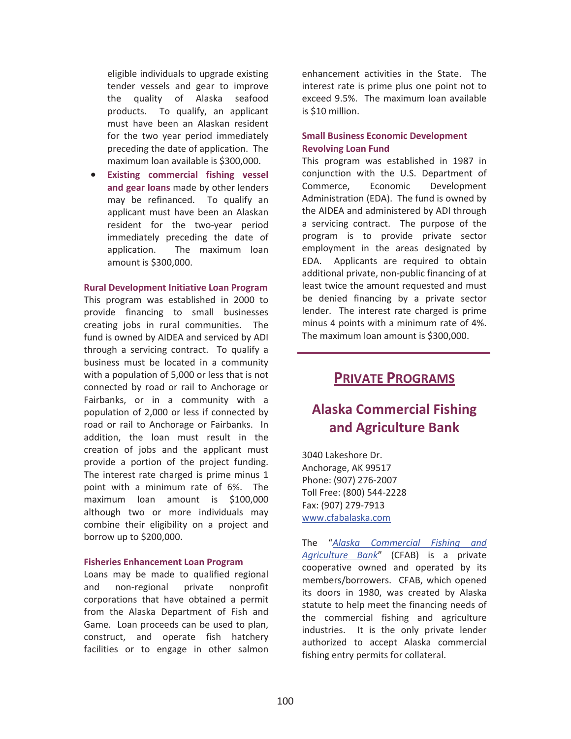eligible individuals to upgrade existing tender vessels and gear to improve the quality of Alaska seafood products. To qualify, an applicant must have been an Alaskan resident for the two year period immediately preceding the date of application. The maximum loan available is $300,000.

- **Existing commercial fishing vessel and gear loans** made by other lenders may be refinanced. To qualify an applicant must have been an Alaskan resident for the two-year period immediately preceding the date of application. The maximum loan amount is $300,000.

#### Rural Development Initiative Loan Program

This program was established in 2000 to provide financing to small businesses creating jobs in rural communities. The fund is owned by AIDEA and serviced by ADI through a servicing contract. To qualify a business must be located in a community with a population of 5,000 or less that is not connected by road or rail to Anchorage or Fairbanks, or in a community with a population of 2,000 or less if connected by road or rail to Anchorage or Fairbanks. In addition, the loan must result in the creation of jobs and the applicant must provide a portion of the project funding. The interest rate charged is prime minus 1 point with a minimum rate of 6%. The maximum loan amount is $100,000 although two or more individuals may combine their eligibility on a project and borrow up to $200,000.

#### Fisheries Enhancement Loan Program

Loans may be made to qualified regional and non-regional private nonprofit corporations that have obtained a permit from the Alaska Department of Fish and Game. Loan proceeds can be used to plan, construct, and operate fish hatchery facilities or to engage in other salmon enhancement activities in the State. The interest rate is prime plus one point not to exceed 9.5%. The maximum loan available is $10 million.

#### Small Business Economic Development Revolving Loan Fund

This program was established in 1987 in conjunction with the U.S. Department of Commerce, Economic Development Administration (EDA). The fund is owned by the AIDEA and administered by ADI through a servicing contract. The purpose of the program is to provide private sector employment in the areas designated by EDA. Applicants are required to obtain additional private, non-public financing of at least twice the amount requested and must be denied financing by a private sector lender. The interest rate charged is prime minus 4 points with a minimum rate of 4%. The maximum loan amount is $300,000.

---

## PRIVATE PROGRAMS

## Alaska Commercial Fishing and Agriculture Bank

3040 Lakeshore Dr.
Anchorage, AK 99517
Phone: (907) 276-2007
Toll Free: (800) 544-2228
Fax: (907) 279-7913
www.cfabalaska.com

The "*Alaska Commercial Fishing and Agriculture Bank*" (CFAB) is a private cooperative owned and operated by its members/borrowers. CFAB, which opened its doors in 1980, was created by Alaska statute to help meet the financing needs of the commercial fishing and agriculture industries. It is the only private lender authorized to accept Alaska commercial fishing entry permits for collateral.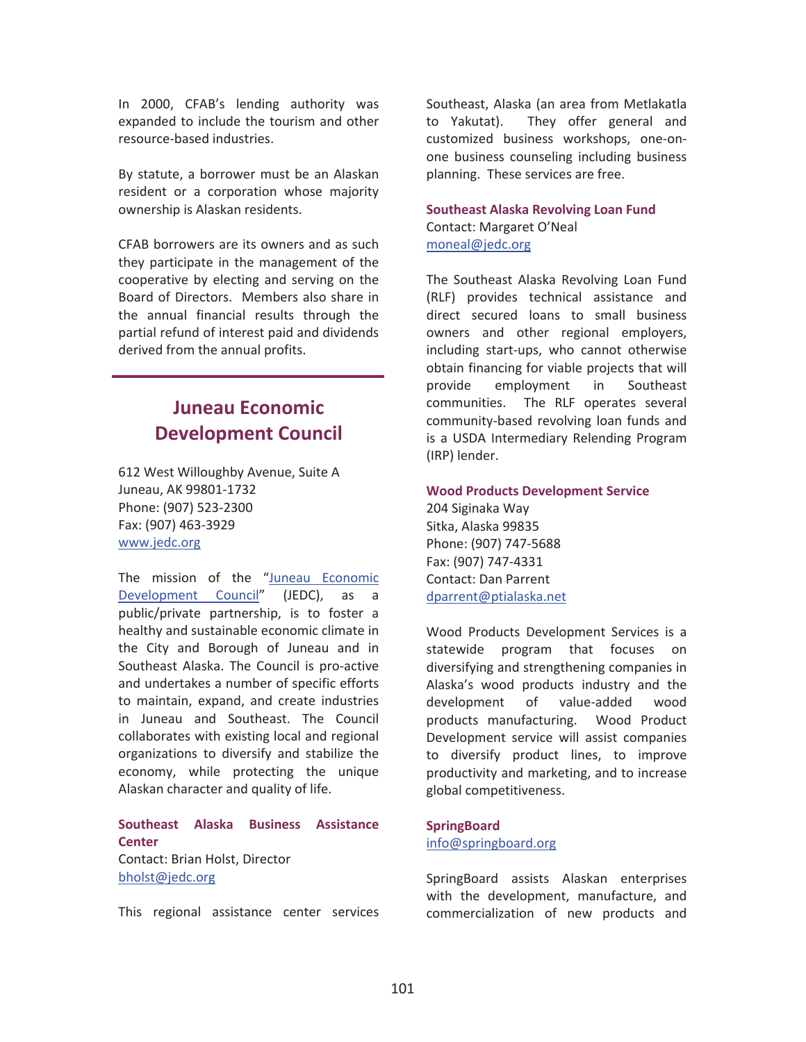In 2000, CFAB's lending authority was expanded to include the tourism and other resource-based industries.

By statute, a borrower must be an Alaskan resident or a corporation whose majority ownership is Alaskan residents.

CFAB borrowers are its owners and as such they participate in the management of the cooperative by electing and serving on the Board of Directors. Members also share in the annual financial results through the partial refund of interest paid and dividends derived from the annual profits.

## Juneau Economic Development Council

612 West Willoughby Avenue, Suite A
Juneau, AK 99801-1732
Phone: (907) 523-2300
Fax: (907) 463-3929
www.jedc.org

The mission of the "Juneau Economic Development Council" (JEDC), as a public/private partnership, is to foster a healthy and sustainable economic climate in the City and Borough of Juneau and in Southeast Alaska. The Council is pro-active and undertakes a number of specific efforts to maintain, expand, and create industries in Juneau and Southeast. The Council collaborates with existing local and regional organizations to diversify and stabilize the economy, while protecting the unique Alaskan character and quality of life.

**Southeast Alaska Business Assistance Center**
Contact: Brian Holst, Director
bholst@jedc.org

This regional assistance center services Southeast, Alaska (an area from Metlakatla to Yakutat). They offer general and customized business workshops, one-on-one business counseling including business planning. These services are free.

**Southeast Alaska Revolving Loan Fund**
Contact: Margaret O'Neal
moneal@jedc.org

The Southeast Alaska Revolving Loan Fund (RLF) provides technical assistance and direct secured loans to small business owners and other regional employers, including start-ups, who cannot otherwise obtain financing for viable projects that will provide employment in Southeast communities. The RLF operates several community-based revolving loan funds and is a USDA Intermediary Relending Program (IRP) lender.

**Wood Products Development Service**
204 Siginaka Way
Sitka, Alaska 99835
Phone: (907) 747-5688
Fax: (907) 747-4331
Contact: Dan Parrent
dparrent@ptialaska.net

Wood Products Development Services is a statewide program that focuses on diversifying and strengthening companies in Alaska's wood products industry and the development of value-added wood products manufacturing. Wood Product Development service will assist companies to diversify product lines, to improve productivity and marketing, and to increase global competitiveness.

**SpringBoard**
info@springboard.org

SpringBoard assists Alaskan enterprises with the development, manufacture, and commercialization of new products and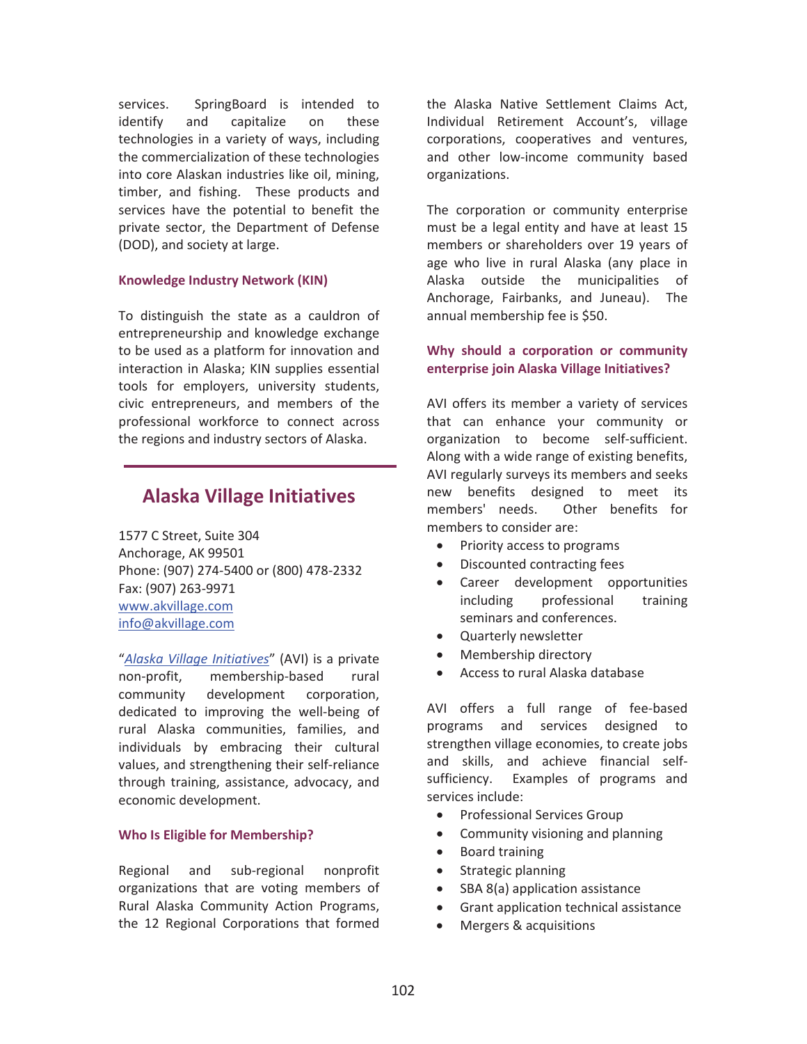services. SpringBoard is intended to identify and capitalize on these technologies in a variety of ways, including the commercialization of these technologies into core Alaskan industries like oil, mining, timber, and fishing. These products and services have the potential to benefit the private sector, the Department of Defense (DOD), and society at large.

### Knowledge Industry Network (KIN)

To distinguish the state as a cauldron of entrepreneurship and knowledge exchange to be used as a platform for innovation and interaction in Alaska; KIN supplies essential tools for employers, university students, civic entrepreneurs, and members of the professional workforce to connect across the regions and industry sectors of Alaska.

## Alaska Village Initiatives

1577 C Street, Suite 304
Anchorage, AK 99501
Phone: (907) 274-5400 or (800) 478-2332
Fax: (907) 263-9971
www.akvillage.com
info@akvillage.com

"*Alaska Village Initiatives*" (AVI) is a private non-profit, membership-based rural community development corporation, dedicated to improving the well-being of rural Alaska communities, families, and individuals by embracing their cultural values, and strengthening their self-reliance through training, assistance, advocacy, and economic development.

### Who Is Eligible for Membership?

Regional and sub-regional nonprofit organizations that are voting members of Rural Alaska Community Action Programs, the 12 Regional Corporations that formed the Alaska Native Settlement Claims Act, Individual Retirement Account's, village corporations, cooperatives and ventures, and other low-income community based organizations.

The corporation or community enterprise must be a legal entity and have at least 15 members or shareholders over 19 years of age who live in rural Alaska (any place in Alaska outside the municipalities of Anchorage, Fairbanks, and Juneau). The annual membership fee is $50.

### Why should a corporation or community enterprise join Alaska Village Initiatives?

AVI offers its member a variety of services that can enhance your community or organization to become self-sufficient. Along with a wide range of existing benefits, AVI regularly surveys its members and seeks new benefits designed to meet its members' needs. Other benefits for members to consider are:

- Priority access to programs
- Discounted contracting fees
- Career development opportunities including professional training seminars and conferences.
- Quarterly newsletter
- Membership directory
- Access to rural Alaska database

AVI offers a full range of fee-based programs and services designed to strengthen village economies, to create jobs and skills, and achieve financial self-sufficiency. Examples of programs and services include:

- Professional Services Group
- Community visioning and planning
- Board training
- Strategic planning
- SBA 8(a) application assistance
- Grant application technical assistance
- Mergers & acquisitions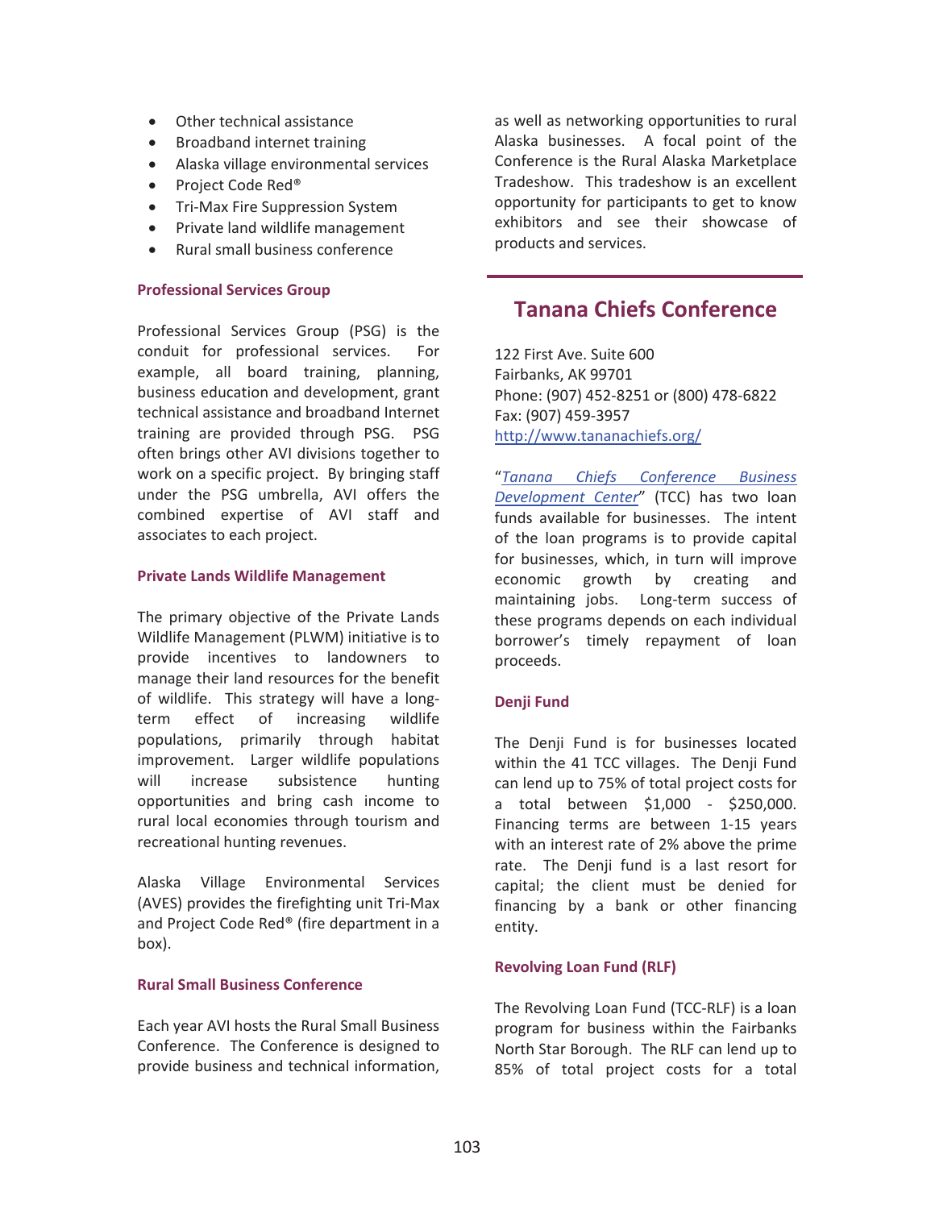- Other technical assistance
- Broadband internet training
- Alaska village environmental services
- Project Code Red®
- Tri-Max Fire Suppression System
- Private land wildlife management
- Rural small business conference

### Professional Services Group

Professional Services Group (PSG) is the conduit for professional services. For example, all board training, planning, business education and development, grant technical assistance and broadband Internet training are provided through PSG. PSG often brings other AVI divisions together to work on a specific project. By bringing staff under the PSG umbrella, AVI offers the combined expertise of AVI staff and associates to each project.

### Private Lands Wildlife Management

The primary objective of the Private Lands Wildlife Management (PLWM) initiative is to provide incentives to landowners to manage their land resources for the benefit of wildlife. This strategy will have a long-term effect of increasing wildlife populations, primarily through habitat improvement. Larger wildlife populations will increase subsistence hunting opportunities and bring cash income to rural local economies through tourism and recreational hunting revenues.

Alaska Village Environmental Services (AVES) provides the firefighting unit Tri-Max and Project Code Red® (fire department in a box).

### Rural Small Business Conference

Each year AVI hosts the Rural Small Business Conference. The Conference is designed to provide business and technical information, as well as networking opportunities to rural Alaska businesses. A focal point of the Conference is the Rural Alaska Marketplace Tradeshow. This tradeshow is an excellent opportunity for participants to get to know exhibitors and see their showcase of products and services.

## Tanana Chiefs Conference

122 First Ave. Suite 600
Fairbanks, AK 99701
Phone: (907) 452-8251 or (800) 478-6822
Fax: (907) 459-3957
http://www.tananachiefs.org/

"*Tanana Chiefs Conference Business Development Center*" (TCC) has two loan funds available for businesses. The intent of the loan programs is to provide capital for businesses, which, in turn will improve economic growth by creating and maintaining jobs. Long-term success of these programs depends on each individual borrower's timely repayment of loan proceeds.

### Denji Fund

The Denji Fund is for businesses located within the 41 TCC villages. The Denji Fund can lend up to 75% of total project costs for a total between $1,000 - $250,000. Financing terms are between 1-15 years with an interest rate of 2% above the prime rate. The Denji fund is a last resort for capital; the client must be denied for financing by a bank or other financing entity.

### Revolving Loan Fund (RLF)

The Revolving Loan Fund (TCC-RLF) is a loan program for business within the Fairbanks North Star Borough. The RLF can lend up to 85% of total project costs for a total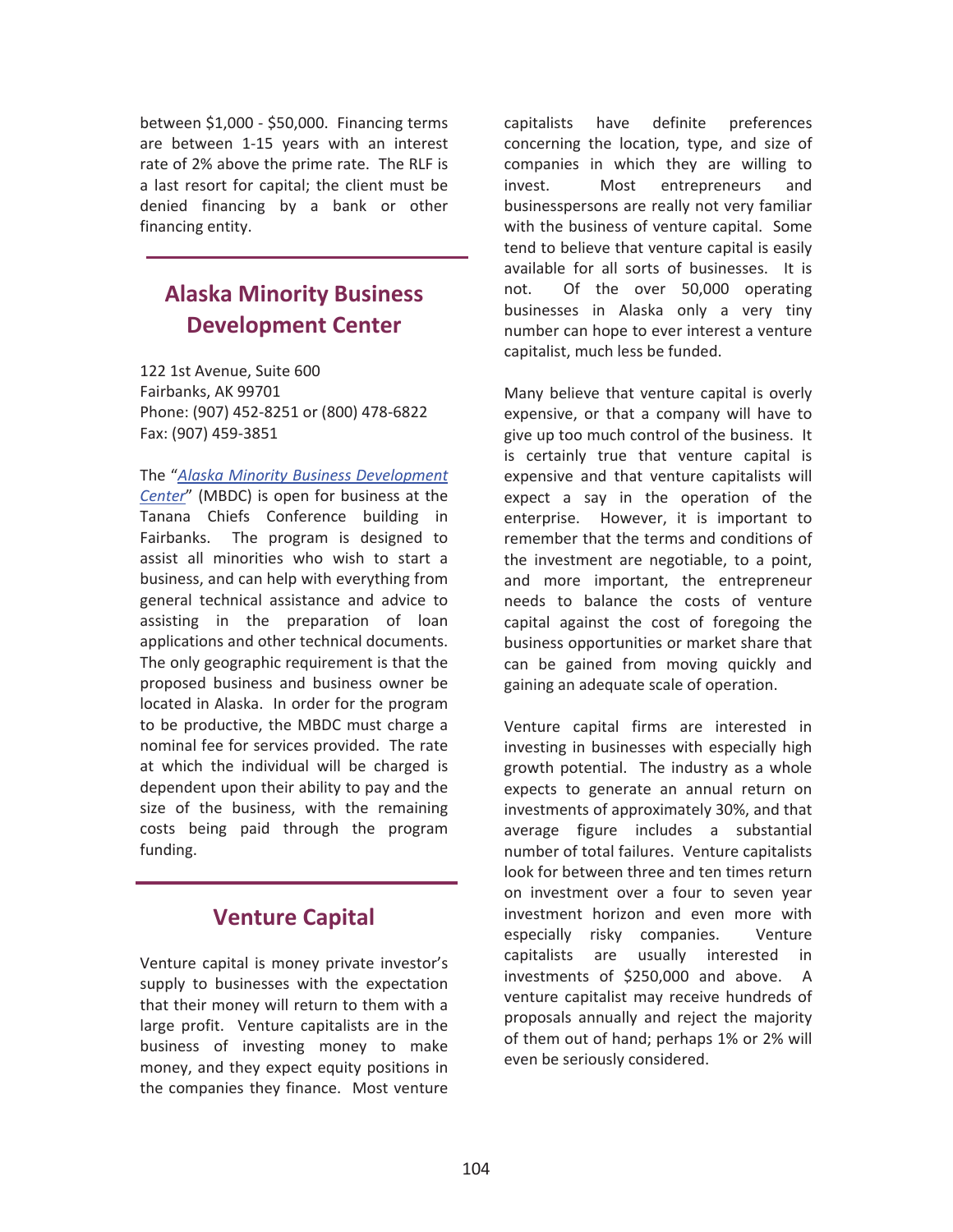between $1,000 - $50,000. Financing terms are between 1-15 years with an interest rate of 2% above the prime rate. The RLF is a last resort for capital; the client must be denied financing by a bank or other financing entity.

## Alaska Minority Business Development Center

122 1st Avenue, Suite 600
Fairbanks, AK 99701
Phone: (907) 452-8251 or (800) 478-6822
Fax: (907) 459-3851

The "*Alaska Minority Business Development Center*" (MBDC) is open for business at the Tanana Chiefs Conference building in Fairbanks. The program is designed to assist all minorities who wish to start a business, and can help with everything from general technical assistance and advice to assisting in the preparation of loan applications and other technical documents. The only geographic requirement is that the proposed business and business owner be located in Alaska. In order for the program to be productive, the MBDC must charge a nominal fee for services provided. The rate at which the individual will be charged is dependent upon their ability to pay and the size of the business, with the remaining costs being paid through the program funding.

## Venture Capital

Venture capital is money private investor's supply to businesses with the expectation that their money will return to them with a large profit. Venture capitalists are in the business of investing money to make money, and they expect equity positions in the companies they finance. Most venture capitalists have definite preferences concerning the location, type, and size of companies in which they are willing to invest. Most entrepreneurs and businesspersons are really not very familiar with the business of venture capital. Some tend to believe that venture capital is easily available for all sorts of businesses. It is not. Of the over 50,000 operating businesses in Alaska only a very tiny number can hope to ever interest a venture capitalist, much less be funded.

Many believe that venture capital is overly expensive, or that a company will have to give up too much control of the business. It is certainly true that venture capital is expensive and that venture capitalists will expect a say in the operation of the enterprise. However, it is important to remember that the terms and conditions of the investment are negotiable, to a point, and more important, the entrepreneur needs to balance the costs of venture capital against the cost of foregoing the business opportunities or market share that can be gained from moving quickly and gaining an adequate scale of operation.

Venture capital firms are interested in investing in businesses with especially high growth potential. The industry as a whole expects to generate an annual return on investments of approximately 30%, and that average figure includes a substantial number of total failures. Venture capitalists look for between three and ten times return on investment over a four to seven year investment horizon and even more with especially risky companies. Venture capitalists are usually interested in investments of $250,000 and above. A venture capitalist may receive hundreds of proposals annually and reject the majority of them out of hand; perhaps 1% or 2% will even be seriously considered.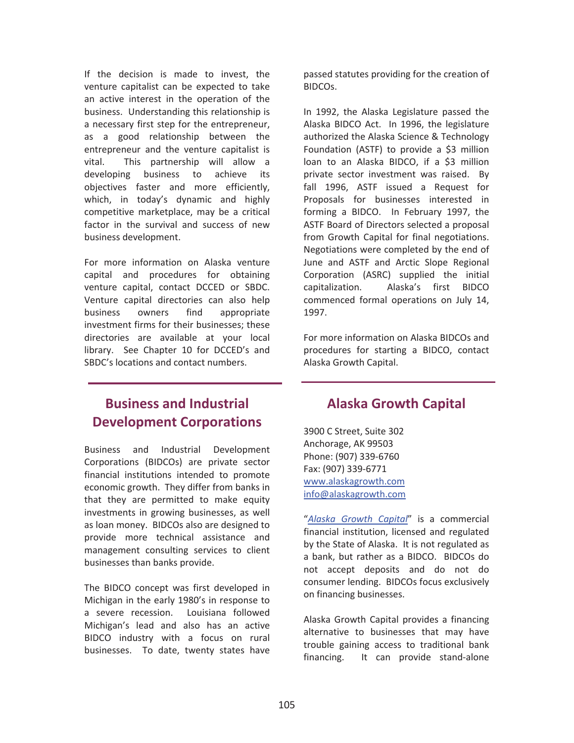If the decision is made to invest, the venture capitalist can be expected to take an active interest in the operation of the business. Understanding this relationship is a necessary first step for the entrepreneur, as a good relationship between the entrepreneur and the venture capitalist is vital. This partnership will allow a developing business to achieve its objectives faster and more efficiently, which, in today's dynamic and highly competitive marketplace, may be a critical factor in the survival and success of new business development.

For more information on Alaska venture capital and procedures for obtaining venture capital, contact DCCED or SBDC. Venture capital directories can also help business owners find appropriate investment firms for their businesses; these directories are available at your local library. See Chapter 10 for DCCED's and SBDC's locations and contact numbers.

## Business and Industrial Development Corporations

Business and Industrial Development Corporations (BIDCOs) are private sector financial institutions intended to promote economic growth. They differ from banks in that they are permitted to make equity investments in growing businesses, as well as loan money. BIDCOs also are designed to provide more technical assistance and management consulting services to client businesses than banks provide.

The BIDCO concept was first developed in Michigan in the early 1980's in response to a severe recession. Louisiana followed Michigan's lead and also has an active BIDCO industry with a focus on rural businesses. To date, twenty states have passed statutes providing for the creation of BIDCOs.

In 1992, the Alaska Legislature passed the Alaska BIDCO Act. In 1996, the legislature authorized the Alaska Science & Technology Foundation (ASTF) to provide a $3 million loan to an Alaska BIDCO, if a $3 million private sector investment was raised. By fall 1996, ASTF issued a Request for Proposals for businesses interested in forming a BIDCO. In February 1997, the ASTF Board of Directors selected a proposal from Growth Capital for final negotiations. Negotiations were completed by the end of June and ASTF and Arctic Slope Regional Corporation (ASRC) supplied the initial capitalization. Alaska's first BIDCO commenced formal operations on July 14, 1997.

For more information on Alaska BIDCOs and procedures for starting a BIDCO, contact Alaska Growth Capital.

## Alaska Growth Capital

3900 C Street, Suite 302
Anchorage, AK 99503
Phone: (907) 339-6760
Fax: (907) 339-6771
www.alaskagrowth.com
info@alaskagrowth.com

"*Alaska Growth Capital*" is a commercial financial institution, licensed and regulated by the State of Alaska. It is not regulated as a bank, but rather as a BIDCO. BIDCOs do not accept deposits and do not do consumer lending. BIDCOs focus exclusively on financing businesses.

Alaska Growth Capital provides a financing alternative to businesses that may have trouble gaining access to traditional bank financing. It can provide stand-alone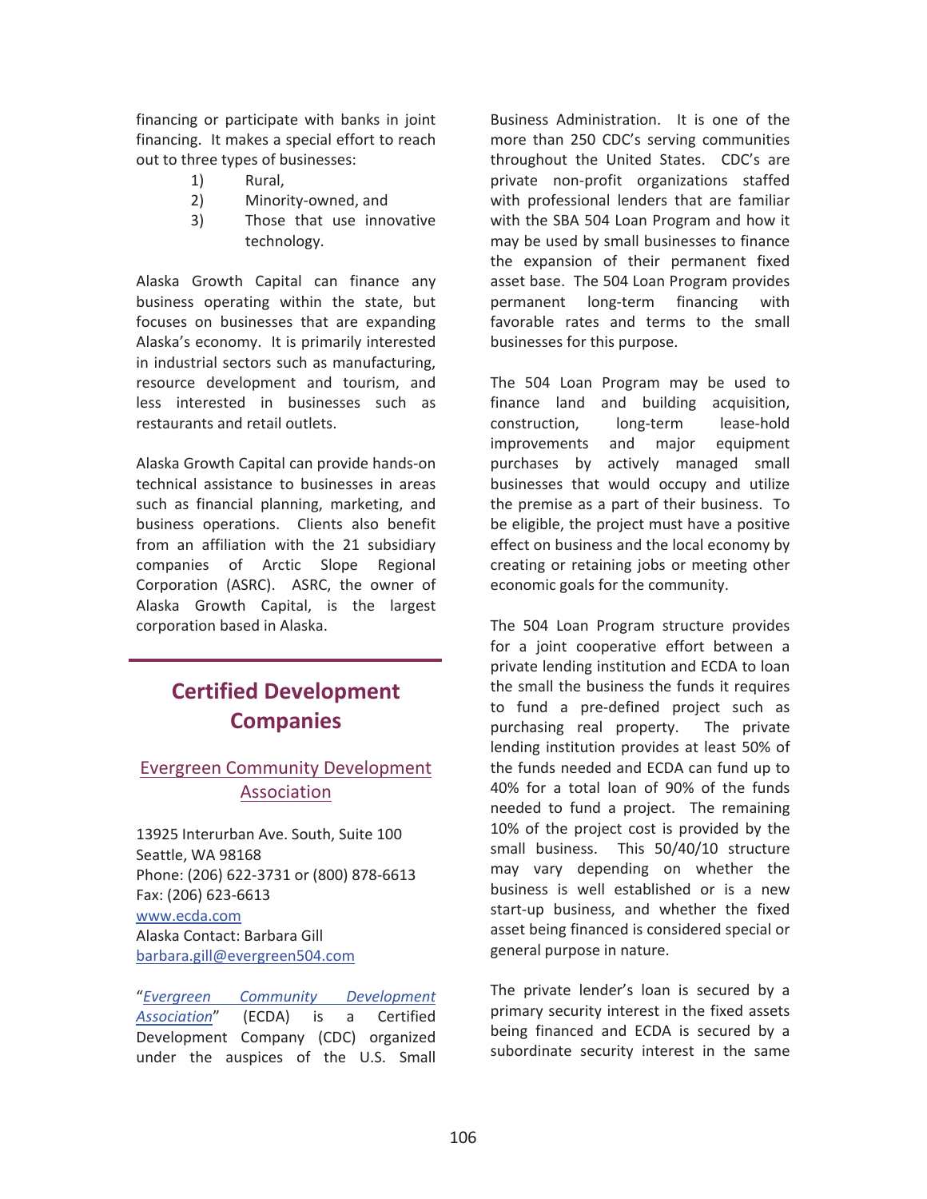financing or participate with banks in joint financing. It makes a special effort to reach out to three types of businesses:

1) Rural,
2) Minority-owned, and
3) Those that use innovative technology.

Alaska Growth Capital can finance any business operating within the state, but focuses on businesses that are expanding Alaska's economy. It is primarily interested in industrial sectors such as manufacturing, resource development and tourism, and less interested in businesses such as restaurants and retail outlets.

Alaska Growth Capital can provide hands-on technical assistance to businesses in areas such as financial planning, marketing, and business operations. Clients also benefit from an affiliation with the 21 subsidiary companies of Arctic Slope Regional Corporation (ASRC). ASRC, the owner of Alaska Growth Capital, is the largest corporation based in Alaska.

## Certified Development Companies

### Evergreen Community Development Association

13925 Interurban Ave. South, Suite 100
Seattle, WA 98168
Phone: (206) 622-3731 or (800) 878-6613
Fax: (206) 623-6613
www.ecda.com
Alaska Contact: Barbara Gill
barbara.gill@evergreen504.com

"*Evergreen Community Development Association*" (ECDA) is a Certified Development Company (CDC) organized under the auspices of the U.S. Small Business Administration. It is one of the more than 250 CDC's serving communities throughout the United States. CDC's are private non-profit organizations staffed with professional lenders that are familiar with the SBA 504 Loan Program and how it may be used by small businesses to finance the expansion of their permanent fixed asset base. The 504 Loan Program provides permanent long-term financing with favorable rates and terms to the small businesses for this purpose.

The 504 Loan Program may be used to finance land and building acquisition, construction, long-term lease-hold improvements and major equipment purchases by actively managed small businesses that would occupy and utilize the premise as a part of their business. To be eligible, the project must have a positive effect on business and the local economy by creating or retaining jobs or meeting other economic goals for the community.

The 504 Loan Program structure provides for a joint cooperative effort between a private lending institution and ECDA to loan the small the business the funds it requires to fund a pre-defined project such as purchasing real property. The private lending institution provides at least 50% of the funds needed and ECDA can fund up to 40% for a total loan of 90% of the funds needed to fund a project. The remaining 10% of the project cost is provided by the small business. This 50/40/10 structure may vary depending on whether the business is well established or is a new start-up business, and whether the fixed asset being financed is considered special or general purpose in nature.

The private lender's loan is secured by a primary security interest in the fixed assets being financed and ECDA is secured by a subordinate security interest in the same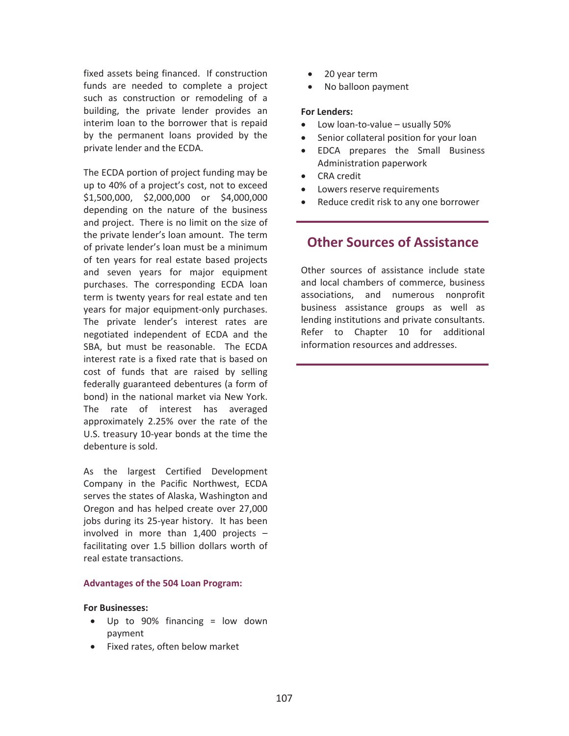fixed assets being financed. If construction funds are needed to complete a project such as construction or remodeling of a building, the private lender provides an interim loan to the borrower that is repaid by the permanent loans provided by the private lender and the ECDA.

The ECDA portion of project funding may be up to 40% of a project's cost, not to exceed $1,500,000, $2,000,000 or $4,000,000 depending on the nature of the business and project. There is no limit on the size of the private lender's loan amount. The term of private lender's loan must be a minimum of ten years for real estate based projects and seven years for major equipment purchases. The corresponding ECDA loan term is twenty years for real estate and ten years for major equipment-only purchases. The private lender's interest rates are negotiated independent of ECDA and the SBA, but must be reasonable. The ECDA interest rate is a fixed rate that is based on cost of funds that are raised by selling federally guaranteed debentures (a form of bond) in the national market via New York. The rate of interest has averaged approximately 2.25% over the rate of the U.S. treasury 10-year bonds at the time the debenture is sold.

As the largest Certified Development Company in the Pacific Northwest, ECDA serves the states of Alaska, Washington and Oregon and has helped create over 27,000 jobs during its 25-year history. It has been involved in more than 1,400 projects – facilitating over 1.5 billion dollars worth of real estate transactions.

### Advantages of the 504 Loan Program:

**For Businesses:**

- Up to 90% financing = low down payment
- Fixed rates, often below market
- 20 year term
- No balloon payment

**For Lenders:**

- Low loan-to-value – usually 50%
- Senior collateral position for your loan
- EDCA prepares the Small Business Administration paperwork
- CRA credit
- Lowers reserve requirements
- Reduce credit risk to any one borrower

## Other Sources of Assistance

Other sources of assistance include state and local chambers of commerce, business associations, and numerous nonprofit business assistance groups as well as lending institutions and private consultants. Refer to Chapter 10 for additional information resources and addresses.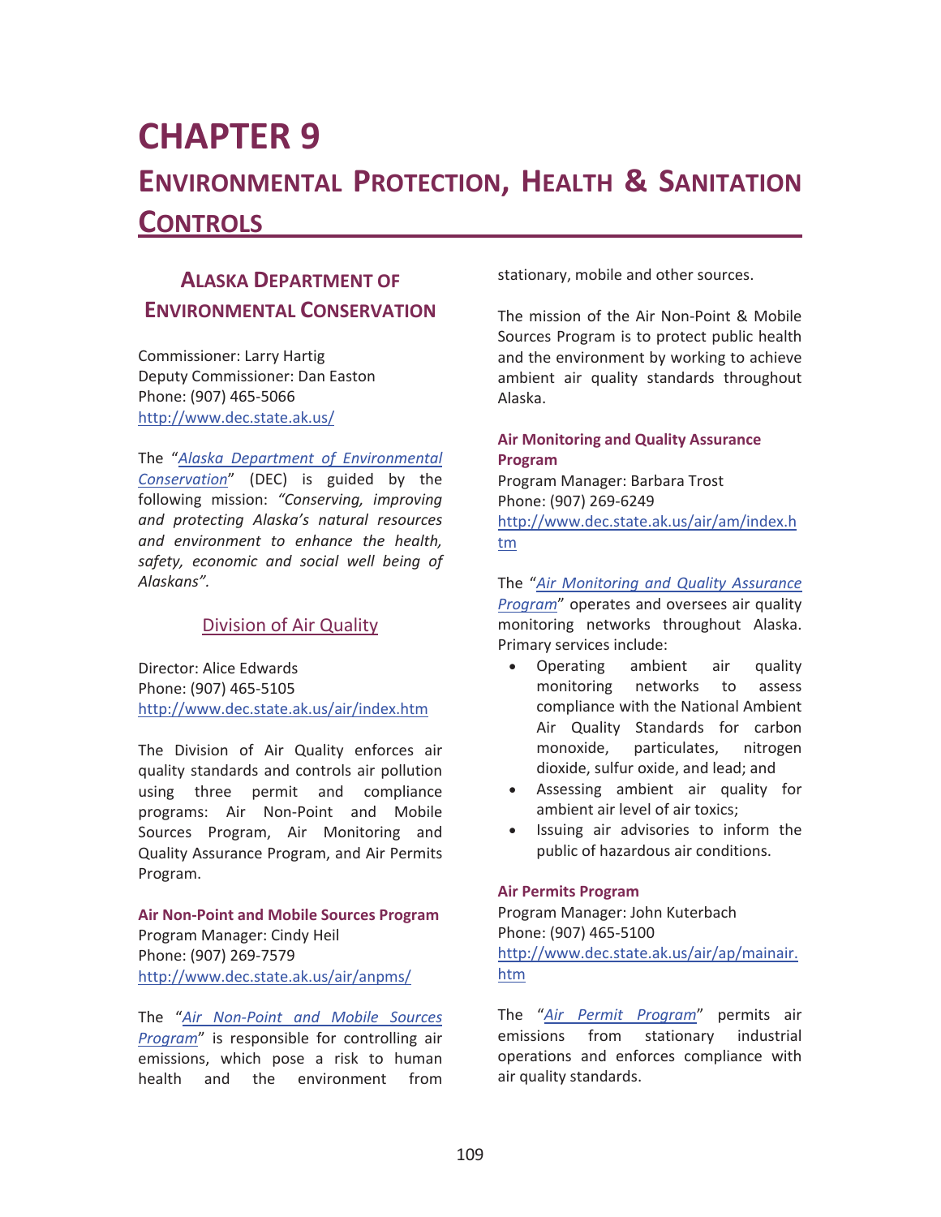# CHAPTER 9

# ENVIRONMENTAL PROTECTION, HEALTH & SANITATION CONTROLS

## ALASKA DEPARTMENT OF ENVIRONMENTAL CONSERVATION

Commissioner: Larry Hartig
Deputy Commissioner: Dan Easton
Phone: (907) 465-5066
http://www.dec.state.ak.us/

The "*Alaska Department of Environmental Conservation*" (DEC) is guided by the following mission: *"Conserving, improving and protecting Alaska's natural resources and environment to enhance the health, safety, economic and social well being of Alaskans".*

### Division of Air Quality

Director: Alice Edwards
Phone: (907) 465-5105
http://www.dec.state.ak.us/air/index.htm

The Division of Air Quality enforces air quality standards and controls air pollution using three permit and compliance programs: Air Non-Point and Mobile Sources Program, Air Monitoring and Quality Assurance Program, and Air Permits Program.

#### Air Non-Point and Mobile Sources Program

Program Manager: Cindy Heil
Phone: (907) 269-7579
http://www.dec.state.ak.us/air/anpms/

The "*Air Non-Point and Mobile Sources Program*" is responsible for controlling air emissions, which pose a risk to human health and the environment from stationary, mobile and other sources.

The mission of the Air Non-Point & Mobile Sources Program is to protect public health and the environment by working to achieve ambient air quality standards throughout Alaska.

#### Air Monitoring and Quality Assurance Program

Program Manager: Barbara Trost
Phone: (907) 269-6249
http://www.dec.state.ak.us/air/am/index.htm

The "*Air Monitoring and Quality Assurance Program*" operates and oversees air quality monitoring networks throughout Alaska. Primary services include:

- Operating ambient air quality monitoring networks to assess compliance with the National Ambient Air Quality Standards for carbon monoxide, particulates, nitrogen dioxide, sulfur oxide, and lead; and
- Assessing ambient air quality for ambient air level of air toxics;
- Issuing air advisories to inform the public of hazardous air conditions.

#### Air Permits Program

Program Manager: John Kuterbach
Phone: (907) 465-5100
http://www.dec.state.ak.us/air/ap/mainair.htm

The "*Air Permit Program*" permits air emissions from stationary industrial operations and enforces compliance with air quality standards.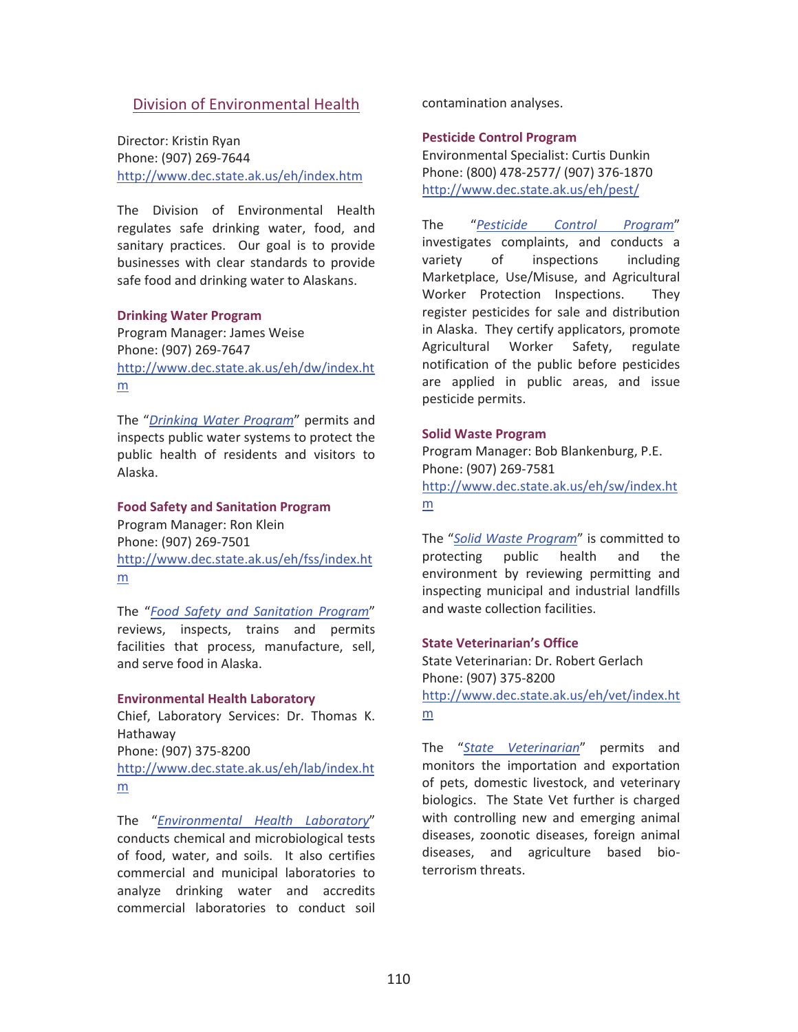## Division of Environmental Health

Director: Kristin Ryan
Phone: (907) 269-7644
http://www.dec.state.ak.us/eh/index.htm

The Division of Environmental Health regulates safe drinking water, food, and sanitary practices. Our goal is to provide businesses with clear standards to provide safe food and drinking water to Alaskans.

### Drinking Water Program

Program Manager: James Weise
Phone: (907) 269-7647
http://www.dec.state.ak.us/eh/dw/index.htm

The "*Drinking Water Program*" permits and inspects public water systems to protect the public health of residents and visitors to Alaska.

### Food Safety and Sanitation Program

Program Manager: Ron Klein
Phone: (907) 269-7501
http://www.dec.state.ak.us/eh/fss/index.htm

The "*Food Safety and Sanitation Program*" reviews, inspects, trains and permits facilities that process, manufacture, sell, and serve food in Alaska.

### Environmental Health Laboratory

Chief, Laboratory Services: Dr. Thomas K. Hathaway
Phone: (907) 375-8200
http://www.dec.state.ak.us/eh/lab/index.htm

The "*Environmental Health Laboratory*" conducts chemical and microbiological tests of food, water, and soils. It also certifies commercial and municipal laboratories to analyze drinking water and accredits commercial laboratories to conduct soil contamination analyses.

### Pesticide Control Program

Environmental Specialist: Curtis Dunkin
Phone: (800) 478-2577/ (907) 376-1870
http://www.dec.state.ak.us/eh/pest/

The "*Pesticide Control Program*" investigates complaints, and conducts a variety of inspections including Marketplace, Use/Misuse, and Agricultural Worker Protection Inspections. They register pesticides for sale and distribution in Alaska. They certify applicators, promote Agricultural Worker Safety, regulate notification of the public before pesticides are applied in public areas, and issue pesticide permits.

### Solid Waste Program

Program Manager: Bob Blankenburg, P.E.
Phone: (907) 269-7581
http://www.dec.state.ak.us/eh/sw/index.htm

The "*Solid Waste Program*" is committed to protecting public health and the environment by reviewing permitting and inspecting municipal and industrial landfills and waste collection facilities.

### State Veterinarian's Office

State Veterinarian: Dr. Robert Gerlach
Phone: (907) 375-8200
http://www.dec.state.ak.us/eh/vet/index.htm

The "*State Veterinarian*" permits and monitors the importation and exportation of pets, domestic livestock, and veterinary biologics. The State Vet further is charged with controlling new and emerging animal diseases, zoonotic diseases, foreign animal diseases, and agriculture based bio-terrorism threats.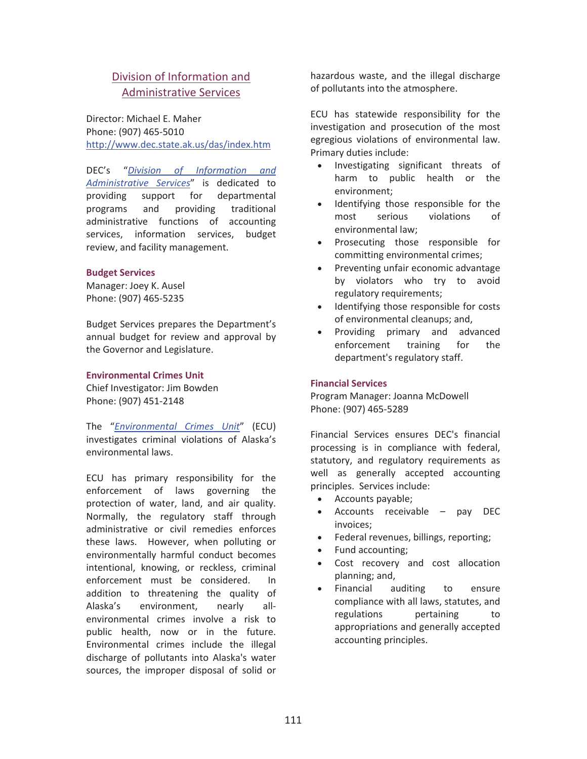## Division of Information and Administrative Services

Director: Michael E. Maher
Phone: (907) 465-5010
http://www.dec.state.ak.us/das/index.htm

DEC's "*Division of Information and Administrative Services*" is dedicated to providing support for departmental programs and providing traditional administrative functions of accounting services, information services, budget review, and facility management.

### Budget Services

Manager: Joey K. Ausel
Phone: (907) 465-5235

Budget Services prepares the Department's annual budget for review and approval by the Governor and Legislature.

### Environmental Crimes Unit

Chief Investigator: Jim Bowden
Phone: (907) 451-2148

The "*Environmental Crimes Unit*" (ECU) investigates criminal violations of Alaska's environmental laws.

ECU has primary responsibility for the enforcement of laws governing the protection of water, land, and air quality. Normally, the regulatory staff through administrative or civil remedies enforces these laws. However, when polluting or environmentally harmful conduct becomes intentional, knowing, or reckless, criminal enforcement must be considered. In addition to threatening the quality of Alaska's environment, nearly all-environmental crimes involve a risk to public health, now or in the future. Environmental crimes include the illegal discharge of pollutants into Alaska's water sources, the improper disposal of solid or hazardous waste, and the illegal discharge of pollutants into the atmosphere.

ECU has statewide responsibility for the investigation and prosecution of the most egregious violations of environmental law. Primary duties include:

- Investigating significant threats of harm to public health or the environment;
- Identifying those responsible for the most serious violations of environmental law;
- Prosecuting those responsible for committing environmental crimes;
- Preventing unfair economic advantage by violators who try to avoid regulatory requirements;
- Identifying those responsible for costs of environmental cleanups; and,
- Providing primary and advanced enforcement training for the department's regulatory staff.

### Financial Services

Program Manager: Joanna McDowell
Phone: (907) 465-5289

Financial Services ensures DEC's financial processing is in compliance with federal, statutory, and regulatory requirements as well as generally accepted accounting principles. Services include:

- Accounts payable;
- Accounts receivable – pay DEC invoices;
- Federal revenues, billings, reporting;
- Fund accounting;
- Cost recovery and cost allocation planning; and,
- Financial auditing to ensure compliance with all laws, statutes, and regulations pertaining to appropriations and generally accepted accounting principles.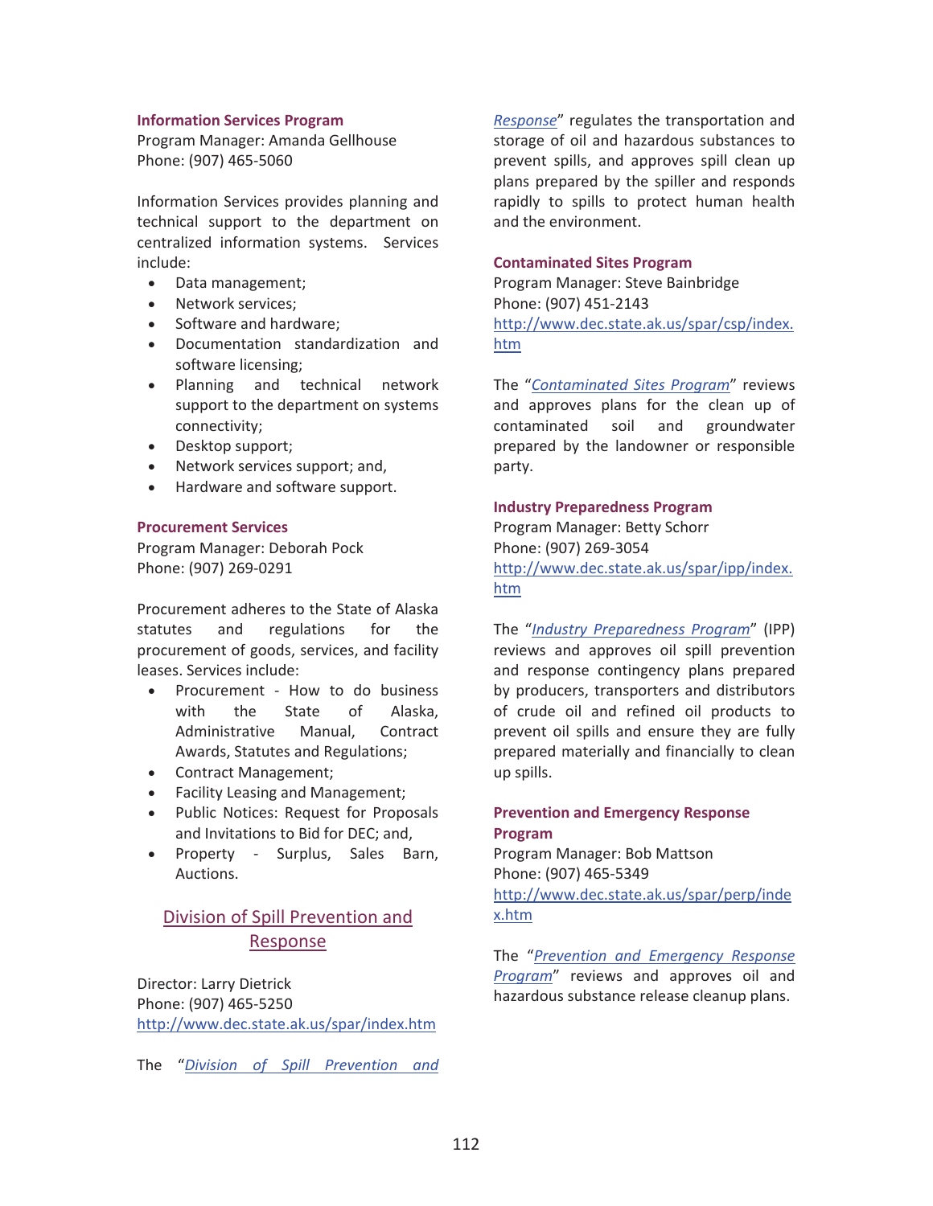### Information Services Program

Program Manager: Amanda Gellhouse
Phone: (907) 465-5060

Information Services provides planning and technical support to the department on centralized information systems. Services include:

- Data management;
- Network services;
- Software and hardware;
- Documentation standardization and software licensing;
- Planning and technical network support to the department on systems connectivity;
- Desktop support;
- Network services support; and,
- Hardware and software support.

### Procurement Services

Program Manager: Deborah Pock
Phone: (907) 269-0291

Procurement adheres to the State of Alaska statutes and regulations for the procurement of goods, services, and facility leases. Services include:

- Procurement - How to do business with the State of Alaska, Administrative Manual, Contract Awards, Statutes and Regulations;
- Contract Management;
- Facility Leasing and Management;
- Public Notices: Request for Proposals and Invitations to Bid for DEC; and,
- Property - Surplus, Sales Barn, Auctions.

## Division of Spill Prevention and Response

Director: Larry Dietrick
Phone: (907) 465-5250
http://www.dec.state.ak.us/spar/index.htm

The "*Division of Spill Prevention and Response*" regulates the transportation and storage of oil and hazardous substances to prevent spills, and approves spill clean up plans prepared by the spiller and responds rapidly to spills to protect human health and the environment.

### Contaminated Sites Program

Program Manager: Steve Bainbridge
Phone: (907) 451-2143
http://www.dec.state.ak.us/spar/csp/index.htm

The "*Contaminated Sites Program*" reviews and approves plans for the clean up of contaminated soil and groundwater prepared by the landowner or responsible party.

### Industry Preparedness Program

Program Manager: Betty Schorr
Phone: (907) 269-3054
http://www.dec.state.ak.us/spar/ipp/index.htm

The "*Industry Preparedness Program*" (IPP) reviews and approves oil spill prevention and response contingency plans prepared by producers, transporters and distributors of crude oil and refined oil products to prevent oil spills and ensure they are fully prepared materially and financially to clean up spills.

### Prevention and Emergency Response Program

Program Manager: Bob Mattson
Phone: (907) 465-5349
http://www.dec.state.ak.us/spar/perp/index.htm

The "*Prevention and Emergency Response Program*" reviews and approves oil and hazardous substance release cleanup plans.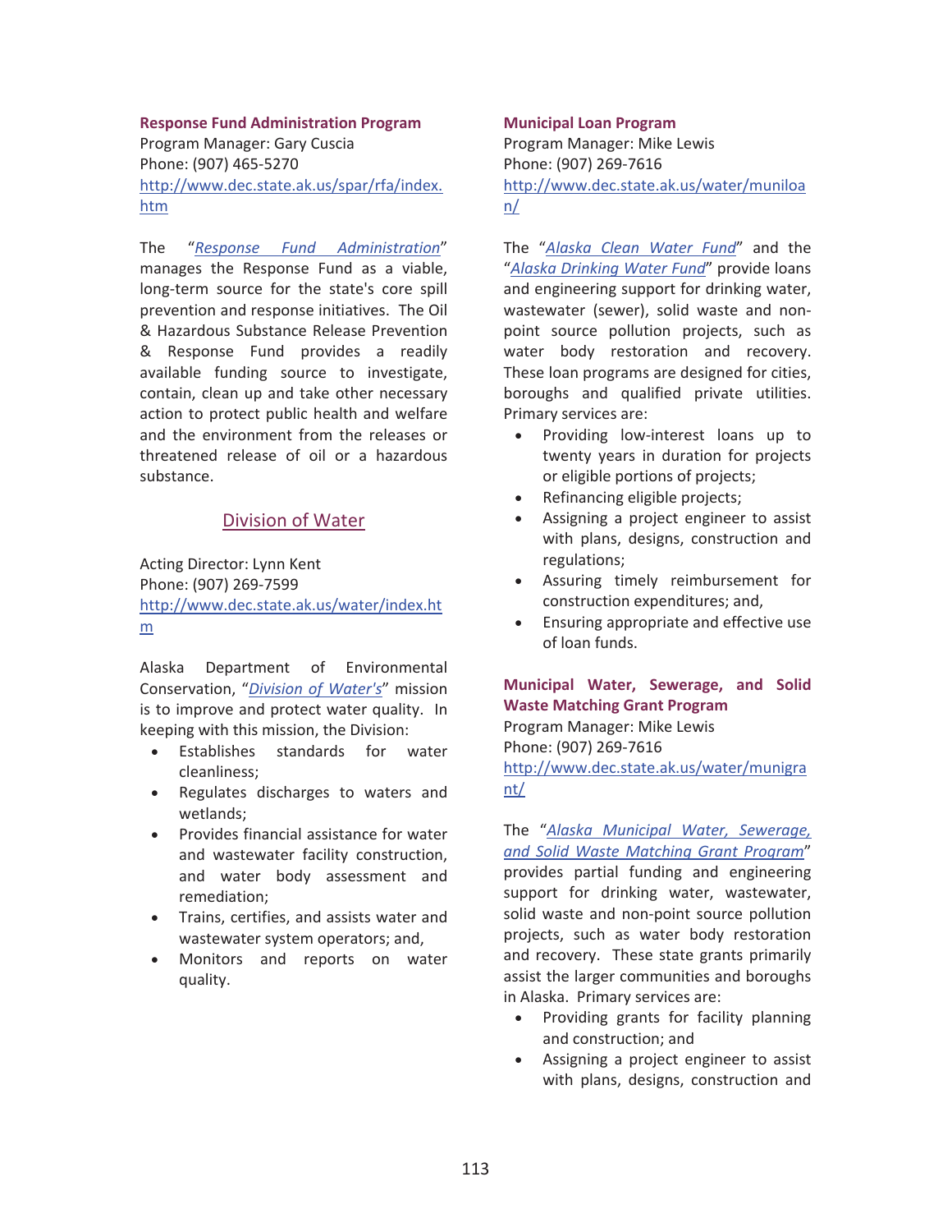**Response Fund Administration Program**
Program Manager: Gary Cuscia
Phone: (907) 465-5270
http://www.dec.state.ak.us/spar/rfa/index.htm

The "*Response Fund Administration*" manages the Response Fund as a viable, long-term source for the state's core spill prevention and response initiatives. The Oil & Hazardous Substance Release Prevention & Response Fund provides a readily available funding source to investigate, contain, clean up and take other necessary action to protect public health and welfare and the environment from the releases or threatened release of oil or a hazardous substance.

## Division of Water

Acting Director: Lynn Kent
Phone: (907) 269-7599
http://www.dec.state.ak.us/water/index.htm

Alaska Department of Environmental Conservation, "*Division of Water's*" mission is to improve and protect water quality. In keeping with this mission, the Division:

- Establishes standards for water cleanliness;
- Regulates discharges to waters and wetlands;
- Provides financial assistance for water and wastewater facility construction, and water body assessment and remediation;
- Trains, certifies, and assists water and wastewater system operators; and,
- Monitors and reports on water quality.

**Municipal Loan Program**
Program Manager: Mike Lewis
Phone: (907) 269-7616
http://www.dec.state.ak.us/water/muniloan/

The "*Alaska Clean Water Fund*" and the "*Alaska Drinking Water Fund*" provide loans and engineering support for drinking water, wastewater (sewer), solid waste and non-point source pollution projects, such as water body restoration and recovery. These loan programs are designed for cities, boroughs and qualified private utilities. Primary services are:

- Providing low-interest loans up to twenty years in duration for projects or eligible portions of projects;
- Refinancing eligible projects;
- Assigning a project engineer to assist with plans, designs, construction and regulations;
- Assuring timely reimbursement for construction expenditures; and,
- Ensuring appropriate and effective use of loan funds.

**Municipal Water, Sewerage, and Solid Waste Matching Grant Program**
Program Manager: Mike Lewis
Phone: (907) 269-7616
http://www.dec.state.ak.us/water/munigrant/

The "*Alaska Municipal Water, Sewerage, and Solid Waste Matching Grant Program*" provides partial funding and engineering support for drinking water, wastewater, solid waste and non-point source pollution projects, such as water body restoration and recovery. These state grants primarily assist the larger communities and boroughs in Alaska. Primary services are:

- Providing grants for facility planning and construction; and
- Assigning a project engineer to assist with plans, designs, construction and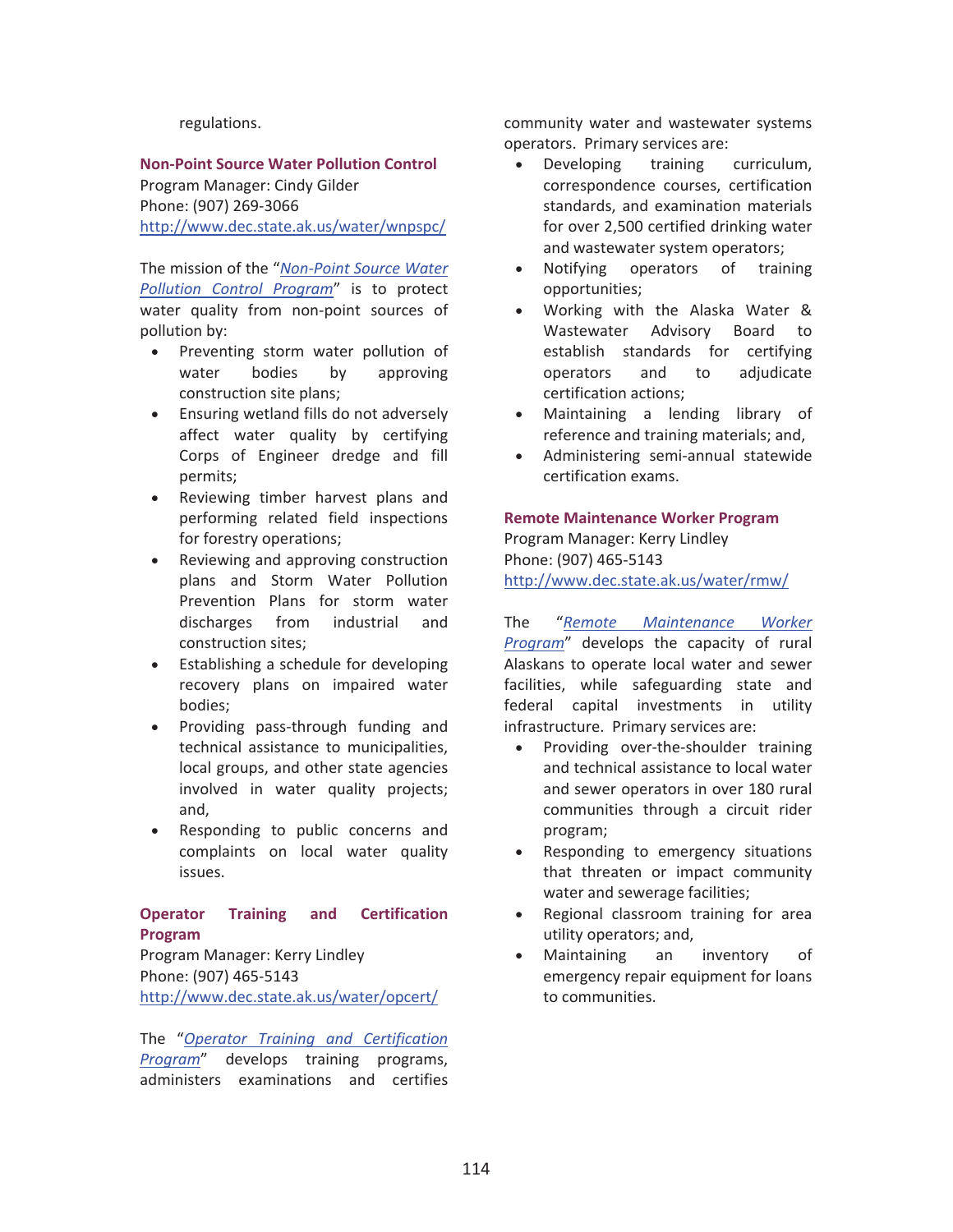regulations.

### Non-Point Source Water Pollution Control

Program Manager: Cindy Gilder
Phone: (907) 269-3066
http://www.dec.state.ak.us/water/wnpspc/

The mission of the "*Non-Point Source Water Pollution Control Program*" is to protect water quality from non-point sources of pollution by:

- Preventing storm water pollution of water bodies by approving construction site plans;
- Ensuring wetland fills do not adversely affect water quality by certifying Corps of Engineer dredge and fill permits;
- Reviewing timber harvest plans and performing related field inspections for forestry operations;
- Reviewing and approving construction plans and Storm Water Pollution Prevention Plans for storm water discharges from industrial and construction sites;
- Establishing a schedule for developing recovery plans on impaired water bodies;
- Providing pass-through funding and technical assistance to municipalities, local groups, and other state agencies involved in water quality projects; and,
- Responding to public concerns and complaints on local water quality issues.

### Operator Training and Certification Program

Program Manager: Kerry Lindley
Phone: (907) 465-5143
http://www.dec.state.ak.us/water/opcert/

The "*Operator Training and Certification Program*" develops training programs, administers examinations and certifies community water and wastewater systems operators. Primary services are:

- Developing training curriculum, correspondence courses, certification standards, and examination materials for over 2,500 certified drinking water and wastewater system operators;
- Notifying operators of training opportunities;
- Working with the Alaska Water & Wastewater Advisory Board to establish standards for certifying operators and to adjudicate certification actions;
- Maintaining a lending library of reference and training materials; and,
- Administering semi-annual statewide certification exams.

### Remote Maintenance Worker Program

Program Manager: Kerry Lindley
Phone: (907) 465-5143
http://www.dec.state.ak.us/water/rmw/

The "*Remote Maintenance Worker Program*" develops the capacity of rural Alaskans to operate local water and sewer facilities, while safeguarding state and federal capital investments in utility infrastructure. Primary services are:

- Providing over-the-shoulder training and technical assistance to local water and sewer operators in over 180 rural communities through a circuit rider program;
- Responding to emergency situations that threaten or impact community water and sewerage facilities;
- Regional classroom training for area utility operators; and,
- Maintaining an inventory of emergency repair equipment for loans to communities.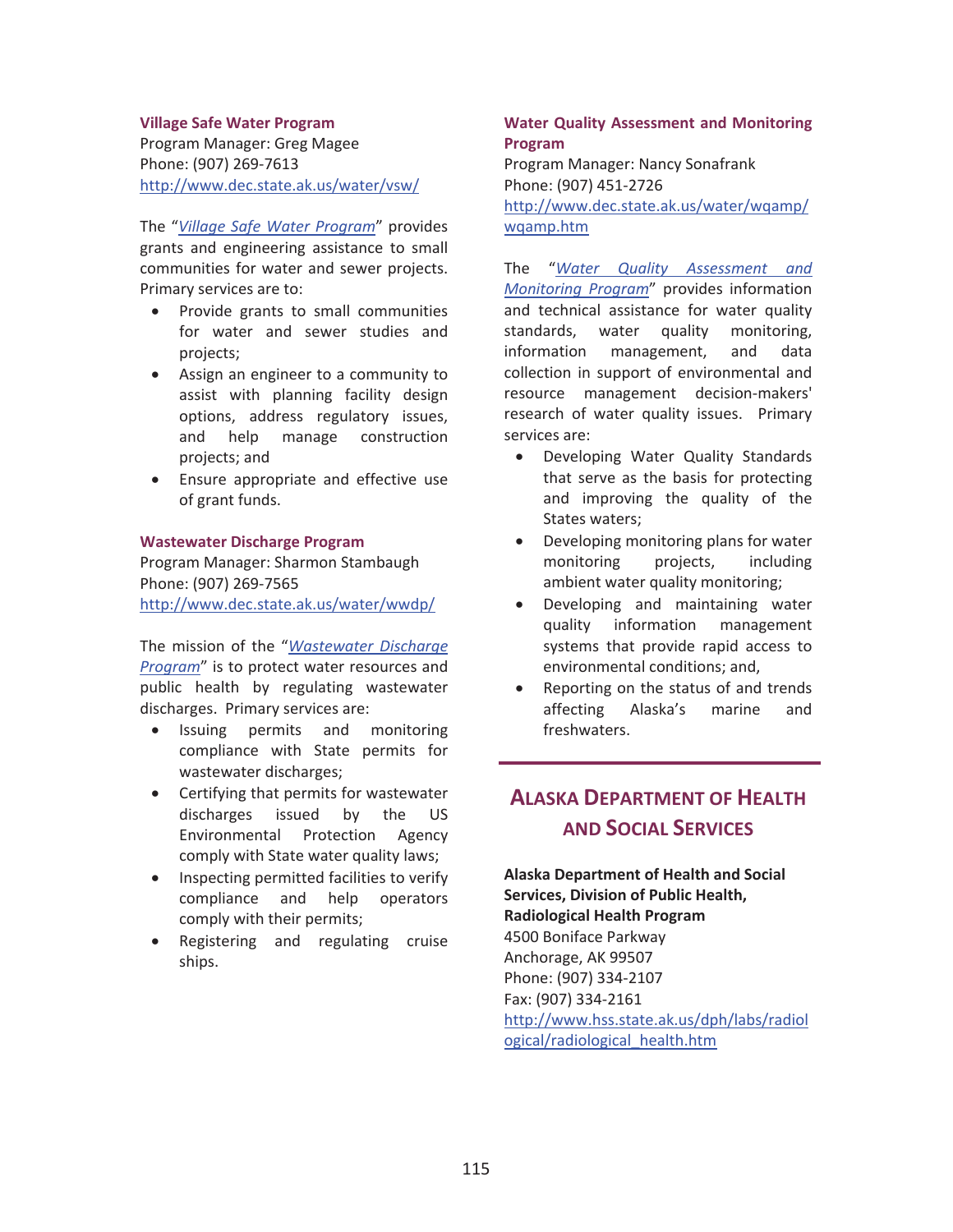### Village Safe Water Program

Program Manager: Greg Magee
Phone: (907) 269-7613
http://www.dec.state.ak.us/water/vsw/

The "*Village Safe Water Program*" provides grants and engineering assistance to small communities for water and sewer projects. Primary services are to:

- Provide grants to small communities for water and sewer studies and projects;
- Assign an engineer to a community to assist with planning facility design options, address regulatory issues, and help manage construction projects; and
- Ensure appropriate and effective use of grant funds.

### Wastewater Discharge Program

Program Manager: Sharmon Stambaugh
Phone: (907) 269-7565
http://www.dec.state.ak.us/water/wwdp/

The mission of the "*Wastewater Discharge Program*" is to protect water resources and public health by regulating wastewater discharges. Primary services are:

- Issuing permits and monitoring compliance with State permits for wastewater discharges;
- Certifying that permits for wastewater discharges issued by the US Environmental Protection Agency comply with State water quality laws;
- Inspecting permitted facilities to verify compliance and help operators comply with their permits;
- Registering and regulating cruise ships.

### Water Quality Assessment and Monitoring Program

Program Manager: Nancy Sonafrank
Phone: (907) 451-2726
http://www.dec.state.ak.us/water/wqamp/wqamp.htm

The "*Water Quality Assessment and Monitoring Program*" provides information and technical assistance for water quality standards, water quality monitoring, information management, and data collection in support of environmental and resource management decision-makers' research of water quality issues. Primary services are:

- Developing Water Quality Standards that serve as the basis for protecting and improving the quality of the States waters;
- Developing monitoring plans for water monitoring projects, including ambient water quality monitoring;
- Developing and maintaining water quality information management systems that provide rapid access to environmental conditions; and,
- Reporting on the status of and trends affecting Alaska's marine and freshwaters.

## Alaska Department of Health and Social Services

**Alaska Department of Health and Social Services, Division of Public Health, Radiological Health Program**
4500 Boniface Parkway
Anchorage, AK 99507
Phone: (907) 334-2107
Fax: (907) 334-2161
http://www.hss.state.ak.us/dph/labs/radiological/radiological_health.htm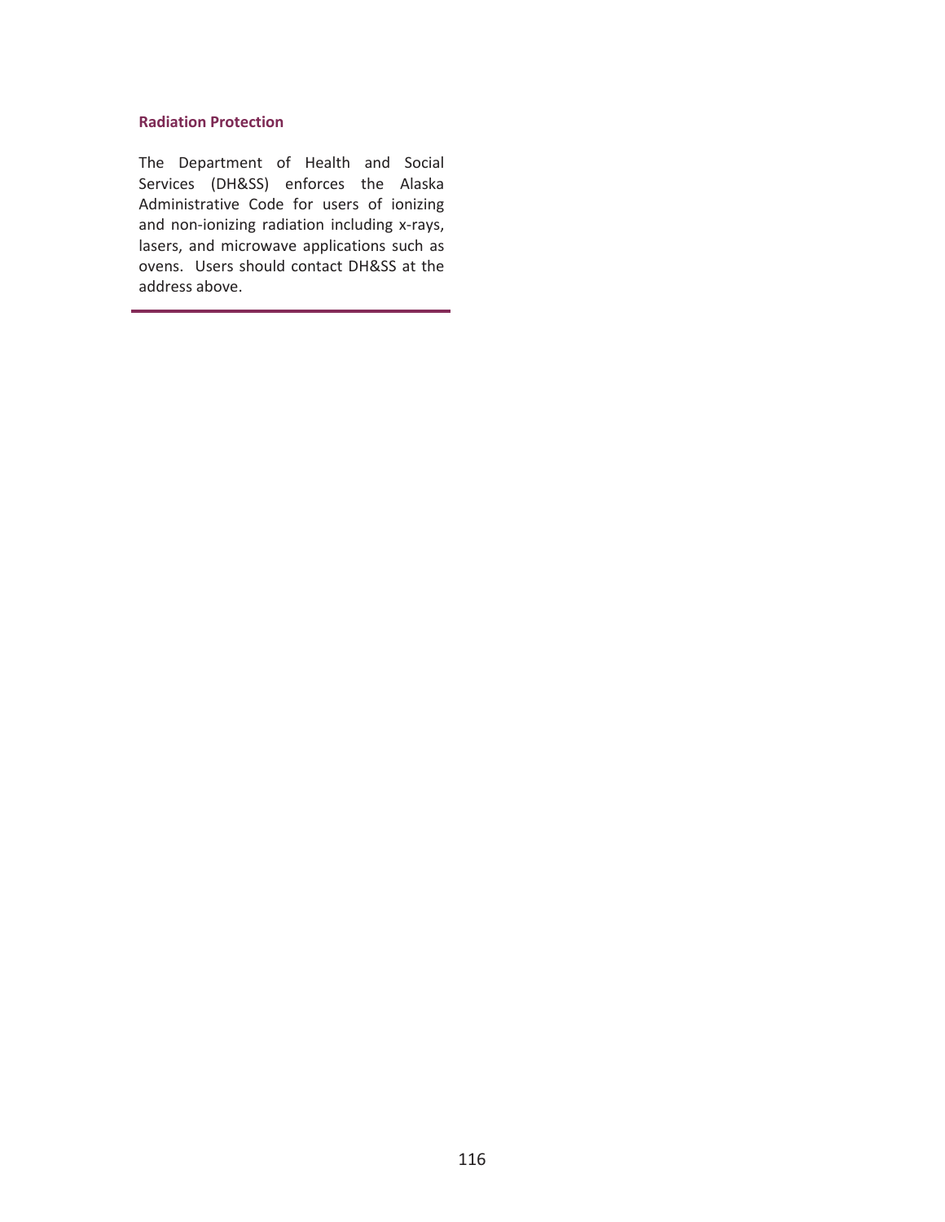### Radiation Protection

The Department of Health and Social Services (DH&SS) enforces the Alaska Administrative Code for users of ionizing and non-ionizing radiation including x-rays, lasers, and microwave applications such as ovens. Users should contact DH&SS at the address above.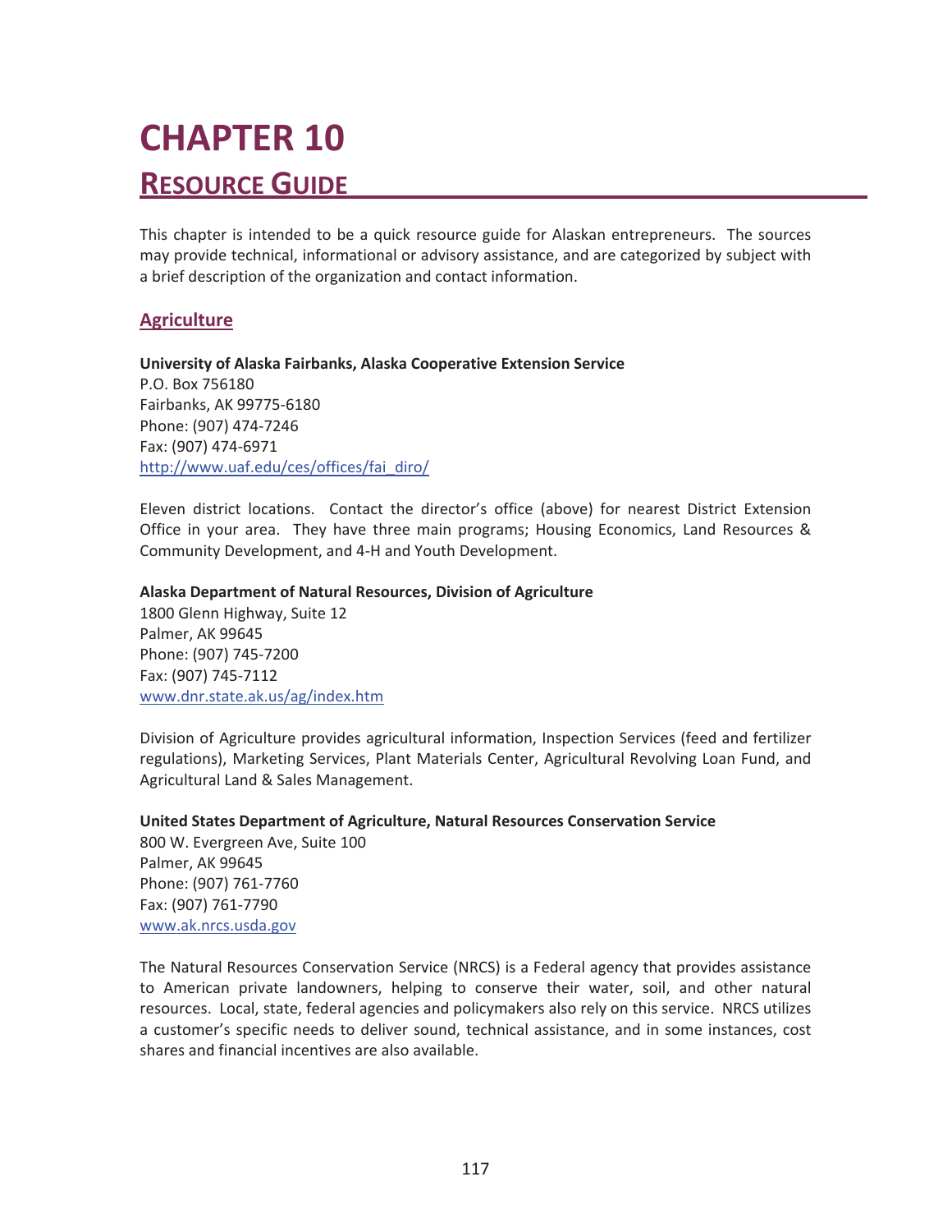# CHAPTER 10

## RESOURCE GUIDE

This chapter is intended to be a quick resource guide for Alaskan entrepreneurs. The sources may provide technical, informational or advisory assistance, and are categorized by subject with a brief description of the organization and contact information.

### Agriculture

**University of Alaska Fairbanks, Alaska Cooperative Extension Service**
P.O. Box 756180
Fairbanks, AK 99775-6180
Phone: (907) 474-7246
Fax: (907) 474-6971
http://www.uaf.edu/ces/offices/fai_diro/

Eleven district locations. Contact the director's office (above) for nearest District Extension Office in your area. They have three main programs; Housing Economics, Land Resources & Community Development, and 4-H and Youth Development.

**Alaska Department of Natural Resources, Division of Agriculture**
1800 Glenn Highway, Suite 12
Palmer, AK 99645
Phone: (907) 745-7200
Fax: (907) 745-7112
www.dnr.state.ak.us/ag/index.htm

Division of Agriculture provides agricultural information, Inspection Services (feed and fertilizer regulations), Marketing Services, Plant Materials Center, Agricultural Revolving Loan Fund, and Agricultural Land & Sales Management.

**United States Department of Agriculture, Natural Resources Conservation Service**
800 W. Evergreen Ave, Suite 100
Palmer, AK 99645
Phone: (907) 761-7760
Fax: (907) 761-7790
www.ak.nrcs.usda.gov

The Natural Resources Conservation Service (NRCS) is a Federal agency that provides assistance to American private landowners, helping to conserve their water, soil, and other natural resources. Local, state, federal agencies and policymakers also rely on this service. NRCS utilizes a customer's specific needs to deliver sound, technical assistance, and in some instances, cost shares and financial incentives are also available.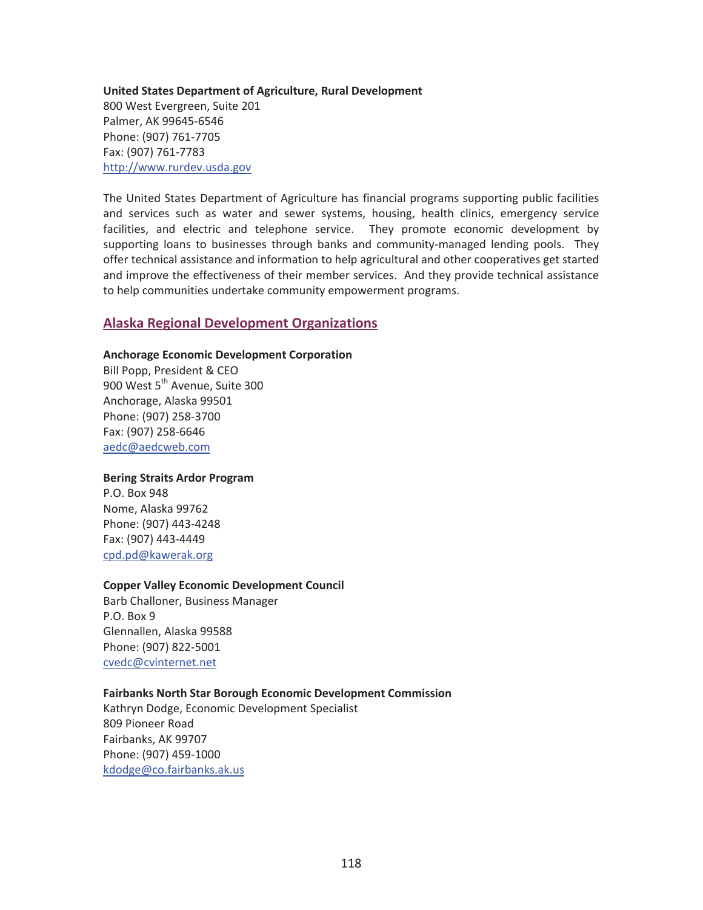**United States Department of Agriculture, Rural Development**
800 West Evergreen, Suite 201
Palmer, AK 99645-6546
Phone: (907) 761-7705
Fax: (907) 761-7783
http://www.rurdev.usda.gov

The United States Department of Agriculture has financial programs supporting public facilities and services such as water and sewer systems, housing, health clinics, emergency service facilities, and electric and telephone service. They promote economic development by supporting loans to businesses through banks and community-managed lending pools. They offer technical assistance and information to help agricultural and other cooperatives get started and improve the effectiveness of their member services. And they provide technical assistance to help communities undertake community empowerment programs.

## Alaska Regional Development Organizations

**Anchorage Economic Development Corporation**
Bill Popp, President & CEO
900 West 5th Avenue, Suite 300
Anchorage, Alaska 99501
Phone: (907) 258-3700
Fax: (907) 258-6646
aedc@aedcweb.com

**Bering Straits Ardor Program**
P.O. Box 948
Nome, Alaska 99762
Phone: (907) 443-4248
Fax: (907) 443-4449
cpd.pd@kawerak.org

**Copper Valley Economic Development Council**
Barb Challoner, Business Manager
P.O. Box 9
Glennallen, Alaska 99588
Phone: (907) 822-5001
cvedc@cvinternet.net

**Fairbanks North Star Borough Economic Development Commission**
Kathryn Dodge, Economic Development Specialist
809 Pioneer Road
Fairbanks, AK 99707
Phone: (907) 459-1000
kdodge@co.fairbanks.ak.us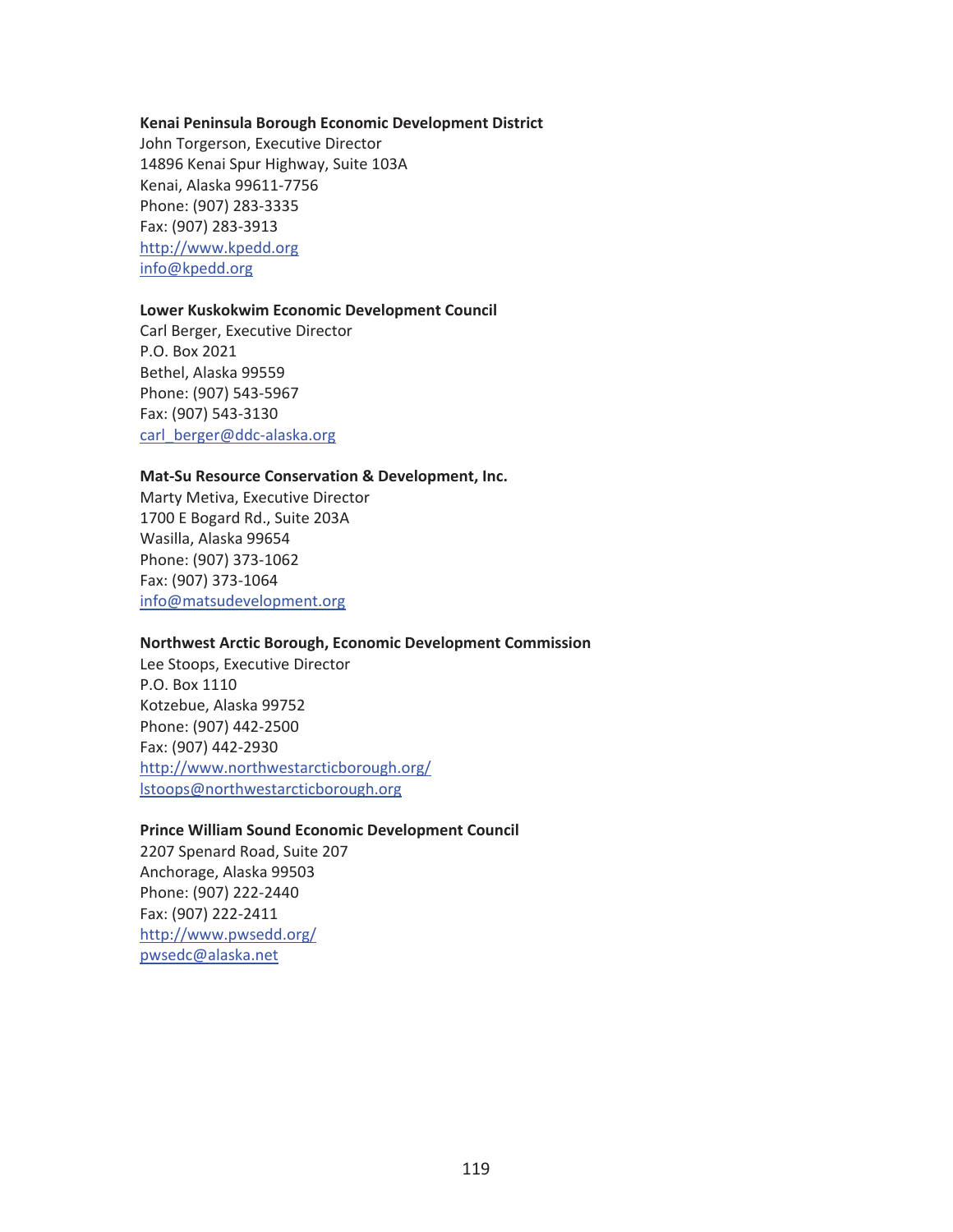**Kenai Peninsula Borough Economic Development District**
John Torgerson, Executive Director
14896 Kenai Spur Highway, Suite 103A
Kenai, Alaska 99611-7756
Phone: (907) 283-3335
Fax: (907) 283-3913
http://www.kpedd.org
info@kpedd.org

**Lower Kuskokwim Economic Development Council**
Carl Berger, Executive Director
P.O. Box 2021
Bethel, Alaska 99559
Phone: (907) 543-5967
Fax: (907) 543-3130
carl_berger@ddc-alaska.org

**Mat-Su Resource Conservation & Development, Inc.**
Marty Metiva, Executive Director
1700 E Bogard Rd., Suite 203A
Wasilla, Alaska 99654
Phone: (907) 373-1062
Fax: (907) 373-1064
info@matsudevelopment.org

**Northwest Arctic Borough, Economic Development Commission**
Lee Stoops, Executive Director
P.O. Box 1110
Kotzebue, Alaska 99752
Phone: (907) 442-2500
Fax: (907) 442-2930
http://www.northwestarcticborough.org/
lstoops@northwestarcticborough.org

**Prince William Sound Economic Development Council**
2207 Spenard Road, Suite 207
Anchorage, Alaska 99503
Phone: (907) 222-2440
Fax: (907) 222-2411
http://www.pwsedd.org/
pwsedc@alaska.net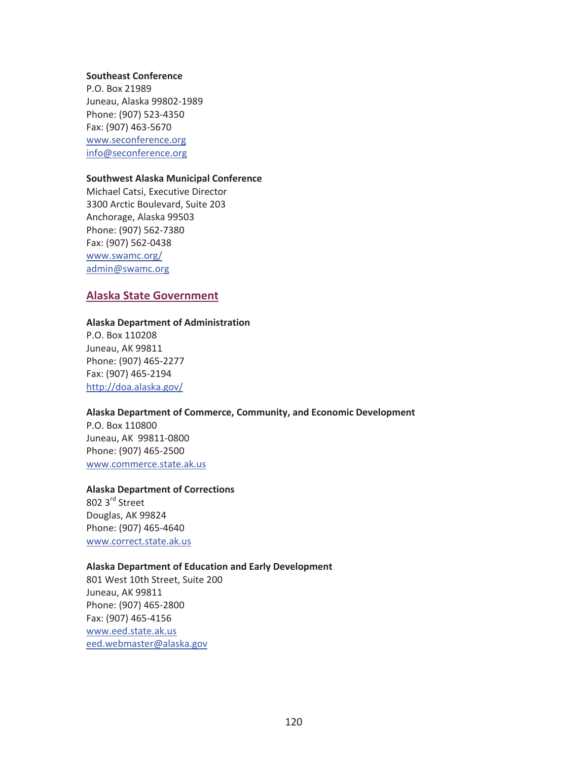**Southeast Conference**
P.O. Box 21989
Juneau, Alaska 99802-1989
Phone: (907) 523-4350
Fax: (907) 463-5670
www.seconference.org
info@seconference.org

**Southwest Alaska Municipal Conference**
Michael Catsi, Executive Director
3300 Arctic Boulevard, Suite 203
Anchorage, Alaska 99503
Phone: (907) 562-7380
Fax: (907) 562-0438
www.swamc.org/
admin@swamc.org

## Alaska State Government

**Alaska Department of Administration**
P.O. Box 110208
Juneau, AK 99811
Phone: (907) 465-2277
Fax: (907) 465-2194
http://doa.alaska.gov/

**Alaska Department of Commerce, Community, and Economic Development**
P.O. Box 110800
Juneau, AK 99811-0800
Phone: (907) 465-2500
www.commerce.state.ak.us

**Alaska Department of Corrections**
802 3rd Street
Douglas, AK 99824
Phone: (907) 465-4640
www.correct.state.ak.us

**Alaska Department of Education and Early Development**
801 West 10th Street, Suite 200
Juneau, AK 99811
Phone: (907) 465-2800
Fax: (907) 465-4156
www.eed.state.ak.us
eed.webmaster@alaska.gov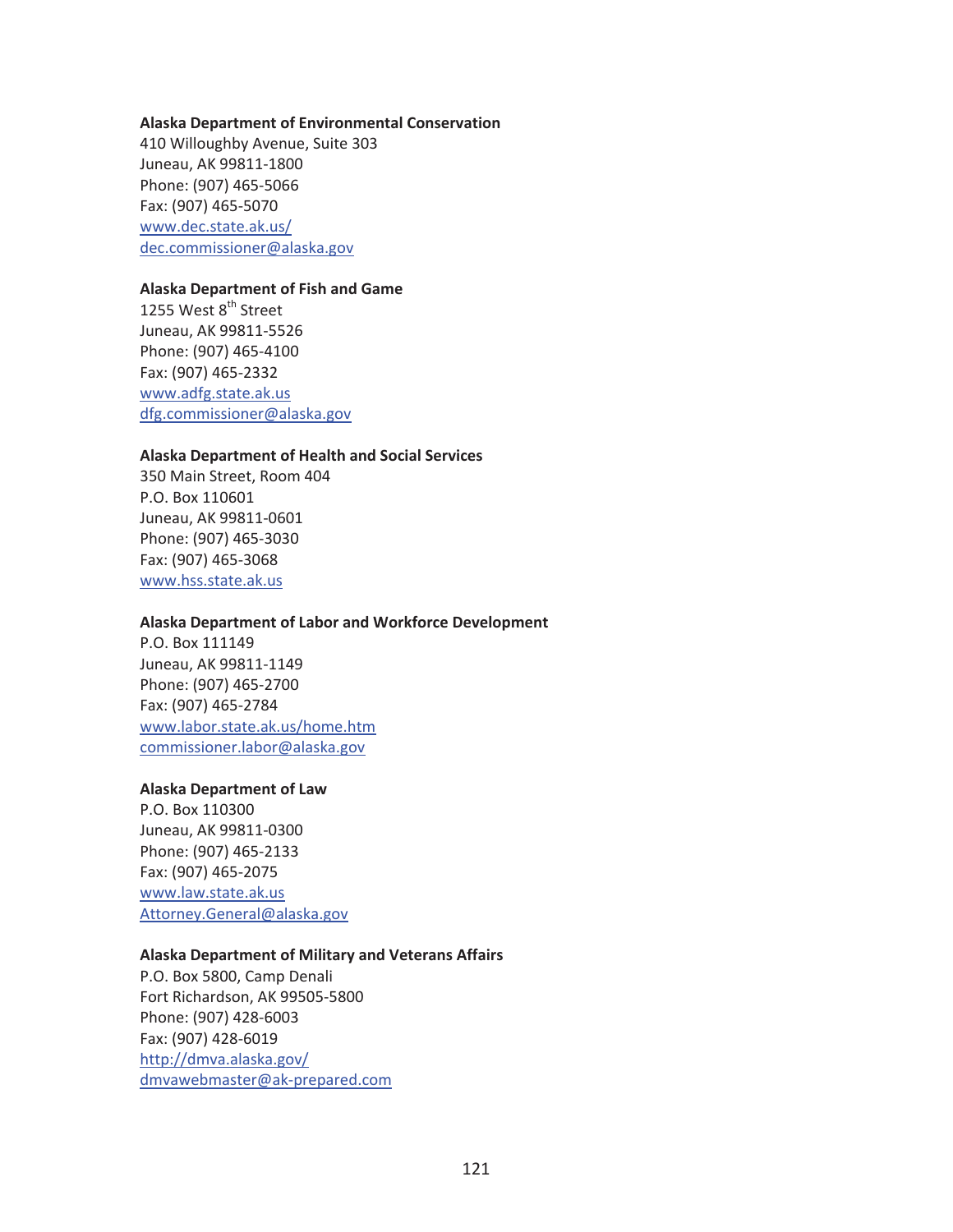**Alaska Department of Environmental Conservation**
410 Willoughby Avenue, Suite 303
Juneau, AK 99811-1800
Phone: (907) 465-5066
Fax: (907) 465-5070
www.dec.state.ak.us/
dec.commissioner@alaska.gov

**Alaska Department of Fish and Game**
1255 West 8th Street
Juneau, AK 99811-5526
Phone: (907) 465-4100
Fax: (907) 465-2332
www.adfg.state.ak.us
dfg.commissioner@alaska.gov

**Alaska Department of Health and Social Services**
350 Main Street, Room 404
P.O. Box 110601
Juneau, AK 99811-0601
Phone: (907) 465-3030
Fax: (907) 465-3068
www.hss.state.ak.us

**Alaska Department of Labor and Workforce Development**
P.O. Box 111149
Juneau, AK 99811-1149
Phone: (907) 465-2700
Fax: (907) 465-2784
www.labor.state.ak.us/home.htm
commissioner.labor@alaska.gov

**Alaska Department of Law**
P.O. Box 110300
Juneau, AK 99811-0300
Phone: (907) 465-2133
Fax: (907) 465-2075
www.law.state.ak.us
Attorney.General@alaska.gov

**Alaska Department of Military and Veterans Affairs**
P.O. Box 5800, Camp Denali
Fort Richardson, AK 99505-5800
Phone: (907) 428-6003
Fax: (907) 428-6019
http://dmva.alaska.gov/
dmvawebmaster@ak-prepared.com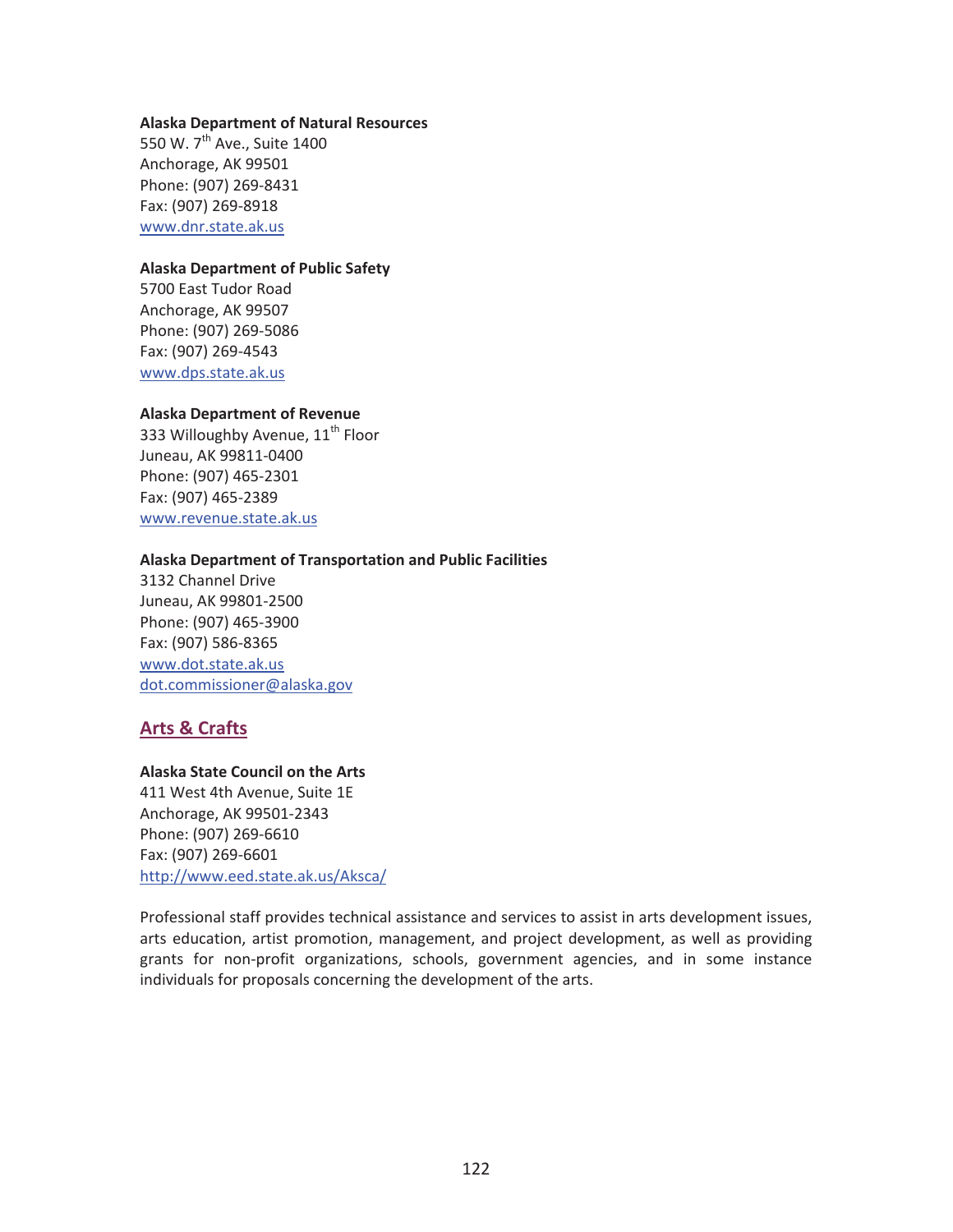**Alaska Department of Natural Resources**
550 W. 7th Ave., Suite 1400
Anchorage, AK 99501
Phone: (907) 269-8431
Fax: (907) 269-8918
www.dnr.state.ak.us

**Alaska Department of Public Safety**
5700 East Tudor Road
Anchorage, AK 99507
Phone: (907) 269-5086
Fax: (907) 269-4543
www.dps.state.ak.us

**Alaska Department of Revenue**
333 Willoughby Avenue, 11th Floor
Juneau, AK 99811-0400
Phone: (907) 465-2301
Fax: (907) 465-2389
www.revenue.state.ak.us

**Alaska Department of Transportation and Public Facilities**
3132 Channel Drive
Juneau, AK 99801-2500
Phone: (907) 465-3900
Fax: (907) 586-8365
www.dot.state.ak.us
dot.commissioner@alaska.gov

## Arts & Crafts

**Alaska State Council on the Arts**
411 West 4th Avenue, Suite 1E
Anchorage, AK 99501-2343
Phone: (907) 269-6610
Fax: (907) 269-6601
http://www.eed.state.ak.us/Aksca/

Professional staff provides technical assistance and services to assist in arts development issues, arts education, artist promotion, management, and project development, as well as providing grants for non-profit organizations, schools, government agencies, and in some instance individuals for proposals concerning the development of the arts.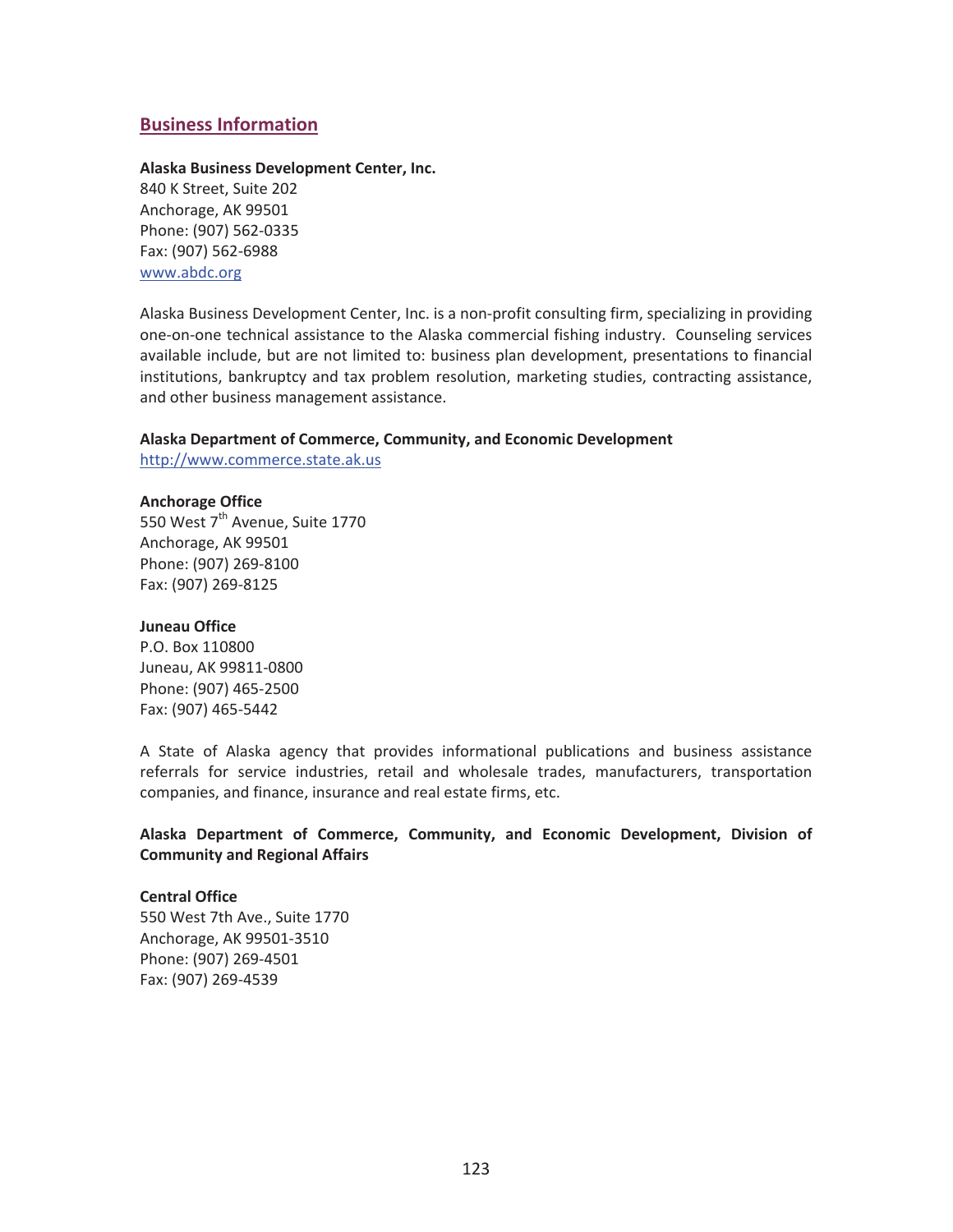## Business Information

**Alaska Business Development Center, Inc.**
840 K Street, Suite 202
Anchorage, AK 99501
Phone: (907) 562-0335
Fax: (907) 562-6988
www.abdc.org

Alaska Business Development Center, Inc. is a non-profit consulting firm, specializing in providing one-on-one technical assistance to the Alaska commercial fishing industry. Counseling services available include, but are not limited to: business plan development, presentations to financial institutions, bankruptcy and tax problem resolution, marketing studies, contracting assistance, and other business management assistance.

**Alaska Department of Commerce, Community, and Economic Development**
http://www.commerce.state.ak.us

**Anchorage Office**
550 West 7th Avenue, Suite 1770
Anchorage, AK 99501
Phone: (907) 269-8100
Fax: (907) 269-8125

**Juneau Office**
P.O. Box 110800
Juneau, AK 99811-0800
Phone: (907) 465-2500
Fax: (907) 465-5442

A State of Alaska agency that provides informational publications and business assistance referrals for service industries, retail and wholesale trades, manufacturers, transportation companies, and finance, insurance and real estate firms, etc.

**Alaska Department of Commerce, Community, and Economic Development, Division of Community and Regional Affairs**

**Central Office**
550 West 7th Ave., Suite 1770
Anchorage, AK 99501-3510
Phone: (907) 269-4501
Fax: (907) 269-4539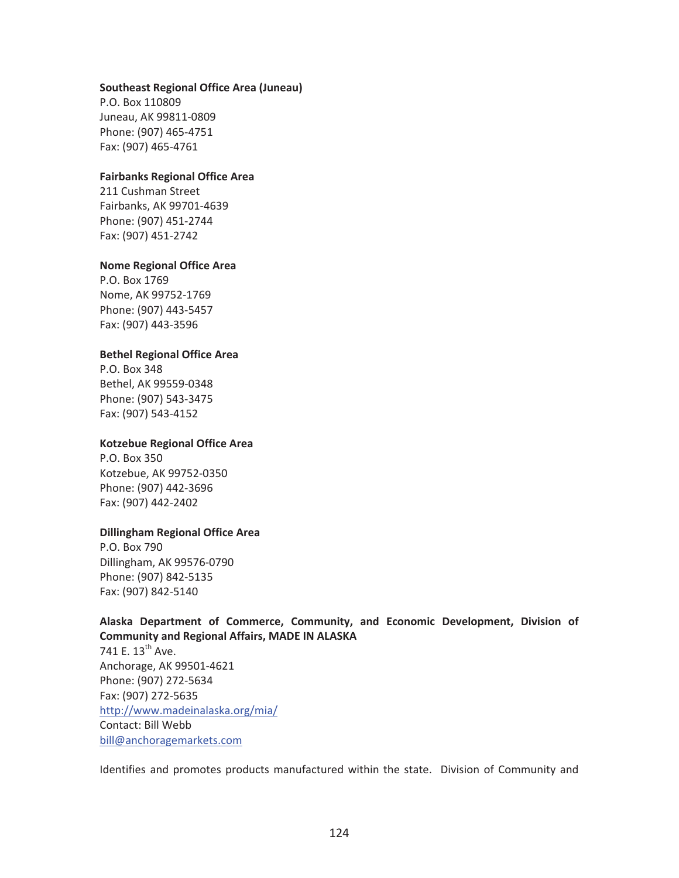**Southeast Regional Office Area (Juneau)**
P.O. Box 110809
Juneau, AK 99811-0809
Phone: (907) 465-4751
Fax: (907) 465-4761

**Fairbanks Regional Office Area**
211 Cushman Street
Fairbanks, AK 99701-4639
Phone: (907) 451-2744
Fax: (907) 451-2742

**Nome Regional Office Area**
P.O. Box 1769
Nome, AK 99752-1769
Phone: (907) 443-5457
Fax: (907) 443-3596

**Bethel Regional Office Area**
P.O. Box 348
Bethel, AK 99559-0348
Phone: (907) 543-3475
Fax: (907) 543-4152

**Kotzebue Regional Office Area**
P.O. Box 350
Kotzebue, AK 99752-0350
Phone: (907) 442-3696
Fax: (907) 442-2402

**Dillingham Regional Office Area**
P.O. Box 790
Dillingham, AK 99576-0790
Phone: (907) 842-5135
Fax: (907) 842-5140

**Alaska Department of Commerce, Community, and Economic Development, Division of Community and Regional Affairs, MADE IN ALASKA**
741 E. 13th Ave.
Anchorage, AK 99501-4621
Phone: (907) 272-5634
Fax: (907) 272-5635
http://www.madeinalaska.org/mia/
Contact: Bill Webb
bill@anchoragemarkets.com

Identifies and promotes products manufactured within the state. Division of Community and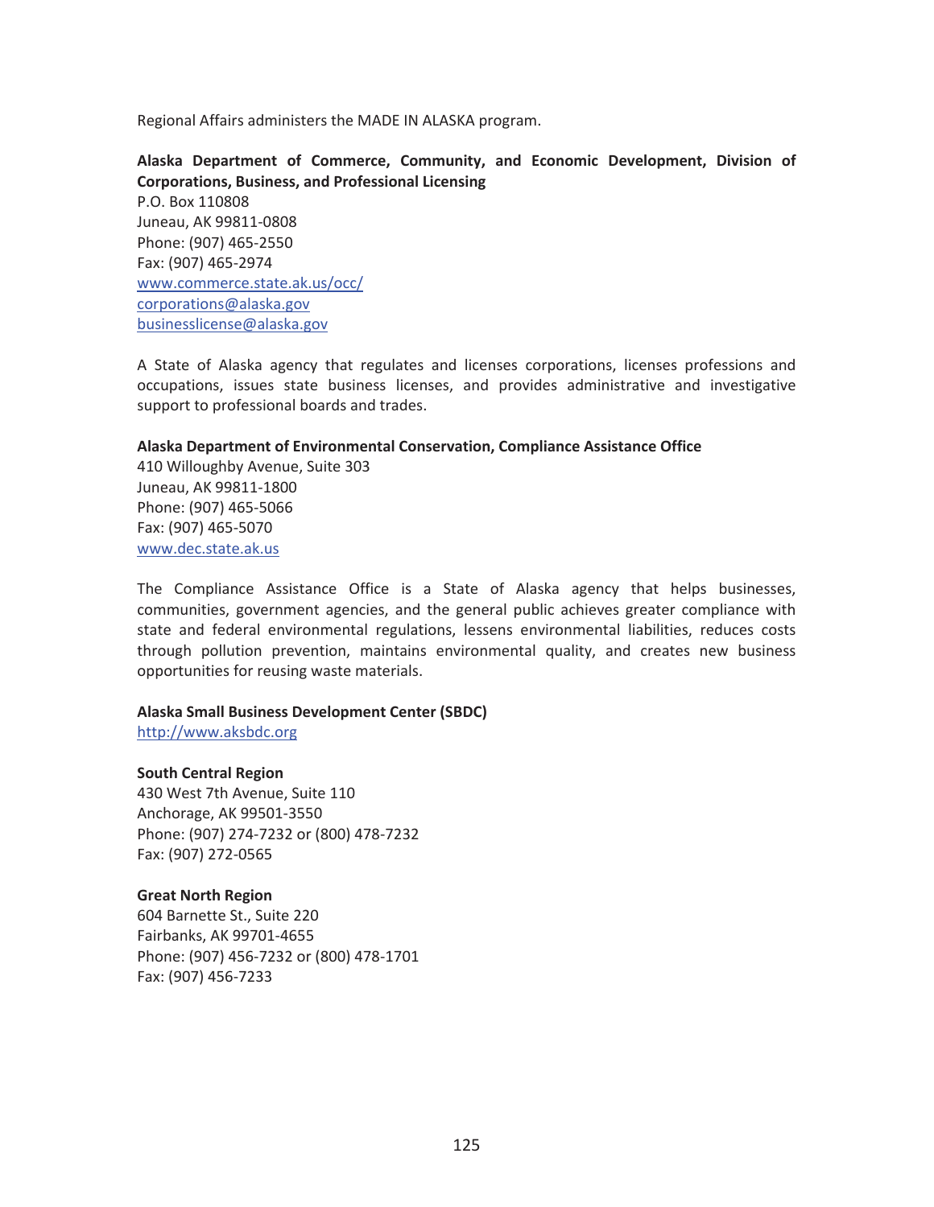Regional Affairs administers the MADE IN ALASKA program.

**Alaska Department of Commerce, Community, and Economic Development, Division of Corporations, Business, and Professional Licensing**
P.O. Box 110808
Juneau, AK 99811-0808
Phone: (907) 465-2550
Fax: (907) 465-2974
www.commerce.state.ak.us/occ/
corporations@alaska.gov
businesslicense@alaska.gov

A State of Alaska agency that regulates and licenses corporations, licenses professions and occupations, issues state business licenses, and provides administrative and investigative support to professional boards and trades.

**Alaska Department of Environmental Conservation, Compliance Assistance Office**
410 Willoughby Avenue, Suite 303
Juneau, AK 99811-1800
Phone: (907) 465-5066
Fax: (907) 465-5070
www.dec.state.ak.us

The Compliance Assistance Office is a State of Alaska agency that helps businesses, communities, government agencies, and the general public achieves greater compliance with state and federal environmental regulations, lessens environmental liabilities, reduces costs through pollution prevention, maintains environmental quality, and creates new business opportunities for reusing waste materials.

**Alaska Small Business Development Center (SBDC)**
http://www.aksbdc.org

**South Central Region**
430 West 7th Avenue, Suite 110
Anchorage, AK 99501-3550
Phone: (907) 274-7232 or (800) 478-7232
Fax: (907) 272-0565

**Great North Region**
604 Barnette St., Suite 220
Fairbanks, AK 99701-4655
Phone: (907) 456-7232 or (800) 478-1701
Fax: (907) 456-7233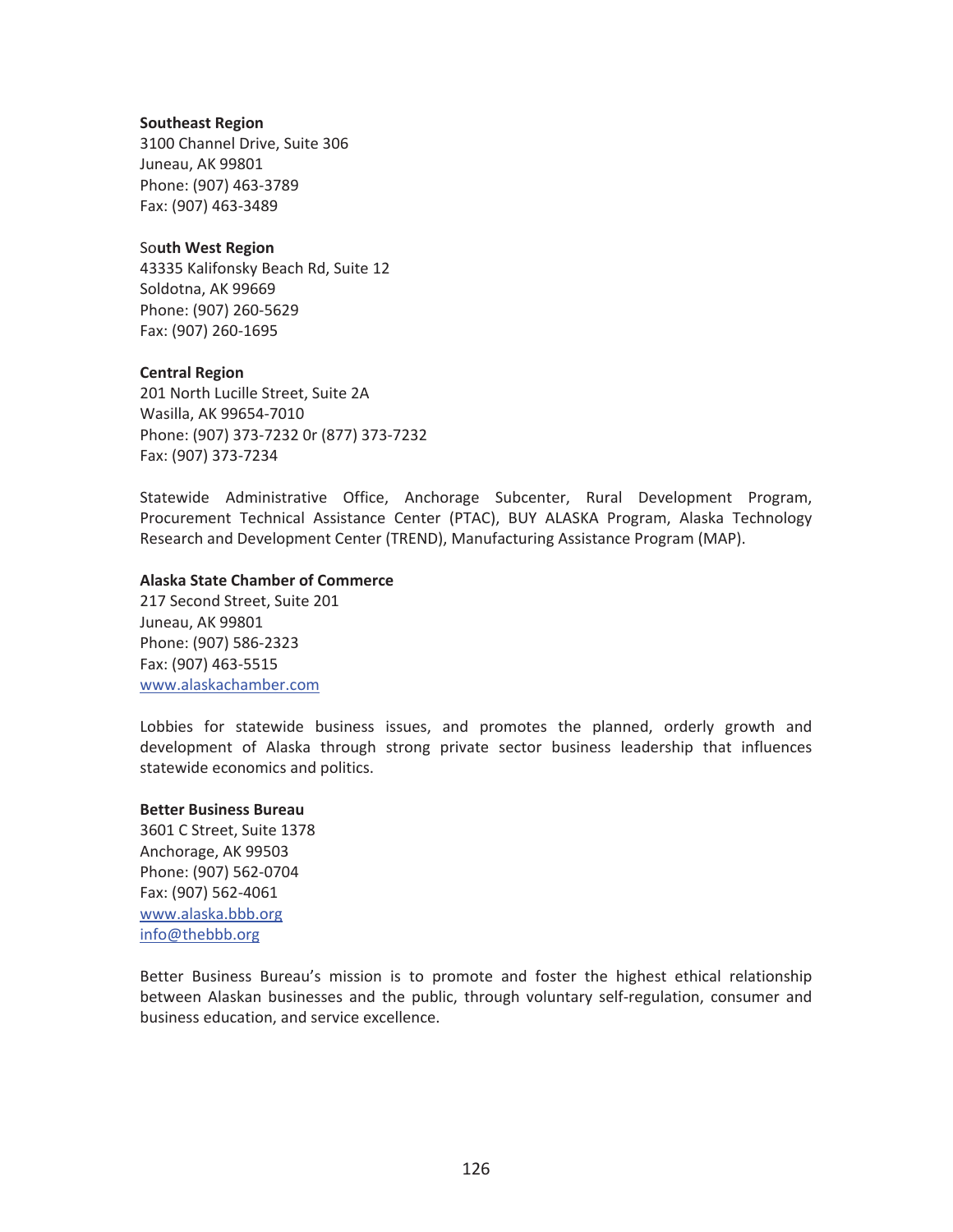**Southeast Region**
3100 Channel Drive, Suite 306
Juneau, AK 99801
Phone: (907) 463-3789
Fax: (907) 463-3489

So**uth West Region**
43335 Kalifonsky Beach Rd, Suite 12
Soldotna, AK 99669
Phone: (907) 260-5629
Fax: (907) 260-1695

**Central Region**
201 North Lucille Street, Suite 2A
Wasilla, AK 99654-7010
Phone: (907) 373-7232 0r (877) 373-7232
Fax: (907) 373-7234

Statewide Administrative Office, Anchorage Subcenter, Rural Development Program, Procurement Technical Assistance Center (PTAC), BUY ALASKA Program, Alaska Technology Research and Development Center (TREND), Manufacturing Assistance Program (MAP).

**Alaska State Chamber of Commerce**
217 Second Street, Suite 201
Juneau, AK 99801
Phone: (907) 586-2323
Fax: (907) 463-5515
www.alaskachamber.com

Lobbies for statewide business issues, and promotes the planned, orderly growth and development of Alaska through strong private sector business leadership that influences statewide economics and politics.

**Better Business Bureau**
3601 C Street, Suite 1378
Anchorage, AK 99503
Phone: (907) 562-0704
Fax: (907) 562-4061
www.alaska.bbb.org
info@thebbb.org

Better Business Bureau's mission is to promote and foster the highest ethical relationship between Alaskan businesses and the public, through voluntary self-regulation, consumer and business education, and service excellence.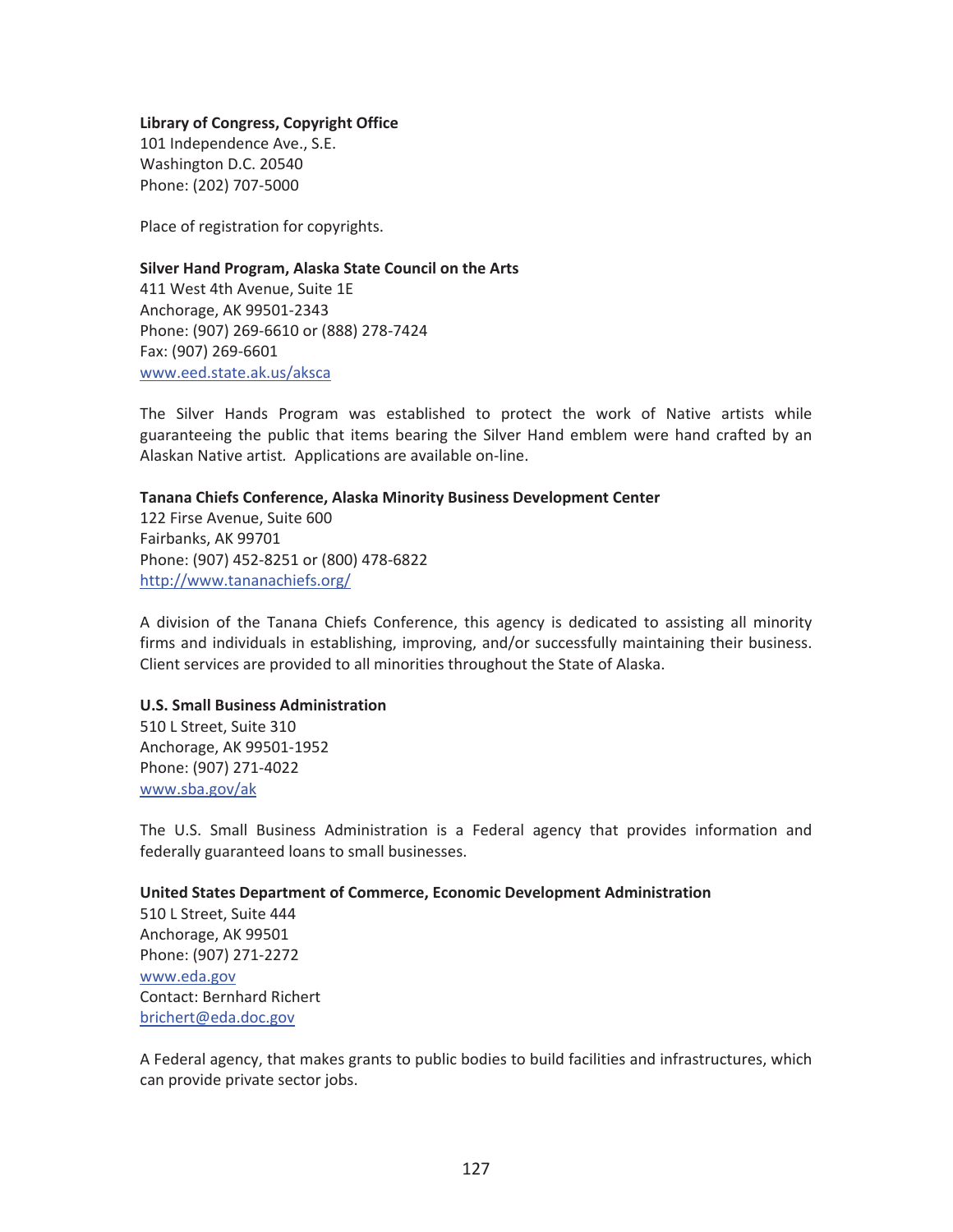**Library of Congress, Copyright Office**
101 Independence Ave., S.E.
Washington D.C. 20540
Phone: (202) 707-5000

Place of registration for copyrights.

**Silver Hand Program, Alaska State Council on the Arts**
411 West 4th Avenue, Suite 1E
Anchorage, AK 99501-2343
Phone: (907) 269-6610 or (888) 278-7424
Fax: (907) 269-6601
www.eed.state.ak.us/aksca

The Silver Hands Program was established to protect the work of Native artists while guaranteeing the public that items bearing the Silver Hand emblem were hand crafted by an Alaskan Native artist. Applications are available on-line.

**Tanana Chiefs Conference, Alaska Minority Business Development Center**
122 Firse Avenue, Suite 600
Fairbanks, AK 99701
Phone: (907) 452-8251 or (800) 478-6822
http://www.tananachiefs.org/

A division of the Tanana Chiefs Conference, this agency is dedicated to assisting all minority firms and individuals in establishing, improving, and/or successfully maintaining their business. Client services are provided to all minorities throughout the State of Alaska.

**U.S. Small Business Administration**
510 L Street, Suite 310
Anchorage, AK 99501-1952
Phone: (907) 271-4022
www.sba.gov/ak

The U.S. Small Business Administration is a Federal agency that provides information and federally guaranteed loans to small businesses.

**United States Department of Commerce, Economic Development Administration**
510 L Street, Suite 444
Anchorage, AK 99501
Phone: (907) 271-2272
www.eda.gov
Contact: Bernhard Richert
brichert@eda.doc.gov

A Federal agency, that makes grants to public bodies to build facilities and infrastructures, which can provide private sector jobs.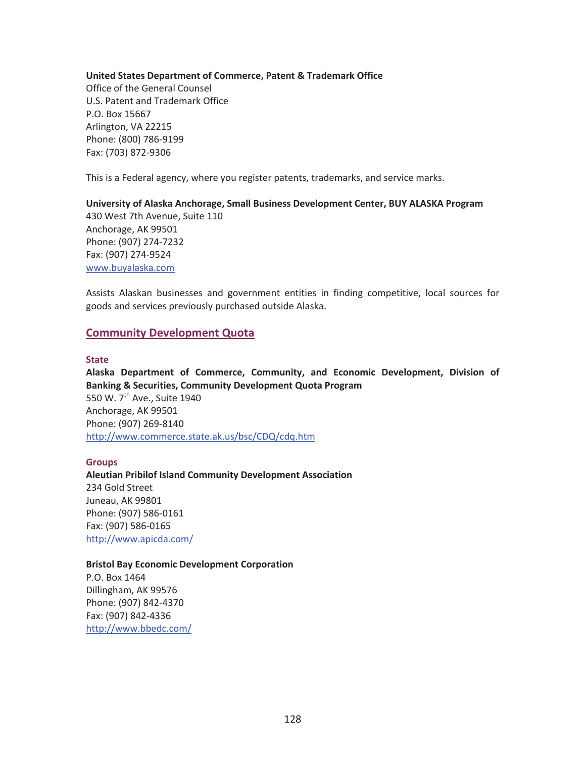**United States Department of Commerce, Patent & Trademark Office**
Office of the General Counsel
U.S. Patent and Trademark Office
P.O. Box 15667
Arlington, VA 22215
Phone: (800) 786-9199
Fax: (703) 872-9306

This is a Federal agency, where you register patents, trademarks, and service marks.

**University of Alaska Anchorage, Small Business Development Center, BUY ALASKA Program**
430 West 7th Avenue, Suite 110
Anchorage, AK 99501
Phone: (907) 274-7232
Fax: (907) 274-9524
[www.buyalaska.com](www.buyalaska.com)

Assists Alaskan businesses and government entities in finding competitive, local sources for goods and services previously purchased outside Alaska.

## Community Development Quota

### State

**Alaska Department of Commerce, Community, and Economic Development, Division of Banking & Securities, Community Development Quota Program**
550 W. 7th Ave., Suite 1940
Anchorage, AK 99501
Phone: (907) 269-8140
[http://www.commerce.state.ak.us/bsc/CDQ/cdq.htm](http://www.commerce.state.ak.us/bsc/CDQ/cdq.htm)

### Groups

**Aleutian Pribilof Island Community Development Association**
234 Gold Street
Juneau, AK 99801
Phone: (907) 586-0161
Fax: (907) 586-0165
[http://www.apicda.com/](http://www.apicda.com/)

**Bristol Bay Economic Development Corporation**
P.O. Box 1464
Dillingham, AK 99576
Phone: (907) 842-4370
Fax: (907) 842-4336
[http://www.bbedc.com/](http://www.bbedc.com/)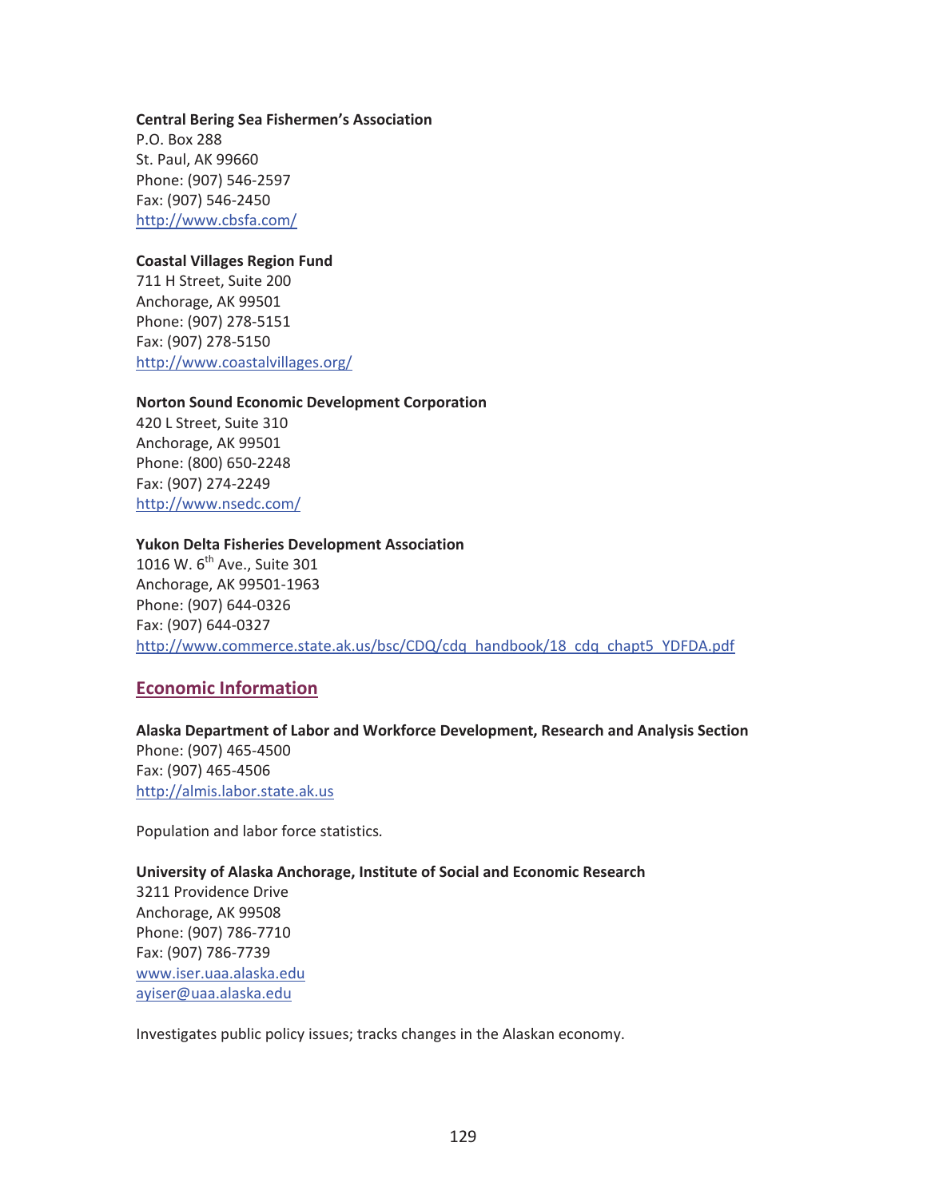**Central Bering Sea Fishermen's Association**
P.O. Box 288
St. Paul, AK 99660
Phone: (907) 546-2597
Fax: (907) 546-2450
http://www.cbsfa.com/

**Coastal Villages Region Fund**
711 H Street, Suite 200
Anchorage, AK 99501
Phone: (907) 278-5151
Fax: (907) 278-5150
http://www.coastalvillages.org/

**Norton Sound Economic Development Corporation**
420 L Street, Suite 310
Anchorage, AK 99501
Phone: (800) 650-2248
Fax: (907) 274-2249
http://www.nsedc.com/

**Yukon Delta Fisheries Development Association**
1016 W. 6th Ave., Suite 301
Anchorage, AK 99501-1963
Phone: (907) 644-0326
Fax: (907) 644-0327
http://www.commerce.state.ak.us/bsc/CDQ/cdq_handbook/18_cdq_chapt5_YDFDA.pdf

## Economic Information

**Alaska Department of Labor and Workforce Development, Research and Analysis Section**
Phone: (907) 465-4500
Fax: (907) 465-4506
http://almis.labor.state.ak.us

Population and labor force statistics.

**University of Alaska Anchorage, Institute of Social and Economic Research**
3211 Providence Drive
Anchorage, AK 99508
Phone: (907) 786-7710
Fax: (907) 786-7739
www.iser.uaa.alaska.edu
ayiser@uaa.alaska.edu

Investigates public policy issues; tracks changes in the Alaskan economy.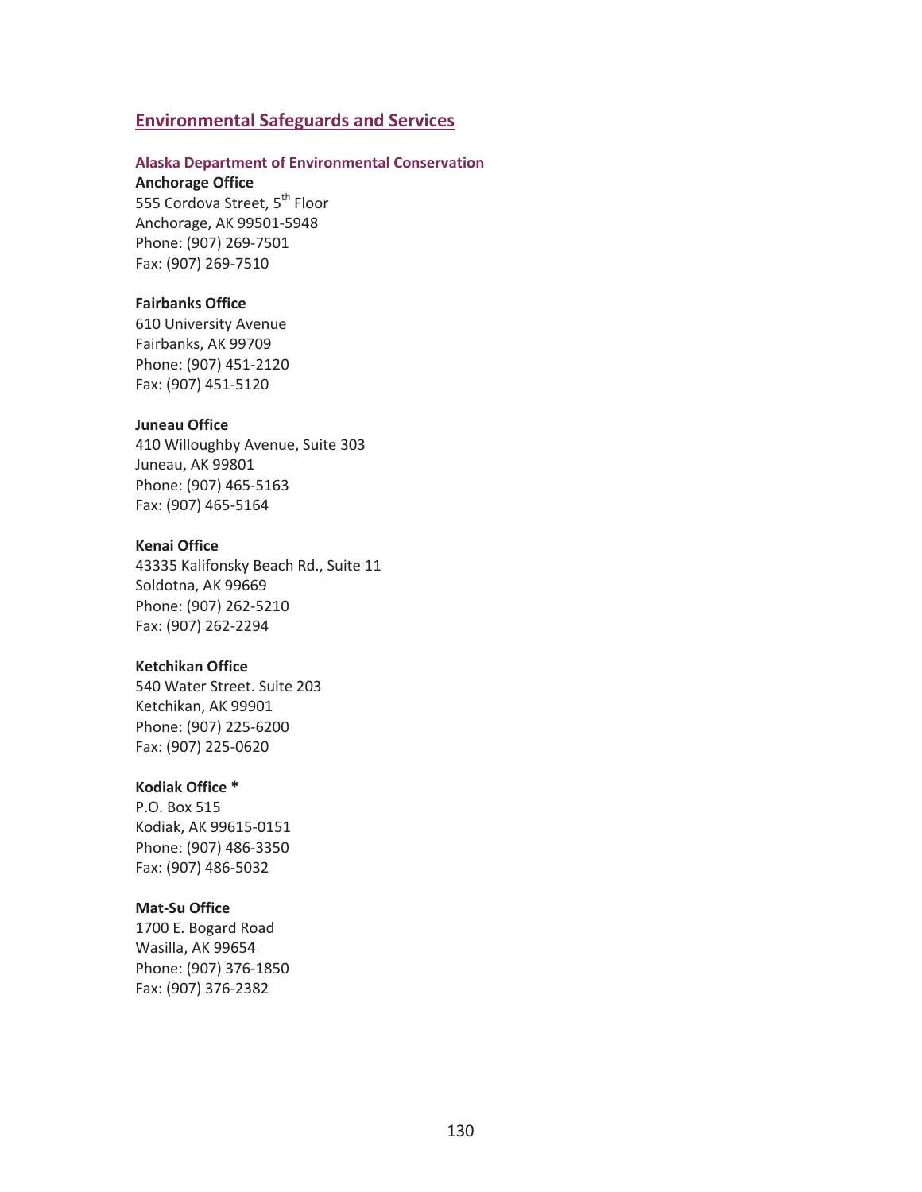## Environmental Safeguards and Services

### Alaska Department of Environmental Conservation

**Anchorage Office**
555 Cordova Street, 5th Floor
Anchorage, AK 99501-5948
Phone: (907) 269-7501
Fax: (907) 269-7510

**Fairbanks Office**
610 University Avenue
Fairbanks, AK 99709
Phone: (907) 451-2120
Fax: (907) 451-5120

**Juneau Office**
410 Willoughby Avenue, Suite 303
Juneau, AK 99801
Phone: (907) 465-5163
Fax: (907) 465-5164

**Kenai Office**
43335 Kalifonsky Beach Rd., Suite 11
Soldotna, AK 99669
Phone: (907) 262-5210
Fax: (907) 262-2294

**Ketchikan Office**
540 Water Street. Suite 203
Ketchikan, AK 99901
Phone: (907) 225-6200
Fax: (907) 225-0620

**Kodiak Office ***
P.O. Box 515
Kodiak, AK 99615-0151
Phone: (907) 486-3350
Fax: (907) 486-5032

**Mat-Su Office**
1700 E. Bogard Road
Wasilla, AK 99654
Phone: (907) 376-1850
Fax: (907) 376-2382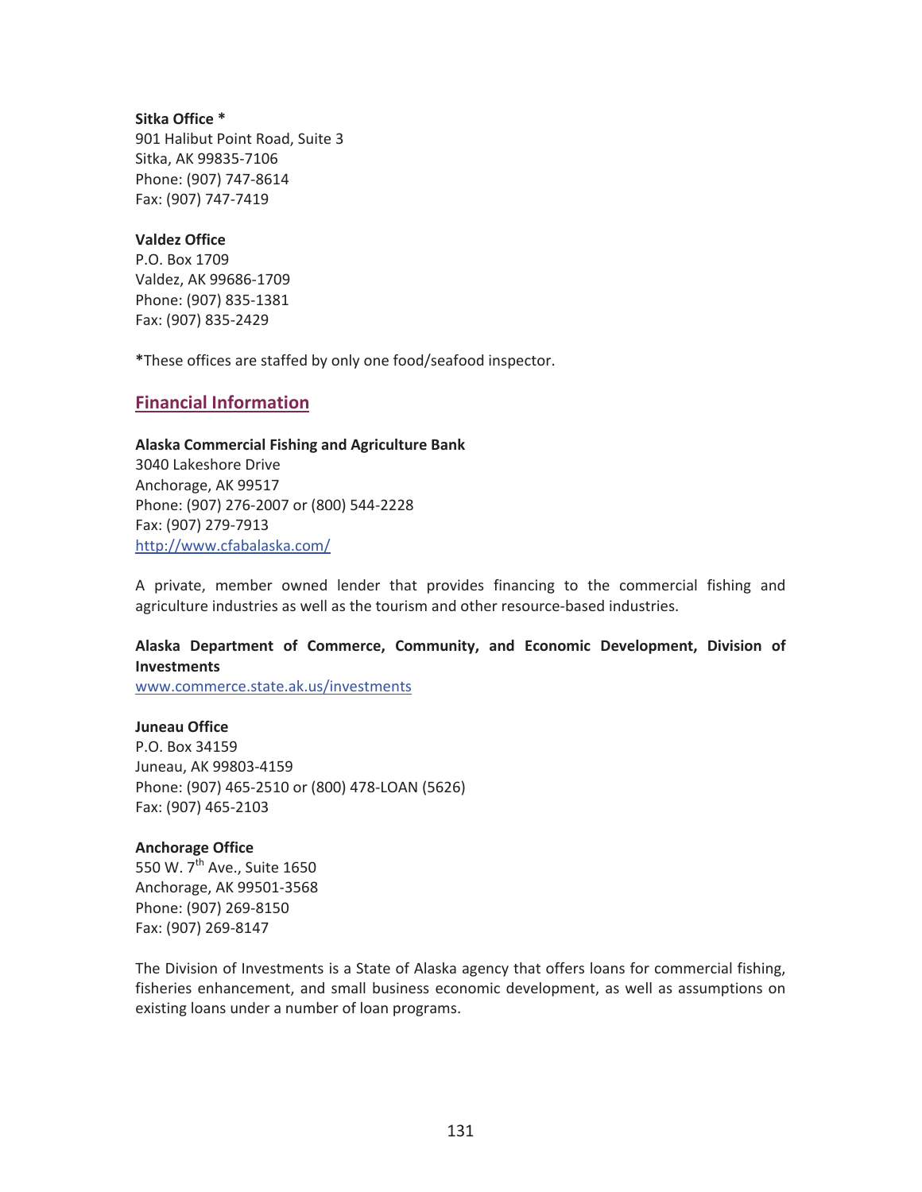**Sitka Office ***
901 Halibut Point Road, Suite 3
Sitka, AK 99835-7106
Phone: (907) 747-8614
Fax: (907) 747-7419

**Valdez Office**
P.O. Box 1709
Valdez, AK 99686-1709
Phone: (907) 835-1381
Fax: (907) 835-2429

***These offices are staffed by only one food/seafood inspector.**

## Financial Information

**Alaska Commercial Fishing and Agriculture Bank**
3040 Lakeshore Drive
Anchorage, AK 99517
Phone: (907) 276-2007 or (800) 544-2228
Fax: (907) 279-7913
[http://www.cfabalaska.com/](http://www.cfabalaska.com/)

A private, member owned lender that provides financing to the commercial fishing and agriculture industries as well as the tourism and other resource-based industries.

**Alaska Department of Commerce, Community, and Economic Development, Division of Investments**
[www.commerce.state.ak.us/investments](www.commerce.state.ak.us/investments)

**Juneau Office**
P.O. Box 34159
Juneau, AK 99803-4159
Phone: (907) 465-2510 or (800) 478-LOAN (5626)
Fax: (907) 465-2103

**Anchorage Office**
550 W. 7th Ave., Suite 1650
Anchorage, AK 99501-3568
Phone: (907) 269-8150
Fax: (907) 269-8147

The Division of Investments is a State of Alaska agency that offers loans for commercial fishing, fisheries enhancement, and small business economic development, as well as assumptions on existing loans under a number of loan programs.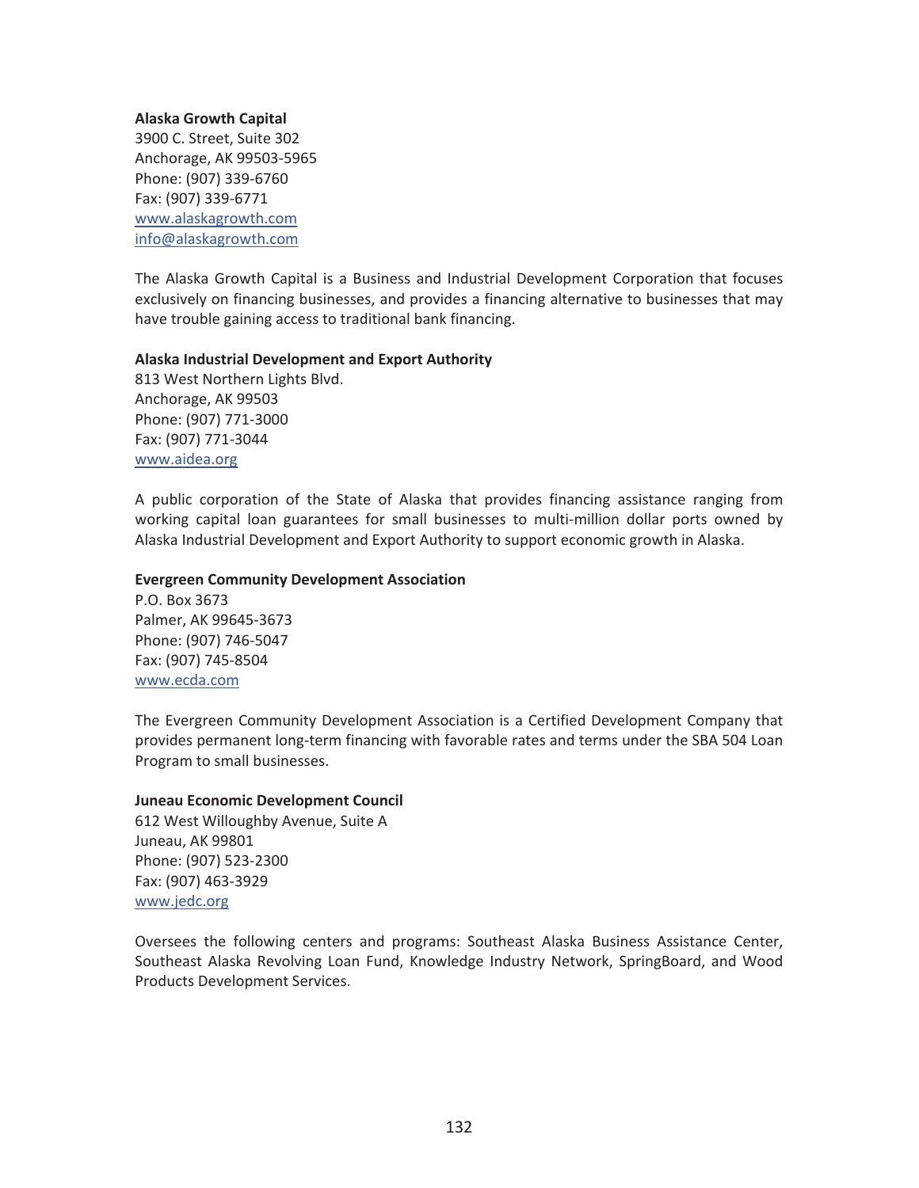**Alaska Growth Capital**
3900 C. Street, Suite 302
Anchorage, AK 99503-5965
Phone: (907) 339-6760
Fax: (907) 339-6771
www.alaskagrowth.com
info@alaskagrowth.com

The Alaska Growth Capital is a Business and Industrial Development Corporation that focuses exclusively on financing businesses, and provides a financing alternative to businesses that may have trouble gaining access to traditional bank financing.

**Alaska Industrial Development and Export Authority**
813 West Northern Lights Blvd.
Anchorage, AK 99503
Phone: (907) 771-3000
Fax: (907) 771-3044
www.aidea.org

A public corporation of the State of Alaska that provides financing assistance ranging from working capital loan guarantees for small businesses to multi-million dollar ports owned by Alaska Industrial Development and Export Authority to support economic growth in Alaska.

**Evergreen Community Development Association**
P.O. Box 3673
Palmer, AK 99645-3673
Phone: (907) 746-5047
Fax: (907) 745-8504
www.ecda.com

The Evergreen Community Development Association is a Certified Development Company that provides permanent long-term financing with favorable rates and terms under the SBA 504 Loan Program to small businesses.

**Juneau Economic Development Council**
612 West Willoughby Avenue, Suite A
Juneau, AK 99801
Phone: (907) 523-2300
Fax: (907) 463-3929
www.jedc.org

Oversees the following centers and programs: Southeast Alaska Business Assistance Center, Southeast Alaska Revolving Loan Fund, Knowledge Industry Network, SpringBoard, and Wood Products Development Services.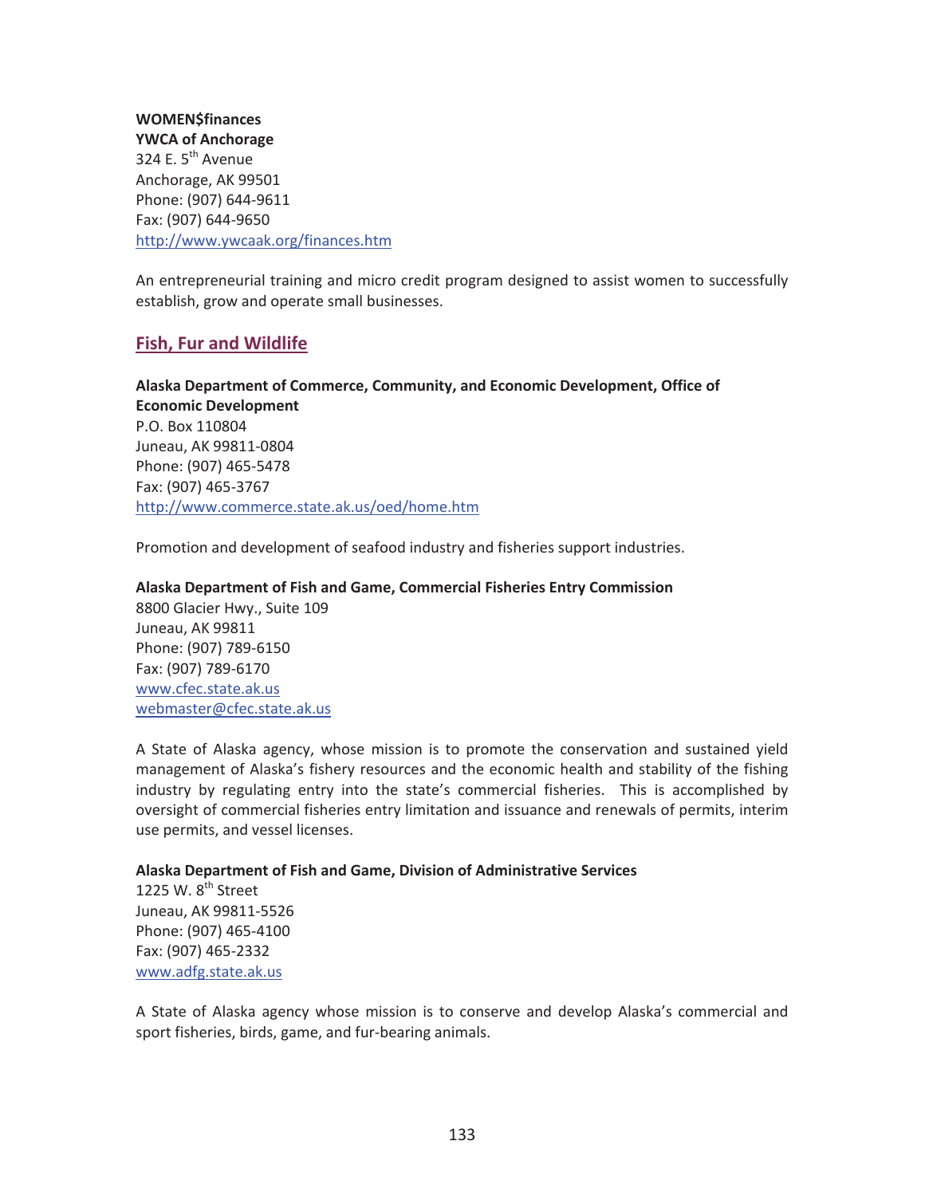**WOMEN$finances**
**YWCA of Anchorage**
324 E. 5th Avenue
Anchorage, AK 99501
Phone: (907) 644-9611
Fax: (907) 644-9650
http://www.ywcaak.org/finances.htm

An entrepreneurial training and micro credit program designed to assist women to successfully establish, grow and operate small businesses.

## Fish, Fur and Wildlife

**Alaska Department of Commerce, Community, and Economic Development, Office of Economic Development**
P.O. Box 110804
Juneau, AK 99811-0804
Phone: (907) 465-5478
Fax: (907) 465-3767
http://www.commerce.state.ak.us/oed/home.htm

Promotion and development of seafood industry and fisheries support industries.

**Alaska Department of Fish and Game, Commercial Fisheries Entry Commission**
8800 Glacier Hwy., Suite 109
Juneau, AK 99811
Phone: (907) 789-6150
Fax: (907) 789-6170
www.cfec.state.ak.us
webmaster@cfec.state.ak.us

A State of Alaska agency, whose mission is to promote the conservation and sustained yield management of Alaska's fishery resources and the economic health and stability of the fishing industry by regulating entry into the state's commercial fisheries. This is accomplished by oversight of commercial fisheries entry limitation and issuance and renewals of permits, interim use permits, and vessel licenses.

**Alaska Department of Fish and Game, Division of Administrative Services**
1225 W. 8th Street
Juneau, AK 99811-5526
Phone: (907) 465-4100
Fax: (907) 465-2332
www.adfg.state.ak.us

A State of Alaska agency whose mission is to conserve and develop Alaska's commercial and sport fisheries, birds, game, and fur-bearing animals.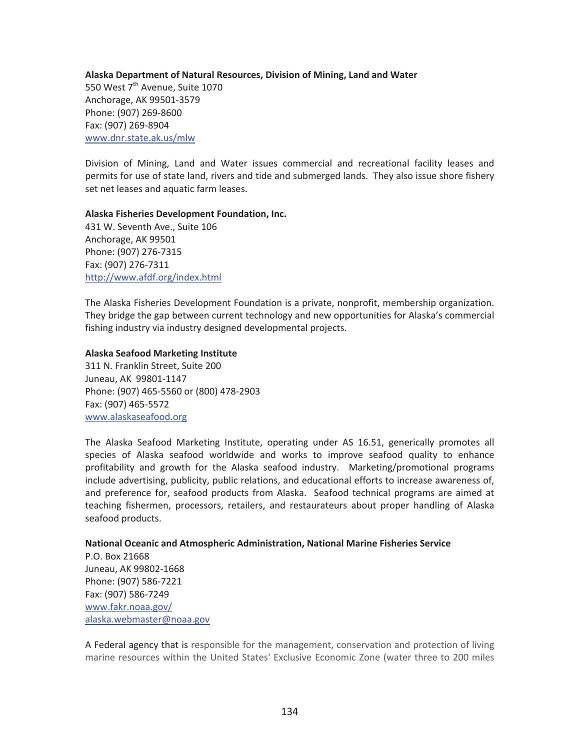**Alaska Department of Natural Resources, Division of Mining, Land and Water**
550 West 7th Avenue, Suite 1070
Anchorage, AK 99501-3579
Phone: (907) 269-8600
Fax: (907) 269-8904
www.dnr.state.ak.us/mlw

Division of Mining, Land and Water issues commercial and recreational facility leases and permits for use of state land, rivers and tide and submerged lands. They also issue shore fishery set net leases and aquatic farm leases.

**Alaska Fisheries Development Foundation, Inc.**
431 W. Seventh Ave., Suite 106
Anchorage, AK 99501
Phone: (907) 276-7315
Fax: (907) 276-7311
http://www.afdf.org/index.html

The Alaska Fisheries Development Foundation is a private, nonprofit, membership organization. They bridge the gap between current technology and new opportunities for Alaska's commercial fishing industry via industry designed developmental projects.

**Alaska Seafood Marketing Institute**
311 N. Franklin Street, Suite 200
Juneau, AK 99801-1147
Phone: (907) 465-5560 or (800) 478-2903
Fax: (907) 465-5572
www.alaskaseafood.org

The Alaska Seafood Marketing Institute, operating under AS 16.51, generically promotes all species of Alaska seafood worldwide and works to improve seafood quality to enhance profitability and growth for the Alaska seafood industry. Marketing/promotional programs include advertising, publicity, public relations, and educational efforts to increase awareness of, and preference for, seafood products from Alaska. Seafood technical programs are aimed at teaching fishermen, processors, retailers, and restaurateurs about proper handling of Alaska seafood products.

**National Oceanic and Atmospheric Administration, National Marine Fisheries Service**
P.O. Box 21668
Juneau, AK 99802-1668
Phone: (907) 586-7221
Fax: (907) 586-7249
www.fakr.noaa.gov/
alaska.webmaster@noaa.gov

A Federal agency that is responsible for the management, conservation and protection of living marine resources within the United States' Exclusive Economic Zone (water three to 200 miles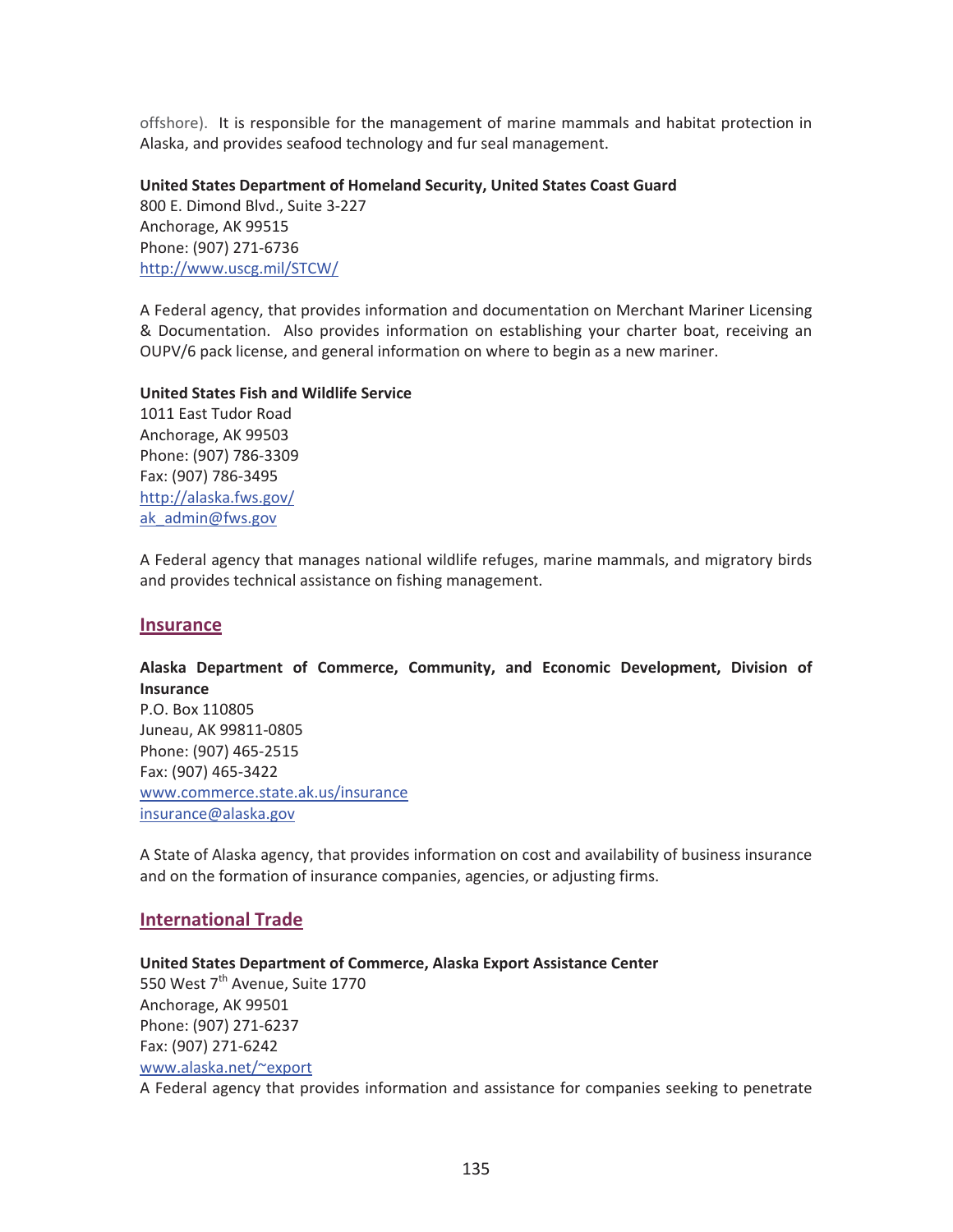offshore). It is responsible for the management of marine mammals and habitat protection in Alaska, and provides seafood technology and fur seal management.

**United States Department of Homeland Security, United States Coast Guard**
800 E. Dimond Blvd., Suite 3-227
Anchorage, AK 99515
Phone: (907) 271-6736
http://www.uscg.mil/STCW/

A Federal agency, that provides information and documentation on Merchant Mariner Licensing & Documentation. Also provides information on establishing your charter boat, receiving an OUPV/6 pack license, and general information on where to begin as a new mariner.

**United States Fish and Wildlife Service**
1011 East Tudor Road
Anchorage, AK 99503
Phone: (907) 786-3309
Fax: (907) 786-3495
http://alaska.fws.gov/
ak_admin@fws.gov

A Federal agency that manages national wildlife refuges, marine mammals, and migratory birds and provides technical assistance on fishing management.

## Insurance

**Alaska Department of Commerce, Community, and Economic Development, Division of Insurance**
P.O. Box 110805
Juneau, AK 99811-0805
Phone: (907) 465-2515
Fax: (907) 465-3422
www.commerce.state.ak.us/insurance
insurance@alaska.gov

A State of Alaska agency, that provides information on cost and availability of business insurance and on the formation of insurance companies, agencies, or adjusting firms.

## International Trade

**United States Department of Commerce, Alaska Export Assistance Center**
550 West 7th Avenue, Suite 1770
Anchorage, AK 99501
Phone: (907) 271-6237
Fax: (907) 271-6242
www.alaska.net/~export
A Federal agency that provides information and assistance for companies seeking to penetrate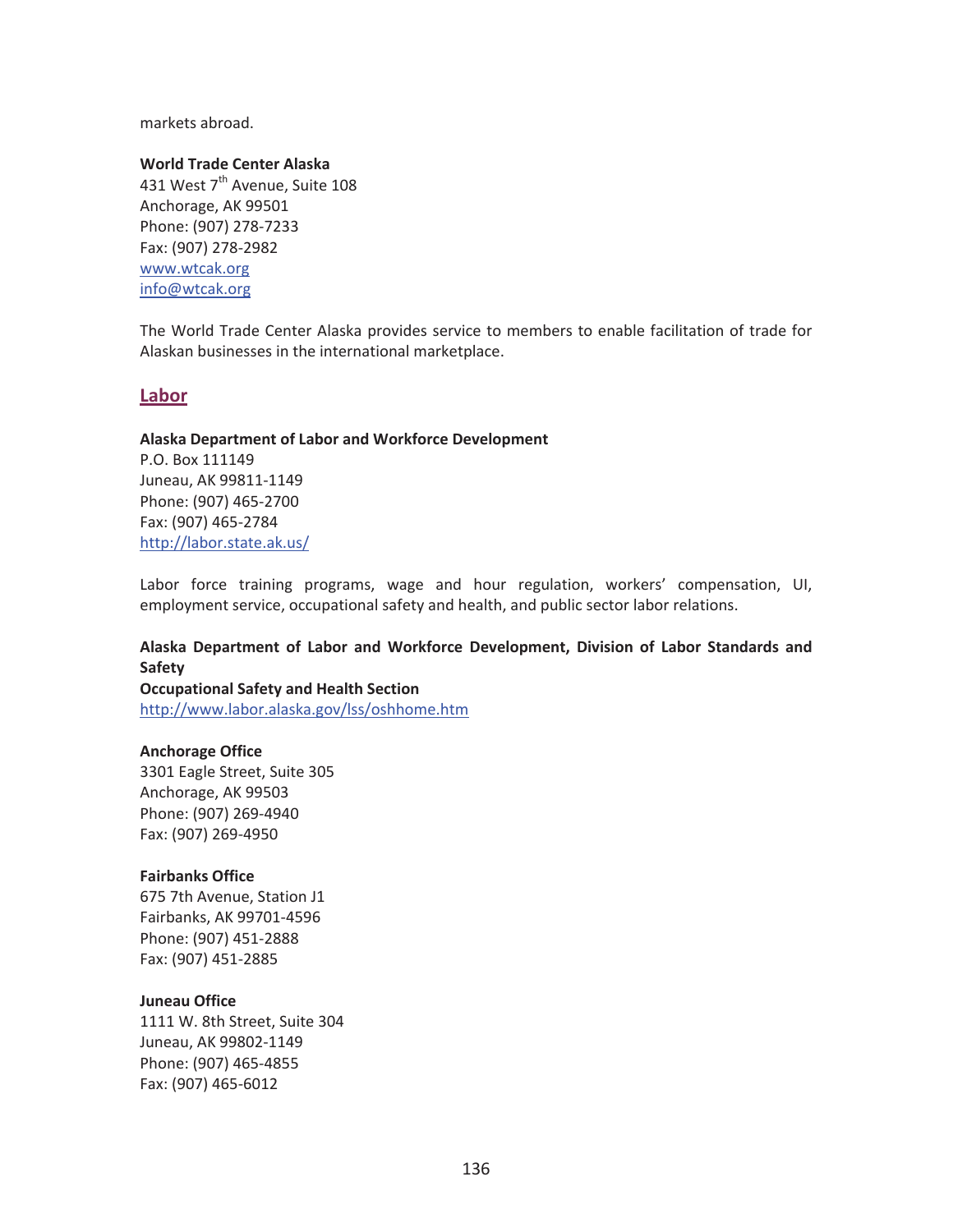markets abroad.

**World Trade Center Alaska**
431 West 7th Avenue, Suite 108
Anchorage, AK 99501
Phone: (907) 278-7233
Fax: (907) 278-2982
www.wtcak.org
info@wtcak.org

The World Trade Center Alaska provides service to members to enable facilitation of trade for Alaskan businesses in the international marketplace.

## Labor

**Alaska Department of Labor and Workforce Development**
P.O. Box 111149
Juneau, AK 99811-1149
Phone: (907) 465-2700
Fax: (907) 465-2784
http://labor.state.ak.us/

Labor force training programs, wage and hour regulation, workers' compensation, UI, employment service, occupational safety and health, and public sector labor relations.

**Alaska Department of Labor and Workforce Development, Division of Labor Standards and Safety**
**Occupational Safety and Health Section**
http://www.labor.alaska.gov/lss/oshhome.htm

**Anchorage Office**
3301 Eagle Street, Suite 305
Anchorage, AK 99503
Phone: (907) 269-4940
Fax: (907) 269-4950

**Fairbanks Office**
675 7th Avenue, Station J1
Fairbanks, AK 99701-4596
Phone: (907) 451-2888
Fax: (907) 451-2885

**Juneau Office**
1111 W. 8th Street, Suite 304
Juneau, AK 99802-1149
Phone: (907) 465-4855
Fax: (907) 465-6012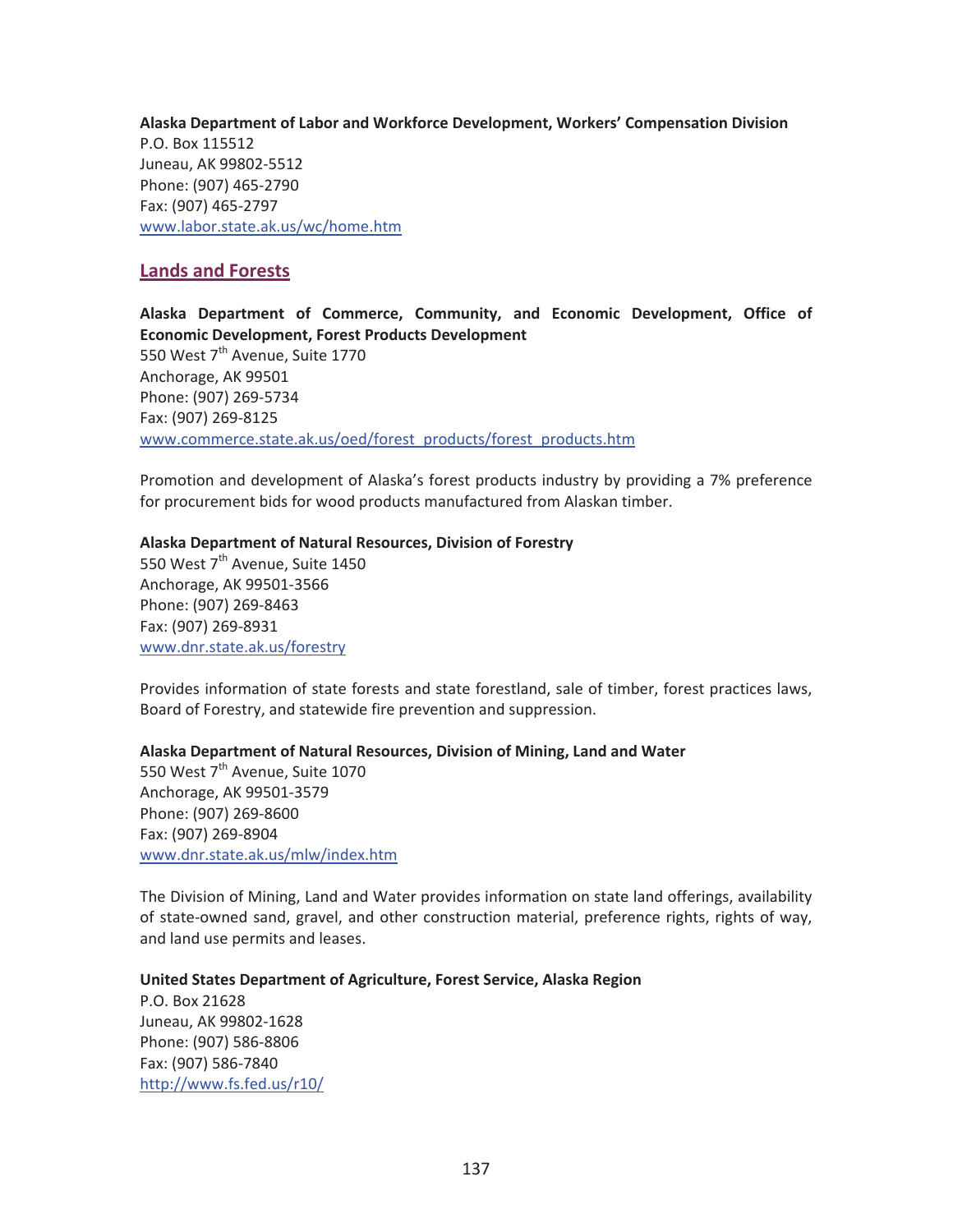**Alaska Department of Labor and Workforce Development, Workers' Compensation Division**
P.O. Box 115512
Juneau, AK 99802-5512
Phone: (907) 465-2790
Fax: (907) 465-2797
www.labor.state.ak.us/wc/home.htm

## Lands and Forests

**Alaska Department of Commerce, Community, and Economic Development, Office of Economic Development, Forest Products Development**
550 West 7th Avenue, Suite 1770
Anchorage, AK 99501
Phone: (907) 269-5734
Fax: (907) 269-8125
www.commerce.state.ak.us/oed/forest_products/forest_products.htm

Promotion and development of Alaska's forest products industry by providing a 7% preference for procurement bids for wood products manufactured from Alaskan timber.

**Alaska Department of Natural Resources, Division of Forestry**
550 West 7th Avenue, Suite 1450
Anchorage, AK 99501-3566
Phone: (907) 269-8463
Fax: (907) 269-8931
www.dnr.state.ak.us/forestry

Provides information of state forests and state forestland, sale of timber, forest practices laws, Board of Forestry, and statewide fire prevention and suppression.

**Alaska Department of Natural Resources, Division of Mining, Land and Water**
550 West 7th Avenue, Suite 1070
Anchorage, AK 99501-3579
Phone: (907) 269-8600
Fax: (907) 269-8904
www.dnr.state.ak.us/mlw/index.htm

The Division of Mining, Land and Water provides information on state land offerings, availability of state-owned sand, gravel, and other construction material, preference rights, rights of way, and land use permits and leases.

**United States Department of Agriculture, Forest Service, Alaska Region**
P.O. Box 21628
Juneau, AK 99802-1628
Phone: (907) 586-8806
Fax: (907) 586-7840
http://www.fs.fed.us/r10/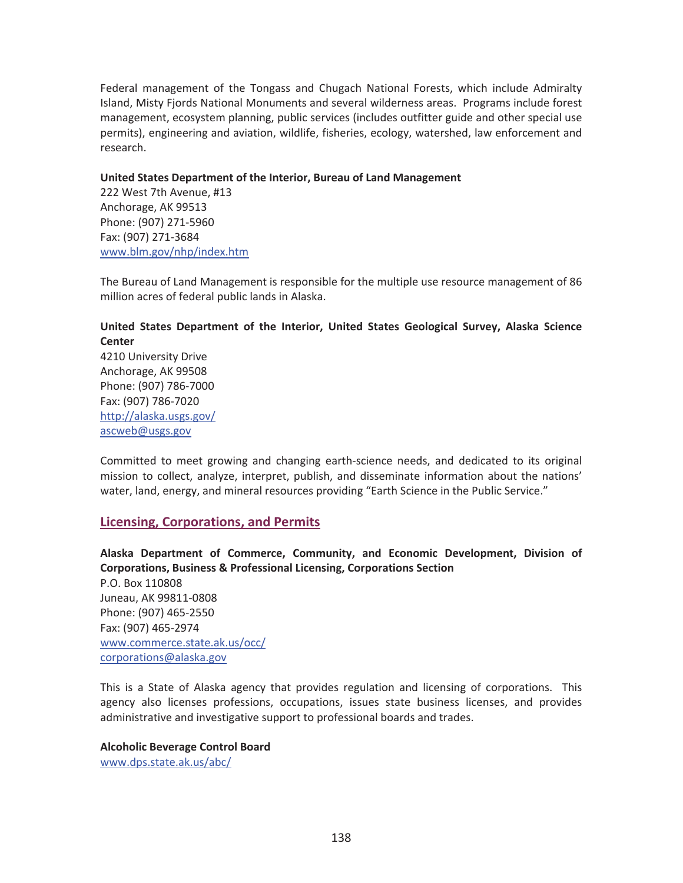Federal management of the Tongass and Chugach National Forests, which include Admiralty Island, Misty Fjords National Monuments and several wilderness areas. Programs include forest management, ecosystem planning, public services (includes outfitter guide and other special use permits), engineering and aviation, wildlife, fisheries, ecology, watershed, law enforcement and research.

**United States Department of the Interior, Bureau of Land Management**
222 West 7th Avenue, #13
Anchorage, AK 99513
Phone: (907) 271-5960
Fax: (907) 271-3684
www.blm.gov/nhp/index.htm

The Bureau of Land Management is responsible for the multiple use resource management of 86 million acres of federal public lands in Alaska.

**United States Department of the Interior, United States Geological Survey, Alaska Science Center**
4210 University Drive
Anchorage, AK 99508
Phone: (907) 786-7000
Fax: (907) 786-7020
http://alaska.usgs.gov/
ascweb@usgs.gov

Committed to meet growing and changing earth-science needs, and dedicated to its original mission to collect, analyze, interpret, publish, and disseminate information about the nations' water, land, energy, and mineral resources providing "Earth Science in the Public Service."

## Licensing, Corporations, and Permits

**Alaska Department of Commerce, Community, and Economic Development, Division of Corporations, Business & Professional Licensing, Corporations Section**
P.O. Box 110808
Juneau, AK 99811-0808
Phone: (907) 465-2550
Fax: (907) 465-2974
www.commerce.state.ak.us/occ/
corporations@alaska.gov

This is a State of Alaska agency that provides regulation and licensing of corporations. This agency also licenses professions, occupations, issues state business licenses, and provides administrative and investigative support to professional boards and trades.

**Alcoholic Beverage Control Board**
www.dps.state.ak.us/abc/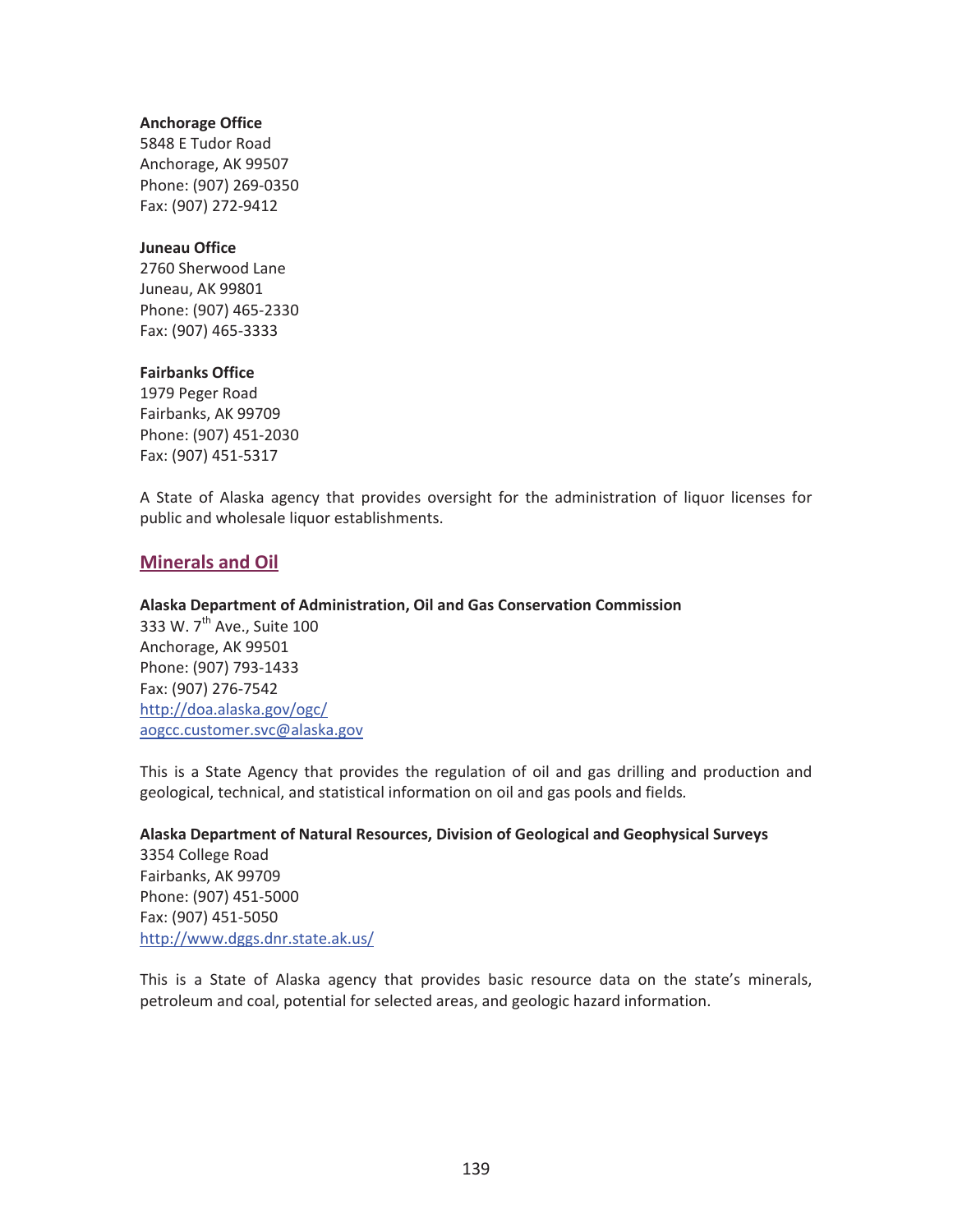**Anchorage Office**
5848 E Tudor Road
Anchorage, AK 99507
Phone: (907) 269-0350
Fax: (907) 272-9412

**Juneau Office**
2760 Sherwood Lane
Juneau, AK 99801
Phone: (907) 465-2330
Fax: (907) 465-3333

**Fairbanks Office**
1979 Peger Road
Fairbanks, AK 99709
Phone: (907) 451-2030
Fax: (907) 451-5317

A State of Alaska agency that provides oversight for the administration of liquor licenses for public and wholesale liquor establishments.

## Minerals and Oil

**Alaska Department of Administration, Oil and Gas Conservation Commission**
333 W. 7th Ave., Suite 100
Anchorage, AK 99501
Phone: (907) 793-1433
Fax: (907) 276-7542
http://doa.alaska.gov/ogc/
aogcc.customer.svc@alaska.gov

This is a State Agency that provides the regulation of oil and gas drilling and production and geological, technical, and statistical information on oil and gas pools and fields.

**Alaska Department of Natural Resources, Division of Geological and Geophysical Surveys**
3354 College Road
Fairbanks, AK 99709
Phone: (907) 451-5000
Fax: (907) 451-5050
http://www.dggs.dnr.state.ak.us/

This is a State of Alaska agency that provides basic resource data on the state's minerals, petroleum and coal, potential for selected areas, and geologic hazard information.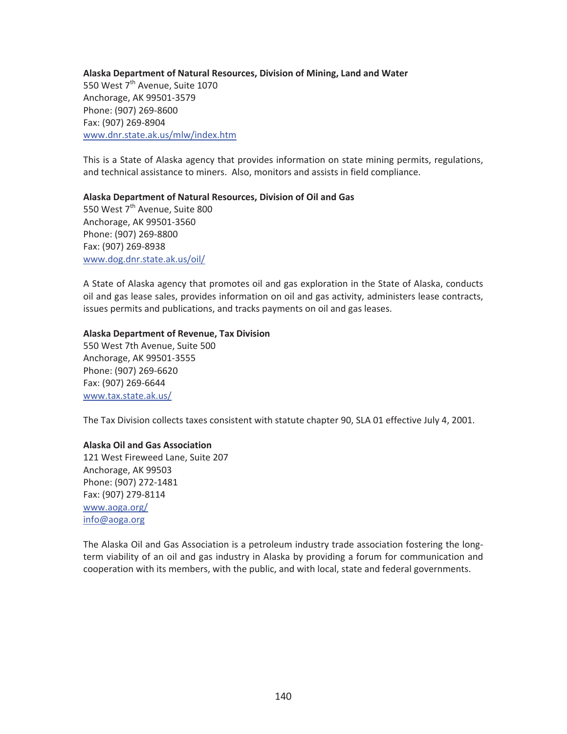**Alaska Department of Natural Resources, Division of Mining, Land and Water**
550 West 7th Avenue, Suite 1070
Anchorage, AK 99501-3579
Phone: (907) 269-8600
Fax: (907) 269-8904
www.dnr.state.ak.us/mlw/index.htm

This is a State of Alaska agency that provides information on state mining permits, regulations, and technical assistance to miners. Also, monitors and assists in field compliance.

**Alaska Department of Natural Resources, Division of Oil and Gas**
550 West 7th Avenue, Suite 800
Anchorage, AK 99501-3560
Phone: (907) 269-8800
Fax: (907) 269-8938
www.dog.dnr.state.ak.us/oil/

A State of Alaska agency that promotes oil and gas exploration in the State of Alaska, conducts oil and gas lease sales, provides information on oil and gas activity, administers lease contracts, issues permits and publications, and tracks payments on oil and gas leases.

**Alaska Department of Revenue, Tax Division**
550 West 7th Avenue, Suite 500
Anchorage, AK 99501-3555
Phone: (907) 269-6620
Fax: (907) 269-6644
www.tax.state.ak.us/

The Tax Division collects taxes consistent with statute chapter 90, SLA 01 effective July 4, 2001.

**Alaska Oil and Gas Association**
121 West Fireweed Lane, Suite 207
Anchorage, AK 99503
Phone: (907) 272-1481
Fax: (907) 279-8114
www.aoga.org/
info@aoga.org

The Alaska Oil and Gas Association is a petroleum industry trade association fostering the long-term viability of an oil and gas industry in Alaska by providing a forum for communication and cooperation with its members, with the public, and with local, state and federal governments.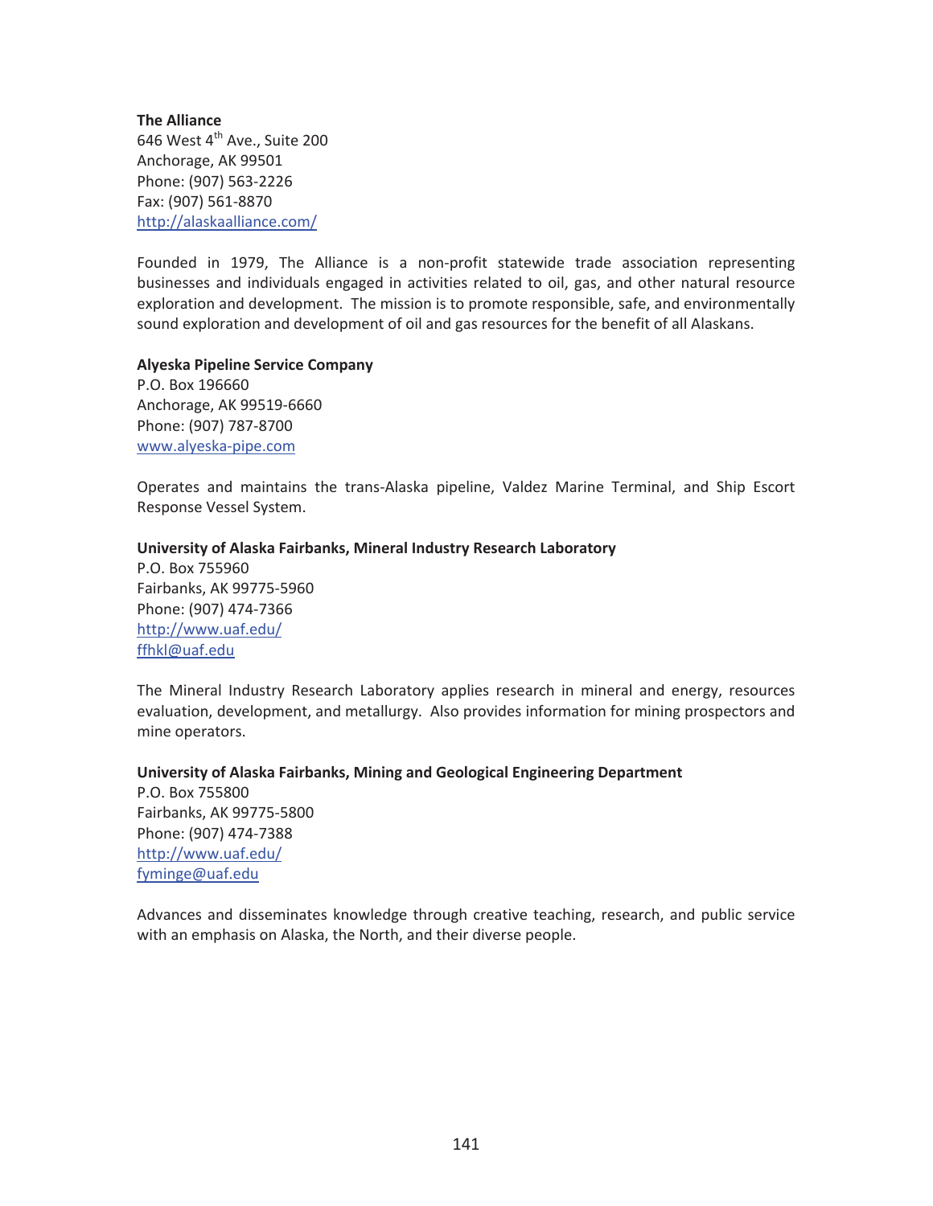**The Alliance**
646 West 4th Ave., Suite 200
Anchorage, AK 99501
Phone: (907) 563-2226
Fax: (907) 561-8870
http://alaskaalliance.com/

Founded in 1979, The Alliance is a non-profit statewide trade association representing businesses and individuals engaged in activities related to oil, gas, and other natural resource exploration and development. The mission is to promote responsible, safe, and environmentally sound exploration and development of oil and gas resources for the benefit of all Alaskans.

**Alyeska Pipeline Service Company**
P.O. Box 196660
Anchorage, AK 99519-6660
Phone: (907) 787-8700
www.alyeska-pipe.com

Operates and maintains the trans-Alaska pipeline, Valdez Marine Terminal, and Ship Escort Response Vessel System.

**University of Alaska Fairbanks, Mineral Industry Research Laboratory**
P.O. Box 755960
Fairbanks, AK 99775-5960
Phone: (907) 474-7366
http://www.uaf.edu/
ffhkl@uaf.edu

The Mineral Industry Research Laboratory applies research in mineral and energy, resources evaluation, development, and metallurgy. Also provides information for mining prospectors and mine operators.

**University of Alaska Fairbanks, Mining and Geological Engineering Department**
P.O. Box 755800
Fairbanks, AK 99775-5800
Phone: (907) 474-7388
http://www.uaf.edu/
fyminge@uaf.edu

Advances and disseminates knowledge through creative teaching, research, and public service with an emphasis on Alaska, the North, and their diverse people.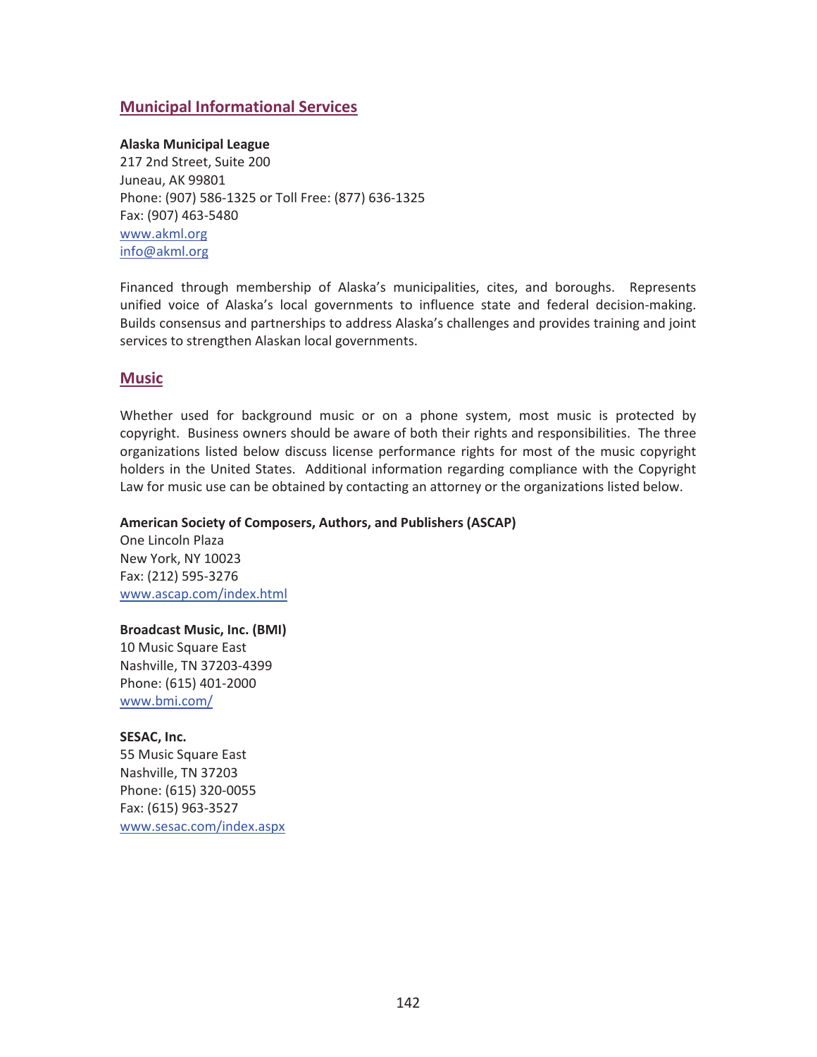## Municipal Informational Services

**Alaska Municipal League**
217 2nd Street, Suite 200
Juneau, AK 99801
Phone: (907) 586-1325 or Toll Free: (877) 636-1325
Fax: (907) 463-5480
www.akml.org
info@akml.org

Financed through membership of Alaska's municipalities, cites, and boroughs. Represents unified voice of Alaska's local governments to influence state and federal decision-making. Builds consensus and partnerships to address Alaska's challenges and provides training and joint services to strengthen Alaskan local governments.

## Music

Whether used for background music or on a phone system, most music is protected by copyright. Business owners should be aware of both their rights and responsibilities. The three organizations listed below discuss license performance rights for most of the music copyright holders in the United States. Additional information regarding compliance with the Copyright Law for music use can be obtained by contacting an attorney or the organizations listed below.

**American Society of Composers, Authors, and Publishers (ASCAP)**
One Lincoln Plaza
New York, NY 10023
Fax: (212) 595-3276
www.ascap.com/index.html

**Broadcast Music, Inc. (BMI)**
10 Music Square East
Nashville, TN 37203-4399
Phone: (615) 401-2000
www.bmi.com/

**SESAC, Inc.**
55 Music Square East
Nashville, TN 37203
Phone: (615) 320-0055
Fax: (615) 963-3527
www.sesac.com/index.aspx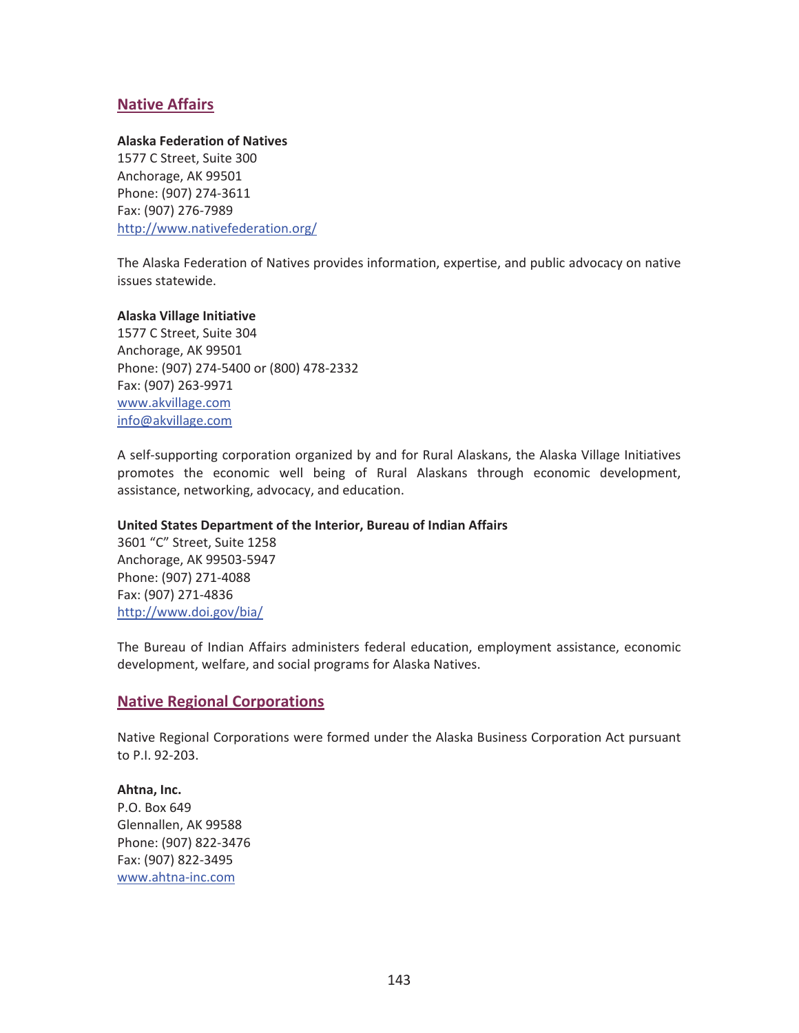## Native Affairs

**Alaska Federation of Natives**
1577 C Street, Suite 300
Anchorage, AK 99501
Phone: (907) 274-3611
Fax: (907) 276-7989
http://www.nativefederation.org/

The Alaska Federation of Natives provides information, expertise, and public advocacy on native issues statewide.

**Alaska Village Initiative**
1577 C Street, Suite 304
Anchorage, AK 99501
Phone: (907) 274-5400 or (800) 478-2332
Fax: (907) 263-9971
www.akvillage.com
info@akvillage.com

A self-supporting corporation organized by and for Rural Alaskans, the Alaska Village Initiatives promotes the economic well being of Rural Alaskans through economic development, assistance, networking, advocacy, and education.

**United States Department of the Interior, Bureau of Indian Affairs**
3601 "C" Street, Suite 1258
Anchorage, AK 99503-5947
Phone: (907) 271-4088
Fax: (907) 271-4836
http://www.doi.gov/bia/

The Bureau of Indian Affairs administers federal education, employment assistance, economic development, welfare, and social programs for Alaska Natives.

## Native Regional Corporations

Native Regional Corporations were formed under the Alaska Business Corporation Act pursuant to P.I. 92-203.

**Ahtna, Inc.**
P.O. Box 649
Glennallen, AK 99588
Phone: (907) 822-3476
Fax: (907) 822-3495
www.ahtna-inc.com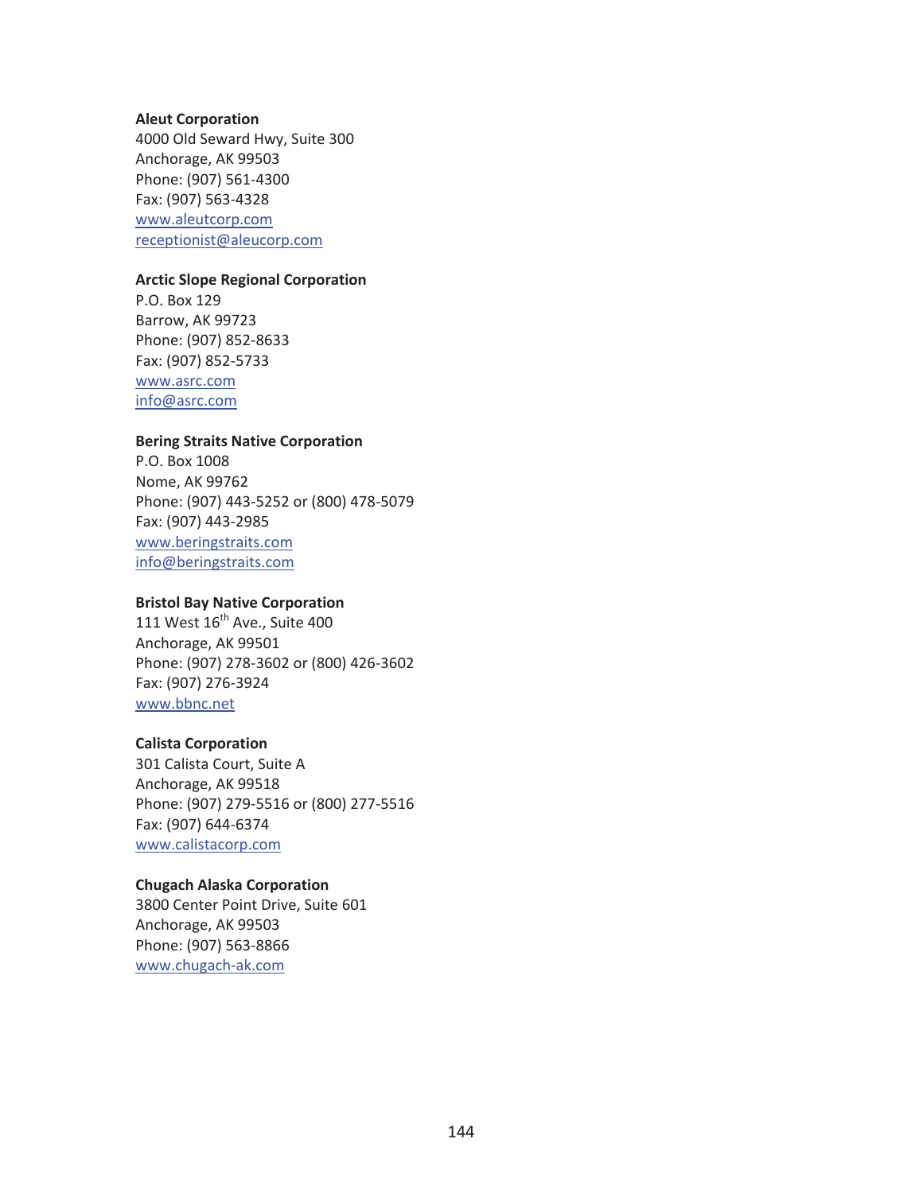**Aleut Corporation**
4000 Old Seward Hwy, Suite 300
Anchorage, AK 99503
Phone: (907) 561-4300
Fax: (907) 563-4328
www.aleutcorp.com
receptionist@aleucorp.com

**Arctic Slope Regional Corporation**
P.O. Box 129
Barrow, AK 99723
Phone: (907) 852-8633
Fax: (907) 852-5733
www.asrc.com
info@asrc.com

**Bering Straits Native Corporation**
P.O. Box 1008
Nome, AK 99762
Phone: (907) 443-5252 or (800) 478-5079
Fax: (907) 443-2985
www.beringstraits.com
info@beringstraits.com

**Bristol Bay Native Corporation**
111 West 16th Ave., Suite 400
Anchorage, AK 99501
Phone: (907) 278-3602 or (800) 426-3602
Fax: (907) 276-3924
www.bbnc.net

**Calista Corporation**
301 Calista Court, Suite A
Anchorage, AK 99518
Phone: (907) 279-5516 or (800) 277-5516
Fax: (907) 644-6374
www.calistacorp.com

**Chugach Alaska Corporation**
3800 Center Point Drive, Suite 601
Anchorage, AK 99503
Phone: (907) 563-8866
www.chugach-ak.com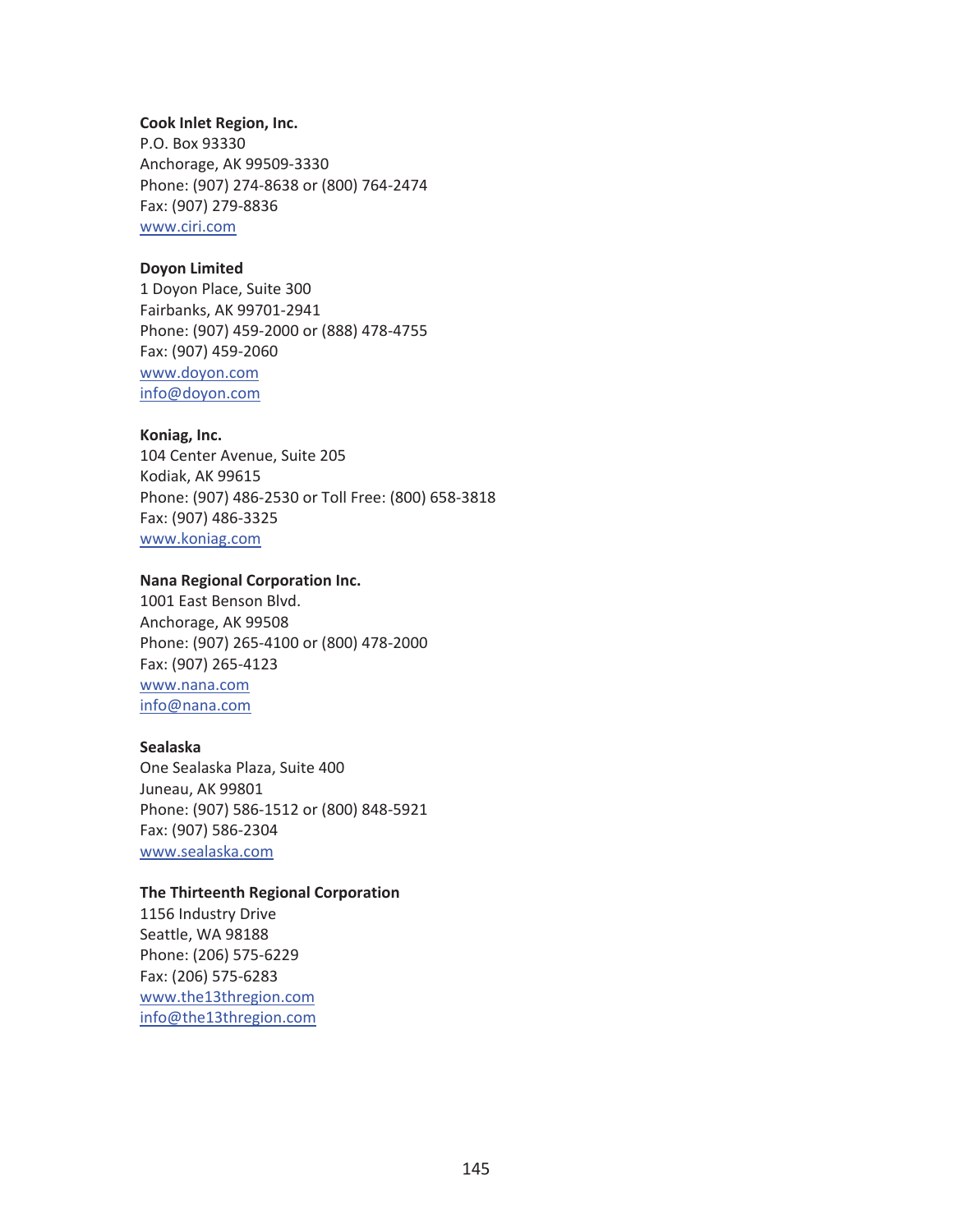**Cook Inlet Region, Inc.**
P.O. Box 93330
Anchorage, AK 99509-3330
Phone: (907) 274-8638 or (800) 764-2474
Fax: (907) 279-8836
www.ciri.com

**Doyon Limited**
1 Doyon Place, Suite 300
Fairbanks, AK 99701-2941
Phone: (907) 459-2000 or (888) 478-4755
Fax: (907) 459-2060
www.doyon.com
info@doyon.com

**Koniag, Inc.**
104 Center Avenue, Suite 205
Kodiak, AK 99615
Phone: (907) 486-2530 or Toll Free: (800) 658-3818
Fax: (907) 486-3325
www.koniag.com

**Nana Regional Corporation Inc.**
1001 East Benson Blvd.
Anchorage, AK 99508
Phone: (907) 265-4100 or (800) 478-2000
Fax: (907) 265-4123
www.nana.com
info@nana.com

**Sealaska**
One Sealaska Plaza, Suite 400
Juneau, AK 99801
Phone: (907) 586-1512 or (800) 848-5921
Fax: (907) 586-2304
www.sealaska.com

**The Thirteenth Regional Corporation**
1156 Industry Drive
Seattle, WA 98188
Phone: (206) 575-6229
Fax: (206) 575-6283
www.the13thregion.com
info@the13thregion.com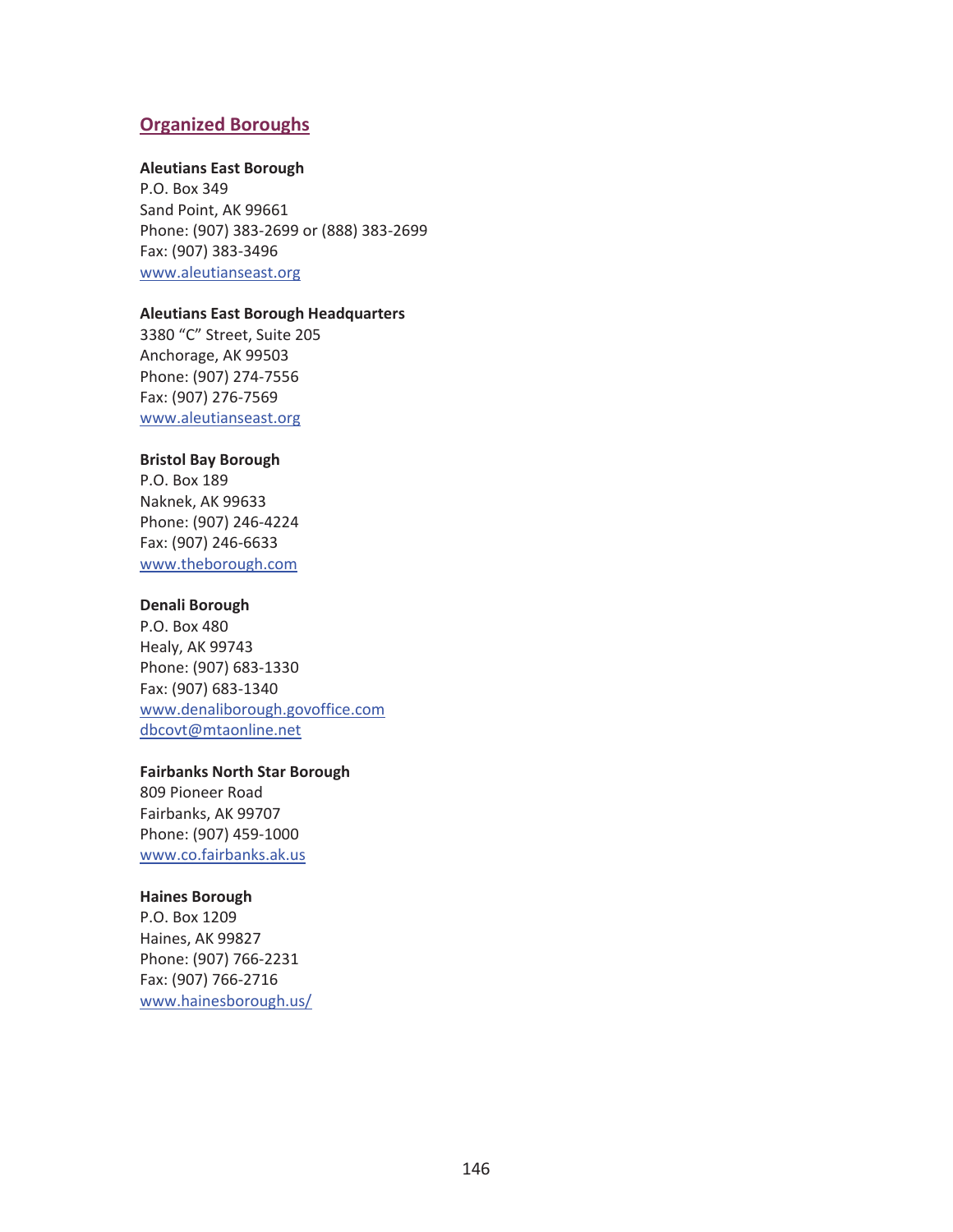## Organized Boroughs

**Aleutians East Borough**
P.O. Box 349
Sand Point, AK 99661
Phone: (907) 383-2699 or (888) 383-2699
Fax: (907) 383-3496
www.aleutianseast.org

**Aleutians East Borough Headquarters**
3380 "C" Street, Suite 205
Anchorage, AK 99503
Phone: (907) 274-7556
Fax: (907) 276-7569
www.aleutianseast.org

**Bristol Bay Borough**
P.O. Box 189
Naknek, AK 99633
Phone: (907) 246-4224
Fax: (907) 246-6633
www.theborough.com

**Denali Borough**
P.O. Box 480
Healy, AK 99743
Phone: (907) 683-1330
Fax: (907) 683-1340
www.denaliborough.govoffice.com
dbcovt@mtaonline.net

**Fairbanks North Star Borough**
809 Pioneer Road
Fairbanks, AK 99707
Phone: (907) 459-1000
www.co.fairbanks.ak.us

**Haines Borough**
P.O. Box 1209
Haines, AK 99827
Phone: (907) 766-2231
Fax: (907) 766-2716
www.hainesborough.us/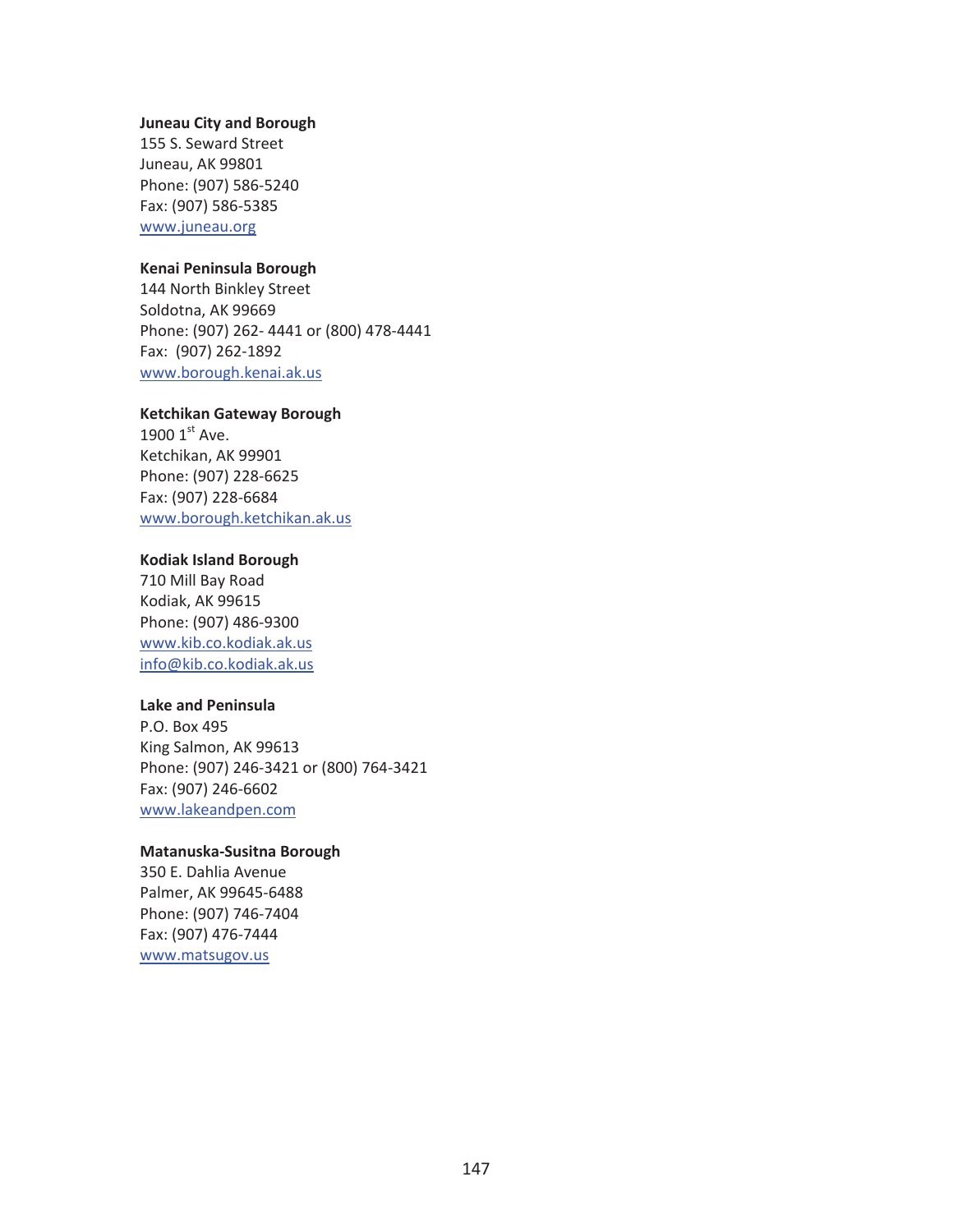**Juneau City and Borough**
155 S. Seward Street
Juneau, AK 99801
Phone: (907) 586-5240
Fax: (907) 586-5385
www.juneau.org

**Kenai Peninsula Borough**
144 North Binkley Street
Soldotna, AK 99669
Phone: (907) 262- 4441 or (800) 478-4441
Fax: (907) 262-1892
www.borough.kenai.ak.us

**Ketchikan Gateway Borough**
1900 1st Ave.
Ketchikan, AK 99901
Phone: (907) 228-6625
Fax: (907) 228-6684
www.borough.ketchikan.ak.us

**Kodiak Island Borough**
710 Mill Bay Road
Kodiak, AK 99615
Phone: (907) 486-9300
www.kib.co.kodiak.ak.us
info@kib.co.kodiak.ak.us

**Lake and Peninsula**
P.O. Box 495
King Salmon, AK 99613
Phone: (907) 246-3421 or (800) 764-3421
Fax: (907) 246-6602
www.lakeandpen.com

**Matanuska-Susitna Borough**
350 E. Dahlia Avenue
Palmer, AK 99645-6488
Phone: (907) 746-7404
Fax: (907) 476-7444
www.matsugov.us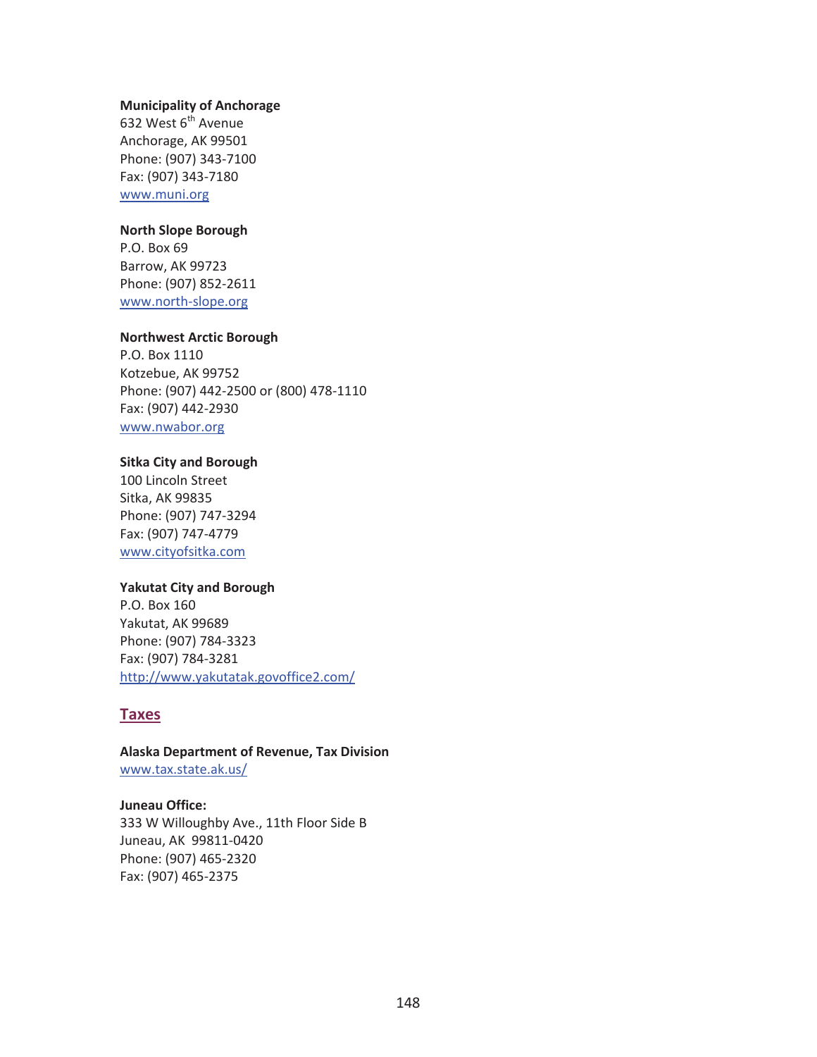**Municipality of Anchorage**
632 West 6th Avenue
Anchorage, AK 99501
Phone: (907) 343-7100
Fax: (907) 343-7180
www.muni.org

**North Slope Borough**
P.O. Box 69
Barrow, AK 99723
Phone: (907) 852-2611
www.north-slope.org

**Northwest Arctic Borough**
P.O. Box 1110
Kotzebue, AK 99752
Phone: (907) 442-2500 or (800) 478-1110
Fax: (907) 442-2930
www.nwabor.org

**Sitka City and Borough**
100 Lincoln Street
Sitka, AK 99835
Phone: (907) 747-3294
Fax: (907) 747-4779
www.cityofsitka.com

**Yakutat City and Borough**
P.O. Box 160
Yakutat, AK 99689
Phone: (907) 784-3323
Fax: (907) 784-3281
http://www.yakutatak.govoffice2.com/

## Taxes

**Alaska Department of Revenue, Tax Division**
www.tax.state.ak.us/

**Juneau Office:**
333 W Willoughby Ave., 11th Floor Side B
Juneau, AK 99811-0420
Phone: (907) 465-2320
Fax: (907) 465-2375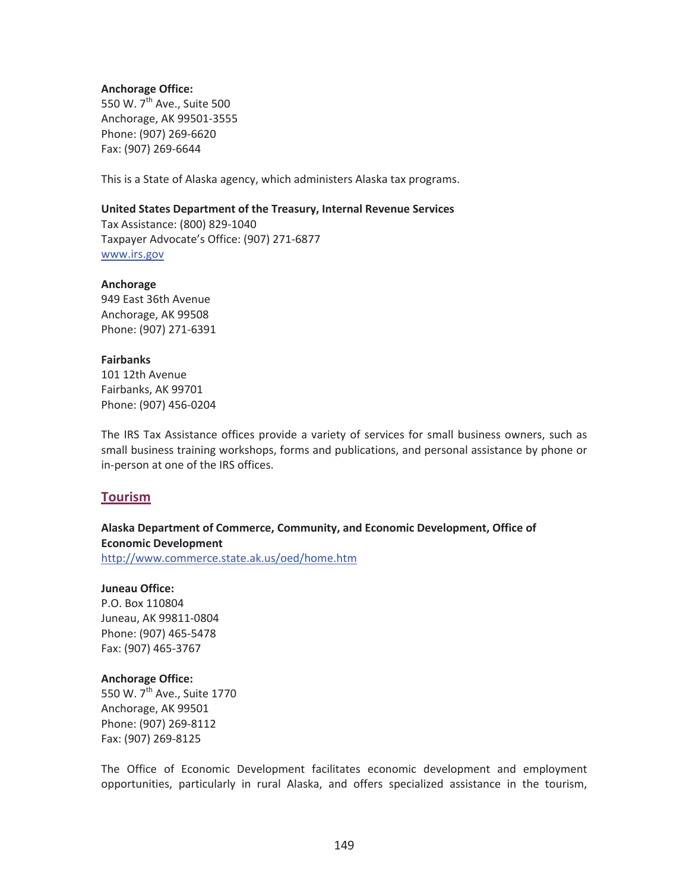**Anchorage Office:**
550 W. 7th Ave., Suite 500
Anchorage, AK 99501-3555
Phone: (907) 269-6620
Fax: (907) 269-6644

This is a State of Alaska agency, which administers Alaska tax programs.

**United States Department of the Treasury, Internal Revenue Services**
Tax Assistance: (800) 829-1040
Taxpayer Advocate's Office: (907) 271-6877
www.irs.gov

**Anchorage**
949 East 36th Avenue
Anchorage, AK 99508
Phone: (907) 271-6391

**Fairbanks**
101 12th Avenue
Fairbanks, AK 99701
Phone: (907) 456-0204

The IRS Tax Assistance offices provide a variety of services for small business owners, such as small business training workshops, forms and publications, and personal assistance by phone or in-person at one of the IRS offices.

## Tourism

**Alaska Department of Commerce, Community, and Economic Development, Office of Economic Development**
http://www.commerce.state.ak.us/oed/home.htm

**Juneau Office:**
P.O. Box 110804
Juneau, AK 99811-0804
Phone: (907) 465-5478
Fax: (907) 465-3767

**Anchorage Office:**
550 W. 7th Ave., Suite 1770
Anchorage, AK 99501
Phone: (907) 269-8112
Fax: (907) 269-8125

The Office of Economic Development facilitates economic development and employment opportunities, particularly in rural Alaska, and offers specialized assistance in the tourism,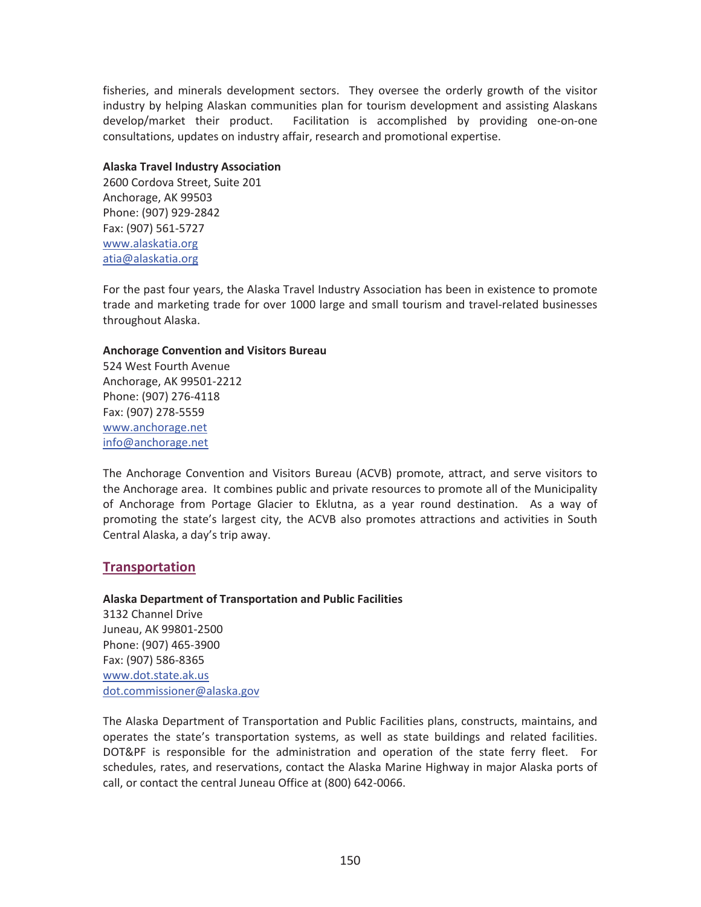fisheries, and minerals development sectors. They oversee the orderly growth of the visitor industry by helping Alaskan communities plan for tourism development and assisting Alaskans develop/market their product. Facilitation is accomplished by providing one-on-one consultations, updates on industry affair, research and promotional expertise.

**Alaska Travel Industry Association**
2600 Cordova Street, Suite 201
Anchorage, AK 99503
Phone: (907) 929-2842
Fax: (907) 561-5727
www.alaskatia.org
atia@alaskatia.org

For the past four years, the Alaska Travel Industry Association has been in existence to promote trade and marketing trade for over 1000 large and small tourism and travel-related businesses throughout Alaska.

**Anchorage Convention and Visitors Bureau**
524 West Fourth Avenue
Anchorage, AK 99501-2212
Phone: (907) 276-4118
Fax: (907) 278-5559
www.anchorage.net
info@anchorage.net

The Anchorage Convention and Visitors Bureau (ACVB) promote, attract, and serve visitors to the Anchorage area. It combines public and private resources to promote all of the Municipality of Anchorage from Portage Glacier to Eklutna, as a year round destination. As a way of promoting the state's largest city, the ACVB also promotes attractions and activities in South Central Alaska, a day's trip away.

## Transportation

**Alaska Department of Transportation and Public Facilities**
3132 Channel Drive
Juneau, AK 99801-2500
Phone: (907) 465-3900
Fax: (907) 586-8365
www.dot.state.ak.us
dot.commissioner@alaska.gov

The Alaska Department of Transportation and Public Facilities plans, constructs, maintains, and operates the state's transportation systems, as well as state buildings and related facilities. DOT&PF is responsible for the administration and operation of the state ferry fleet. For schedules, rates, and reservations, contact the Alaska Marine Highway in major Alaska ports of call, or contact the central Juneau Office at (800) 642-0066.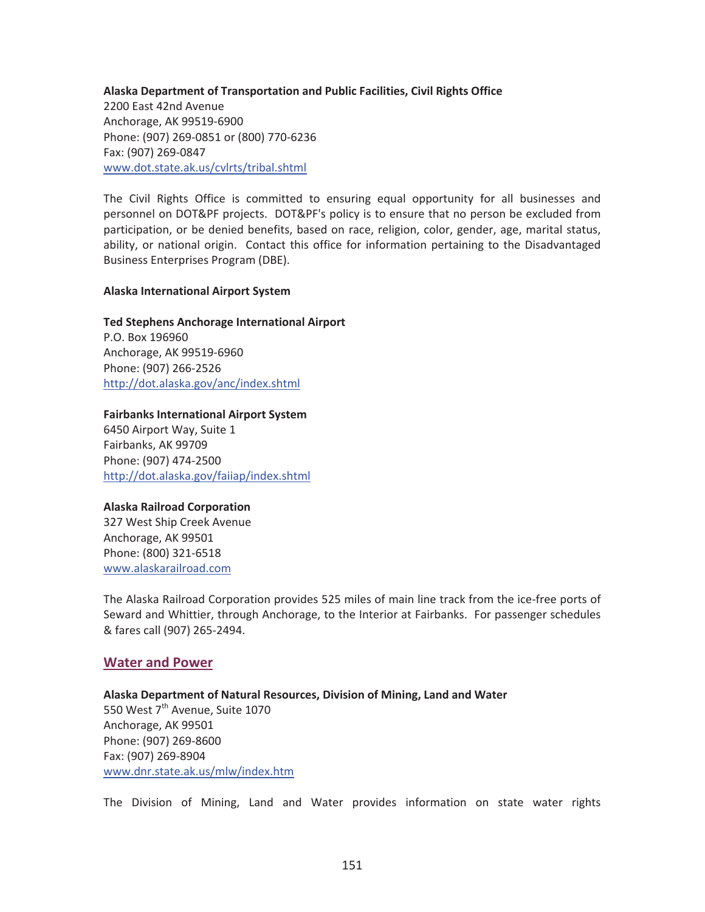**Alaska Department of Transportation and Public Facilities, Civil Rights Office**
2200 East 42nd Avenue
Anchorage, AK 99519-6900
Phone: (907) 269-0851 or (800) 770-6236
Fax: (907) 269-0847
www.dot.state.ak.us/cvlrts/tribal.shtml

The Civil Rights Office is committed to ensuring equal opportunity for all businesses and personnel on DOT&PF projects. DOT&PF's policy is to ensure that no person be excluded from participation, or be denied benefits, based on race, religion, color, gender, age, marital status, ability, or national origin. Contact this office for information pertaining to the Disadvantaged Business Enterprises Program (DBE).

**Alaska International Airport System**

**Ted Stephens Anchorage International Airport**
P.O. Box 196960
Anchorage, AK 99519-6960
Phone: (907) 266-2526
http://dot.alaska.gov/anc/index.shtml

**Fairbanks International Airport System**
6450 Airport Way, Suite 1
Fairbanks, AK 99709
Phone: (907) 474-2500
http://dot.alaska.gov/faiiap/index.shtml

**Alaska Railroad Corporation**
327 West Ship Creek Avenue
Anchorage, AK 99501
Phone: (800) 321-6518
www.alaskarailroad.com

The Alaska Railroad Corporation provides 525 miles of main line track from the ice-free ports of Seward and Whittier, through Anchorage, to the Interior at Fairbanks. For passenger schedules & fares call (907) 265-2494.

## Water and Power

**Alaska Department of Natural Resources, Division of Mining, Land and Water**
550 West 7th Avenue, Suite 1070
Anchorage, AK 99501
Phone: (907) 269-8600
Fax: (907) 269-8904
www.dnr.state.ak.us/mlw/index.htm

The Division of Mining, Land and Water provides information on state water rights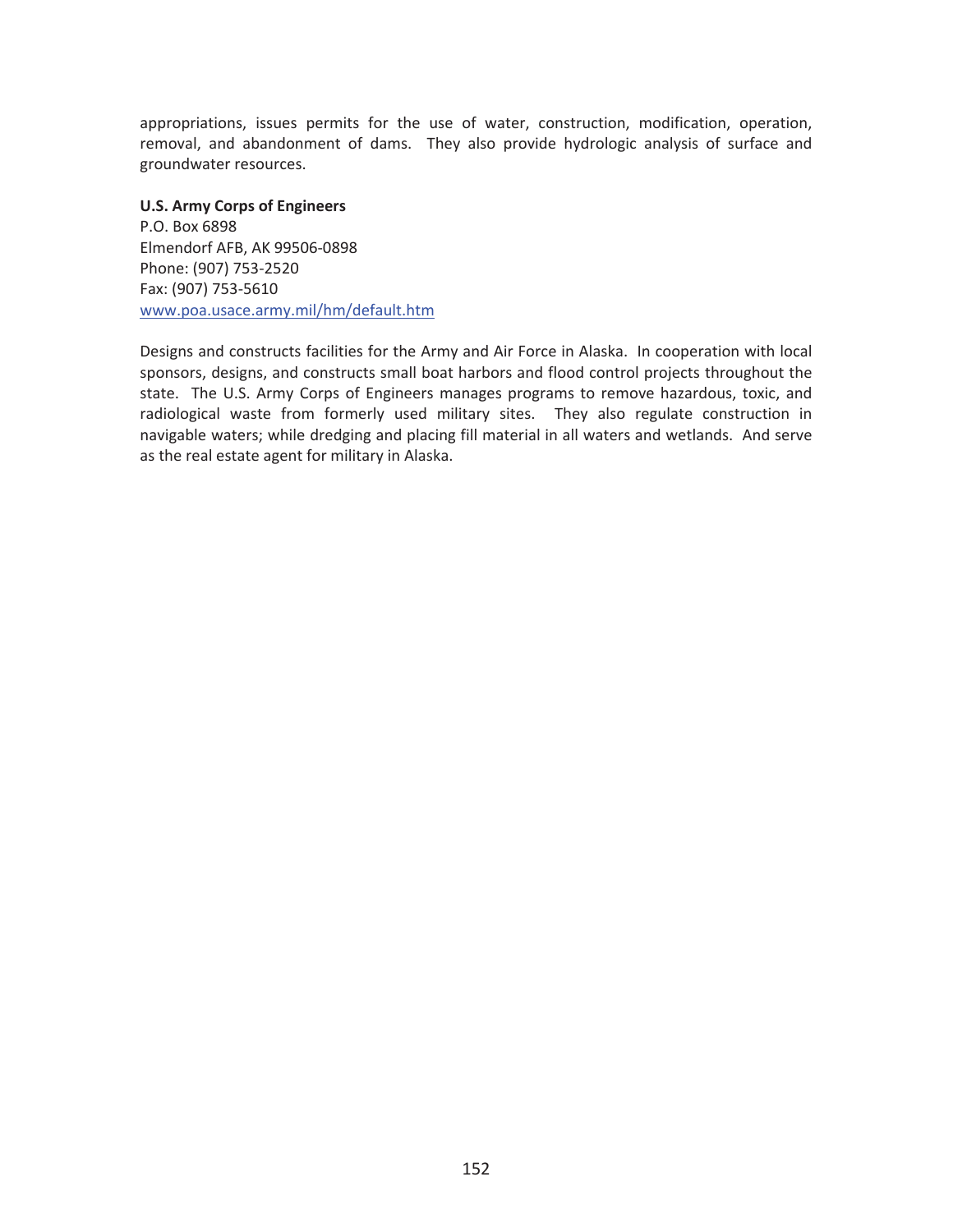appropriations, issues permits for the use of water, construction, modification, operation, removal, and abandonment of dams. They also provide hydrologic analysis of surface and groundwater resources.

**U.S. Army Corps of Engineers**
P.O. Box 6898
Elmendorf AFB, AK 99506-0898
Phone: (907) 753-2520
Fax: (907) 753-5610
www.poa.usace.army.mil/hm/default.htm

Designs and constructs facilities for the Army and Air Force in Alaska. In cooperation with local sponsors, designs, and constructs small boat harbors and flood control projects throughout the state. The U.S. Army Corps of Engineers manages programs to remove hazardous, toxic, and radiological waste from formerly used military sites. They also regulate construction in navigable waters; while dredging and placing fill material in all waters and wetlands. And serve as the real estate agent for military in Alaska.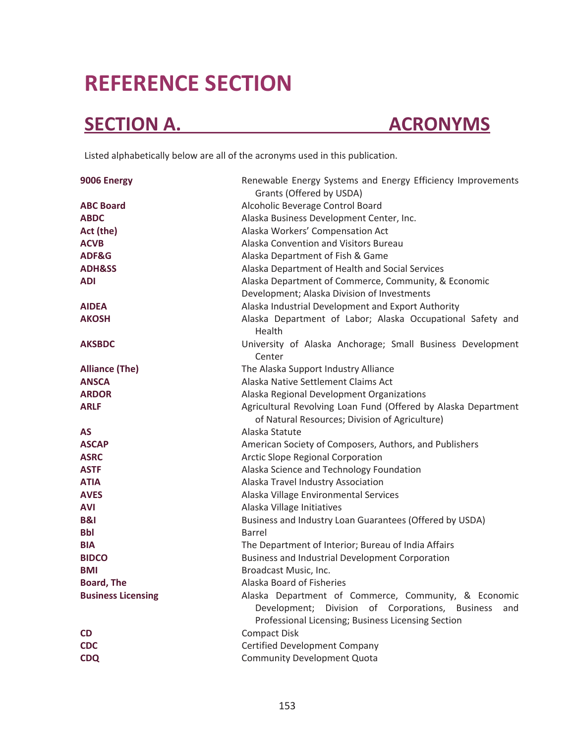# REFERENCE SECTION

## SECTION A. ACRONYMS

Listed alphabetically below are all of the acronyms used in this publication.

| | |
|---|---|
| **9006 Energy** | Renewable Energy Systems and Energy Efficiency Improvements Grants (Offered by USDA) |
| **ABC Board** | Alcoholic Beverage Control Board |
| **ABDC** | Alaska Business Development Center, Inc. |
| **Act (the)** | Alaska Workers' Compensation Act |
| **ACVB** | Alaska Convention and Visitors Bureau |
| **ADF&G** | Alaska Department of Fish & Game |
| **ADH&SS** | Alaska Department of Health and Social Services |
| **ADI** | Alaska Department of Commerce, Community, & Economic Development; Alaska Division of Investments |
| **AIDEA** | Alaska Industrial Development and Export Authority |
| **AKOSH** | Alaska Department of Labor; Alaska Occupational Safety and Health |
| **AKSBDC** | University of Alaska Anchorage; Small Business Development Center |
| **Alliance (The)** | The Alaska Support Industry Alliance |
| **ANSCA** | Alaska Native Settlement Claims Act |
| **ARDOR** | Alaska Regional Development Organizations |
| **ARLF** | Agricultural Revolving Loan Fund (Offered by Alaska Department of Natural Resources; Division of Agriculture) |
| **AS** | Alaska Statute |
| **ASCAP** | American Society of Composers, Authors, and Publishers |
| **ASRC** | Arctic Slope Regional Corporation |
| **ASTF** | Alaska Science and Technology Foundation |
| **ATIA** | Alaska Travel Industry Association |
| **AVES** | Alaska Village Environmental Services |
| **AVI** | Alaska Village Initiatives |
| **B&I** | Business and Industry Loan Guarantees (Offered by USDA) |
| **Bbl** | Barrel |
| **BIA** | The Department of Interior; Bureau of India Affairs |
| **BIDCO** | Business and Industrial Development Corporation |
| **BMI** | Broadcast Music, Inc. |
| **Board, The** | Alaska Board of Fisheries |
| **Business Licensing** | Alaska Department of Commerce, Community, & Economic Development; Division of Corporations, Business and Professional Licensing; Business Licensing Section |
| **CD** | Compact Disk |
| **CDC** | Certified Development Company |
| **CDQ** | Community Development Quota |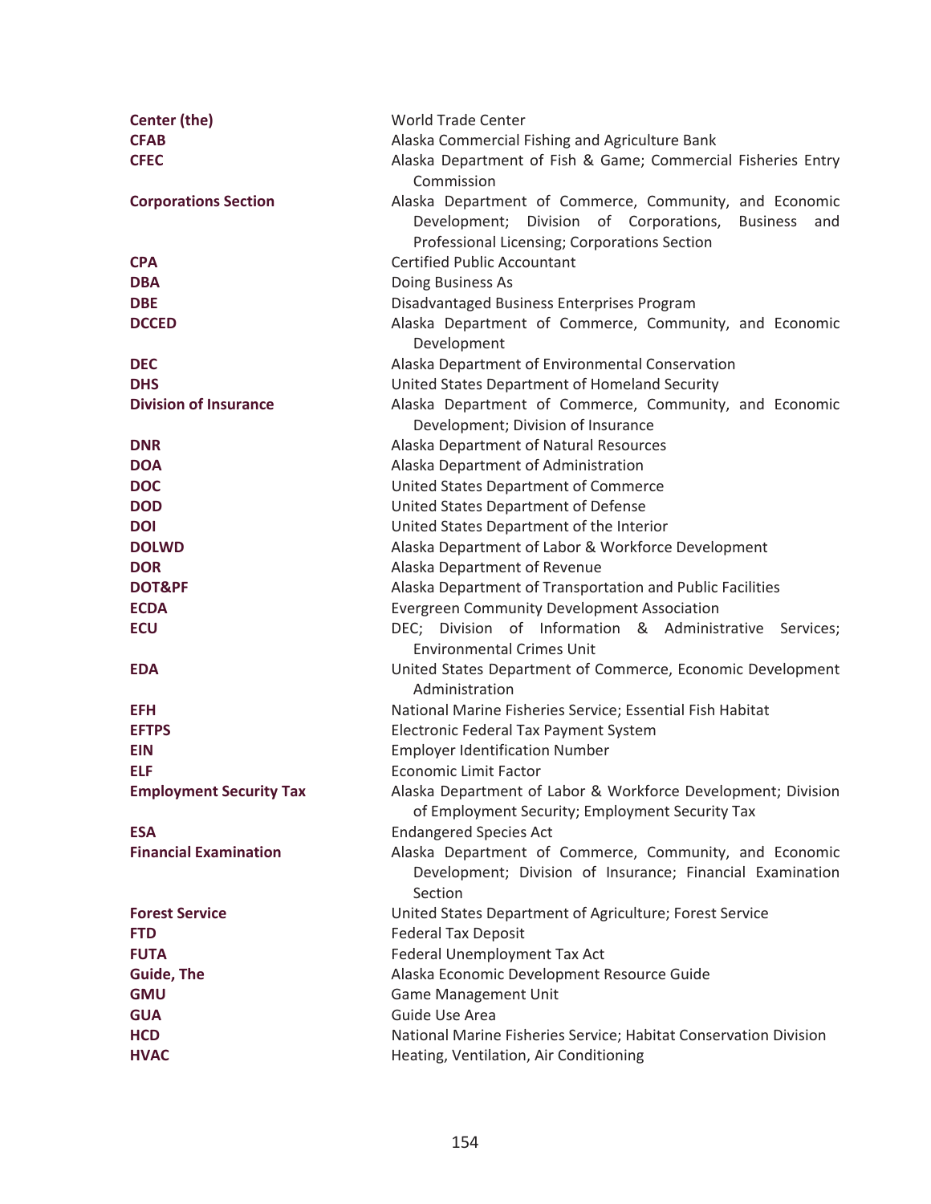| | |
|---|---|
| **Center (the)** | World Trade Center |
| **CFAB** | Alaska Commercial Fishing and Agriculture Bank |
| **CFEC** | Alaska Department of Fish & Game; Commercial Fisheries Entry Commission |
| **Corporations Section** | Alaska Department of Commerce, Community, and Economic Development; Division of Corporations, Business and Professional Licensing; Corporations Section |
| **CPA** | Certified Public Accountant |
| **DBA** | Doing Business As |
| **DBE** | Disadvantaged Business Enterprises Program |
| **DCCED** | Alaska Department of Commerce, Community, and Economic Development |
| **DEC** | Alaska Department of Environmental Conservation |
| **DHS** | United States Department of Homeland Security |
| **Division of Insurance** | Alaska Department of Commerce, Community, and Economic Development; Division of Insurance |
| **DNR** | Alaska Department of Natural Resources |
| **DOA** | Alaska Department of Administration |
| **DOC** | United States Department of Commerce |
| **DOD** | United States Department of Defense |
| **DOI** | United States Department of the Interior |
| **DOLWD** | Alaska Department of Labor & Workforce Development |
| **DOR** | Alaska Department of Revenue |
| **DOT&PF** | Alaska Department of Transportation and Public Facilities |
| **ECDA** | Evergreen Community Development Association |
| **ECU** | DEC; Division of Information & Administrative Services; Environmental Crimes Unit |
| **EDA** | United States Department of Commerce, Economic Development Administration |
| **EFH** | National Marine Fisheries Service; Essential Fish Habitat |
| **EFTPS** | Electronic Federal Tax Payment System |
| **EIN** | Employer Identification Number |
| **ELF** | Economic Limit Factor |
| **Employment Security Tax** | Alaska Department of Labor & Workforce Development; Division of Employment Security; Employment Security Tax |
| **ESA** | Endangered Species Act |
| **Financial Examination** | Alaska Department of Commerce, Community, and Economic Development; Division of Insurance; Financial Examination Section |
| **Forest Service** | United States Department of Agriculture; Forest Service |
| **FTD** | Federal Tax Deposit |
| **FUTA** | Federal Unemployment Tax Act |
| **Guide, The** | Alaska Economic Development Resource Guide |
| **GMU** | Game Management Unit |
| **GUA** | Guide Use Area |
| **HCD** | National Marine Fisheries Service; Habitat Conservation Division |
| **HVAC** | Heating, Ventilation, Air Conditioning |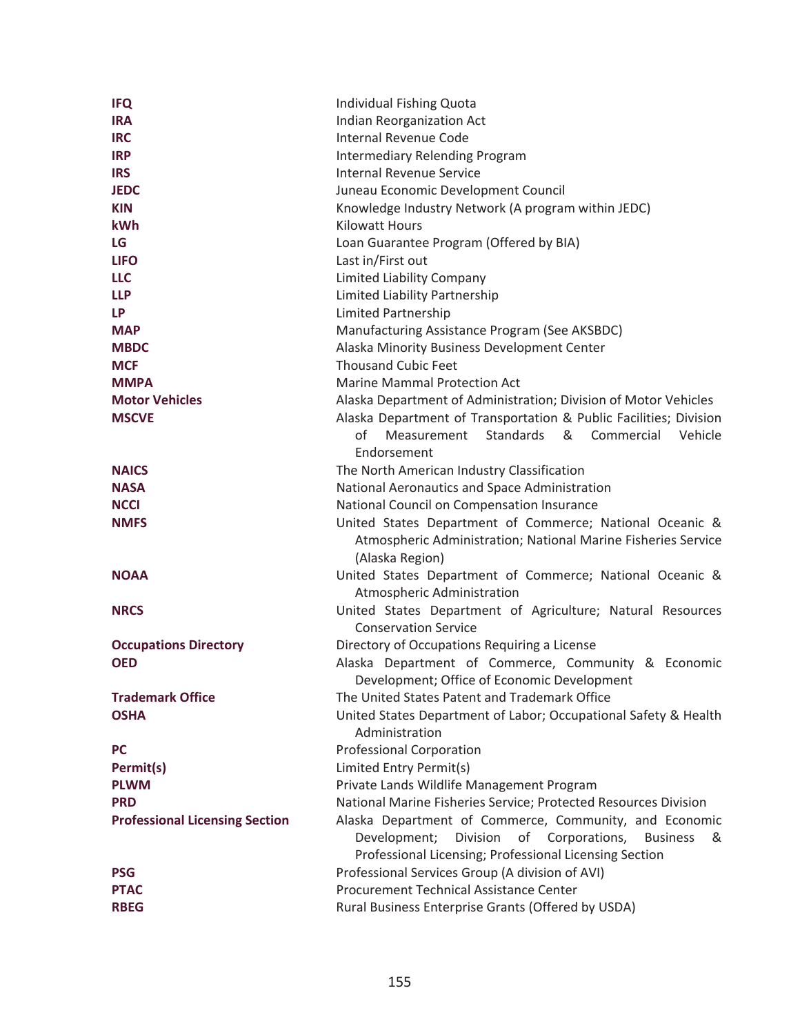| | |
|---|---|
| **IFQ** | Individual Fishing Quota |
| **IRA** | Indian Reorganization Act |
| **IRC** | Internal Revenue Code |
| **IRP** | Intermediary Relending Program |
| **IRS** | Internal Revenue Service |
| **JEDC** | Juneau Economic Development Council |
| **KIN** | Knowledge Industry Network (A program within JEDC) |
| **kWh** | Kilowatt Hours |
| **LG** | Loan Guarantee Program (Offered by BIA) |
| **LIFO** | Last in/First out |
| **LLC** | Limited Liability Company |
| **LLP** | Limited Liability Partnership |
| **LP** | Limited Partnership |
| **MAP** | Manufacturing Assistance Program (See AKSBDC) |
| **MBDC** | Alaska Minority Business Development Center |
| **MCF** | Thousand Cubic Feet |
| **MMPA** | Marine Mammal Protection Act |
| **Motor Vehicles** | Alaska Department of Administration; Division of Motor Vehicles |
| **MSCVE** | Alaska Department of Transportation & Public Facilities; Division of Measurement Standards & Commercial Vehicle Endorsement |
| **NAICS** | The North American Industry Classification |
| **NASA** | National Aeronautics and Space Administration |
| **NCCI** | National Council on Compensation Insurance |
| **NMFS** | United States Department of Commerce; National Oceanic & Atmospheric Administration; National Marine Fisheries Service (Alaska Region) |
| **NOAA** | United States Department of Commerce; National Oceanic & Atmospheric Administration |
| **NRCS** | United States Department of Agriculture; Natural Resources Conservation Service |
| **Occupations Directory** | Directory of Occupations Requiring a License |
| **OED** | Alaska Department of Commerce, Community & Economic Development; Office of Economic Development |
| **Trademark Office** | The United States Patent and Trademark Office |
| **OSHA** | United States Department of Labor; Occupational Safety & Health Administration |
| **PC** | Professional Corporation |
| **Permit(s)** | Limited Entry Permit(s) |
| **PLWM** | Private Lands Wildlife Management Program |
| **PRD** | National Marine Fisheries Service; Protected Resources Division |
| **Professional Licensing Section** | Alaska Department of Commerce, Community, and Economic Development; Division of Corporations, Business & Professional Licensing; Professional Licensing Section |
| **PSG** | Professional Services Group (A division of AVI) |
| **PTAC** | Procurement Technical Assistance Center |
| **RBEG** | Rural Business Enterprise Grants (Offered by USDA) |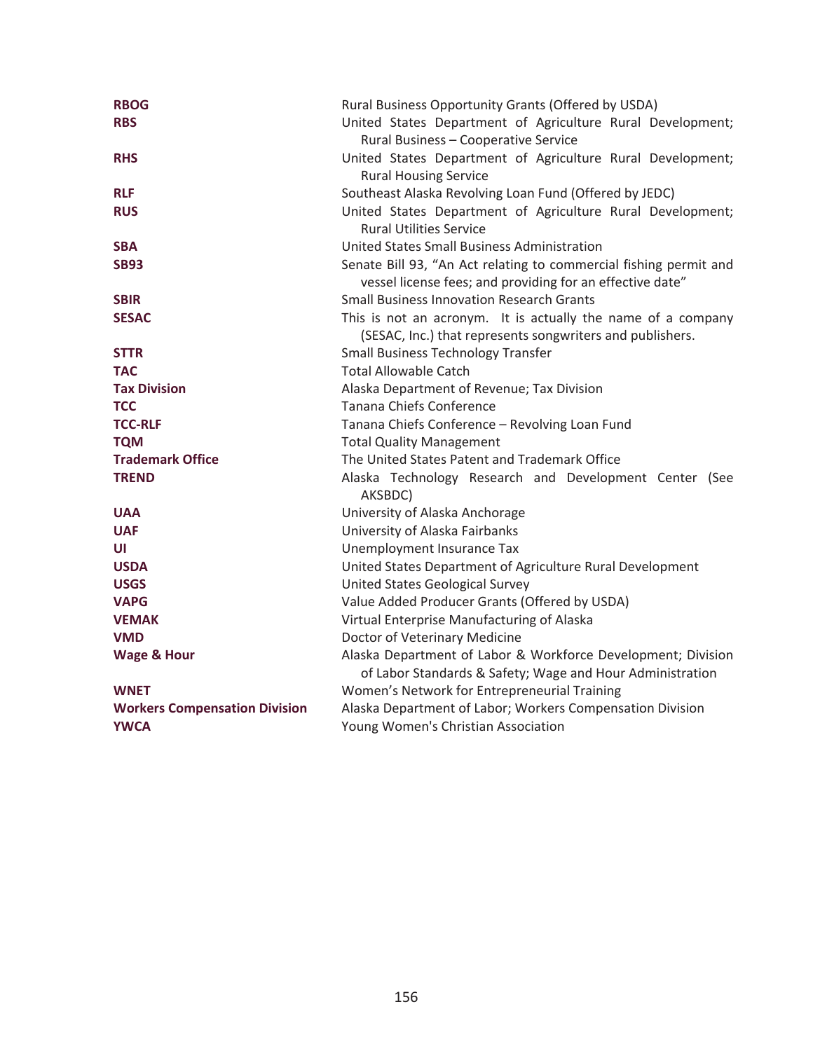| | |
|---|---|
| **RBOG** | Rural Business Opportunity Grants (Offered by USDA) |
| **RBS** | United States Department of Agriculture Rural Development; Rural Business – Cooperative Service |
| **RHS** | United States Department of Agriculture Rural Development; Rural Housing Service |
| **RLF** | Southeast Alaska Revolving Loan Fund (Offered by JEDC) |
| **RUS** | United States Department of Agriculture Rural Development; Rural Utilities Service |
| **SBA** | United States Small Business Administration |
| **SB93** | Senate Bill 93, “An Act relating to commercial fishing permit and vessel license fees; and providing for an effective date” |
| **SBIR** | Small Business Innovation Research Grants |
| **SESAC** | This is not an acronym. It is actually the name of a company (SESAC, Inc.) that represents songwriters and publishers. |
| **STTR** | Small Business Technology Transfer |
| **TAC** | Total Allowable Catch |
| **Tax Division** | Alaska Department of Revenue; Tax Division |
| **TCC** | Tanana Chiefs Conference |
| **TCC-RLF** | Tanana Chiefs Conference – Revolving Loan Fund |
| **TQM** | Total Quality Management |
| **Trademark Office** | The United States Patent and Trademark Office |
| **TREND** | Alaska Technology Research and Development Center (See AKSBDC) |
| **UAA** | University of Alaska Anchorage |
| **UAF** | University of Alaska Fairbanks |
| **UI** | Unemployment Insurance Tax |
| **USDA** | United States Department of Agriculture Rural Development |
| **USGS** | United States Geological Survey |
| **VAPG** | Value Added Producer Grants (Offered by USDA) |
| **VEMAK** | Virtual Enterprise Manufacturing of Alaska |
| **VMD** | Doctor of Veterinary Medicine |
| **Wage & Hour** | Alaska Department of Labor & Workforce Development; Division of Labor Standards & Safety; Wage and Hour Administration |
| **WNET** | Women’s Network for Entrepreneurial Training |
| **Workers Compensation Division** | Alaska Department of Labor; Workers Compensation Division |
| **YWCA** | Young Women's Christian Association |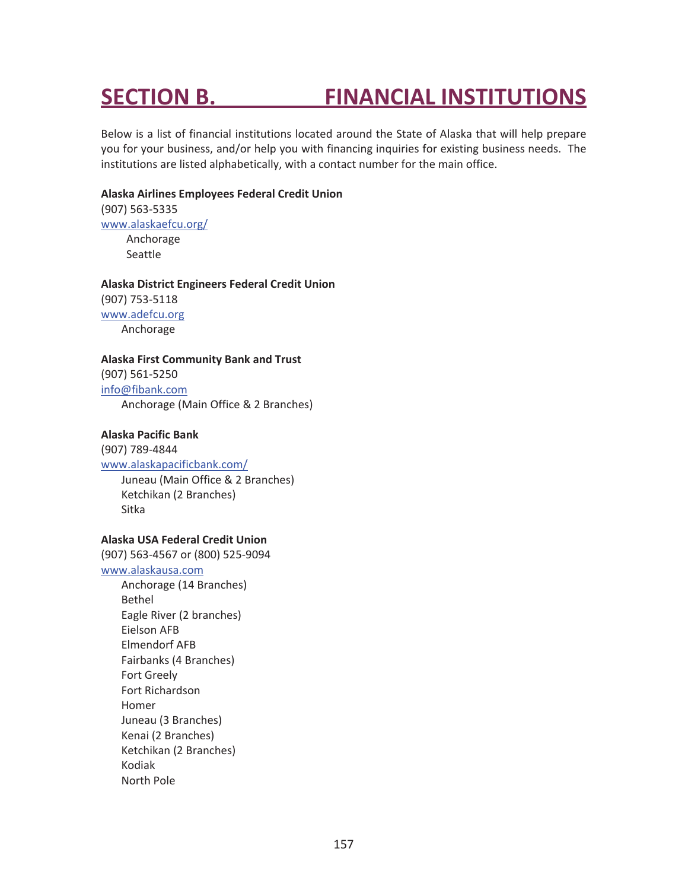# SECTION B. FINANCIAL INSTITUTIONS

Below is a list of financial institutions located around the State of Alaska that will help prepare you for your business, and/or help you with financing inquiries for existing business needs. The institutions are listed alphabetically, with a contact number for the main office.

**Alaska Airlines Employees Federal Credit Union**
(907) 563-5335
www.alaskaefcu.org/
- Anchorage
- Seattle

**Alaska District Engineers Federal Credit Union**
(907) 753-5118
www.adefcu.org
- Anchorage

**Alaska First Community Bank and Trust**
(907) 561-5250
info@fibank.com
- Anchorage (Main Office & 2 Branches)

**Alaska Pacific Bank**
(907) 789-4844
www.alaskapacificbank.com/
- Juneau (Main Office & 2 Branches)
- Ketchikan (2 Branches)
- Sitka

**Alaska USA Federal Credit Union**
(907) 563-4567 or (800) 525-9094
www.alaskausa.com
- Anchorage (14 Branches)
- Bethel
- Eagle River (2 branches)
- Eielson AFB
- Elmendorf AFB
- Fairbanks (4 Branches)
- Fort Greely
- Fort Richardson
- Homer
- Juneau (3 Branches)
- Kenai (2 Branches)
- Ketchikan (2 Branches)
- Kodiak
- North Pole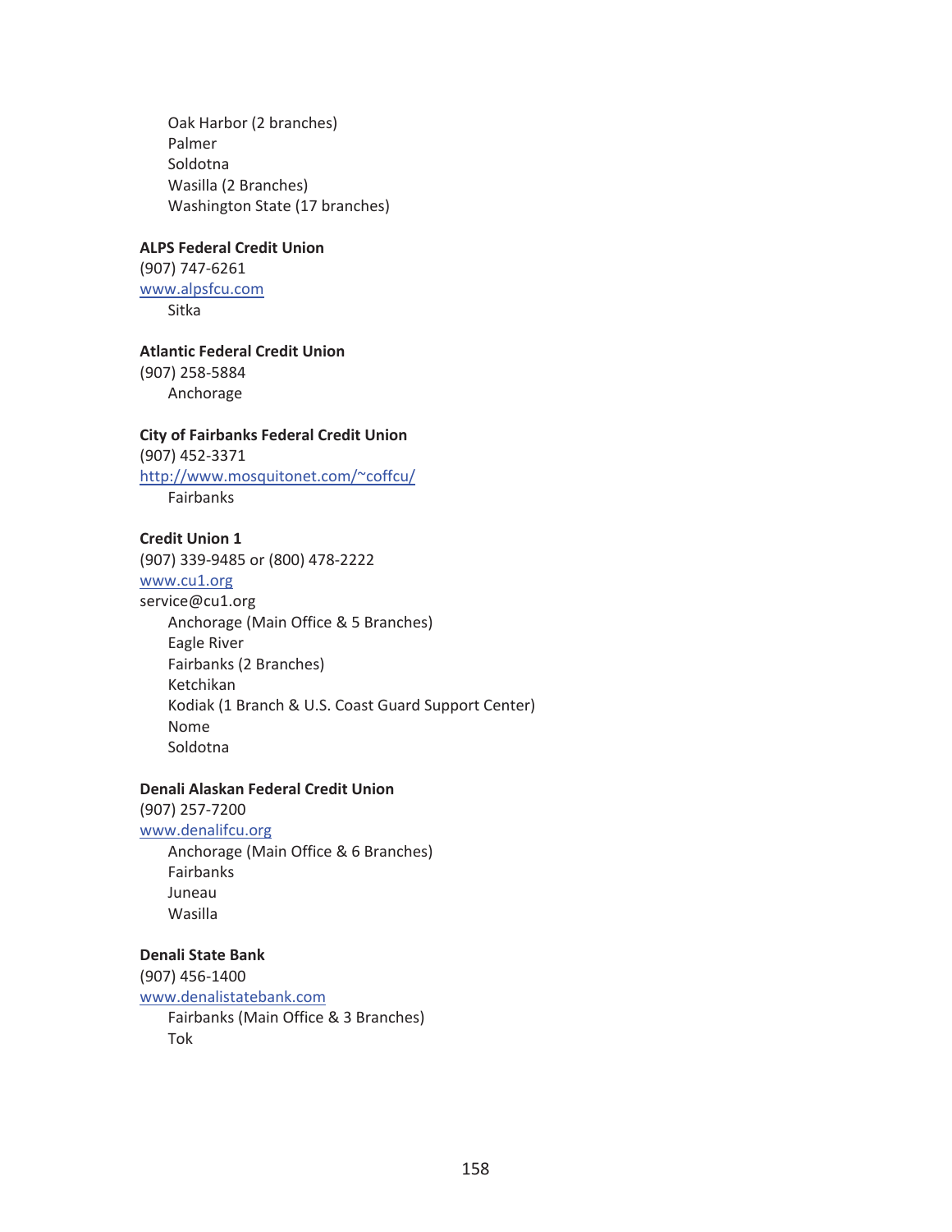Oak Harbor (2 branches)
Palmer
Soldotna
Wasilla (2 Branches)
Washington State (17 branches)

**ALPS Federal Credit Union**
(907) 747-6261
[www.alpsfcu.com](http://www.alpsfcu.com)
Sitka

**Atlantic Federal Credit Union**
(907) 258-5884
Anchorage

**City of Fairbanks Federal Credit Union**
(907) 452-3371
[http://www.mosquitonet.com/~coffcu/](http://www.mosquitonet.com/~coffcu/)
Fairbanks

**Credit Union 1**
(907) 339-9485 or (800) 478-2222
[www.cu1.org](http://www.cu1.org)
service@cu1.org
Anchorage (Main Office & 5 Branches)
Eagle River
Fairbanks (2 Branches)
Ketchikan
Kodiak (1 Branch & U.S. Coast Guard Support Center)
Nome
Soldotna

**Denali Alaskan Federal Credit Union**
(907) 257-7200
[www.denalifcu.org](http://www.denalifcu.org)
Anchorage (Main Office & 6 Branches)
Fairbanks
Juneau
Wasilla

**Denali State Bank**
(907) 456-1400
[www.denalistatebank.com](http://www.denalistatebank.com)
Fairbanks (Main Office & 3 Branches)
Tok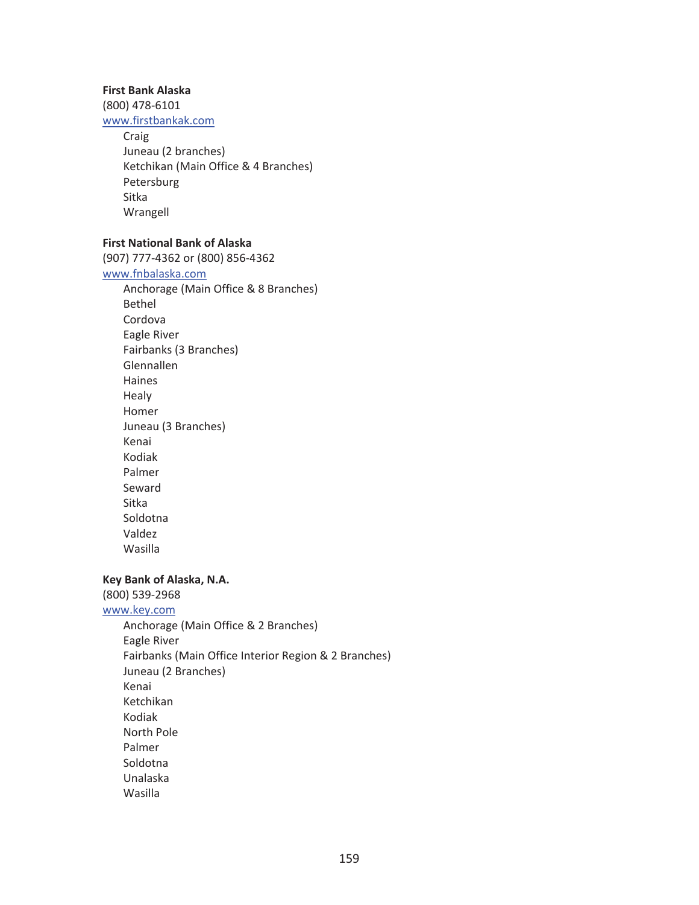**First Bank Alaska**
(800) 478-6101
www.firstbankak.com

- Craig
- Juneau (2 branches)
- Ketchikan (Main Office & 4 Branches)
- Petersburg
- Sitka
- Wrangell

**First National Bank of Alaska**
(907) 777-4362 or (800) 856-4362
www.fnbalaska.com

- Anchorage (Main Office & 8 Branches)
- Bethel
- Cordova
- Eagle River
- Fairbanks (3 Branches)
- Glennallen
- Haines
- Healy
- Homer
- Juneau (3 Branches)
- Kenai
- Kodiak
- Palmer
- Seward
- Sitka
- Soldotna
- Valdez
- Wasilla

**Key Bank of Alaska, N.A.**
(800) 539-2968
www.key.com

- Anchorage (Main Office & 2 Branches)
- Eagle River
- Fairbanks (Main Office Interior Region & 2 Branches)
- Juneau (2 Branches)
- Kenai
- Ketchikan
- Kodiak
- North Pole
- Palmer
- Soldotna
- Unalaska
- Wasilla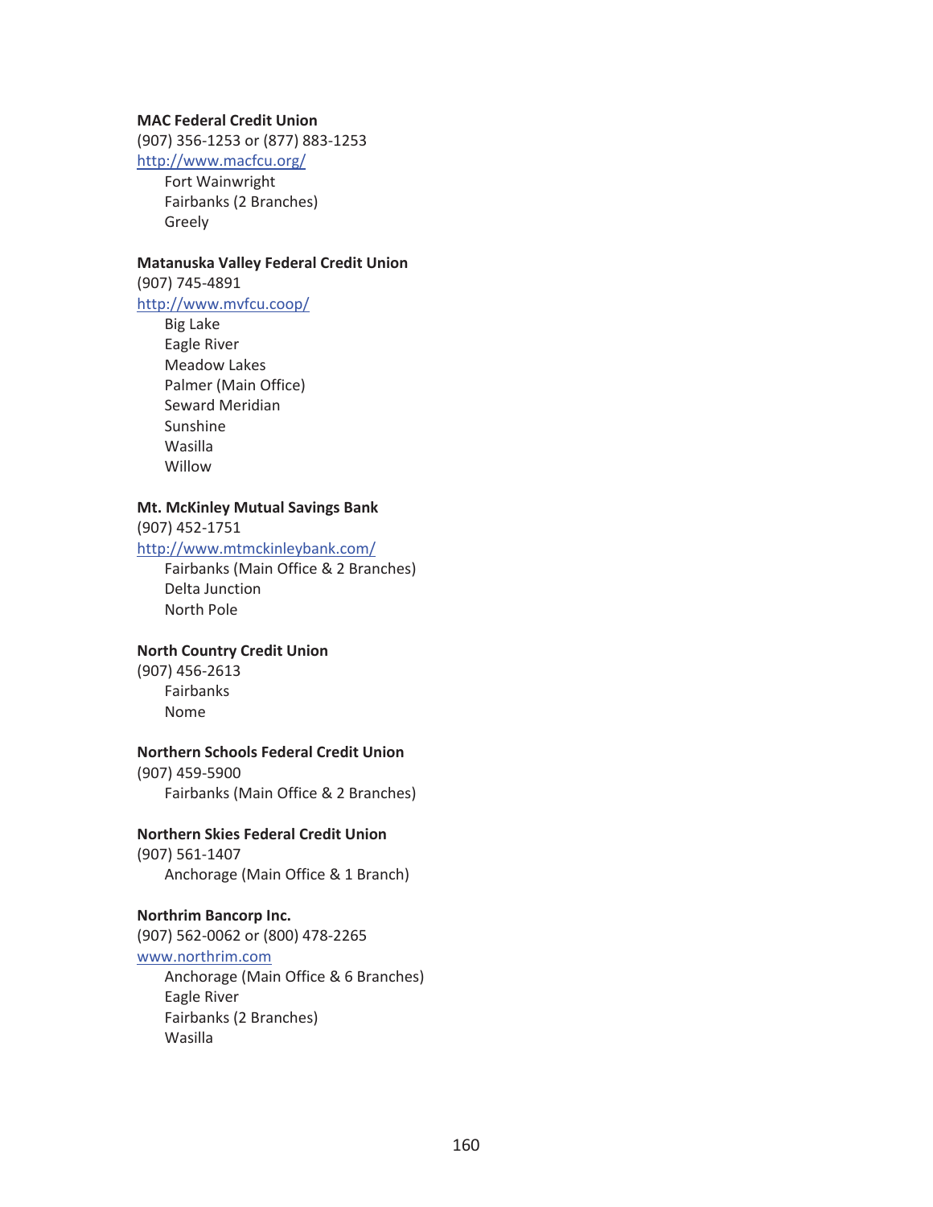**MAC Federal Credit Union**
(907) 356-1253 or (877) 883-1253
http://www.macfcu.org/

- Fort Wainwright
- Fairbanks (2 Branches)
- Greely

**Matanuska Valley Federal Credit Union**
(907) 745-4891
http://www.mvfcu.coop/

- Big Lake
- Eagle River
- Meadow Lakes
- Palmer (Main Office)
- Seward Meridian
- Sunshine
- Wasilla
- Willow

**Mt. McKinley Mutual Savings Bank**
(907) 452-1751
http://www.mtmckinleybank.com/

- Fairbanks (Main Office & 2 Branches)
- Delta Junction
- North Pole

**North Country Credit Union**
(907) 456-2613

- Fairbanks
- Nome

**Northern Schools Federal Credit Union**
(907) 459-5900

- Fairbanks (Main Office & 2 Branches)

**Northern Skies Federal Credit Union**
(907) 561-1407

- Anchorage (Main Office & 1 Branch)

**Northrim Bancorp Inc.**
(907) 562-0062 or (800) 478-2265
www.northrim.com

- Anchorage (Main Office & 6 Branches)
- Eagle River
- Fairbanks (2 Branches)
- Wasilla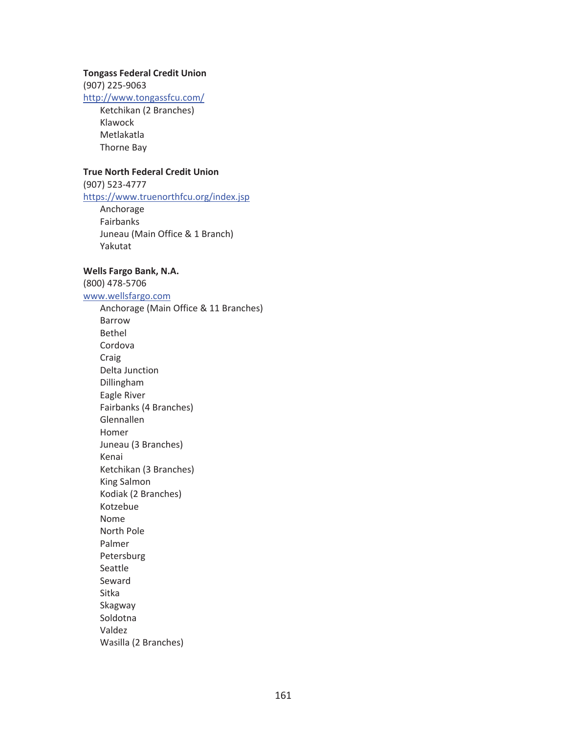**Tongass Federal Credit Union**
(907) 225-9063
http://www.tongassfcu.com/

- Ketchikan (2 Branches)
- Klawock
- Metlakatla
- Thorne Bay

**True North Federal Credit Union**
(907) 523-4777
https://www.truenorthfcu.org/index.jsp

- Anchorage
- Fairbanks
- Juneau (Main Office & 1 Branch)
- Yakutat

**Wells Fargo Bank, N.A.**
(800) 478-5706
www.wellsfargo.com

- Anchorage (Main Office & 11 Branches)
- Barrow
- Bethel
- Cordova
- Craig
- Delta Junction
- Dillingham
- Eagle River
- Fairbanks (4 Branches)
- Glennallen
- Homer
- Juneau (3 Branches)
- Kenai
- Ketchikan (3 Branches)
- King Salmon
- Kodiak (2 Branches)
- Kotzebue
- Nome
- North Pole
- Palmer
- Petersburg
- Seattle
- Seward
- Sitka
- Skagway
- Soldotna
- Valdez
- Wasilla (2 Branches)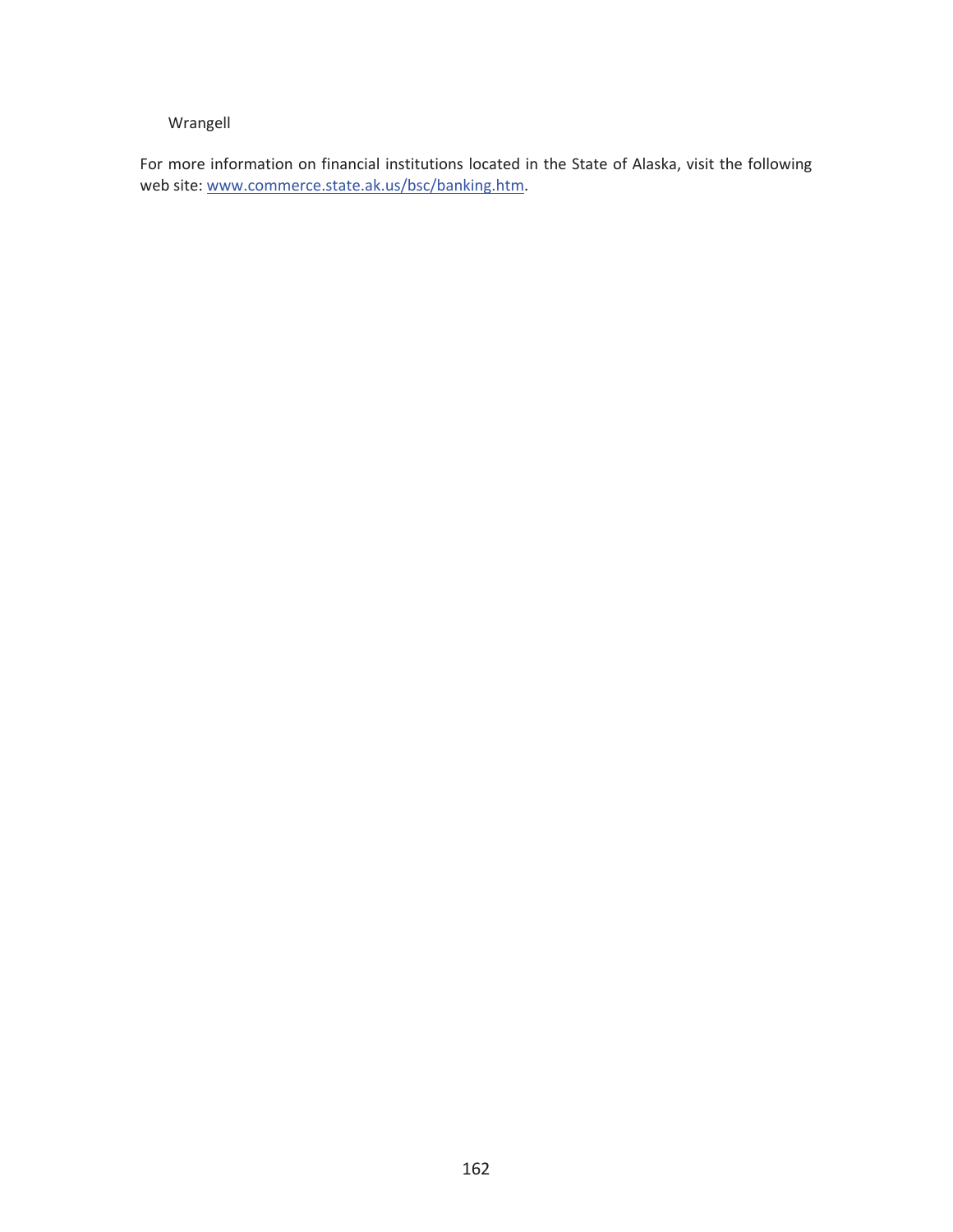Wrangell

For more information on financial institutions located in the State of Alaska, visit the following web site: www.commerce.state.ak.us/bsc/banking.htm.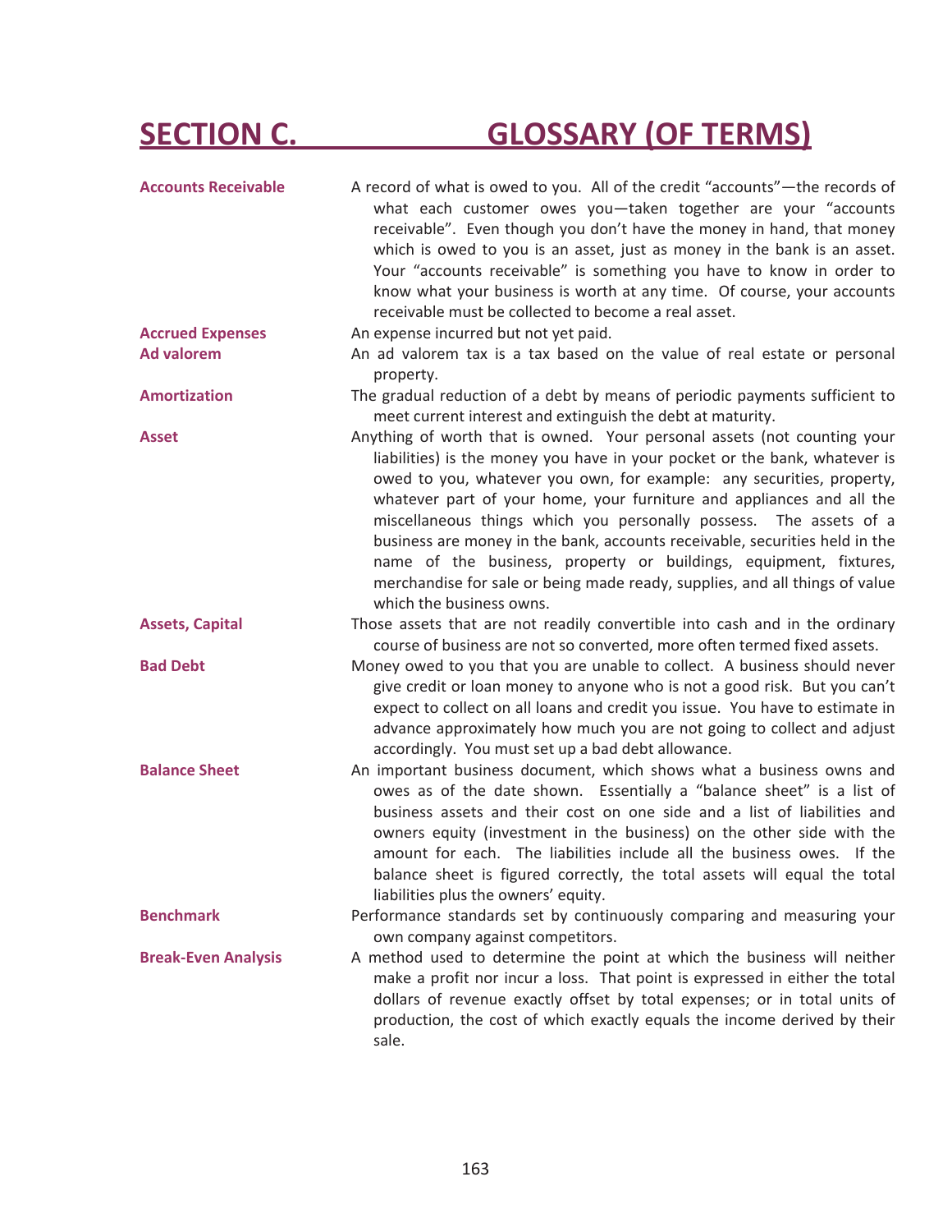# SECTION C. GLOSSARY (OF TERMS)

**Accounts Receivable** A record of what is owed to you. All of the credit "accounts"—the records of what each customer owes you—taken together are your "accounts receivable". Even though you don't have the money in hand, that money which is owed to you is an asset, just as money in the bank is an asset. Your "accounts receivable" is something you have to know in order to know what your business is worth at any time. Of course, your accounts receivable must be collected to become a real asset.

**Accrued Expenses** An expense incurred but not yet paid.

**Ad valorem** An ad valorem tax is a tax based on the value of real estate or personal property.

**Amortization** The gradual reduction of a debt by means of periodic payments sufficient to meet current interest and extinguish the debt at maturity.

**Asset** Anything of worth that is owned. Your personal assets (not counting your liabilities) is the money you have in your pocket or the bank, whatever is owed to you, whatever you own, for example: any securities, property, whatever part of your home, your furniture and appliances and all the miscellaneous things which you personally possess. The assets of a business are money in the bank, accounts receivable, securities held in the name of the business, property or buildings, equipment, fixtures, merchandise for sale or being made ready, supplies, and all things of value which the business owns.

**Assets, Capital** Those assets that are not readily convertible into cash and in the ordinary course of business are not so converted, more often termed fixed assets.

**Bad Debt** Money owed to you that you are unable to collect. A business should never give credit or loan money to anyone who is not a good risk. But you can't expect to collect on all loans and credit you issue. You have to estimate in advance approximately how much you are not going to collect and adjust accordingly. You must set up a bad debt allowance.

**Balance Sheet** An important business document, which shows what a business owns and owes as of the date shown. Essentially a "balance sheet" is a list of business assets and their cost on one side and a list of liabilities and owners equity (investment in the business) on the other side with the amount for each. The liabilities include all the business owes. If the balance sheet is figured correctly, the total assets will equal the total liabilities plus the owners' equity.

**Benchmark** Performance standards set by continuously comparing and measuring your own company against competitors.

**Break-Even Analysis** A method used to determine the point at which the business will neither make a profit nor incur a loss. That point is expressed in either the total dollars of revenue exactly offset by total expenses; or in total units of production, the cost of which exactly equals the income derived by their sale.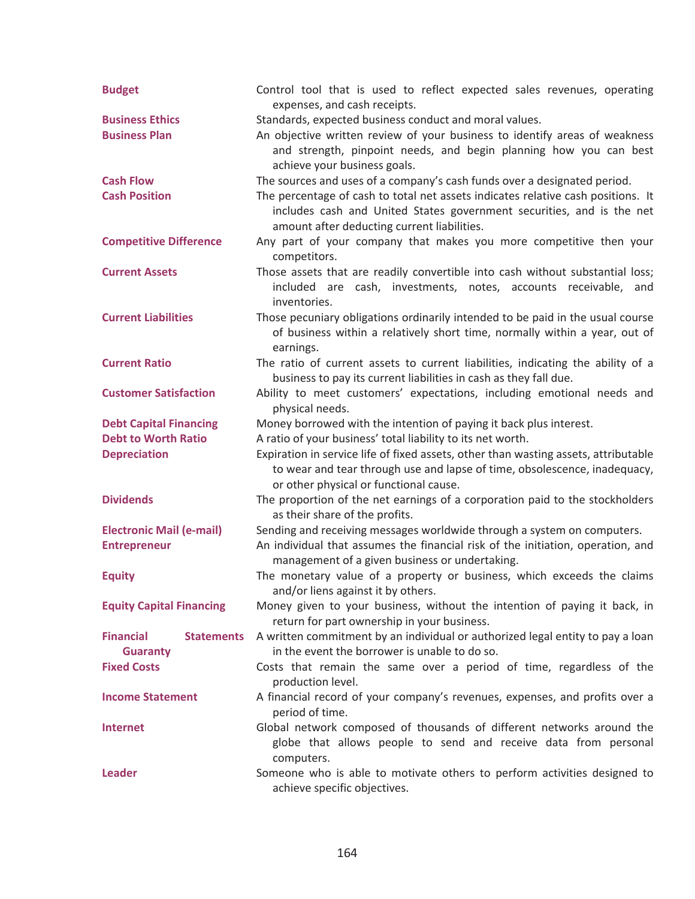**Budget** — Control tool that is used to reflect expected sales revenues, operating expenses, and cash receipts.

**Business Ethics** — Standards, expected business conduct and moral values.

**Business Plan** — An objective written review of your business to identify areas of weakness and strength, pinpoint needs, and begin planning how you can best achieve your business goals.

**Cash Flow** — The sources and uses of a company's cash funds over a designated period.

**Cash Position** — The percentage of cash to total net assets indicates relative cash positions. It includes cash and United States government securities, and is the net amount after deducting current liabilities.

**Competitive Difference** — Any part of your company that makes you more competitive then your competitors.

**Current Assets** — Those assets that are readily convertible into cash without substantial loss; included are cash, investments, notes, accounts receivable, and inventories.

**Current Liabilities** — Those pecuniary obligations ordinarily intended to be paid in the usual course of business within a relatively short time, normally within a year, out of earnings.

**Current Ratio** — The ratio of current assets to current liabilities, indicating the ability of a business to pay its current liabilities in cash as they fall due.

**Customer Satisfaction** — Ability to meet customers' expectations, including emotional needs and physical needs.

**Debt Capital Financing** — Money borrowed with the intention of paying it back plus interest.

**Debt to Worth Ratio** — A ratio of your business' total liability to its net worth.

**Depreciation** — Expiration in service life of fixed assets, other than wasting assets, attributable to wear and tear through use and lapse of time, obsolescence, inadequacy, or other physical or functional cause.

**Dividends** — The proportion of the net earnings of a corporation paid to the stockholders as their share of the profits.

**Electronic Mail (e-mail)** — Sending and receiving messages worldwide through a system on computers.

**Entrepreneur** — An individual that assumes the financial risk of the initiation, operation, and management of a given business or undertaking.

**Equity** — The monetary value of a property or business, which exceeds the claims and/or liens against it by others.

**Equity Capital Financing** — Money given to your business, without the intention of paying it back, in return for part ownership in your business.

**Financial Statements Guaranty** — A written commitment by an individual or authorized legal entity to pay a loan in the event the borrower is unable to do so.

**Fixed Costs** — Costs that remain the same over a period of time, regardless of the production level.

**Income Statement** — A financial record of your company's revenues, expenses, and profits over a period of time.

**Internet** — Global network composed of thousands of different networks around the globe that allows people to send and receive data from personal computers.

**Leader** — Someone who is able to motivate others to perform activities designed to achieve specific objectives.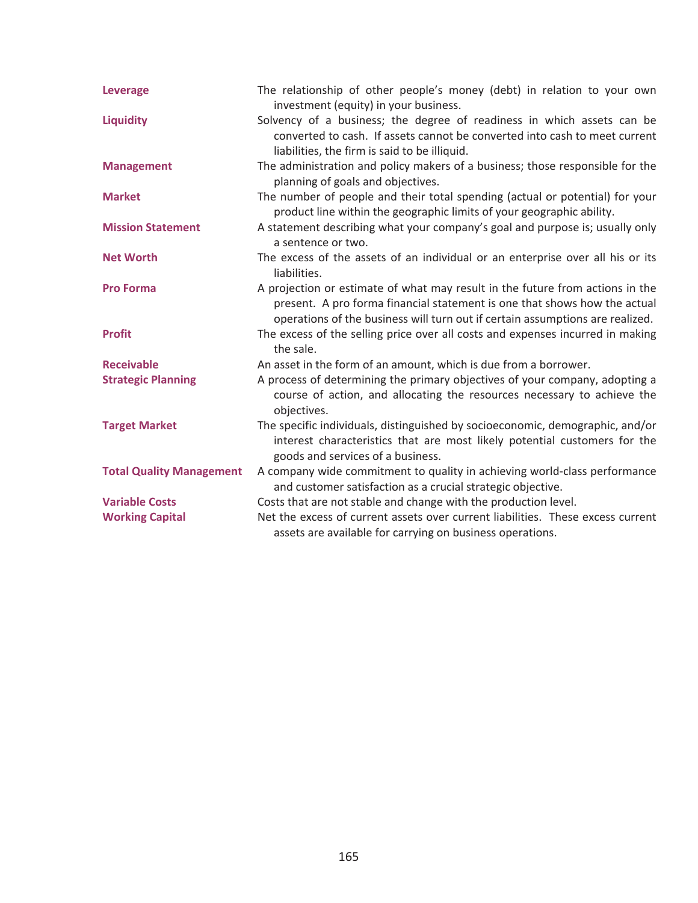**Leverage** The relationship of other people's money (debt) in relation to your own investment (equity) in your business.

**Liquidity** Solvency of a business; the degree of readiness in which assets can be converted to cash. If assets cannot be converted into cash to meet current liabilities, the firm is said to be illiquid.

**Management** The administration and policy makers of a business; those responsible for the planning of goals and objectives.

**Market** The number of people and their total spending (actual or potential) for your product line within the geographic limits of your geographic ability.

**Mission Statement** A statement describing what your company's goal and purpose is; usually only a sentence or two.

**Net Worth** The excess of the assets of an individual or an enterprise over all his or its liabilities.

**Pro Forma** A projection or estimate of what may result in the future from actions in the present. A pro forma financial statement is one that shows how the actual operations of the business will turn out if certain assumptions are realized.

**Profit** The excess of the selling price over all costs and expenses incurred in making the sale.

**Receivable** An asset in the form of an amount, which is due from a borrower.

**Strategic Planning** A process of determining the primary objectives of your company, adopting a course of action, and allocating the resources necessary to achieve the objectives.

**Target Market** The specific individuals, distinguished by socioeconomic, demographic, and/or interest characteristics that are most likely potential customers for the goods and services of a business.

**Total Quality Management** A company wide commitment to quality in achieving world-class performance and customer satisfaction as a crucial strategic objective.

**Variable Costs** Costs that are not stable and change with the production level.

**Working Capital** Net the excess of current assets over current liabilities. These excess current assets are available for carrying on business operations.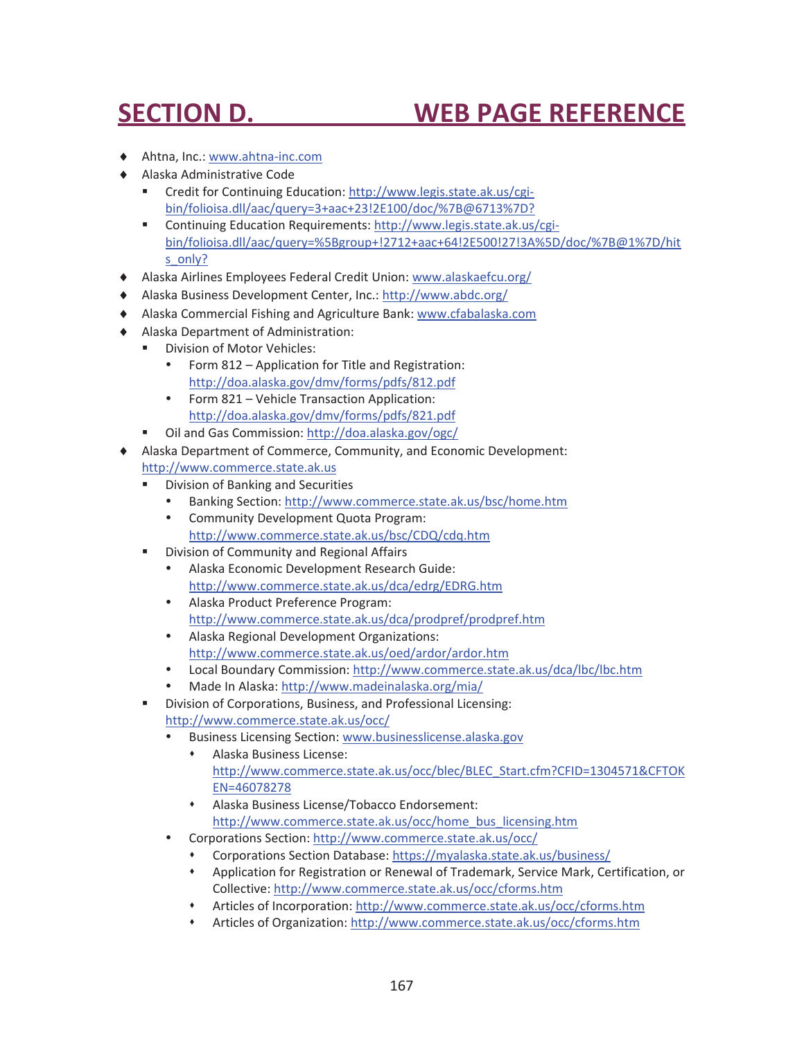# SECTION D. WEB PAGE REFERENCE

- Ahtna, Inc.: www.ahtna-inc.com
- Alaska Administrative Code
  - Credit for Continuing Education: http://www.legis.state.ak.us/cgi-bin/folioisa.dll/aac/query=3+aac+23!2E100/doc/%7B@6713%7D?
  - Continuing Education Requirements: http://www.legis.state.ak.us/cgi-bin/folioisa.dll/aac/query=%5Bgroup+!2712+aac+64!2E500!27!3A%5D/doc/%7B@1%7D/hits_only?
- Alaska Airlines Employees Federal Credit Union: www.alaskaefcu.org/
- Alaska Business Development Center, Inc.: http://www.abdc.org/
- Alaska Commercial Fishing and Agriculture Bank: www.cfabalaska.com
- Alaska Department of Administration:
  - Division of Motor Vehicles:
    - Form 812 – Application for Title and Registration: http://doa.alaska.gov/dmv/forms/pdfs/812.pdf
    - Form 821 – Vehicle Transaction Application: http://doa.alaska.gov/dmv/forms/pdfs/821.pdf
  - Oil and Gas Commission: http://doa.alaska.gov/ogc/
- Alaska Department of Commerce, Community, and Economic Development: http://www.commerce.state.ak.us
  - Division of Banking and Securities
    - Banking Section: http://www.commerce.state.ak.us/bsc/home.htm
    - Community Development Quota Program: http://www.commerce.state.ak.us/bsc/CDQ/cdq.htm
  - Division of Community and Regional Affairs
    - Alaska Economic Development Research Guide: http://www.commerce.state.ak.us/dca/edrg/EDRG.htm
    - Alaska Product Preference Program: http://www.commerce.state.ak.us/dca/prodpref/prodpref.htm
    - Alaska Regional Development Organizations: http://www.commerce.state.ak.us/oed/ardor/ardor.htm
    - Local Boundary Commission: http://www.commerce.state.ak.us/dca/lbc/lbc.htm
    - Made In Alaska: http://www.madeinalaska.org/mia/
  - Division of Corporations, Business, and Professional Licensing: http://www.commerce.state.ak.us/occ/
    - Business Licensing Section: www.businesslicense.alaska.gov
      - Alaska Business License: http://www.commerce.state.ak.us/occ/blec/BLEC_Start.cfm?CFID=1304571&CFTOKEN=46078278
      - Alaska Business License/Tobacco Endorsement: http://www.commerce.state.ak.us/occ/home_bus_licensing.htm
    - Corporations Section: http://www.commerce.state.ak.us/occ/
      - Corporations Section Database: https://myalaska.state.ak.us/business/
      - Application for Registration or Renewal of Trademark, Service Mark, Certification, or Collective: http://www.commerce.state.ak.us/occ/cforms.htm
      - Articles of Incorporation: http://www.commerce.state.ak.us/occ/cforms.htm
      - Articles of Organization: http://www.commerce.state.ak.us/occ/cforms.htm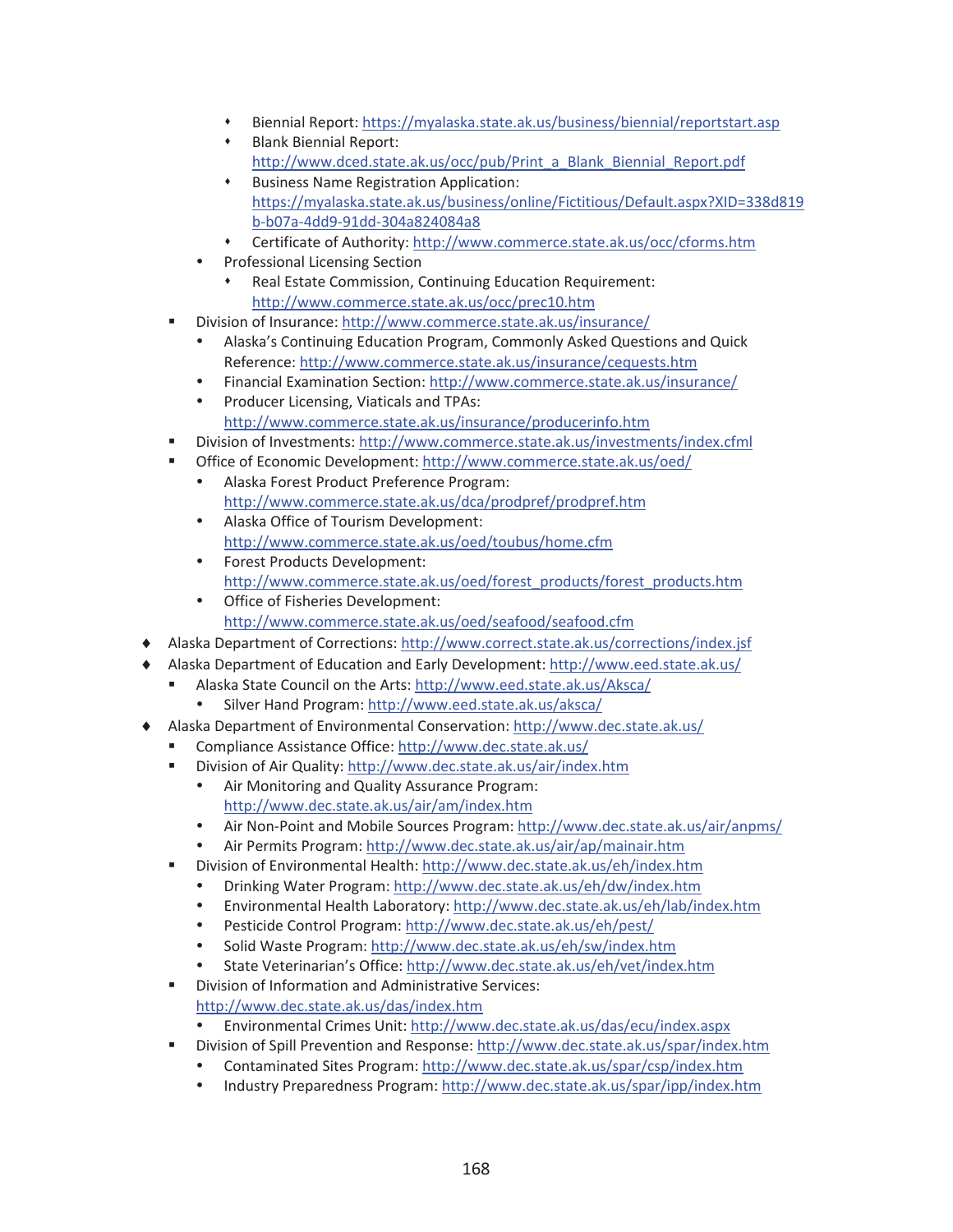- Biennial Report: https://myalaska.state.ak.us/business/biennial/reportstart.asp
            - Blank Biennial Report: http://www.dced.state.ak.us/occ/pub/Print_a_Blank_Biennial_Report.pdf
            - Business Name Registration Application: https://myalaska.state.ak.us/business/online/Fictitious/Default.aspx?XID=338d819b-b07a-4dd9-91dd-304a824084a8
            - Certificate of Authority: http://www.commerce.state.ak.us/occ/cforms.htm
        - Professional Licensing Section
            - Real Estate Commission, Continuing Education Requirement: http://www.commerce.state.ak.us/occ/prec10.htm
    - Division of Insurance: http://www.commerce.state.ak.us/insurance/
        - Alaska's Continuing Education Program, Commonly Asked Questions and Quick Reference: http://www.commerce.state.ak.us/insurance/cequests.htm
        - Financial Examination Section: http://www.commerce.state.ak.us/insurance/
        - Producer Licensing, Viaticals and TPAs: http://www.commerce.state.ak.us/insurance/producerinfo.htm
    - Division of Investments: http://www.commerce.state.ak.us/investments/index.cfml
    - Office of Economic Development: http://www.commerce.state.ak.us/oed/
        - Alaska Forest Product Preference Program: http://www.commerce.state.ak.us/dca/prodpref/prodpref.htm
        - Alaska Office of Tourism Development: http://www.commerce.state.ak.us/oed/toubus/home.cfm
        - Forest Products Development: http://www.commerce.state.ak.us/oed/forest_products/forest_products.htm
        - Office of Fisheries Development: http://www.commerce.state.ak.us/oed/seafood/seafood.cfm
- Alaska Department of Corrections: http://www.correct.state.ak.us/corrections/index.jsf
- Alaska Department of Education and Early Development: http://www.eed.state.ak.us/
    - Alaska State Council on the Arts: http://www.eed.state.ak.us/Aksca/
        - Silver Hand Program: http://www.eed.state.ak.us/aksca/
- Alaska Department of Environmental Conservation: http://www.dec.state.ak.us/
    - Compliance Assistance Office: http://www.dec.state.ak.us/
    - Division of Air Quality: http://www.dec.state.ak.us/air/index.htm
        - Air Monitoring and Quality Assurance Program: http://www.dec.state.ak.us/air/am/index.htm
        - Air Non-Point and Mobile Sources Program: http://www.dec.state.ak.us/air/anpms/
        - Air Permits Program: http://www.dec.state.ak.us/air/ap/mainair.htm
    - Division of Environmental Health: http://www.dec.state.ak.us/eh/index.htm
        - Drinking Water Program: http://www.dec.state.ak.us/eh/dw/index.htm
        - Environmental Health Laboratory: http://www.dec.state.ak.us/eh/lab/index.htm
        - Pesticide Control Program: http://www.dec.state.ak.us/eh/pest/
        - Solid Waste Program: http://www.dec.state.ak.us/eh/sw/index.htm
        - State Veterinarian's Office: http://www.dec.state.ak.us/eh/vet/index.htm
    - Division of Information and Administrative Services: http://www.dec.state.ak.us/das/index.htm
        - Environmental Crimes Unit: http://www.dec.state.ak.us/das/ecu/index.aspx
    - Division of Spill Prevention and Response: http://www.dec.state.ak.us/spar/index.htm
        - Contaminated Sites Program: http://www.dec.state.ak.us/spar/csp/index.htm
        - Industry Preparedness Program: http://www.dec.state.ak.us/spar/ipp/index.htm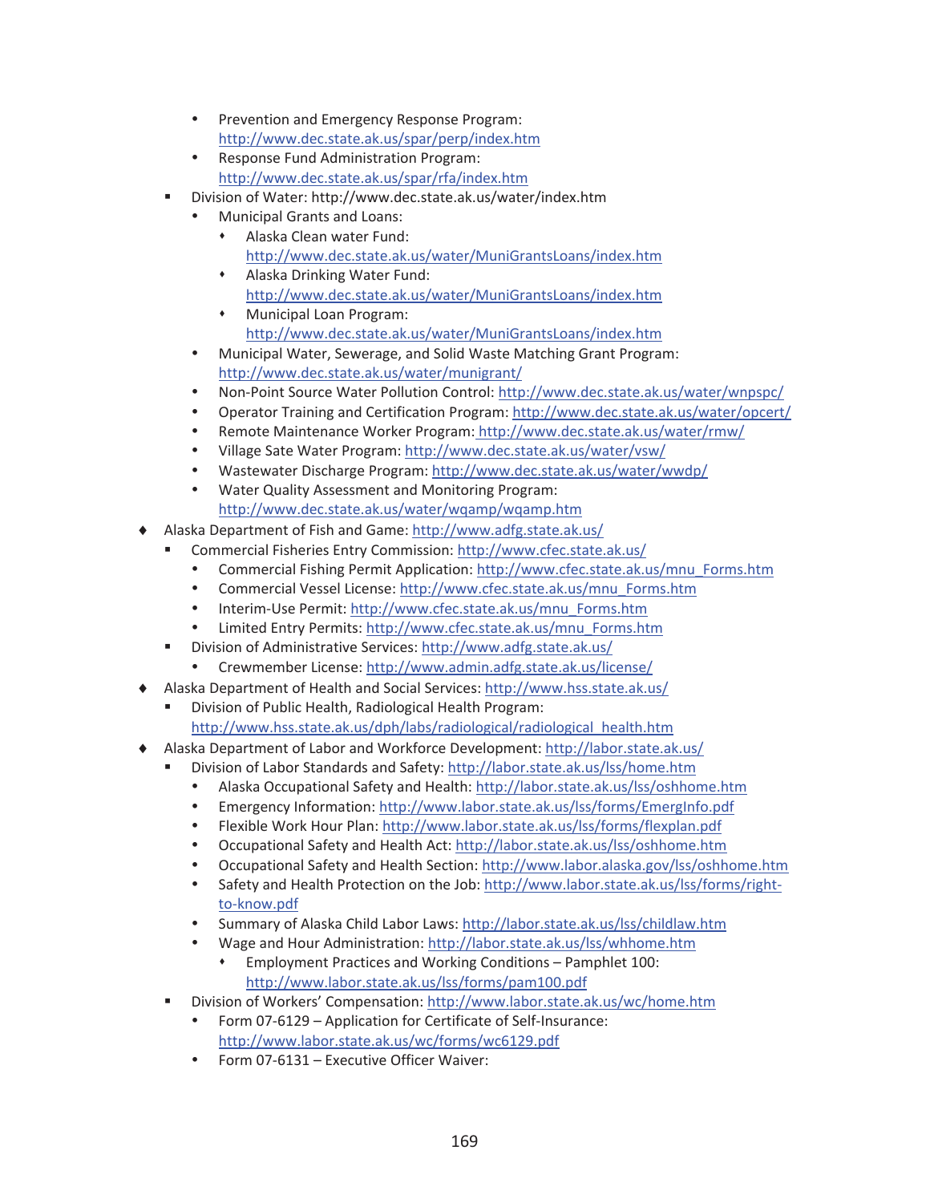- Prevention and Emergency Response Program: http://www.dec.state.ak.us/spar/perp/index.htm
        - Response Fund Administration Program: http://www.dec.state.ak.us/spar/rfa/index.htm
    - Division of Water: http://www.dec.state.ak.us/water/index.htm
        - Municipal Grants and Loans:
            - Alaska Clean water Fund: http://www.dec.state.ak.us/water/MuniGrantsLoans/index.htm
            - Alaska Drinking Water Fund: http://www.dec.state.ak.us/water/MuniGrantsLoans/index.htm
            - Municipal Loan Program: http://www.dec.state.ak.us/water/MuniGrantsLoans/index.htm
        - Municipal Water, Sewerage, and Solid Waste Matching Grant Program: http://www.dec.state.ak.us/water/munigrant/
        - Non-Point Source Water Pollution Control: http://www.dec.state.ak.us/water/wnpspc/
        - Operator Training and Certification Program: http://www.dec.state.ak.us/water/opcert/
        - Remote Maintenance Worker Program: http://www.dec.state.ak.us/water/rmw/
        - Village Sate Water Program: http://www.dec.state.ak.us/water/vsw/
        - Wastewater Discharge Program: http://www.dec.state.ak.us/water/wwdp/
        - Water Quality Assessment and Monitoring Program: http://www.dec.state.ak.us/water/wqamp/wqamp.htm
- Alaska Department of Fish and Game: http://www.adfg.state.ak.us/
    - Commercial Fisheries Entry Commission: http://www.cfec.state.ak.us/
        - Commercial Fishing Permit Application: http://www.cfec.state.ak.us/mnu_Forms.htm
        - Commercial Vessel License: http://www.cfec.state.ak.us/mnu_Forms.htm
        - Interim-Use Permit: http://www.cfec.state.ak.us/mnu_Forms.htm
        - Limited Entry Permits: http://www.cfec.state.ak.us/mnu_Forms.htm
    - Division of Administrative Services: http://www.adfg.state.ak.us/
        - Crewmember License: http://www.admin.adfg.state.ak.us/license/
- Alaska Department of Health and Social Services: http://www.hss.state.ak.us/
    - Division of Public Health, Radiological Health Program: http://www.hss.state.ak.us/dph/labs/radiological/radiological_health.htm
- Alaska Department of Labor and Workforce Development: http://labor.state.ak.us/
    - Division of Labor Standards and Safety: http://labor.state.ak.us/lss/home.htm
        - Alaska Occupational Safety and Health: http://labor.state.ak.us/lss/oshhome.htm
        - Emergency Information: http://www.labor.state.ak.us/lss/forms/EmergInfo.pdf
        - Flexible Work Hour Plan: http://www.labor.state.ak.us/lss/forms/flexplan.pdf
        - Occupational Safety and Health Act: http://labor.state.ak.us/lss/oshhome.htm
        - Occupational Safety and Health Section: http://www.labor.alaska.gov/lss/oshhome.htm
        - Safety and Health Protection on the Job: http://www.labor.state.ak.us/lss/forms/right-to-know.pdf
        - Summary of Alaska Child Labor Laws: http://labor.state.ak.us/lss/childlaw.htm
        - Wage and Hour Administration: http://labor.state.ak.us/lss/whhome.htm
            - Employment Practices and Working Conditions – Pamphlet 100: http://www.labor.state.ak.us/lss/forms/pam100.pdf
    - Division of Workers' Compensation: http://www.labor.state.ak.us/wc/home.htm
        - Form 07-6129 – Application for Certificate of Self-Insurance: http://www.labor.state.ak.us/wc/forms/wc6129.pdf
        - Form 07-6131 – Executive Officer Waiver: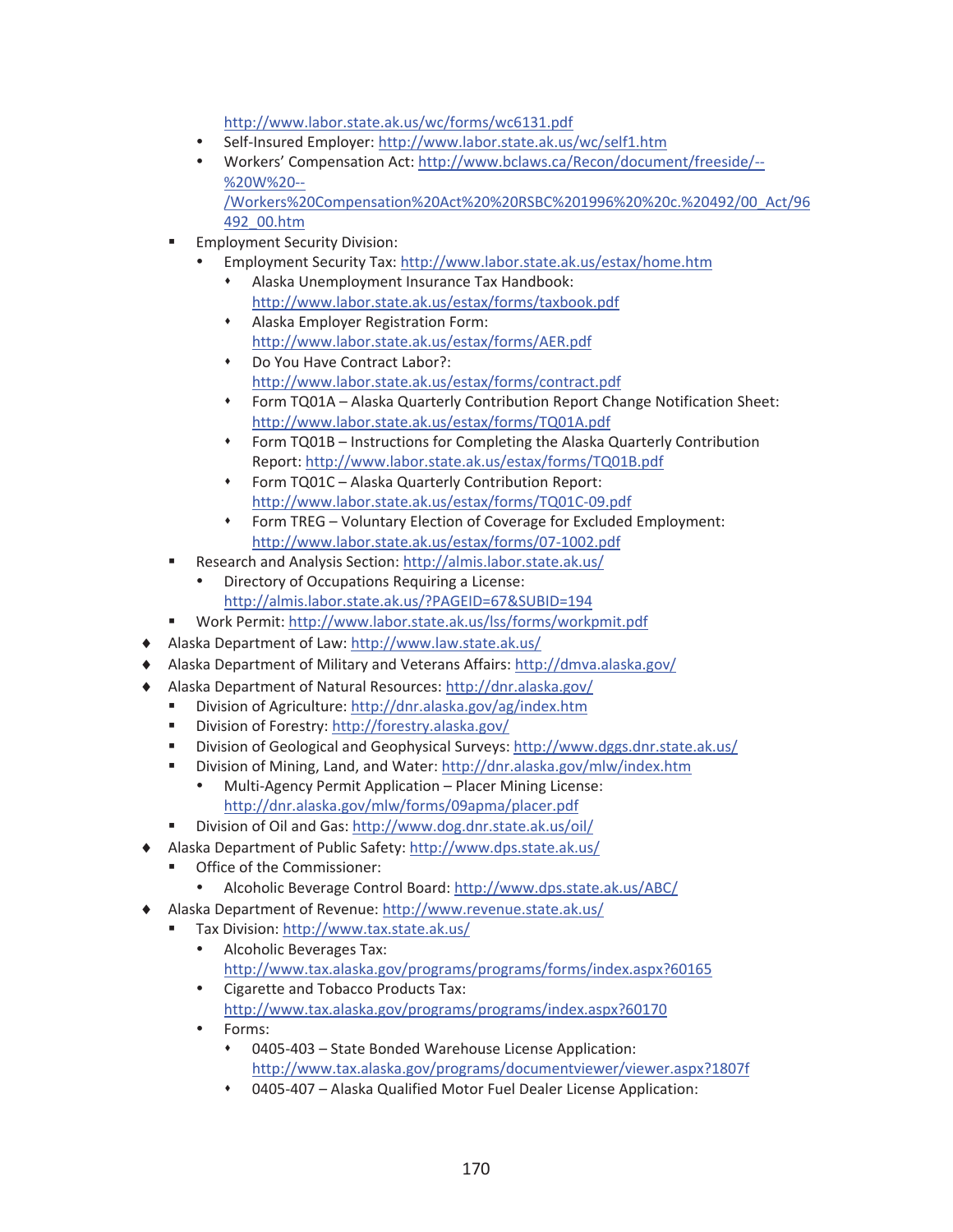- http://www.labor.state.ak.us/wc/forms/wc6131.pdf
    - Self-Insured Employer: http://www.labor.state.ak.us/wc/self1.htm
    - Workers' Compensation Act: http://www.bclaws.ca/Recon/document/freeside/--%20W%20--/Workers%20Compensation%20Act%20%20RSBC%201996%20%20c.%20492/00_Act/96492_00.htm
  - Employment Security Division:
    - Employment Security Tax: http://www.labor.state.ak.us/estax/home.htm
      - Alaska Unemployment Insurance Tax Handbook: http://www.labor.state.ak.us/estax/forms/taxbook.pdf
      - Alaska Employer Registration Form: http://www.labor.state.ak.us/estax/forms/AER.pdf
      - Do You Have Contract Labor?: http://www.labor.state.ak.us/estax/forms/contract.pdf
      - Form TQ01A – Alaska Quarterly Contribution Report Change Notification Sheet: http://www.labor.state.ak.us/estax/forms/TQ01A.pdf
      - Form TQ01B – Instructions for Completing the Alaska Quarterly Contribution Report: http://www.labor.state.ak.us/estax/forms/TQ01B.pdf
      - Form TQ01C – Alaska Quarterly Contribution Report: http://www.labor.state.ak.us/estax/forms/TQ01C-09.pdf
      - Form TREG – Voluntary Election of Coverage for Excluded Employment: http://www.labor.state.ak.us/estax/forms/07-1002.pdf
  - Research and Analysis Section: http://almis.labor.state.ak.us/
    - Directory of Occupations Requiring a License: http://almis.labor.state.ak.us/?PAGEID=67&SUBID=194
  - Work Permit: http://www.labor.state.ak.us/lss/forms/workpmit.pdf
- Alaska Department of Law: http://www.law.state.ak.us/
- Alaska Department of Military and Veterans Affairs: http://dmva.alaska.gov/
- Alaska Department of Natural Resources: http://dnr.alaska.gov/
  - Division of Agriculture: http://dnr.alaska.gov/ag/index.htm
  - Division of Forestry: http://forestry.alaska.gov/
  - Division of Geological and Geophysical Surveys: http://www.dggs.dnr.state.ak.us/
  - Division of Mining, Land, and Water: http://dnr.alaska.gov/mlw/index.htm
    - Multi-Agency Permit Application – Placer Mining License: http://dnr.alaska.gov/mlw/forms/09apma/placer.pdf
  - Division of Oil and Gas: http://www.dog.dnr.state.ak.us/oil/
- Alaska Department of Public Safety: http://www.dps.state.ak.us/
  - Office of the Commissioner:
    - Alcoholic Beverage Control Board: http://www.dps.state.ak.us/ABC/
- Alaska Department of Revenue: http://www.revenue.state.ak.us/
  - Tax Division: http://www.tax.state.ak.us/
    - Alcoholic Beverages Tax: http://www.tax.alaska.gov/programs/programs/forms/index.aspx?60165
    - Cigarette and Tobacco Products Tax: http://www.tax.alaska.gov/programs/programs/index.aspx?60170
    - Forms:
      - 0405-403 – State Bonded Warehouse License Application: http://www.tax.alaska.gov/programs/documentviewer/viewer.aspx?1807f
      - 0405-407 – Alaska Qualified Motor Fuel Dealer License Application: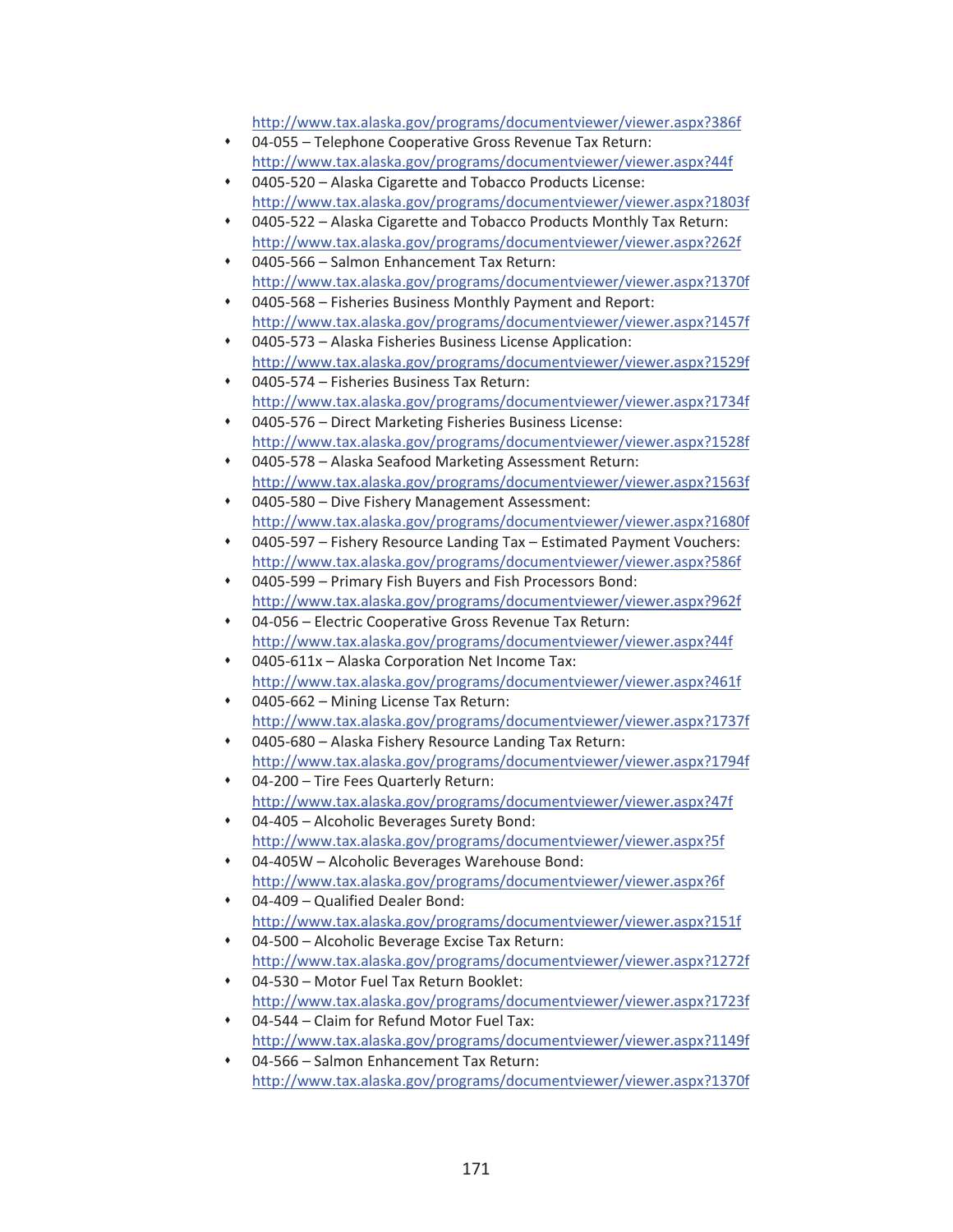http://www.tax.alaska.gov/programs/documentviewer/viewer.aspx?386f

- 04-055 – Telephone Cooperative Gross Revenue Tax Return: http://www.tax.alaska.gov/programs/documentviewer/viewer.aspx?44f
- 0405-520 – Alaska Cigarette and Tobacco Products License: http://www.tax.alaska.gov/programs/documentviewer/viewer.aspx?1803f
- 0405-522 – Alaska Cigarette and Tobacco Products Monthly Tax Return: http://www.tax.alaska.gov/programs/documentviewer/viewer.aspx?262f
- 0405-566 – Salmon Enhancement Tax Return: http://www.tax.alaska.gov/programs/documentviewer/viewer.aspx?1370f
- 0405-568 – Fisheries Business Monthly Payment and Report: http://www.tax.alaska.gov/programs/documentviewer/viewer.aspx?1457f
- 0405-573 – Alaska Fisheries Business License Application: http://www.tax.alaska.gov/programs/documentviewer/viewer.aspx?1529f
- 0405-574 – Fisheries Business Tax Return: http://www.tax.alaska.gov/programs/documentviewer/viewer.aspx?1734f
- 0405-576 – Direct Marketing Fisheries Business License: http://www.tax.alaska.gov/programs/documentviewer/viewer.aspx?1528f
- 0405-578 – Alaska Seafood Marketing Assessment Return: http://www.tax.alaska.gov/programs/documentviewer/viewer.aspx?1563f
- 0405-580 – Dive Fishery Management Assessment: http://www.tax.alaska.gov/programs/documentviewer/viewer.aspx?1680f
- 0405-597 – Fishery Resource Landing Tax – Estimated Payment Vouchers: http://www.tax.alaska.gov/programs/documentviewer/viewer.aspx?586f
- 0405-599 – Primary Fish Buyers and Fish Processors Bond: http://www.tax.alaska.gov/programs/documentviewer/viewer.aspx?962f
- 04-056 – Electric Cooperative Gross Revenue Tax Return: http://www.tax.alaska.gov/programs/documentviewer/viewer.aspx?44f
- 0405-611x – Alaska Corporation Net Income Tax: http://www.tax.alaska.gov/programs/documentviewer/viewer.aspx?461f
- 0405-662 – Mining License Tax Return: http://www.tax.alaska.gov/programs/documentviewer/viewer.aspx?1737f
- 0405-680 – Alaska Fishery Resource Landing Tax Return: http://www.tax.alaska.gov/programs/documentviewer/viewer.aspx?1794f
- 04-200 – Tire Fees Quarterly Return: http://www.tax.alaska.gov/programs/documentviewer/viewer.aspx?47f
- 04-405 – Alcoholic Beverages Surety Bond: http://www.tax.alaska.gov/programs/documentviewer/viewer.aspx?5f
- 04-405W – Alcoholic Beverages Warehouse Bond: http://www.tax.alaska.gov/programs/documentviewer/viewer.aspx?6f
- 04-409 – Qualified Dealer Bond: http://www.tax.alaska.gov/programs/documentviewer/viewer.aspx?151f
- 04-500 – Alcoholic Beverage Excise Tax Return: http://www.tax.alaska.gov/programs/documentviewer/viewer.aspx?1272f
- 04-530 – Motor Fuel Tax Return Booklet: http://www.tax.alaska.gov/programs/documentviewer/viewer.aspx?1723f
- 04-544 – Claim for Refund Motor Fuel Tax: http://www.tax.alaska.gov/programs/documentviewer/viewer.aspx?1149f
- 04-566 – Salmon Enhancement Tax Return: http://www.tax.alaska.gov/programs/documentviewer/viewer.aspx?1370f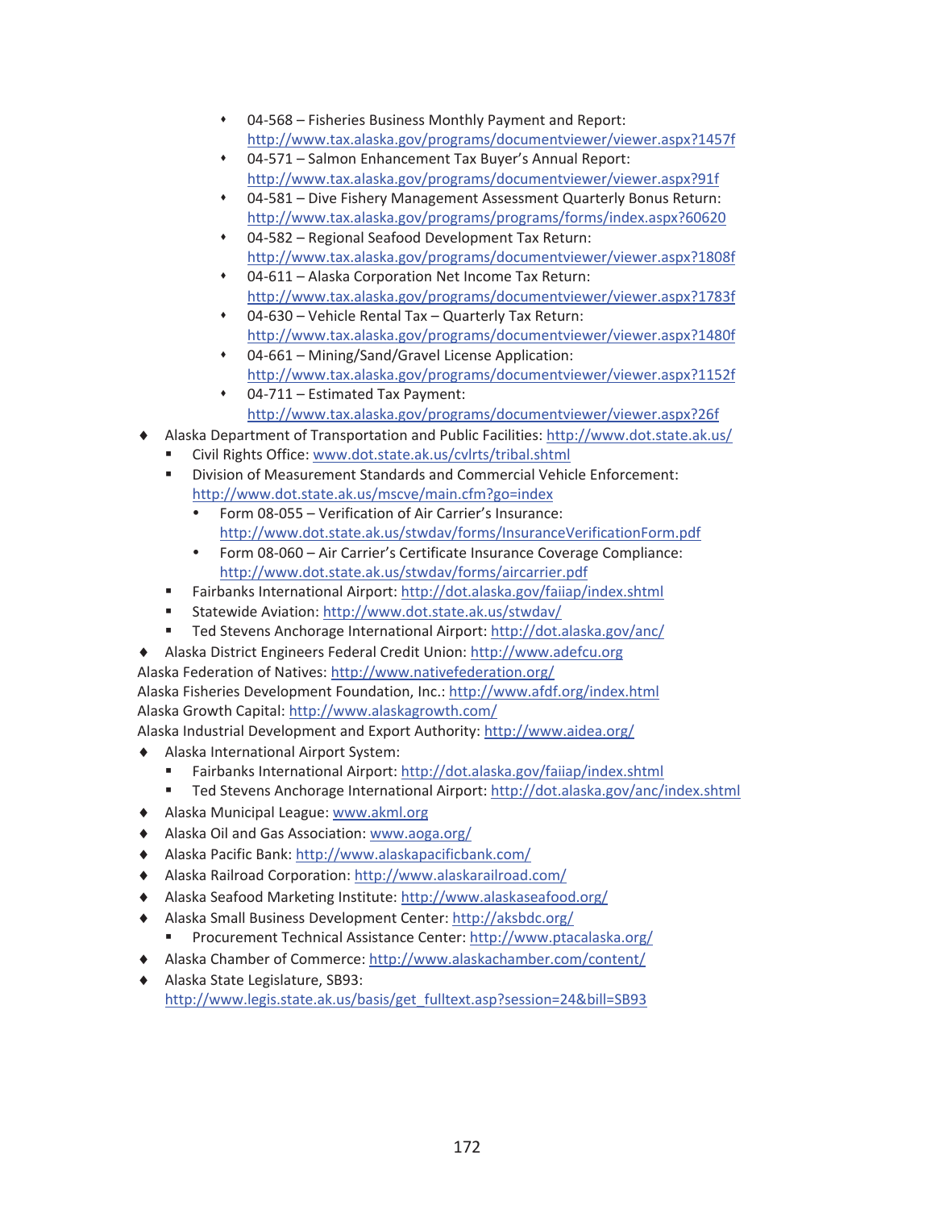- 04-568 – Fisheries Business Monthly Payment and Report: http://www.tax.alaska.gov/programs/documentviewer/viewer.aspx?1457f
        - 04-571 – Salmon Enhancement Tax Buyer's Annual Report: http://www.tax.alaska.gov/programs/documentviewer/viewer.aspx?91f
        - 04-581 – Dive Fishery Management Assessment Quarterly Bonus Return: http://www.tax.alaska.gov/programs/programs/forms/index.aspx?60620
        - 04-582 – Regional Seafood Development Tax Return: http://www.tax.alaska.gov/programs/documentviewer/viewer.aspx?1808f
        - 04-611 – Alaska Corporation Net Income Tax Return: http://www.tax.alaska.gov/programs/documentviewer/viewer.aspx?1783f
        - 04-630 – Vehicle Rental Tax – Quarterly Tax Return: http://www.tax.alaska.gov/programs/documentviewer/viewer.aspx?1480f
        - 04-661 – Mining/Sand/Gravel License Application: http://www.tax.alaska.gov/programs/documentviewer/viewer.aspx?1152f
        - 04-711 – Estimated Tax Payment: http://www.tax.alaska.gov/programs/documentviewer/viewer.aspx?26f

- Alaska Department of Transportation and Public Facilities: http://www.dot.state.ak.us/
    - Civil Rights Office: www.dot.state.ak.us/cvlrts/tribal.shtml
    - Division of Measurement Standards and Commercial Vehicle Enforcement: http://www.dot.state.ak.us/mscve/main.cfm?go=index
        - Form 08-055 – Verification of Air Carrier's Insurance: http://www.dot.state.ak.us/stwdav/forms/InsuranceVerificationForm.pdf
        - Form 08-060 – Air Carrier's Certificate Insurance Coverage Compliance: http://www.dot.state.ak.us/stwdav/forms/aircarrier.pdf
    - Fairbanks International Airport: http://dot.alaska.gov/faiiap/index.shtml
    - Statewide Aviation: http://www.dot.state.ak.us/stwdav/
    - Ted Stevens Anchorage International Airport: http://dot.alaska.gov/anc/
- Alaska District Engineers Federal Credit Union: http://www.adefcu.org

Alaska Federation of Natives: http://www.nativefederation.org/
Alaska Fisheries Development Foundation, Inc.: http://www.afdf.org/index.html
Alaska Growth Capital: http://www.alaskagrowth.com/
Alaska Industrial Development and Export Authority: http://www.aidea.org/

- Alaska International Airport System:
    - Fairbanks International Airport: http://dot.alaska.gov/faiiap/index.shtml
    - Ted Stevens Anchorage International Airport: http://dot.alaska.gov/anc/index.shtml
- Alaska Municipal League: www.akml.org
- Alaska Oil and Gas Association: www.aoga.org/
- Alaska Pacific Bank: http://www.alaskapacificbank.com/
- Alaska Railroad Corporation: http://www.alaskarailroad.com/
- Alaska Seafood Marketing Institute: http://www.alaskaseafood.org/
- Alaska Small Business Development Center: http://aksbdc.org/
    - Procurement Technical Assistance Center: http://www.ptacalaska.org/
- Alaska Chamber of Commerce: http://www.alaskachamber.com/content/
- Alaska State Legislature, SB93: http://www.legis.state.ak.us/basis/get_fulltext.asp?session=24&bill=SB93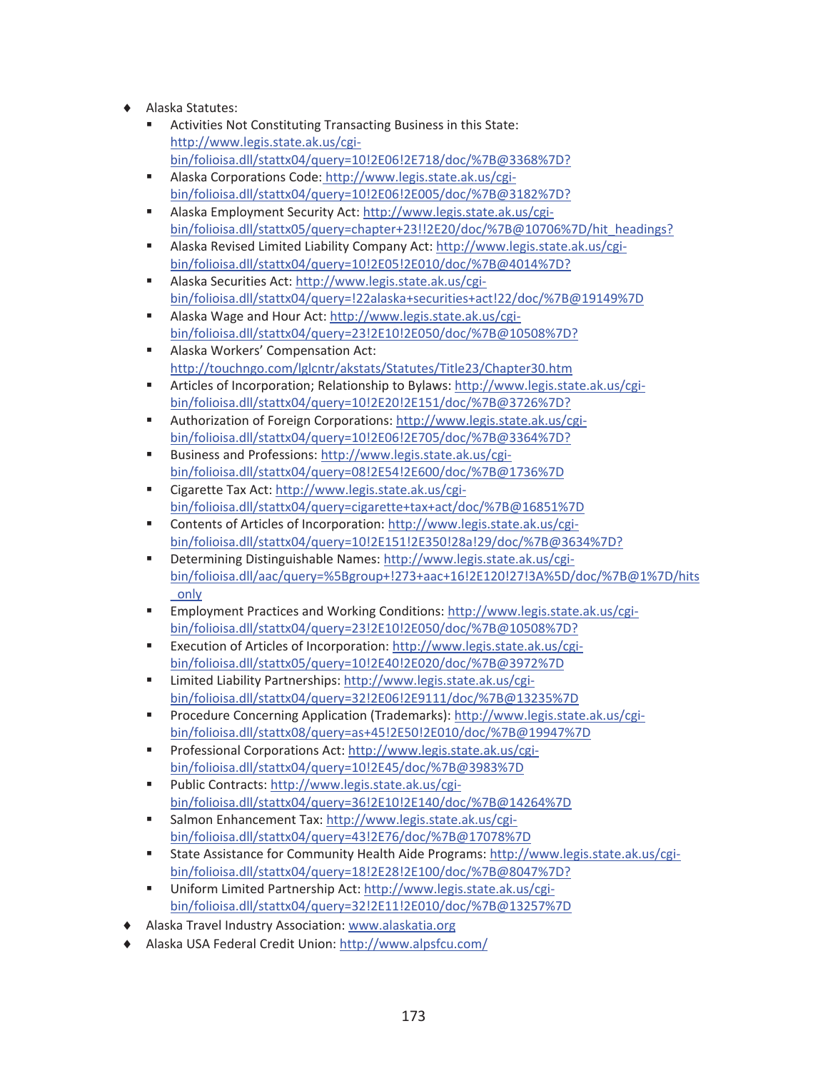- Alaska Statutes:
  - Activities Not Constituting Transacting Business in this State: http://www.legis.state.ak.us/cgi-bin/folioisa.dll/stattx04/query=10!2E06!2E718/doc/%7B@3368%7D?
  - Alaska Corporations Code: http://www.legis.state.ak.us/cgi-bin/folioisa.dll/stattx04/query=10!2E06!2E005/doc/%7B@3182%7D?
  - Alaska Employment Security Act: http://www.legis.state.ak.us/cgi-bin/folioisa.dll/stattx05/query=chapter+23!!2E20/doc/%7B@10706%7D/hit_headings?
  - Alaska Revised Limited Liability Company Act: http://www.legis.state.ak.us/cgi-bin/folioisa.dll/stattx04/query=10!2E05!2E010/doc/%7B@4014%7D?
  - Alaska Securities Act: http://www.legis.state.ak.us/cgi-bin/folioisa.dll/stattx04/query=!22alaska+securities+act!22/doc/%7B@19149%7D
  - Alaska Wage and Hour Act: http://www.legis.state.ak.us/cgi-bin/folioisa.dll/stattx04/query=23!2E10!2E050/doc/%7B@10508%7D?
  - Alaska Workers' Compensation Act: http://touchngo.com/lglcntr/akstats/Statutes/Title23/Chapter30.htm
  - Articles of Incorporation; Relationship to Bylaws: http://www.legis.state.ak.us/cgi-bin/folioisa.dll/stattx04/query=10!2E20!2E151/doc/%7B@3726%7D?
  - Authorization of Foreign Corporations: http://www.legis.state.ak.us/cgi-bin/folioisa.dll/stattx04/query=10!2E06!2E705/doc/%7B@3364%7D?
  - Business and Professions: http://www.legis.state.ak.us/cgi-bin/folioisa.dll/stattx04/query=08!2E54!2E600/doc/%7B@1736%7D
  - Cigarette Tax Act: http://www.legis.state.ak.us/cgi-bin/folioisa.dll/stattx04/query=cigarette+tax+act/doc/%7B@16851%7D
  - Contents of Articles of Incorporation: http://www.legis.state.ak.us/cgi-bin/folioisa.dll/stattx04/query=10!2E151!2E350!28a!29/doc/%7B@3634%7D?
  - Determining Distinguishable Names: http://www.legis.state.ak.us/cgi-bin/folioisa.dll/aac/query=%5Bgroup+!273+aac+16!2E120!27!3A%5D/doc/%7B@1%7D/hits_only
  - Employment Practices and Working Conditions: http://www.legis.state.ak.us/cgi-bin/folioisa.dll/stattx04/query=23!2E10!2E050/doc/%7B@10508%7D?
  - Execution of Articles of Incorporation: http://www.legis.state.ak.us/cgi-bin/folioisa.dll/stattx05/query=10!2E40!2E020/doc/%7B@3972%7D
  - Limited Liability Partnerships: http://www.legis.state.ak.us/cgi-bin/folioisa.dll/stattx04/query=32!2E06!2E9111/doc/%7B@13235%7D
  - Procedure Concerning Application (Trademarks): http://www.legis.state.ak.us/cgi-bin/folioisa.dll/stattx08/query=as+45!2E50!2E010/doc/%7B@19947%7D
  - Professional Corporations Act: http://www.legis.state.ak.us/cgi-bin/folioisa.dll/stattx04/query=10!2E45/doc/%7B@3983%7D
  - Public Contracts: http://www.legis.state.ak.us/cgi-bin/folioisa.dll/stattx04/query=36!2E10!2E140/doc/%7B@14264%7D
  - Salmon Enhancement Tax: http://www.legis.state.ak.us/cgi-bin/folioisa.dll/stattx04/query=43!2E76/doc/%7B@17078%7D
  - State Assistance for Community Health Aide Programs: http://www.legis.state.ak.us/cgi-bin/folioisa.dll/stattx04/query=18!2E28!2E100/doc/%7B@8047%7D?
  - Uniform Limited Partnership Act: http://www.legis.state.ak.us/cgi-bin/folioisa.dll/stattx04/query=32!2E11!2E010/doc/%7B@13257%7D
- Alaska Travel Industry Association: www.alaskatia.org
- Alaska USA Federal Credit Union: http://www.alpsfcu.com/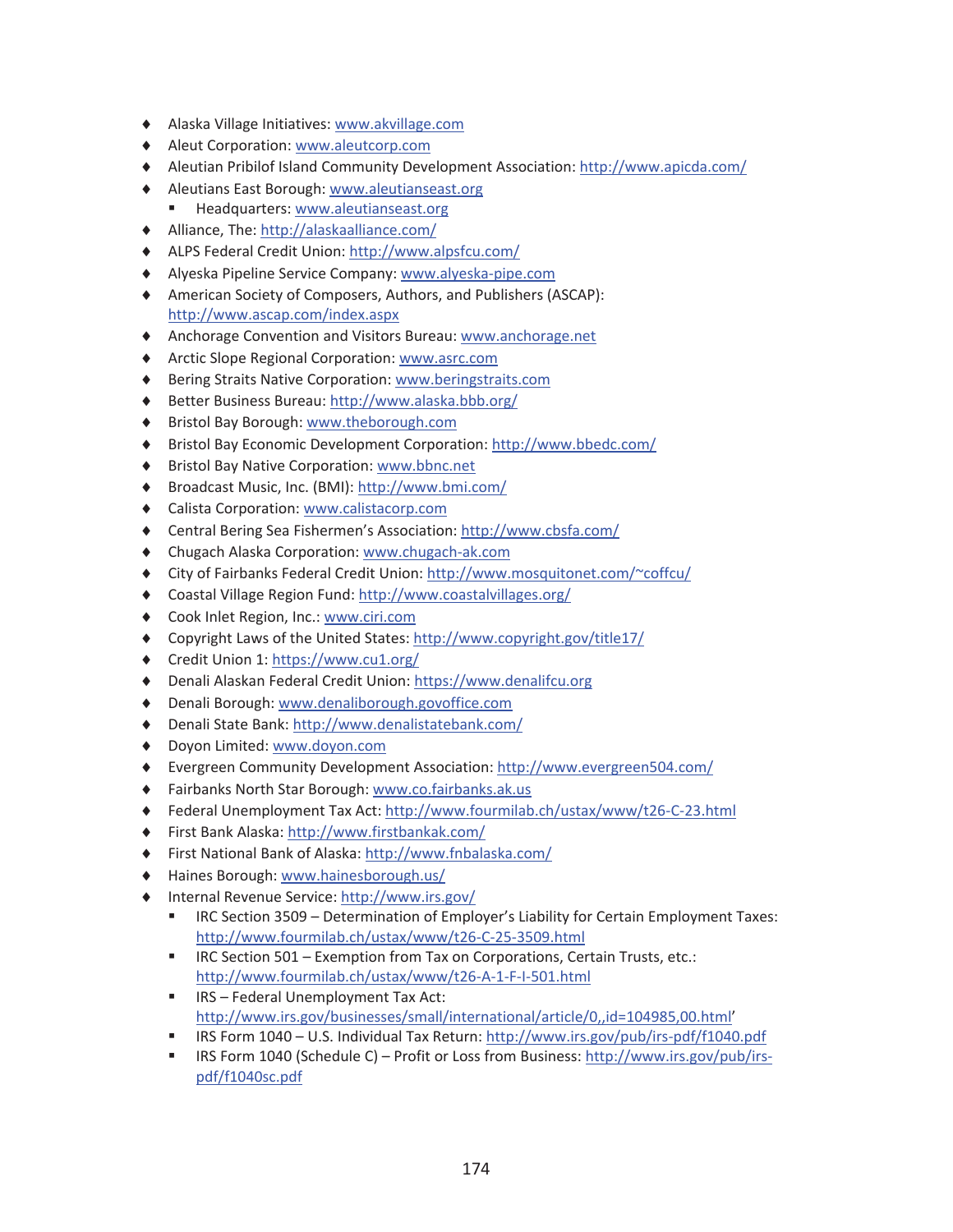- Alaska Village Initiatives: www.akvillage.com
- Aleut Corporation: www.aleutcorp.com
- Aleutian Pribilof Island Community Development Association: http://www.apicda.com/
- Aleutians East Borough: www.aleutianseast.org
  - Headquarters: www.aleutianseast.org
- Alliance, The: http://alaskaalliance.com/
- ALPS Federal Credit Union: http://www.alpsfcu.com/
- Alyeska Pipeline Service Company: www.alyeska-pipe.com
- American Society of Composers, Authors, and Publishers (ASCAP): http://www.ascap.com/index.aspx
- Anchorage Convention and Visitors Bureau: www.anchorage.net
- Arctic Slope Regional Corporation: www.asrc.com
- Bering Straits Native Corporation: www.beringstraits.com
- Better Business Bureau: http://www.alaska.bbb.org/
- Bristol Bay Borough: www.theborough.com
- Bristol Bay Economic Development Corporation: http://www.bbedc.com/
- Bristol Bay Native Corporation: www.bbnc.net
- Broadcast Music, Inc. (BMI): http://www.bmi.com/
- Calista Corporation: www.calistacorp.com
- Central Bering Sea Fishermen's Association: http://www.cbsfa.com/
- Chugach Alaska Corporation: www.chugach-ak.com
- City of Fairbanks Federal Credit Union: http://www.mosquitonet.com/~coffcu/
- Coastal Village Region Fund: http://www.coastalvillages.org/
- Cook Inlet Region, Inc.: www.ciri.com
- Copyright Laws of the United States: http://www.copyright.gov/title17/
- Credit Union 1: https://www.cu1.org/
- Denali Alaskan Federal Credit Union: https://www.denalifcu.org
- Denali Borough: www.denaliborough.govoffice.com
- Denali State Bank: http://www.denalistatebank.com/
- Doyon Limited: www.doyon.com
- Evergreen Community Development Association: http://www.evergreen504.com/
- Fairbanks North Star Borough: www.co.fairbanks.ak.us
- Federal Unemployment Tax Act: http://www.fourmilab.ch/ustax/www/t26-C-23.html
- First Bank Alaska: http://www.firstbankak.com/
- First National Bank of Alaska: http://www.fnbalaska.com/
- Haines Borough: www.hainesborough.us/
- Internal Revenue Service: http://www.irs.gov/
  - IRC Section 3509 – Determination of Employer's Liability for Certain Employment Taxes: http://www.fourmilab.ch/ustax/www/t26-C-25-3509.html
  - IRC Section 501 – Exemption from Tax on Corporations, Certain Trusts, etc.: http://www.fourmilab.ch/ustax/www/t26-A-1-F-I-501.html
  - IRS – Federal Unemployment Tax Act: http://www.irs.gov/businesses/small/international/article/0,,id=104985,00.html'
  - IRS Form 1040 – U.S. Individual Tax Return: http://www.irs.gov/pub/irs-pdf/f1040.pdf
  - IRS Form 1040 (Schedule C) – Profit or Loss from Business: http://www.irs.gov/pub/irs-pdf/f1040sc.pdf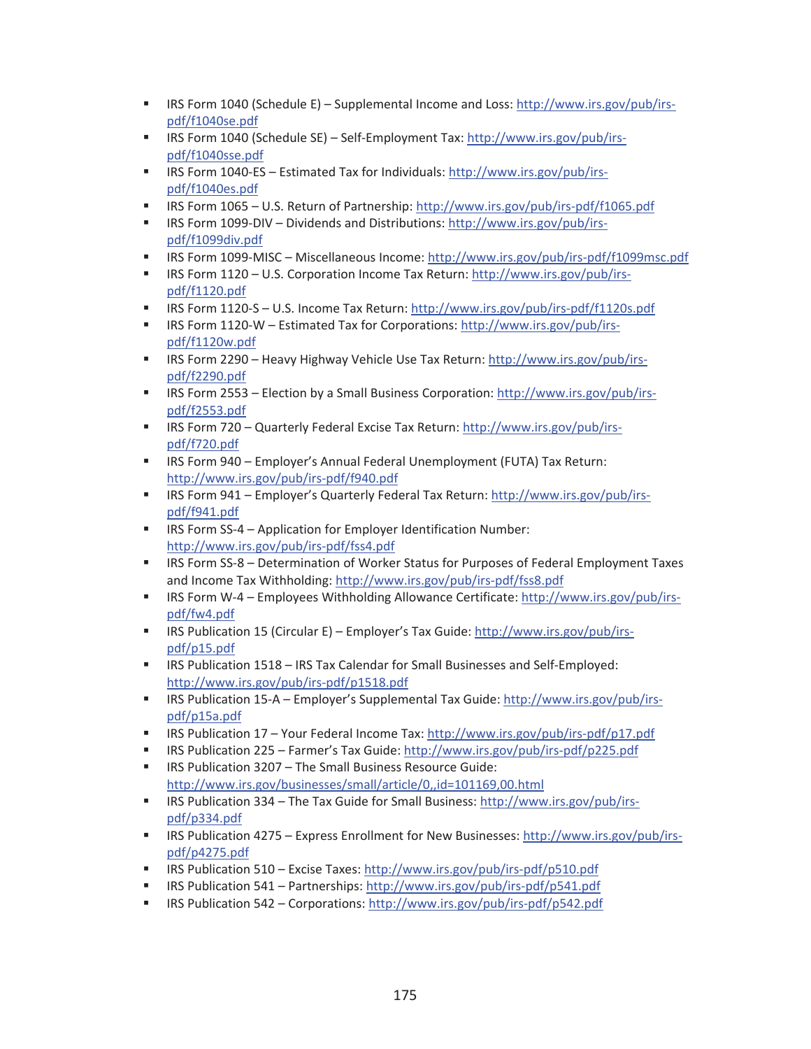- IRS Form 1040 (Schedule E) – Supplemental Income and Loss: http://www.irs.gov/pub/irs-pdf/f1040se.pdf
- IRS Form 1040 (Schedule SE) – Self-Employment Tax: http://www.irs.gov/pub/irs-pdf/f1040sse.pdf
- IRS Form 1040-ES – Estimated Tax for Individuals: http://www.irs.gov/pub/irs-pdf/f1040es.pdf
- IRS Form 1065 – U.S. Return of Partnership: http://www.irs.gov/pub/irs-pdf/f1065.pdf
- IRS Form 1099-DIV – Dividends and Distributions: http://www.irs.gov/pub/irs-pdf/f1099div.pdf
- IRS Form 1099-MISC – Miscellaneous Income: http://www.irs.gov/pub/irs-pdf/f1099msc.pdf
- IRS Form 1120 – U.S. Corporation Income Tax Return: http://www.irs.gov/pub/irs-pdf/f1120.pdf
- IRS Form 1120-S – U.S. Income Tax Return: http://www.irs.gov/pub/irs-pdf/f1120s.pdf
- IRS Form 1120-W – Estimated Tax for Corporations: http://www.irs.gov/pub/irs-pdf/f1120w.pdf
- IRS Form 2290 – Heavy Highway Vehicle Use Tax Return: http://www.irs.gov/pub/irs-pdf/f2290.pdf
- IRS Form 2553 – Election by a Small Business Corporation: http://www.irs.gov/pub/irs-pdf/f2553.pdf
- IRS Form 720 – Quarterly Federal Excise Tax Return: http://www.irs.gov/pub/irs-pdf/f720.pdf
- IRS Form 940 – Employer's Annual Federal Unemployment (FUTA) Tax Return: http://www.irs.gov/pub/irs-pdf/f940.pdf
- IRS Form 941 – Employer's Quarterly Federal Tax Return: http://www.irs.gov/pub/irs-pdf/f941.pdf
- IRS Form SS-4 – Application for Employer Identification Number: http://www.irs.gov/pub/irs-pdf/fss4.pdf
- IRS Form SS-8 – Determination of Worker Status for Purposes of Federal Employment Taxes and Income Tax Withholding: http://www.irs.gov/pub/irs-pdf/fss8.pdf
- IRS Form W-4 – Employees Withholding Allowance Certificate: http://www.irs.gov/pub/irs-pdf/fw4.pdf
- IRS Publication 15 (Circular E) – Employer's Tax Guide: http://www.irs.gov/pub/irs-pdf/p15.pdf
- IRS Publication 1518 – IRS Tax Calendar for Small Businesses and Self-Employed: http://www.irs.gov/pub/irs-pdf/p1518.pdf
- IRS Publication 15-A – Employer's Supplemental Tax Guide: http://www.irs.gov/pub/irs-pdf/p15a.pdf
- IRS Publication 17 – Your Federal Income Tax: http://www.irs.gov/pub/irs-pdf/p17.pdf
- IRS Publication 225 – Farmer's Tax Guide: http://www.irs.gov/pub/irs-pdf/p225.pdf
- IRS Publication 3207 – The Small Business Resource Guide: http://www.irs.gov/businesses/small/article/0,,id=101169,00.html
- IRS Publication 334 – The Tax Guide for Small Business: http://www.irs.gov/pub/irs-pdf/p334.pdf
- IRS Publication 4275 – Express Enrollment for New Businesses: http://www.irs.gov/pub/irs-pdf/p4275.pdf
- IRS Publication 510 – Excise Taxes: http://www.irs.gov/pub/irs-pdf/p510.pdf
- IRS Publication 541 – Partnerships: http://www.irs.gov/pub/irs-pdf/p541.pdf
- IRS Publication 542 – Corporations: http://www.irs.gov/pub/irs-pdf/p542.pdf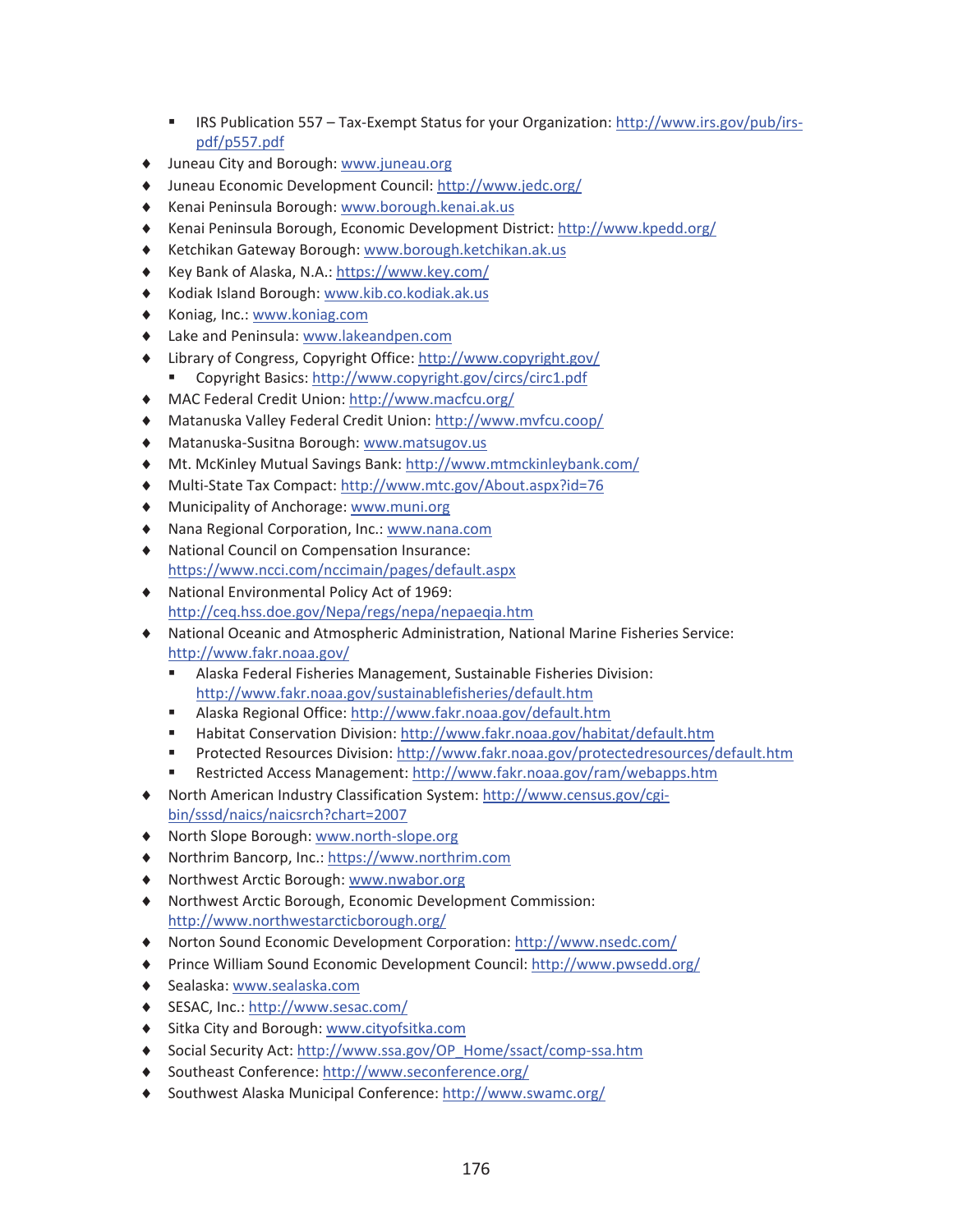- IRS Publication 557 – Tax-Exempt Status for your Organization: http://www.irs.gov/pub/irs-pdf/p557.pdf
- Juneau City and Borough: www.juneau.org
- Juneau Economic Development Council: http://www.jedc.org/
- Kenai Peninsula Borough: www.borough.kenai.ak.us
- Kenai Peninsula Borough, Economic Development District: http://www.kpedd.org/
- Ketchikan Gateway Borough: www.borough.ketchikan.ak.us
- Key Bank of Alaska, N.A.: https://www.key.com/
- Kodiak Island Borough: www.kib.co.kodiak.ak.us
- Koniag, Inc.: www.koniag.com
- Lake and Peninsula: www.lakeandpen.com
- Library of Congress, Copyright Office: http://www.copyright.gov/
    - Copyright Basics: http://www.copyright.gov/circs/circ1.pdf
- MAC Federal Credit Union: http://www.macfcu.org/
- Matanuska Valley Federal Credit Union: http://www.mvfcu.coop/
- Matanuska-Susitna Borough: www.matsugov.us
- Mt. McKinley Mutual Savings Bank: http://www.mtmckinleybank.com/
- Multi-State Tax Compact: http://www.mtc.gov/About.aspx?id=76
- Municipality of Anchorage: www.muni.org
- Nana Regional Corporation, Inc.: www.nana.com
- National Council on Compensation Insurance: https://www.ncci.com/nccimain/pages/default.aspx
- National Environmental Policy Act of 1969: http://ceq.hss.doe.gov/Nepa/regs/nepa/nepaeqia.htm
- National Oceanic and Atmospheric Administration, National Marine Fisheries Service: http://www.fakr.noaa.gov/
    - Alaska Federal Fisheries Management, Sustainable Fisheries Division: http://www.fakr.noaa.gov/sustainablefisheries/default.htm
    - Alaska Regional Office: http://www.fakr.noaa.gov/default.htm
    - Habitat Conservation Division: http://www.fakr.noaa.gov/habitat/default.htm
    - Protected Resources Division: http://www.fakr.noaa.gov/protectedresources/default.htm
    - Restricted Access Management: http://www.fakr.noaa.gov/ram/webapps.htm
- North American Industry Classification System: http://www.census.gov/cgi-bin/sssd/naics/naicsrch?chart=2007
- North Slope Borough: www.north-slope.org
- Northrim Bancorp, Inc.: https://www.northrim.com
- Northwest Arctic Borough: www.nwabor.org
- Northwest Arctic Borough, Economic Development Commission: http://www.northwestarcticborough.org/
- Norton Sound Economic Development Corporation: http://www.nsedc.com/
- Prince William Sound Economic Development Council: http://www.pwsedd.org/
- Sealaska: www.sealaska.com
- SESAC, Inc.: http://www.sesac.com/
- Sitka City and Borough: www.cityofsitka.com
- Social Security Act: http://www.ssa.gov/OP_Home/ssact/comp-ssa.htm
- Southeast Conference: http://www.seconference.org/
- Southwest Alaska Municipal Conference: http://www.swamc.org/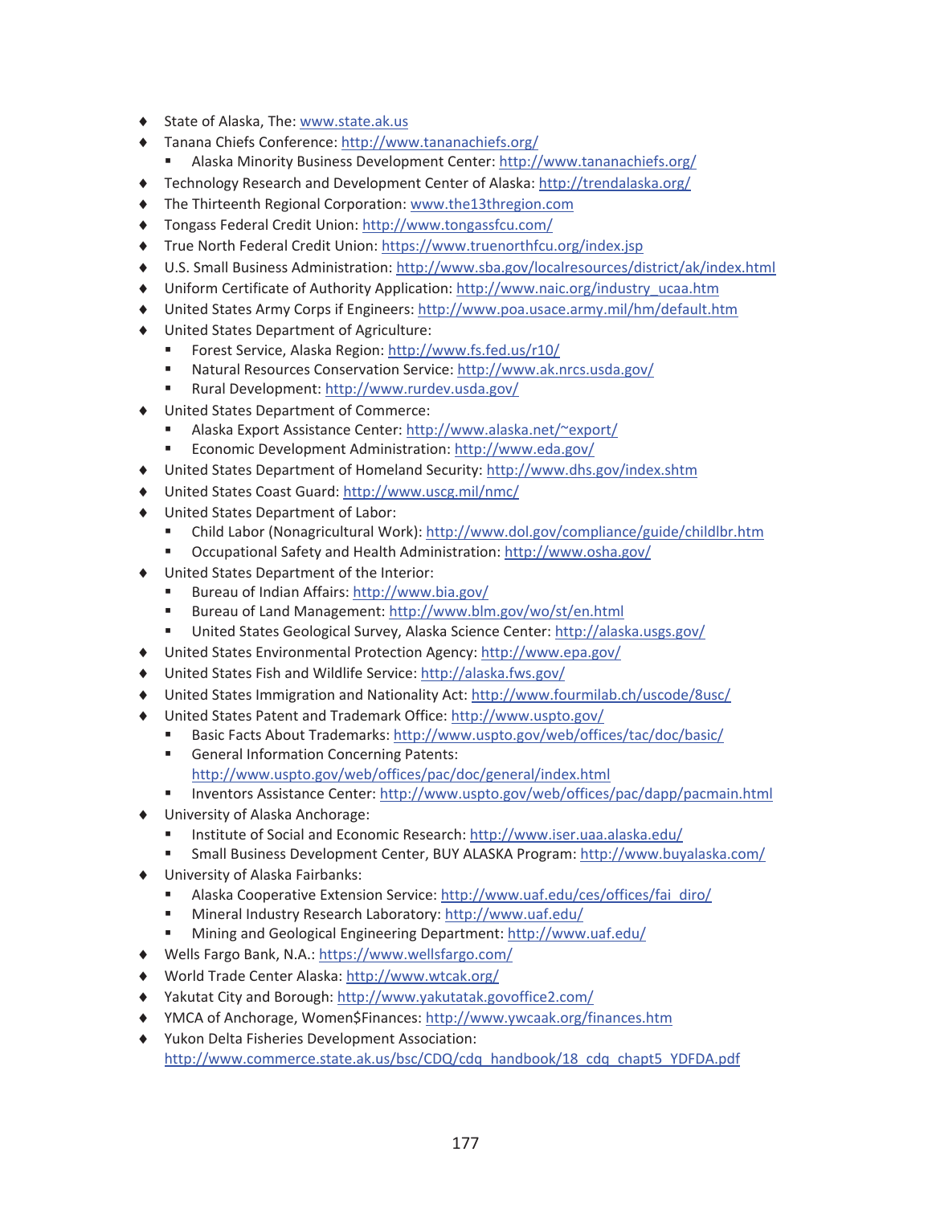- State of Alaska, The: www.state.ak.us
- Tanana Chiefs Conference: http://www.tananachiefs.org/
  - Alaska Minority Business Development Center: http://www.tananachiefs.org/
- Technology Research and Development Center of Alaska: http://trendalaska.org/
- The Thirteenth Regional Corporation: www.the13thregion.com
- Tongass Federal Credit Union: http://www.tongassfcu.com/
- True North Federal Credit Union: https://www.truenorthfcu.org/index.jsp
- U.S. Small Business Administration: http://www.sba.gov/localresources/district/ak/index.html
- Uniform Certificate of Authority Application: http://www.naic.org/industry_ucaa.htm
- United States Army Corps if Engineers: http://www.poa.usace.army.mil/hm/default.htm
- United States Department of Agriculture:
  - Forest Service, Alaska Region: http://www.fs.fed.us/r10/
  - Natural Resources Conservation Service: http://www.ak.nrcs.usda.gov/
  - Rural Development: http://www.rurdev.usda.gov/
- United States Department of Commerce:
  - Alaska Export Assistance Center: http://www.alaska.net/~export/
  - Economic Development Administration: http://www.eda.gov/
- United States Department of Homeland Security: http://www.dhs.gov/index.shtm
- United States Coast Guard: http://www.uscg.mil/nmc/
- United States Department of Labor:
  - Child Labor (Nonagricultural Work): http://www.dol.gov/compliance/guide/childlbr.htm
  - Occupational Safety and Health Administration: http://www.osha.gov/
- United States Department of the Interior:
  - Bureau of Indian Affairs: http://www.bia.gov/
  - Bureau of Land Management: http://www.blm.gov/wo/st/en.html
  - United States Geological Survey, Alaska Science Center: http://alaska.usgs.gov/
- United States Environmental Protection Agency: http://www.epa.gov/
- United States Fish and Wildlife Service: http://alaska.fws.gov/
- United States Immigration and Nationality Act: http://www.fourmilab.ch/uscode/8usc/
- United States Patent and Trademark Office: http://www.uspto.gov/
  - Basic Facts About Trademarks: http://www.uspto.gov/web/offices/tac/doc/basic/
  - General Information Concerning Patents: http://www.uspto.gov/web/offices/pac/doc/general/index.html
  - Inventors Assistance Center: http://www.uspto.gov/web/offices/pac/dapp/pacmain.html
- University of Alaska Anchorage:
  - Institute of Social and Economic Research: http://www.iser.uaa.alaska.edu/
  - Small Business Development Center, BUY ALASKA Program: http://www.buyalaska.com/
- University of Alaska Fairbanks:
  - Alaska Cooperative Extension Service: http://www.uaf.edu/ces/offices/fai_diro/
  - Mineral Industry Research Laboratory: http://www.uaf.edu/
  - Mining and Geological Engineering Department: http://www.uaf.edu/
- Wells Fargo Bank, N.A.: https://www.wellsfargo.com/
- World Trade Center Alaska: http://www.wtcak.org/
- Yakutat City and Borough: http://www.yakutatak.govoffice2.com/
- YMCA of Anchorage, Women$Finances: http://www.ywcaak.org/finances.htm
- Yukon Delta Fisheries Development Association: http://www.commerce.state.ak.us/bsc/CDQ/cdq_handbook/18_cdq_chapt5_YDFDA.pdf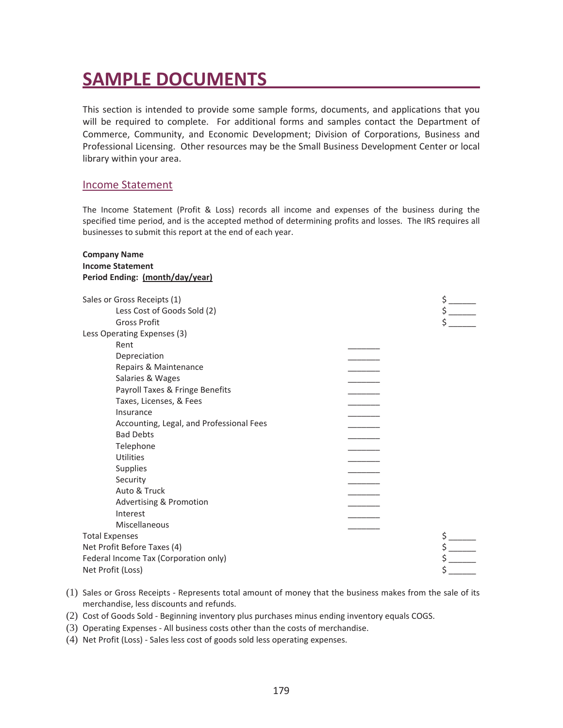# SAMPLE DOCUMENTS

This section is intended to provide some sample forms, documents, and applications that you will be required to complete. For additional forms and samples contact the Department of Commerce, Community, and Economic Development; Division of Corporations, Business and Professional Licensing. Other resources may be the Small Business Development Center or local library within your area.

## Income Statement

The Income Statement (Profit & Loss) records all income and expenses of the business during the specified time period, and is the accepted method of determining profits and losses. The IRS requires all businesses to submit this report at the end of each year.

**Company Name**
**Income Statement**
**Period Ending: (month/day/year)**

| | | |
|---|---|---|
| Sales or Gross Receipts (1) | | $ ______ |
| Less Cost of Goods Sold (2) | | $ ______ |
| Gross Profit | | $ ______ |
| Less Operating Expenses (3) | | |
| Rent | _______ | |
| Depreciation | _______ | |
| Repairs & Maintenance | _______ | |
| Salaries & Wages | _______ | |
| Payroll Taxes & Fringe Benefits | _______ | |
| Taxes, Licenses, & Fees | _______ | |
| Insurance | _______ | |
| Accounting, Legal, and Professional Fees | _______ | |
| Bad Debts | _______ | |
| Telephone | _______ | |
| Utilities | _______ | |
| Supplies | _______ | |
| Security | _______ | |
| Auto & Truck | _______ | |
| Advertising & Promotion | _______ | |
| Interest | _______ | |
| Miscellaneous | _______ | |
| Total Expenses | | $ ______ |
| Net Profit Before Taxes (4) | | $ ______ |
| Federal Income Tax (Corporation only) | | $ ______ |
| Net Profit (Loss) | | $ ______ |

(1) Sales or Gross Receipts - Represents total amount of money that the business makes from the sale of its merchandise, less discounts and refunds.
(2) Cost of Goods Sold - Beginning inventory plus purchases minus ending inventory equals COGS.
(3) Operating Expenses - All business costs other than the costs of merchandise.
(4) Net Profit (Loss) - Sales less cost of goods sold less operating expenses.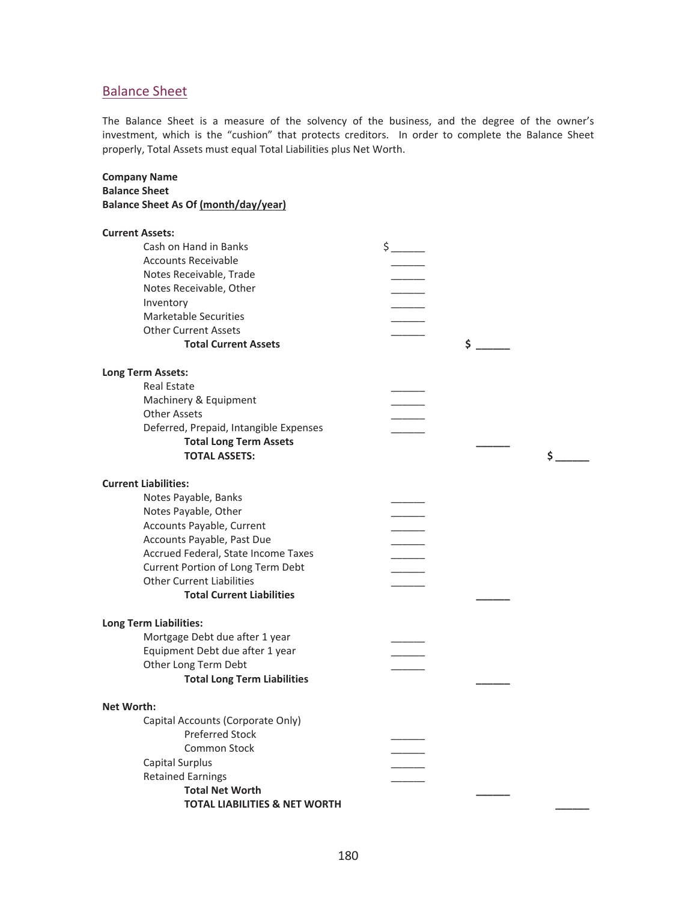## Balance Sheet

The Balance Sheet is a measure of the solvency of the business, and the degree of the owner's investment, which is the "cushion" that protects creditors. In order to complete the Balance Sheet properly, Total Assets must equal Total Liabilities plus Net Worth.

**Company Name**
**Balance Sheet**
**Balance Sheet As Of <u>(month/day/year)</u>**

| | | | |
|---|---|---|---|
| **Current Assets:** | | | |
| Cash on Hand in Banks | $ ______ | | |
| Accounts Receivable | ______ | | |
| Notes Receivable, Trade | ______ | | |
| Notes Receivable, Other | ______ | | |
| Inventory | ______ | | |
| Marketable Securities | ______ | | |
| Other Current Assets | ______ | | |
| **Total Current Assets** | | **$ ______** | |
| **Long Term Assets:** | | | |
| Real Estate | ______ | | |
| Machinery & Equipment | ______ | | |
| Other Assets | ______ | | |
| Deferred, Prepaid, Intangible Expenses | ______ | | |
| **Total Long Term Assets** | | **______** | |
| **TOTAL ASSETS:** | | | **$ ______** |
| **Current Liabilities:** | | | |
| Notes Payable, Banks | ______ | | |
| Notes Payable, Other | ______ | | |
| Accounts Payable, Current | ______ | | |
| Accounts Payable, Past Due | ______ | | |
| Accrued Federal, State Income Taxes | ______ | | |
| Current Portion of Long Term Debt | ______ | | |
| Other Current Liabilities | ______ | | |
| **Total Current Liabilities** | | **______** | |
| **Long Term Liabilities:** | | | |
| Mortgage Debt due after 1 year | ______ | | |
| Equipment Debt due after 1 year | ______ | | |
| Other Long Term Debt | ______ | | |
| **Total Long Term Liabilities** | | **______** | |
| **Net Worth:** | | | |
| Capital Accounts (Corporate Only) | | | |
| Preferred Stock | ______ | | |
| Common Stock | ______ | | |
| Capital Surplus | ______ | | |
| Retained Earnings | ______ | | |
| **Total Net Worth** | | **______** | |
| **TOTAL LIABILITIES & NET WORTH** | | | **______** |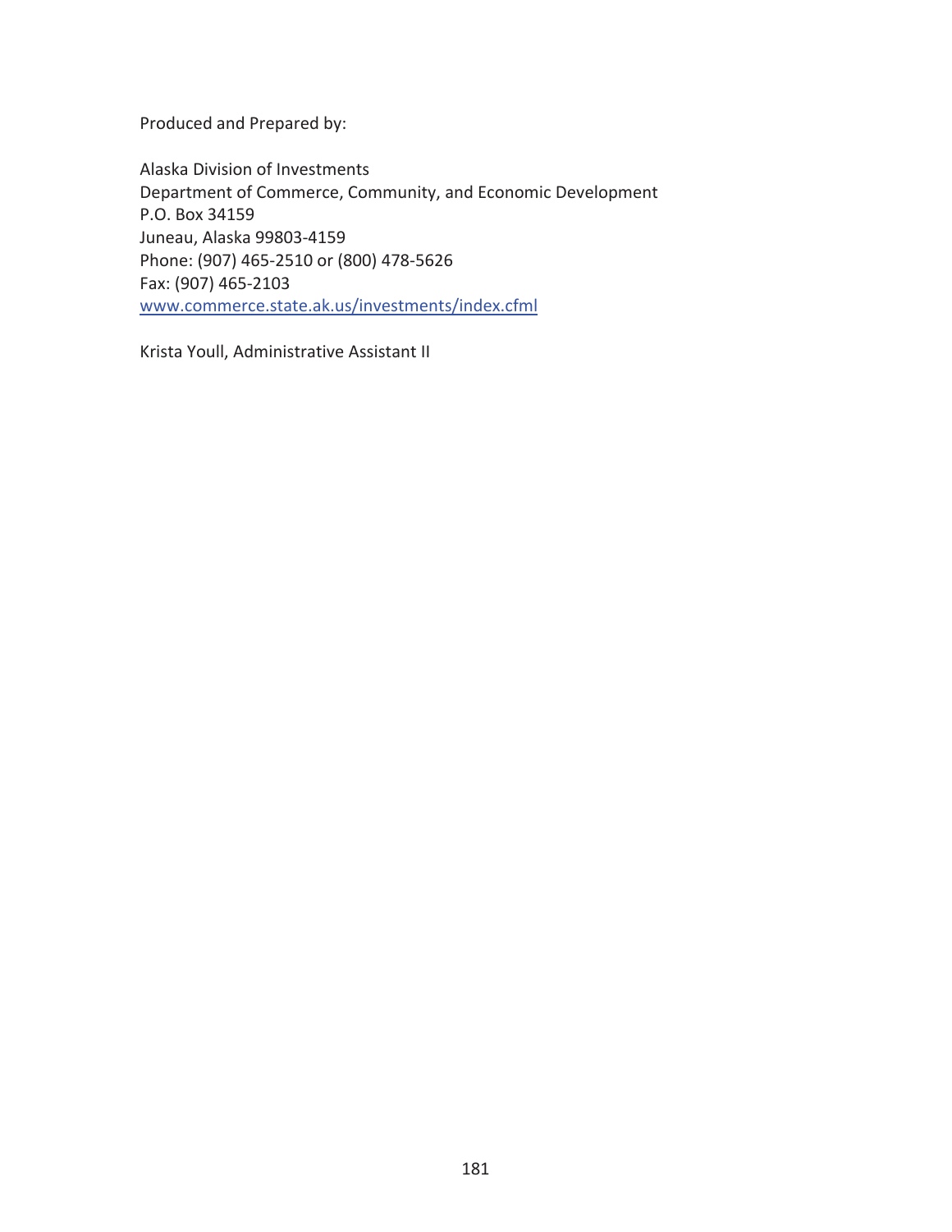Produced and Prepared by:

Alaska Division of Investments
Department of Commerce, Community, and Economic Development
P.O. Box 34159
Juneau, Alaska 99803-4159
Phone: (907) 465-2510 or (800) 478-5626
Fax: (907) 465-2103
[www.commerce.state.ak.us/investments/index.cfml](www.commerce.state.ak.us/investments/index.cfml)

Krista Youll, Administrative Assistant II